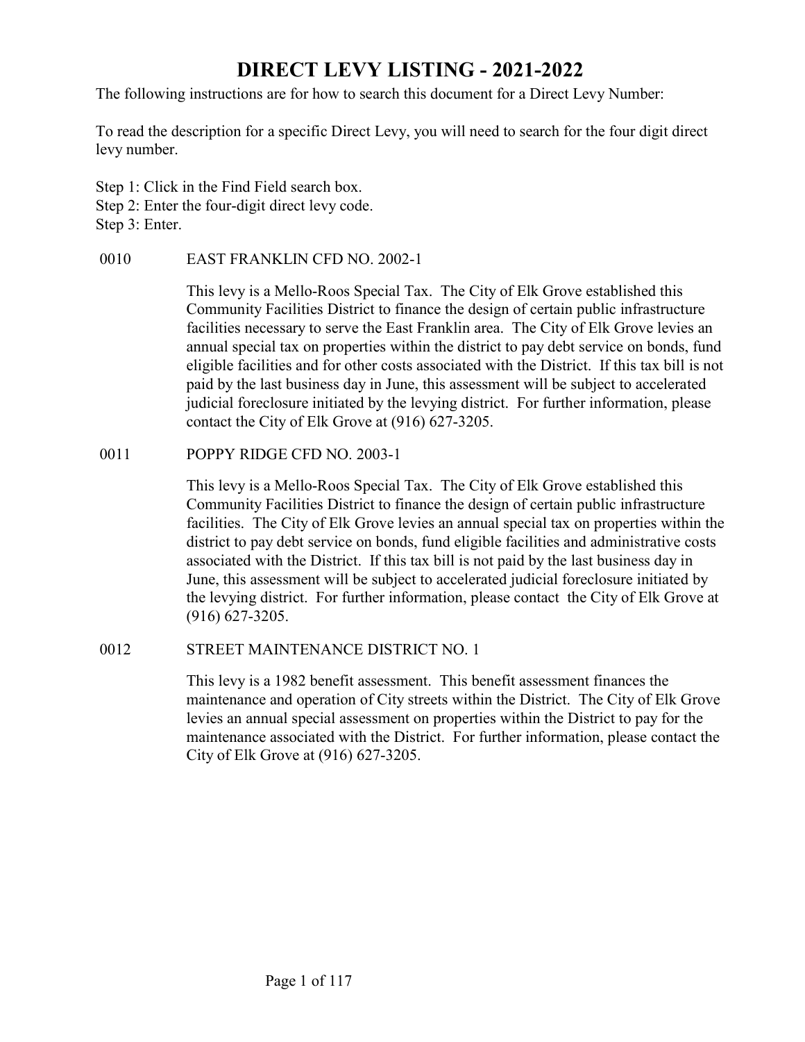# DIRECT LEVY LISTING - 2021-2022

The following instructions are for how to search this document for a Direct Levy Number:

To read the description for a specific Direct Levy, you will need to search for the four digit direct levy number.

Step 1: Click in the Find Field search box.
Step 2: Enter the four-digit direct levy code.
Step 3: Enter.

0010 EAST FRANKLIN CFD NO. 2002-1

This levy is a Mello-Roos Special Tax. The City of Elk Grove established this Community Facilities District to finance the design of certain public infrastructure facilities necessary to serve the East Franklin area. The City of Elk Grove levies an annual special tax on properties within the district to pay debt service on bonds, fund eligible facilities and for other costs associated with the District. If this tax bill is not paid by the last business day in June, this assessment will be subject to accelerated judicial foreclosure initiated by the levying district. For further information, please contact the City of Elk Grove at (916) 627-3205.

0011 POPPY RIDGE CFD NO. 2003-1

This levy is a Mello-Roos Special Tax. The City of Elk Grove established this Community Facilities District to finance the design of certain public infrastructure facilities. The City of Elk Grove levies an annual special tax on properties within the district to pay debt service on bonds, fund eligible facilities and administrative costs associated with the District. If this tax bill is not paid by the last business day in June, this assessment will be subject to accelerated judicial foreclosure initiated by the levying district. For further information, please contact the City of Elk Grove at (916) 627-3205.

0012 STREET MAINTENANCE DISTRICT NO. 1

This levy is a 1982 benefit assessment. This benefit assessment finances the maintenance and operation of City streets within the District. The City of Elk Grove levies an annual special assessment on properties within the District to pay for the maintenance associated with the District. For further information, please contact the City of Elk Grove at (916) 627-3205.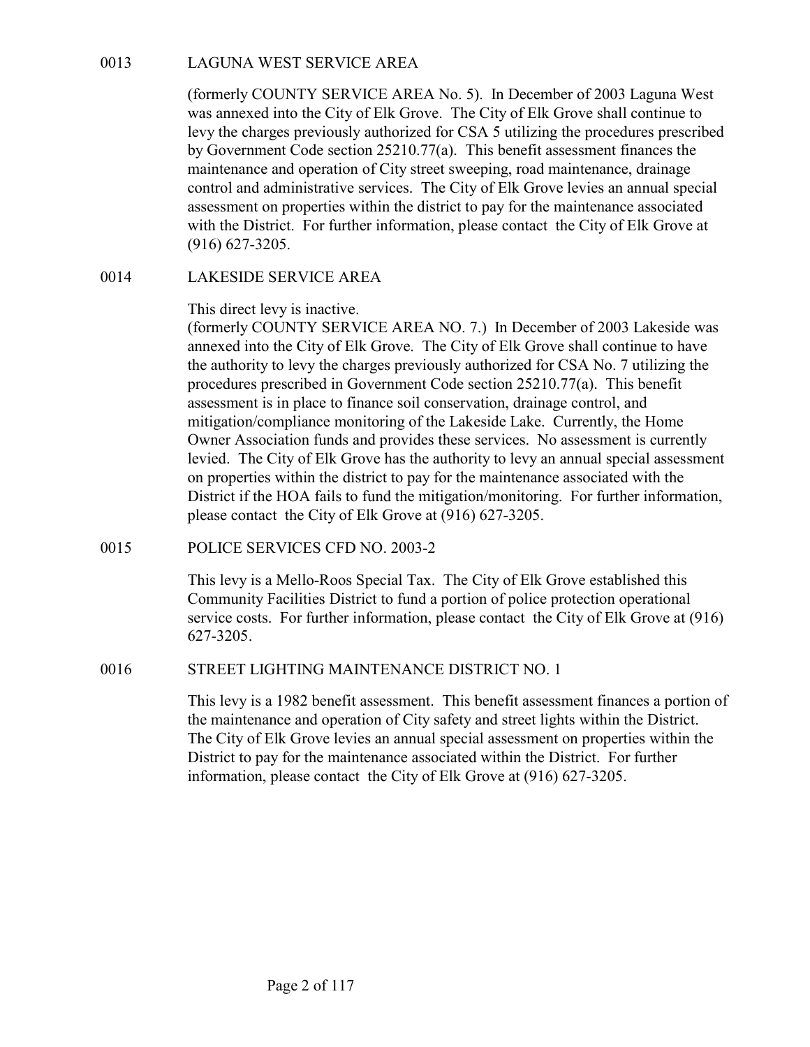## 0013 LAGUNA WEST SERVICE AREA

(formerly COUNTY SERVICE AREA No. 5). In December of 2003 Laguna West was annexed into the City of Elk Grove. The City of Elk Grove shall continue to levy the charges previously authorized for CSA 5 utilizing the procedures prescribed by Government Code section 25210.77(a). This benefit assessment finances the maintenance and operation of City street sweeping, road maintenance, drainage control and administrative services. The City of Elk Grove levies an annual special assessment on properties within the district to pay for the maintenance associated with the District. For further information, please contact the City of Elk Grove at (916) 627-3205.

## 0014 LAKESIDE SERVICE AREA

This direct levy is inactive.
(formerly COUNTY SERVICE AREA NO. 7.) In December of 2003 Lakeside was annexed into the City of Elk Grove. The City of Elk Grove shall continue to have the authority to levy the charges previously authorized for CSA No. 7 utilizing the procedures prescribed in Government Code section 25210.77(a). This benefit assessment is in place to finance soil conservation, drainage control, and mitigation/compliance monitoring of the Lakeside Lake. Currently, the Home Owner Association funds and provides these services. No assessment is currently levied. The City of Elk Grove has the authority to levy an annual special assessment on properties within the district to pay for the maintenance associated with the District if the HOA fails to fund the mitigation/monitoring. For further information, please contact the City of Elk Grove at (916) 627-3205.

## 0015 POLICE SERVICES CFD NO. 2003-2

This levy is a Mello-Roos Special Tax. The City of Elk Grove established this Community Facilities District to fund a portion of police protection operational service costs. For further information, please contact the City of Elk Grove at (916) 627-3205.

## 0016 STREET LIGHTING MAINTENANCE DISTRICT NO. 1

This levy is a 1982 benefit assessment. This benefit assessment finances a portion of the maintenance and operation of City safety and street lights within the District. The City of Elk Grove levies an annual special assessment on properties within the District to pay for the maintenance associated within the District. For further information, please contact the City of Elk Grove at (916) 627-3205.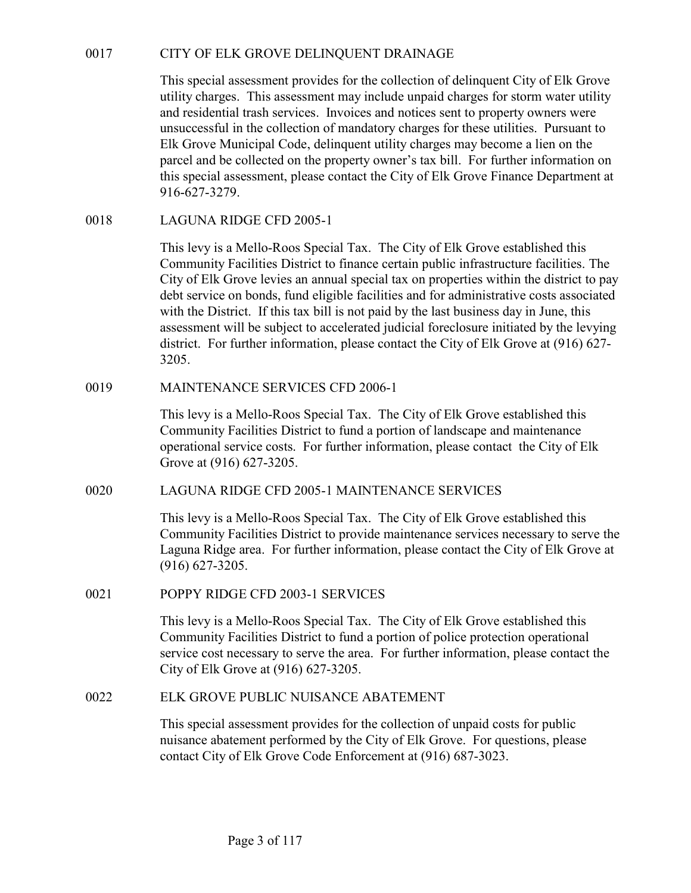## 0017 CITY OF ELK GROVE DELINQUENT DRAINAGE

This special assessment provides for the collection of delinquent City of Elk Grove utility charges. This assessment may include unpaid charges for storm water utility and residential trash services. Invoices and notices sent to property owners were unsuccessful in the collection of mandatory charges for these utilities. Pursuant to Elk Grove Municipal Code, delinquent utility charges may become a lien on the parcel and be collected on the property owner's tax bill. For further information on this special assessment, please contact the City of Elk Grove Finance Department at 916-627-3279.

## 0018 LAGUNA RIDGE CFD 2005-1

This levy is a Mello-Roos Special Tax. The City of Elk Grove established this Community Facilities District to finance certain public infrastructure facilities. The City of Elk Grove levies an annual special tax on properties within the district to pay debt service on bonds, fund eligible facilities and for administrative costs associated with the District. If this tax bill is not paid by the last business day in June, this assessment will be subject to accelerated judicial foreclosure initiated by the levying district. For further information, please contact the City of Elk Grove at (916) 627-3205.

## 0019 MAINTENANCE SERVICES CFD 2006-1

This levy is a Mello-Roos Special Tax. The City of Elk Grove established this Community Facilities District to fund a portion of landscape and maintenance operational service costs. For further information, please contact the City of Elk Grove at (916) 627-3205.

## 0020 LAGUNA RIDGE CFD 2005-1 MAINTENANCE SERVICES

This levy is a Mello-Roos Special Tax. The City of Elk Grove established this Community Facilities District to provide maintenance services necessary to serve the Laguna Ridge area. For further information, please contact the City of Elk Grove at (916) 627-3205.

## 0021 POPPY RIDGE CFD 2003-1 SERVICES

This levy is a Mello-Roos Special Tax. The City of Elk Grove established this Community Facilities District to fund a portion of police protection operational service cost necessary to serve the area. For further information, please contact the City of Elk Grove at (916) 627-3205.

## 0022 ELK GROVE PUBLIC NUISANCE ABATEMENT

This special assessment provides for the collection of unpaid costs for public nuisance abatement performed by the City of Elk Grove. For questions, please contact City of Elk Grove Code Enforcement at (916) 687-3023.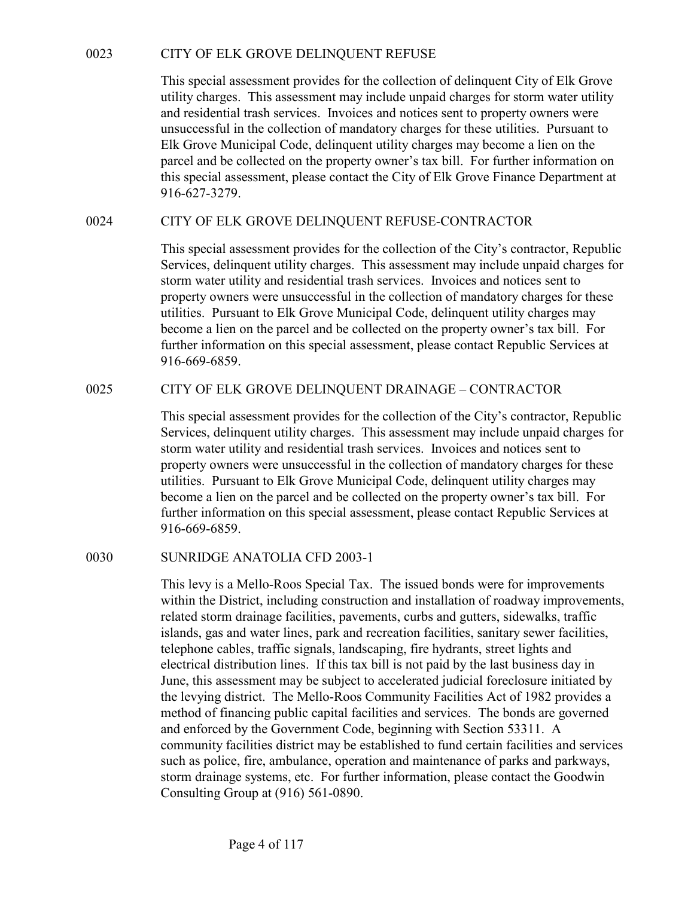## 0023 CITY OF ELK GROVE DELINQUENT REFUSE

This special assessment provides for the collection of delinquent City of Elk Grove utility charges. This assessment may include unpaid charges for storm water utility and residential trash services. Invoices and notices sent to property owners were unsuccessful in the collection of mandatory charges for these utilities. Pursuant to Elk Grove Municipal Code, delinquent utility charges may become a lien on the parcel and be collected on the property owner's tax bill. For further information on this special assessment, please contact the City of Elk Grove Finance Department at 916-627-3279.

## 0024 CITY OF ELK GROVE DELINQUENT REFUSE-CONTRACTOR

This special assessment provides for the collection of the City's contractor, Republic Services, delinquent utility charges. This assessment may include unpaid charges for storm water utility and residential trash services. Invoices and notices sent to property owners were unsuccessful in the collection of mandatory charges for these utilities. Pursuant to Elk Grove Municipal Code, delinquent utility charges may become a lien on the parcel and be collected on the property owner's tax bill. For further information on this special assessment, please contact Republic Services at 916-669-6859.

## 0025 CITY OF ELK GROVE DELINQUENT DRAINAGE – CONTRACTOR

This special assessment provides for the collection of the City's contractor, Republic Services, delinquent utility charges. This assessment may include unpaid charges for storm water utility and residential trash services. Invoices and notices sent to property owners were unsuccessful in the collection of mandatory charges for these utilities. Pursuant to Elk Grove Municipal Code, delinquent utility charges may become a lien on the parcel and be collected on the property owner's tax bill. For further information on this special assessment, please contact Republic Services at 916-669-6859.

## 0030 SUNRIDGE ANATOLIA CFD 2003-1

This levy is a Mello-Roos Special Tax. The issued bonds were for improvements within the District, including construction and installation of roadway improvements, related storm drainage facilities, pavements, curbs and gutters, sidewalks, traffic islands, gas and water lines, park and recreation facilities, sanitary sewer facilities, telephone cables, traffic signals, landscaping, fire hydrants, street lights and electrical distribution lines. If this tax bill is not paid by the last business day in June, this assessment may be subject to accelerated judicial foreclosure initiated by the levying district. The Mello-Roos Community Facilities Act of 1982 provides a method of financing public capital facilities and services. The bonds are governed and enforced by the Government Code, beginning with Section 53311. A community facilities district may be established to fund certain facilities and services such as police, fire, ambulance, operation and maintenance of parks and parkways, storm drainage systems, etc. For further information, please contact the Goodwin Consulting Group at (916) 561-0890.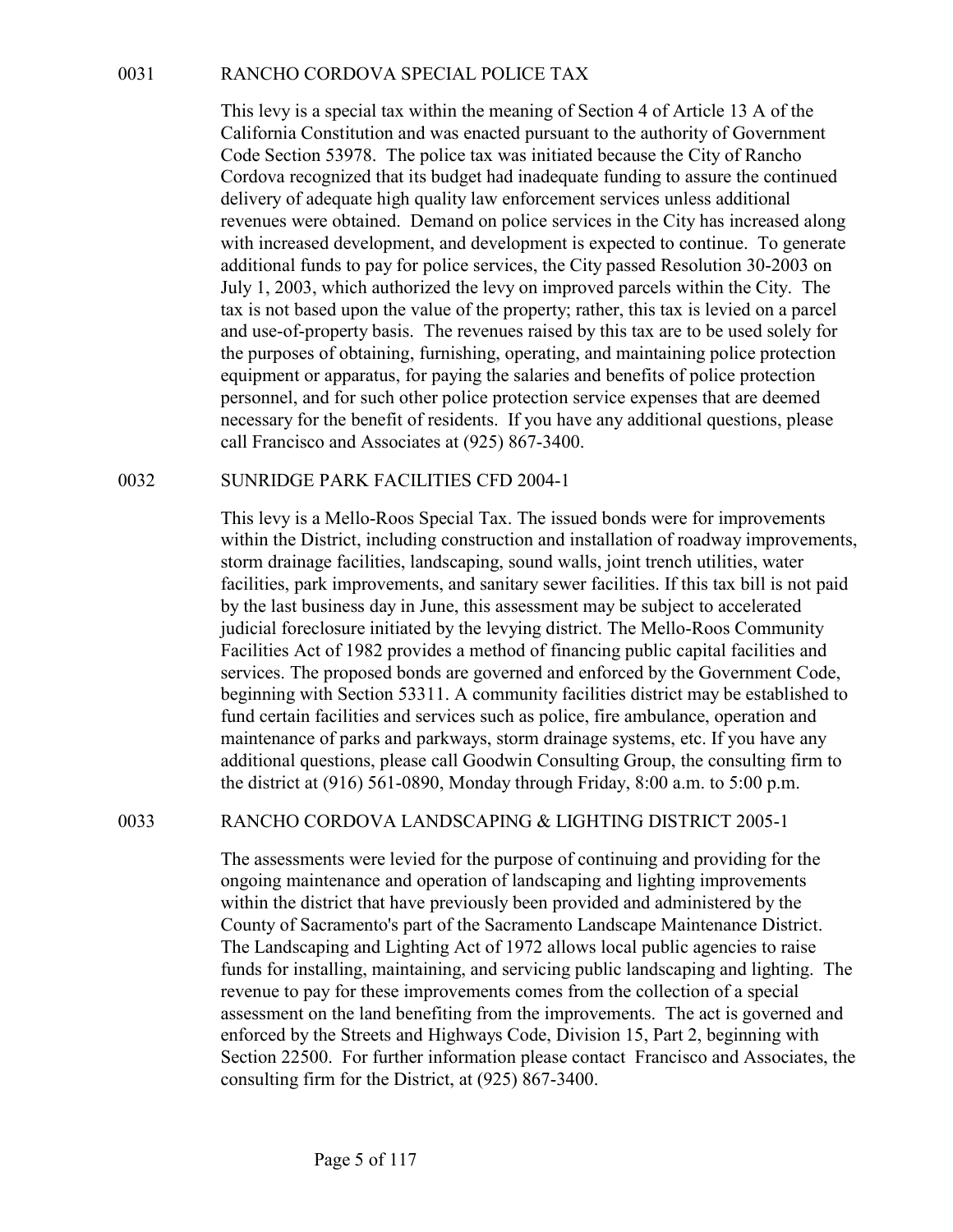## 0031 RANCHO CORDOVA SPECIAL POLICE TAX

This levy is a special tax within the meaning of Section 4 of Article 13 A of the California Constitution and was enacted pursuant to the authority of Government Code Section 53978. The police tax was initiated because the City of Rancho Cordova recognized that its budget had inadequate funding to assure the continued delivery of adequate high quality law enforcement services unless additional revenues were obtained. Demand on police services in the City has increased along with increased development, and development is expected to continue. To generate additional funds to pay for police services, the City passed Resolution 30-2003 on July 1, 2003, which authorized the levy on improved parcels within the City. The tax is not based upon the value of the property; rather, this tax is levied on a parcel and use-of-property basis. The revenues raised by this tax are to be used solely for the purposes of obtaining, furnishing, operating, and maintaining police protection equipment or apparatus, for paying the salaries and benefits of police protection personnel, and for such other police protection service expenses that are deemed necessary for the benefit of residents. If you have any additional questions, please call Francisco and Associates at (925) 867-3400.

## 0032 SUNRIDGE PARK FACILITIES CFD 2004-1

This levy is a Mello-Roos Special Tax. The issued bonds were for improvements within the District, including construction and installation of roadway improvements, storm drainage facilities, landscaping, sound walls, joint trench utilities, water facilities, park improvements, and sanitary sewer facilities. If this tax bill is not paid by the last business day in June, this assessment may be subject to accelerated judicial foreclosure initiated by the levying district. The Mello-Roos Community Facilities Act of 1982 provides a method of financing public capital facilities and services. The proposed bonds are governed and enforced by the Government Code, beginning with Section 53311. A community facilities district may be established to fund certain facilities and services such as police, fire ambulance, operation and maintenance of parks and parkways, storm drainage systems, etc. If you have any additional questions, please call Goodwin Consulting Group, the consulting firm to the district at (916) 561-0890, Monday through Friday, 8:00 a.m. to 5:00 p.m.

## 0033 RANCHO CORDOVA LANDSCAPING & LIGHTING DISTRICT 2005-1

The assessments were levied for the purpose of continuing and providing for the ongoing maintenance and operation of landscaping and lighting improvements within the district that have previously been provided and administered by the County of Sacramento's part of the Sacramento Landscape Maintenance District. The Landscaping and Lighting Act of 1972 allows local public agencies to raise funds for installing, maintaining, and servicing public landscaping and lighting. The revenue to pay for these improvements comes from the collection of a special assessment on the land benefiting from the improvements. The act is governed and enforced by the Streets and Highways Code, Division 15, Part 2, beginning with Section 22500. For further information please contact Francisco and Associates, the consulting firm for the District, at (925) 867-3400.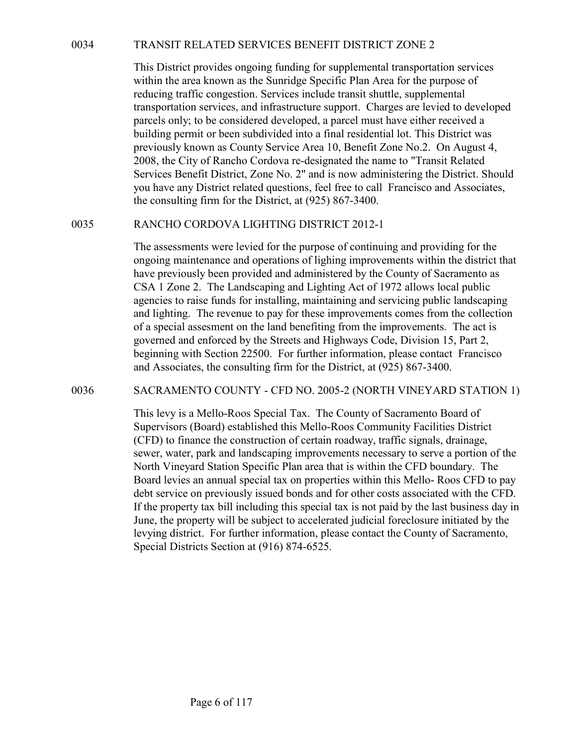## 0034 TRANSIT RELATED SERVICES BENEFIT DISTRICT ZONE 2

This District provides ongoing funding for supplemental transportation services within the area known as the Sunridge Specific Plan Area for the purpose of reducing traffic congestion. Services include transit shuttle, supplemental transportation services, and infrastructure support. Charges are levied to developed parcels only; to be considered developed, a parcel must have either received a building permit or been subdivided into a final residential lot. This District was previously known as County Service Area 10, Benefit Zone No.2. On August 4, 2008, the City of Rancho Cordova re-designated the name to "Transit Related Services Benefit District, Zone No. 2" and is now administering the District. Should you have any District related questions, feel free to call Francisco and Associates, the consulting firm for the District, at (925) 867-3400.

## 0035 RANCHO CORDOVA LIGHTING DISTRICT 2012-1

The assessments were levied for the purpose of continuing and providing for the ongoing maintenance and operations of lighing improvements within the district that have previously been provided and administered by the County of Sacramento as CSA 1 Zone 2. The Landscaping and Lighting Act of 1972 allows local public agencies to raise funds for installing, maintaining and servicing public landscaping and lighting. The revenue to pay for these improvements comes from the collection of a special assesment on the land benefiting from the improvements. The act is governed and enforced by the Streets and Highways Code, Division 15, Part 2, beginning with Section 22500. For further information, please contact Francisco and Associates, the consulting firm for the District, at (925) 867-3400.

## 0036 SACRAMENTO COUNTY - CFD NO. 2005-2 (NORTH VINEYARD STATION 1)

This levy is a Mello-Roos Special Tax. The County of Sacramento Board of Supervisors (Board) established this Mello-Roos Community Facilities District (CFD) to finance the construction of certain roadway, traffic signals, drainage, sewer, water, park and landscaping improvements necessary to serve a portion of the North Vineyard Station Specific Plan area that is within the CFD boundary. The Board levies an annual special tax on properties within this Mello- Roos CFD to pay debt service on previously issued bonds and for other costs associated with the CFD. If the property tax bill including this special tax is not paid by the last business day in June, the property will be subject to accelerated judicial foreclosure initiated by the levying district. For further information, please contact the County of Sacramento, Special Districts Section at (916) 874-6525.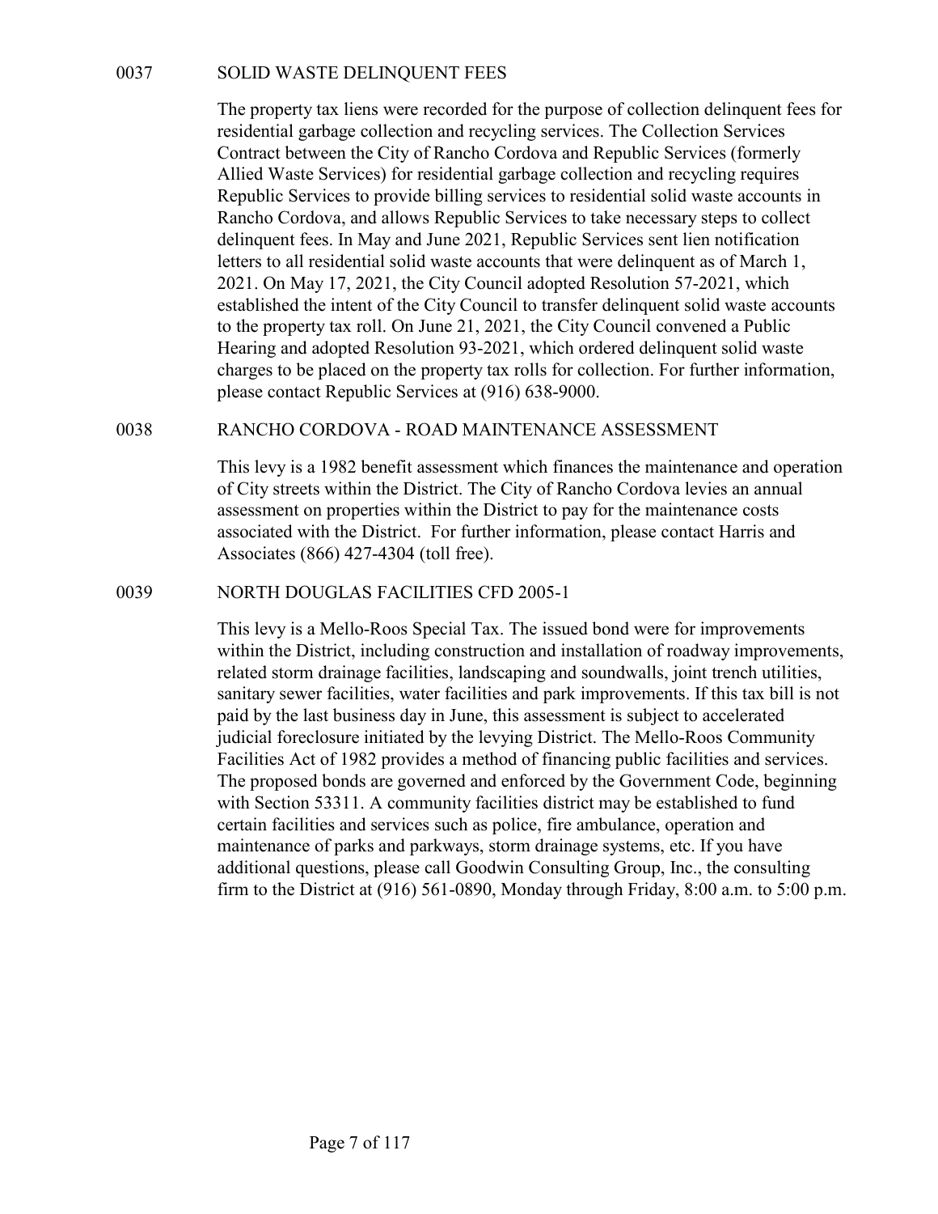## 0037 SOLID WASTE DELINQUENT FEES

The property tax liens were recorded for the purpose of collection delinquent fees for residential garbage collection and recycling services. The Collection Services Contract between the City of Rancho Cordova and Republic Services (formerly Allied Waste Services) for residential garbage collection and recycling requires Republic Services to provide billing services to residential solid waste accounts in Rancho Cordova, and allows Republic Services to take necessary steps to collect delinquent fees. In May and June 2021, Republic Services sent lien notification letters to all residential solid waste accounts that were delinquent as of March 1, 2021. On May 17, 2021, the City Council adopted Resolution 57-2021, which established the intent of the City Council to transfer delinquent solid waste accounts to the property tax roll. On June 21, 2021, the City Council convened a Public Hearing and adopted Resolution 93-2021, which ordered delinquent solid waste charges to be placed on the property tax rolls for collection. For further information, please contact Republic Services at (916) 638-9000.

## 0038 RANCHO CORDOVA - ROAD MAINTENANCE ASSESSMENT

This levy is a 1982 benefit assessment which finances the maintenance and operation of City streets within the District. The City of Rancho Cordova levies an annual assessment on properties within the District to pay for the maintenance costs associated with the District. For further information, please contact Harris and Associates (866) 427-4304 (toll free).

## 0039 NORTH DOUGLAS FACILITIES CFD 2005-1

This levy is a Mello-Roos Special Tax. The issued bond were for improvements within the District, including construction and installation of roadway improvements, related storm drainage facilities, landscaping and soundwalls, joint trench utilities, sanitary sewer facilities, water facilities and park improvements. If this tax bill is not paid by the last business day in June, this assessment is subject to accelerated judicial foreclosure initiated by the levying District. The Mello-Roos Community Facilities Act of 1982 provides a method of financing public facilities and services. The proposed bonds are governed and enforced by the Government Code, beginning with Section 53311. A community facilities district may be established to fund certain facilities and services such as police, fire ambulance, operation and maintenance of parks and parkways, storm drainage systems, etc. If you have additional questions, please call Goodwin Consulting Group, Inc., the consulting firm to the District at (916) 561-0890, Monday through Friday, 8:00 a.m. to 5:00 p.m.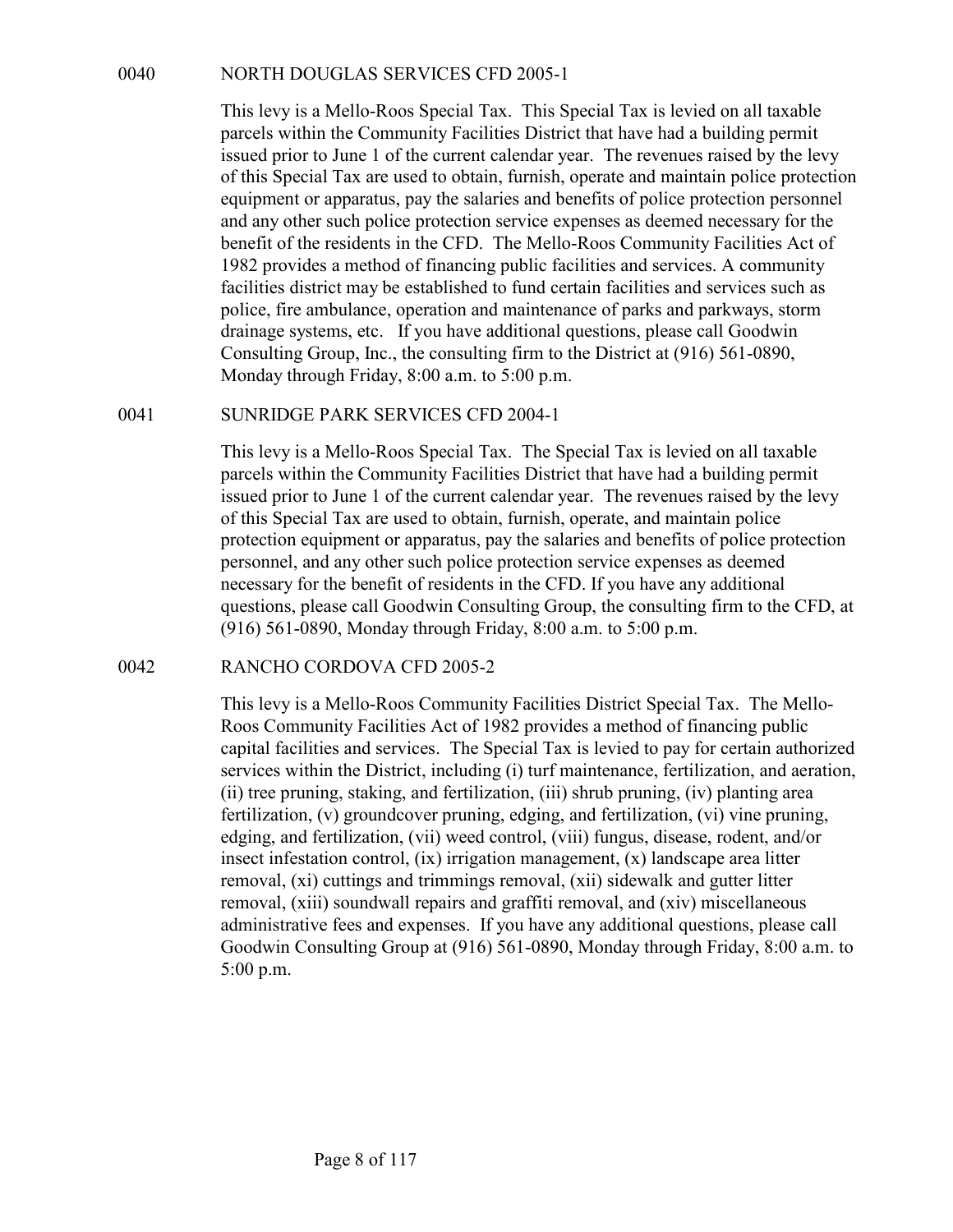## 0040 NORTH DOUGLAS SERVICES CFD 2005-1

This levy is a Mello-Roos Special Tax. This Special Tax is levied on all taxable parcels within the Community Facilities District that have had a building permit issued prior to June 1 of the current calendar year. The revenues raised by the levy of this Special Tax are used to obtain, furnish, operate and maintain police protection equipment or apparatus, pay the salaries and benefits of police protection personnel and any other such police protection service expenses as deemed necessary for the benefit of the residents in the CFD. The Mello-Roos Community Facilities Act of 1982 provides a method of financing public facilities and services. A community facilities district may be established to fund certain facilities and services such as police, fire ambulance, operation and maintenance of parks and parkways, storm drainage systems, etc. If you have additional questions, please call Goodwin Consulting Group, Inc., the consulting firm to the District at (916) 561-0890, Monday through Friday, 8:00 a.m. to 5:00 p.m.

## 0041 SUNRIDGE PARK SERVICES CFD 2004-1

This levy is a Mello-Roos Special Tax. The Special Tax is levied on all taxable parcels within the Community Facilities District that have had a building permit issued prior to June 1 of the current calendar year. The revenues raised by the levy of this Special Tax are used to obtain, furnish, operate, and maintain police protection equipment or apparatus, pay the salaries and benefits of police protection personnel, and any other such police protection service expenses as deemed necessary for the benefit of residents in the CFD. If you have any additional questions, please call Goodwin Consulting Group, the consulting firm to the CFD, at (916) 561-0890, Monday through Friday, 8:00 a.m. to 5:00 p.m.

## 0042 RANCHO CORDOVA CFD 2005-2

This levy is a Mello-Roos Community Facilities District Special Tax. The Mello-Roos Community Facilities Act of 1982 provides a method of financing public capital facilities and services. The Special Tax is levied to pay for certain authorized services within the District, including (i) turf maintenance, fertilization, and aeration, (ii) tree pruning, staking, and fertilization, (iii) shrub pruning, (iv) planting area fertilization, (v) groundcover pruning, edging, and fertilization, (vi) vine pruning, edging, and fertilization, (vii) weed control, (viii) fungus, disease, rodent, and/or insect infestation control, (ix) irrigation management, (x) landscape area litter removal, (xi) cuttings and trimmings removal, (xii) sidewalk and gutter litter removal, (xiii) soundwall repairs and graffiti removal, and (xiv) miscellaneous administrative fees and expenses. If you have any additional questions, please call Goodwin Consulting Group at (916) 561-0890, Monday through Friday, 8:00 a.m. to 5:00 p.m.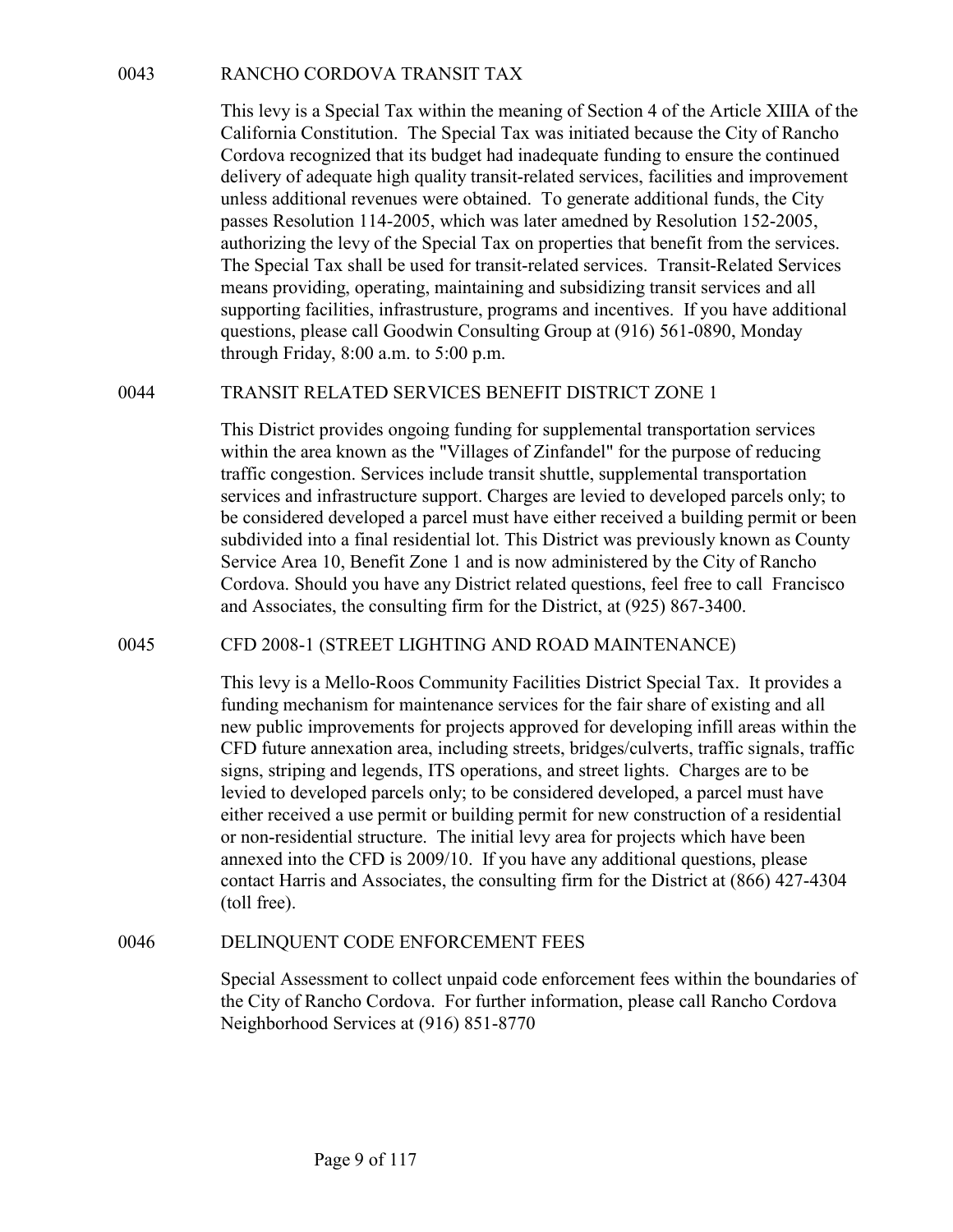## 0043 RANCHO CORDOVA TRANSIT TAX

This levy is a Special Tax within the meaning of Section 4 of the Article XIIIA of the California Constitution. The Special Tax was initiated because the City of Rancho Cordova recognized that its budget had inadequate funding to ensure the continued delivery of adequate high quality transit-related services, facilities and improvement unless additional revenues were obtained. To generate additional funds, the City passes Resolution 114-2005, which was later amedned by Resolution 152-2005, authorizing the levy of the Special Tax on properties that benefit from the services. The Special Tax shall be used for transit-related services. Transit-Related Services means providing, operating, maintaining and subsidizing transit services and all supporting facilities, infrastrusture, programs and incentives. If you have additional questions, please call Goodwin Consulting Group at (916) 561-0890, Monday through Friday, 8:00 a.m. to 5:00 p.m.

## 0044 TRANSIT RELATED SERVICES BENEFIT DISTRICT ZONE 1

This District provides ongoing funding for supplemental transportation services within the area known as the "Villages of Zinfandel" for the purpose of reducing traffic congestion. Services include transit shuttle, supplemental transportation services and infrastructure support. Charges are levied to developed parcels only; to be considered developed a parcel must have either received a building permit or been subdivided into a final residential lot. This District was previously known as County Service Area 10, Benefit Zone 1 and is now administered by the City of Rancho Cordova. Should you have any District related questions, feel free to call Francisco and Associates, the consulting firm for the District, at (925) 867-3400.

## 0045 CFD 2008-1 (STREET LIGHTING AND ROAD MAINTENANCE)

This levy is a Mello-Roos Community Facilities District Special Tax. It provides a funding mechanism for maintenance services for the fair share of existing and all new public improvements for projects approved for developing infill areas within the CFD future annexation area, including streets, bridges/culverts, traffic signals, traffic signs, striping and legends, ITS operations, and street lights. Charges are to be levied to developed parcels only; to be considered developed, a parcel must have either received a use permit or building permit for new construction of a residential or non-residential structure. The initial levy area for projects which have been annexed into the CFD is 2009/10. If you have any additional questions, please contact Harris and Associates, the consulting firm for the District at (866) 427-4304 (toll free).

## 0046 DELINQUENT CODE ENFORCEMENT FEES

Special Assessment to collect unpaid code enforcement fees within the boundaries of the City of Rancho Cordova. For further information, please call Rancho Cordova Neighborhood Services at (916) 851-8770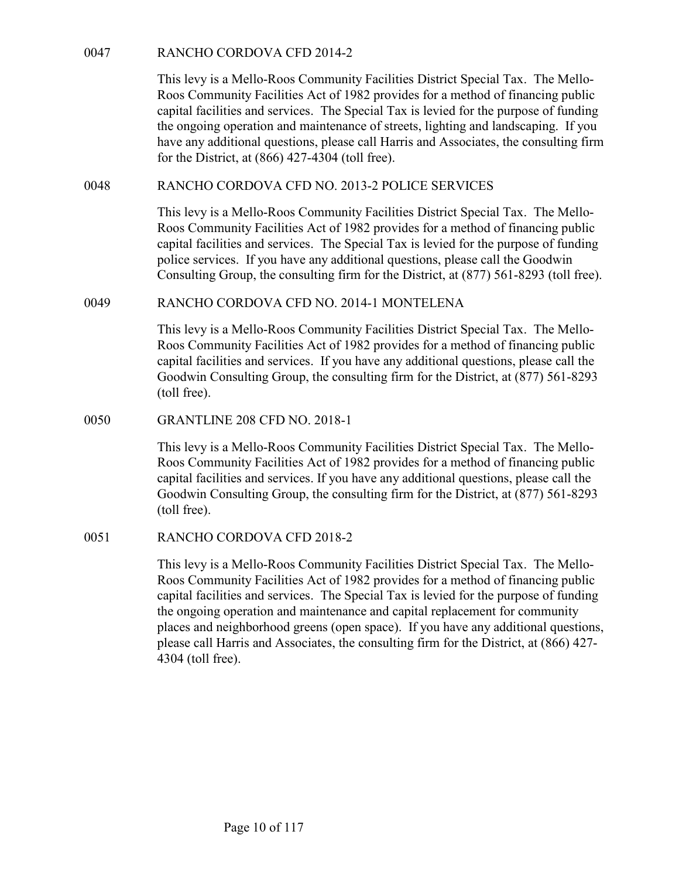0047 RANCHO CORDOVA CFD 2014-2

This levy is a Mello-Roos Community Facilities District Special Tax. The Mello-Roos Community Facilities Act of 1982 provides for a method of financing public capital facilities and services. The Special Tax is levied for the purpose of funding the ongoing operation and maintenance of streets, lighting and landscaping. If you have any additional questions, please call Harris and Associates, the consulting firm for the District, at (866) 427-4304 (toll free).

0048 RANCHO CORDOVA CFD NO. 2013-2 POLICE SERVICES

This levy is a Mello-Roos Community Facilities District Special Tax. The Mello-Roos Community Facilities Act of 1982 provides for a method of financing public capital facilities and services. The Special Tax is levied for the purpose of funding police services. If you have any additional questions, please call the Goodwin Consulting Group, the consulting firm for the District, at (877) 561-8293 (toll free).

0049 RANCHO CORDOVA CFD NO. 2014-1 MONTELENA

This levy is a Mello-Roos Community Facilities District Special Tax. The Mello-Roos Community Facilities Act of 1982 provides for a method of financing public capital facilities and services. If you have any additional questions, please call the Goodwin Consulting Group, the consulting firm for the District, at (877) 561-8293 (toll free).

0050 GRANTLINE 208 CFD NO. 2018-1

This levy is a Mello-Roos Community Facilities District Special Tax. The Mello-Roos Community Facilities Act of 1982 provides for a method of financing public capital facilities and services. If you have any additional questions, please call the Goodwin Consulting Group, the consulting firm for the District, at (877) 561-8293 (toll free).

0051 RANCHO CORDOVA CFD 2018-2

This levy is a Mello-Roos Community Facilities District Special Tax. The Mello-Roos Community Facilities Act of 1982 provides for a method of financing public capital facilities and services. The Special Tax is levied for the purpose of funding the ongoing operation and maintenance and capital replacement for community places and neighborhood greens (open space). If you have any additional questions, please call Harris and Associates, the consulting firm for the District, at (866) 427-4304 (toll free).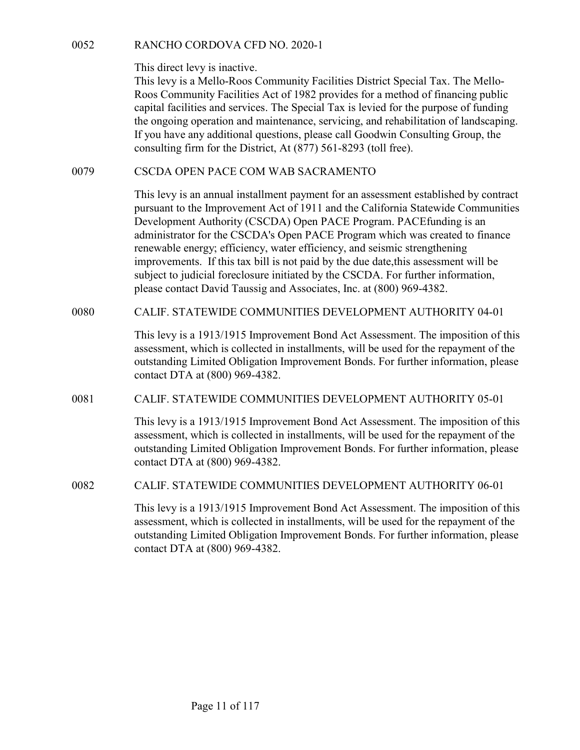0052 RANCHO CORDOVA CFD NO. 2020-1

This direct levy is inactive.
This levy is a Mello-Roos Community Facilities District Special Tax. The Mello-Roos Community Facilities Act of 1982 provides for a method of financing public capital facilities and services. The Special Tax is levied for the purpose of funding the ongoing operation and maintenance, servicing, and rehabilitation of landscaping. If you have any additional questions, please call Goodwin Consulting Group, the consulting firm for the District, At (877) 561-8293 (toll free).

0079 CSCDA OPEN PACE COM WAB SACRAMENTO

This levy is an annual installment payment for an assessment established by contract pursuant to the Improvement Act of 1911 and the California Statewide Communities Development Authority (CSCDA) Open PACE Program. PACEfunding is an administrator for the CSCDA's Open PACE Program which was created to finance renewable energy; efficiency, water efficiency, and seismic strengthening improvements. If this tax bill is not paid by the due date,this assessment will be subject to judicial foreclosure initiated by the CSCDA. For further information, please contact David Taussig and Associates, Inc. at (800) 969-4382.

0080 CALIF. STATEWIDE COMMUNITIES DEVELOPMENT AUTHORITY 04-01

This levy is a 1913/1915 Improvement Bond Act Assessment. The imposition of this assessment, which is collected in installments, will be used for the repayment of the outstanding Limited Obligation Improvement Bonds. For further information, please contact DTA at (800) 969-4382.

0081 CALIF. STATEWIDE COMMUNITIES DEVELOPMENT AUTHORITY 05-01

This levy is a 1913/1915 Improvement Bond Act Assessment. The imposition of this assessment, which is collected in installments, will be used for the repayment of the outstanding Limited Obligation Improvement Bonds. For further information, please contact DTA at (800) 969-4382.

0082 CALIF. STATEWIDE COMMUNITIES DEVELOPMENT AUTHORITY 06-01

This levy is a 1913/1915 Improvement Bond Act Assessment. The imposition of this assessment, which is collected in installments, will be used for the repayment of the outstanding Limited Obligation Improvement Bonds. For further information, please contact DTA at (800) 969-4382.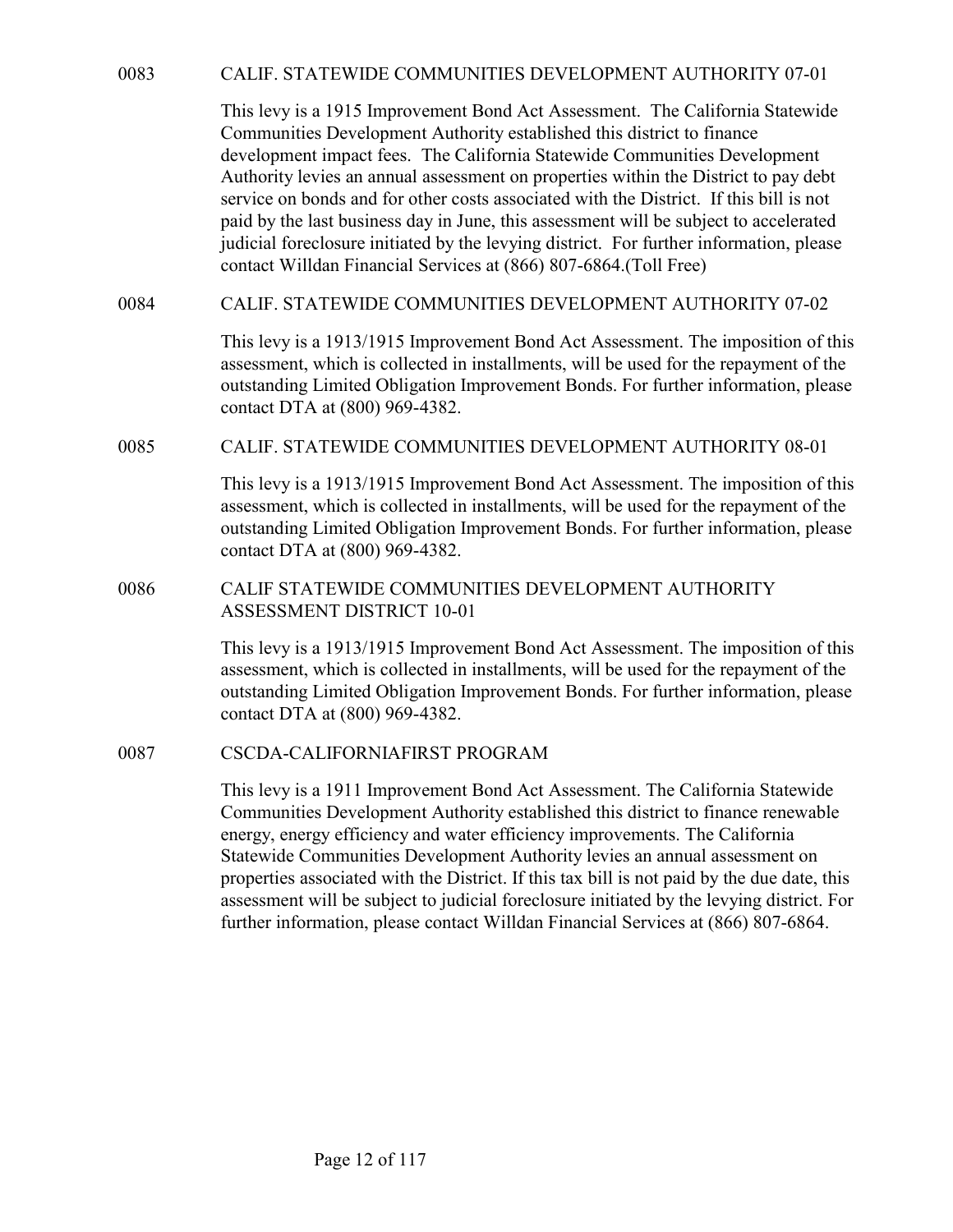## 0083 CALIF. STATEWIDE COMMUNITIES DEVELOPMENT AUTHORITY 07-01

This levy is a 1915 Improvement Bond Act Assessment. The California Statewide Communities Development Authority established this district to finance development impact fees. The California Statewide Communities Development Authority levies an annual assessment on properties within the District to pay debt service on bonds and for other costs associated with the District. If this bill is not paid by the last business day in June, this assessment will be subject to accelerated judicial foreclosure initiated by the levying district. For further information, please contact Willdan Financial Services at (866) 807-6864.(Toll Free)

## 0084 CALIF. STATEWIDE COMMUNITIES DEVELOPMENT AUTHORITY 07-02

This levy is a 1913/1915 Improvement Bond Act Assessment. The imposition of this assessment, which is collected in installments, will be used for the repayment of the outstanding Limited Obligation Improvement Bonds. For further information, please contact DTA at (800) 969-4382.

## 0085 CALIF. STATEWIDE COMMUNITIES DEVELOPMENT AUTHORITY 08-01

This levy is a 1913/1915 Improvement Bond Act Assessment. The imposition of this assessment, which is collected in installments, will be used for the repayment of the outstanding Limited Obligation Improvement Bonds. For further information, please contact DTA at (800) 969-4382.

## 0086 CALIF STATEWIDE COMMUNITIES DEVELOPMENT AUTHORITY ASSESSMENT DISTRICT 10-01

This levy is a 1913/1915 Improvement Bond Act Assessment. The imposition of this assessment, which is collected in installments, will be used for the repayment of the outstanding Limited Obligation Improvement Bonds. For further information, please contact DTA at (800) 969-4382.

## 0087 CSCDA-CALIFORNIAFIRST PROGRAM

This levy is a 1911 Improvement Bond Act Assessment. The California Statewide Communities Development Authority established this district to finance renewable energy, energy efficiency and water efficiency improvements. The California Statewide Communities Development Authority levies an annual assessment on properties associated with the District. If this tax bill is not paid by the due date, this assessment will be subject to judicial foreclosure initiated by the levying district. For further information, please contact Willdan Financial Services at (866) 807-6864.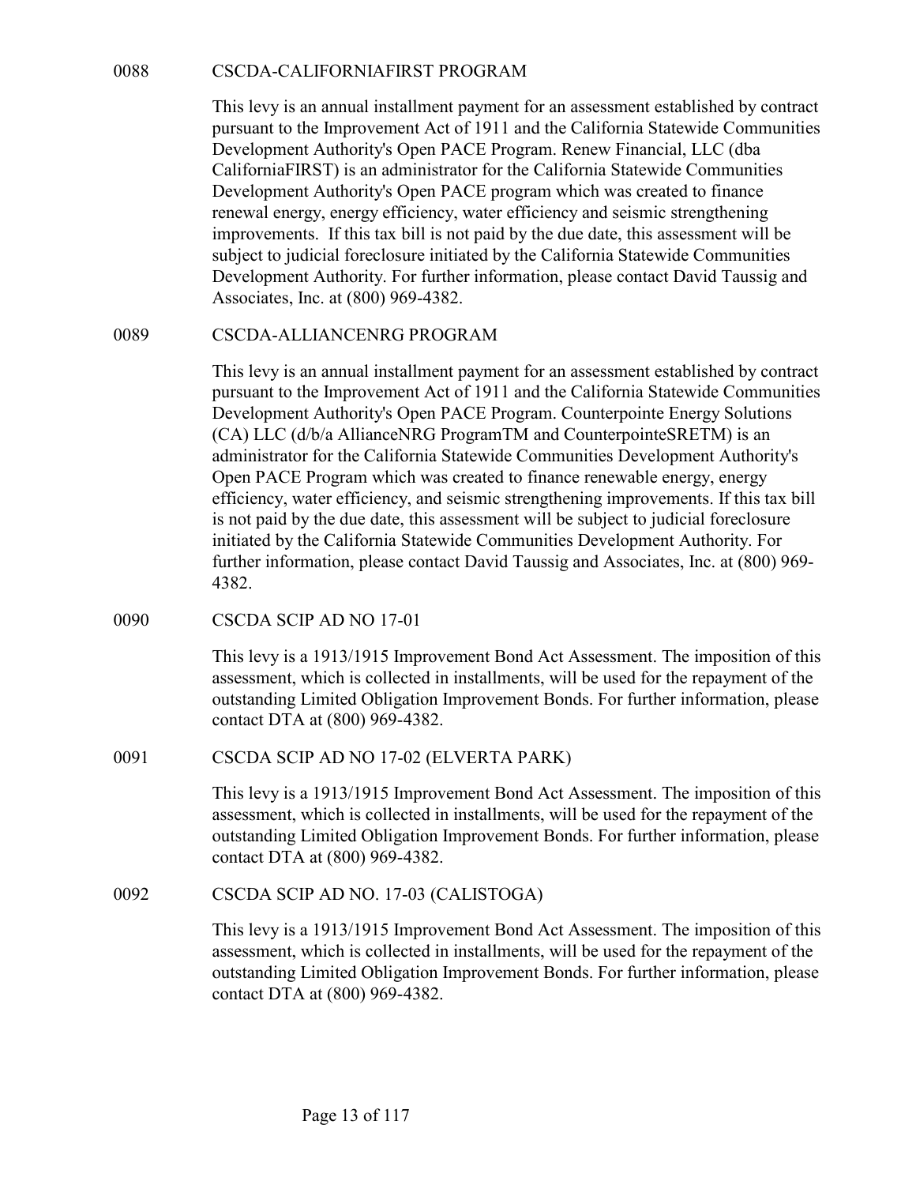## 0088 CSCDA-CALIFORNIAFIRST PROGRAM

This levy is an annual installment payment for an assessment established by contract pursuant to the Improvement Act of 1911 and the California Statewide Communities Development Authority's Open PACE Program. Renew Financial, LLC (dba CaliforniaFIRST) is an administrator for the California Statewide Communities Development Authority's Open PACE program which was created to finance renewal energy, energy efficiency, water efficiency and seismic strengthening improvements. If this tax bill is not paid by the due date, this assessment will be subject to judicial foreclosure initiated by the California Statewide Communities Development Authority. For further information, please contact David Taussig and Associates, Inc. at (800) 969-4382.

## 0089 CSCDA-ALLIANCENRG PROGRAM

This levy is an annual installment payment for an assessment established by contract pursuant to the Improvement Act of 1911 and the California Statewide Communities Development Authority's Open PACE Program. Counterpointe Energy Solutions (CA) LLC (d/b/a AllianceNRG ProgramTM and CounterpointeSRETM) is an administrator for the California Statewide Communities Development Authority's Open PACE Program which was created to finance renewable energy, energy efficiency, water efficiency, and seismic strengthening improvements. If this tax bill is not paid by the due date, this assessment will be subject to judicial foreclosure initiated by the California Statewide Communities Development Authority. For further information, please contact David Taussig and Associates, Inc. at (800) 969-4382.

## 0090 CSCDA SCIP AD NO 17-01

This levy is a 1913/1915 Improvement Bond Act Assessment. The imposition of this assessment, which is collected in installments, will be used for the repayment of the outstanding Limited Obligation Improvement Bonds. For further information, please contact DTA at (800) 969-4382.

## 0091 CSCDA SCIP AD NO 17-02 (ELVERTA PARK)

This levy is a 1913/1915 Improvement Bond Act Assessment. The imposition of this assessment, which is collected in installments, will be used for the repayment of the outstanding Limited Obligation Improvement Bonds. For further information, please contact DTA at (800) 969-4382.

## 0092 CSCDA SCIP AD NO. 17-03 (CALISTOGA)

This levy is a 1913/1915 Improvement Bond Act Assessment. The imposition of this assessment, which is collected in installments, will be used for the repayment of the outstanding Limited Obligation Improvement Bonds. For further information, please contact DTA at (800) 969-4382.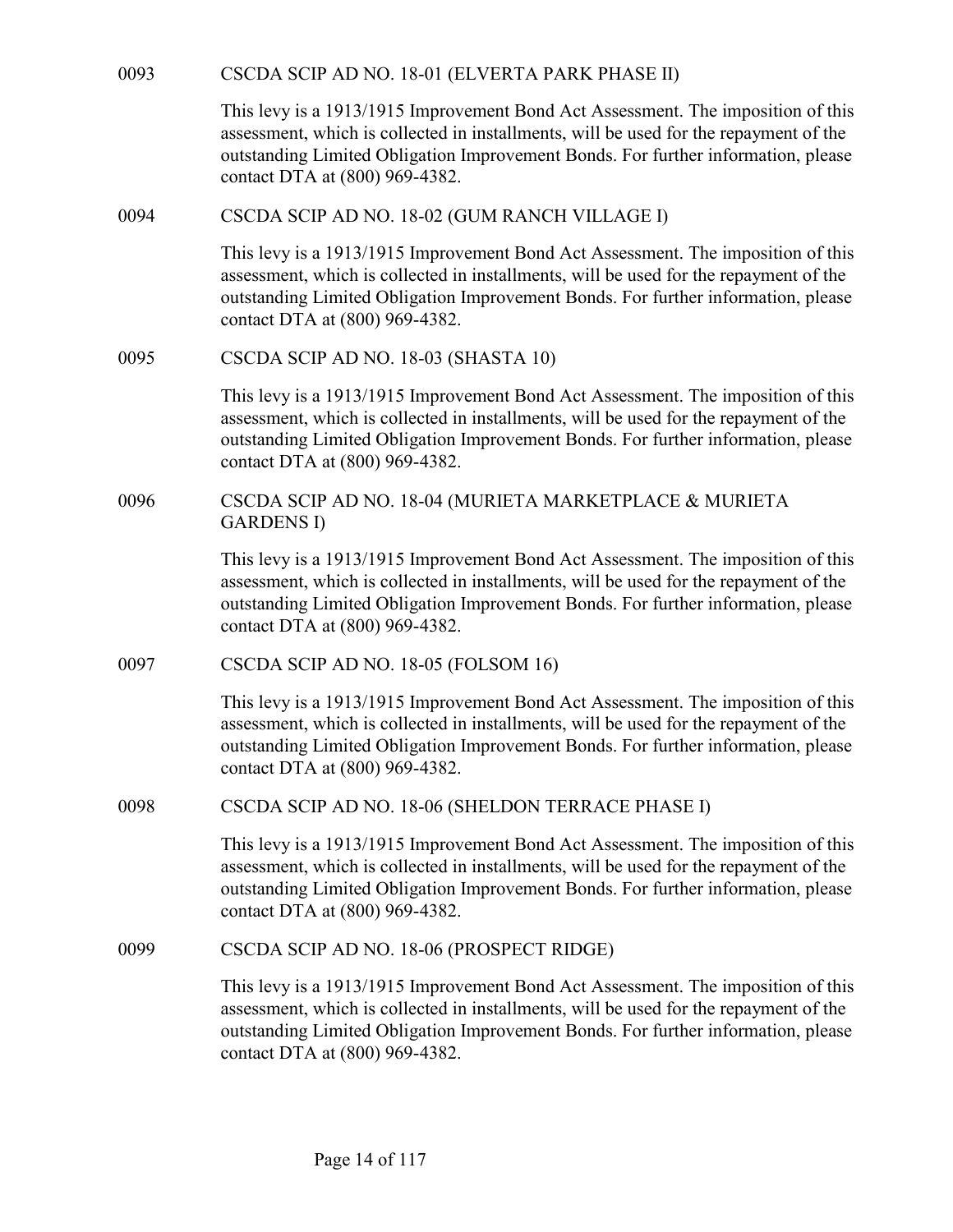0093 CSCDA SCIP AD NO. 18-01 (ELVERTA PARK PHASE II)

This levy is a 1913/1915 Improvement Bond Act Assessment. The imposition of this assessment, which is collected in installments, will be used for the repayment of the outstanding Limited Obligation Improvement Bonds. For further information, please contact DTA at (800) 969-4382.

0094 CSCDA SCIP AD NO. 18-02 (GUM RANCH VILLAGE I)

This levy is a 1913/1915 Improvement Bond Act Assessment. The imposition of this assessment, which is collected in installments, will be used for the repayment of the outstanding Limited Obligation Improvement Bonds. For further information, please contact DTA at (800) 969-4382.

0095 CSCDA SCIP AD NO. 18-03 (SHASTA 10)

This levy is a 1913/1915 Improvement Bond Act Assessment. The imposition of this assessment, which is collected in installments, will be used for the repayment of the outstanding Limited Obligation Improvement Bonds. For further information, please contact DTA at (800) 969-4382.

0096 CSCDA SCIP AD NO. 18-04 (MURIETA MARKETPLACE & MURIETA GARDENS I)

This levy is a 1913/1915 Improvement Bond Act Assessment. The imposition of this assessment, which is collected in installments, will be used for the repayment of the outstanding Limited Obligation Improvement Bonds. For further information, please contact DTA at (800) 969-4382.

0097 CSCDA SCIP AD NO. 18-05 (FOLSOM 16)

This levy is a 1913/1915 Improvement Bond Act Assessment. The imposition of this assessment, which is collected in installments, will be used for the repayment of the outstanding Limited Obligation Improvement Bonds. For further information, please contact DTA at (800) 969-4382.

0098 CSCDA SCIP AD NO. 18-06 (SHELDON TERRACE PHASE I)

This levy is a 1913/1915 Improvement Bond Act Assessment. The imposition of this assessment, which is collected in installments, will be used for the repayment of the outstanding Limited Obligation Improvement Bonds. For further information, please contact DTA at (800) 969-4382.

0099 CSCDA SCIP AD NO. 18-06 (PROSPECT RIDGE)

This levy is a 1913/1915 Improvement Bond Act Assessment. The imposition of this assessment, which is collected in installments, will be used for the repayment of the outstanding Limited Obligation Improvement Bonds. For further information, please contact DTA at (800) 969-4382.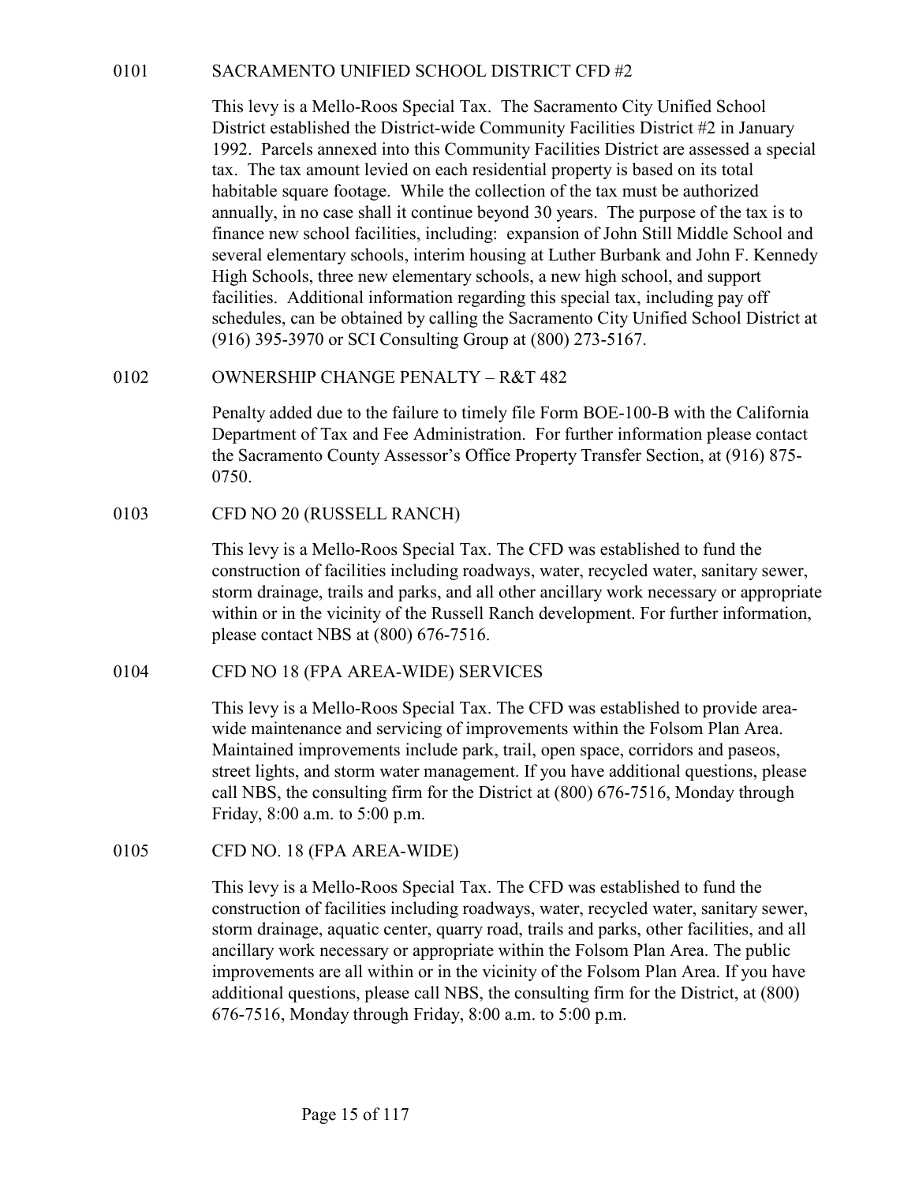## 0101 SACRAMENTO UNIFIED SCHOOL DISTRICT CFD #2

This levy is a Mello-Roos Special Tax. The Sacramento City Unified School District established the District-wide Community Facilities District #2 in January 1992. Parcels annexed into this Community Facilities District are assessed a special tax. The tax amount levied on each residential property is based on its total habitable square footage. While the collection of the tax must be authorized annually, in no case shall it continue beyond 30 years. The purpose of the tax is to finance new school facilities, including: expansion of John Still Middle School and several elementary schools, interim housing at Luther Burbank and John F. Kennedy High Schools, three new elementary schools, a new high school, and support facilities. Additional information regarding this special tax, including pay off schedules, can be obtained by calling the Sacramento City Unified School District at (916) 395-3970 or SCI Consulting Group at (800) 273-5167.

## 0102 OWNERSHIP CHANGE PENALTY – R&T 482

Penalty added due to the failure to timely file Form BOE-100-B with the California Department of Tax and Fee Administration. For further information please contact the Sacramento County Assessor's Office Property Transfer Section, at (916) 875-0750.

## 0103 CFD NO 20 (RUSSELL RANCH)

This levy is a Mello-Roos Special Tax. The CFD was established to fund the construction of facilities including roadways, water, recycled water, sanitary sewer, storm drainage, trails and parks, and all other ancillary work necessary or appropriate within or in the vicinity of the Russell Ranch development. For further information, please contact NBS at (800) 676-7516.

## 0104 CFD NO 18 (FPA AREA-WIDE) SERVICES

This levy is a Mello-Roos Special Tax. The CFD was established to provide area-wide maintenance and servicing of improvements within the Folsom Plan Area. Maintained improvements include park, trail, open space, corridors and paseos, street lights, and storm water management. If you have additional questions, please call NBS, the consulting firm for the District at (800) 676-7516, Monday through Friday, 8:00 a.m. to 5:00 p.m.

## 0105 CFD NO. 18 (FPA AREA-WIDE)

This levy is a Mello-Roos Special Tax. The CFD was established to fund the construction of facilities including roadways, water, recycled water, sanitary sewer, storm drainage, aquatic center, quarry road, trails and parks, other facilities, and all ancillary work necessary or appropriate within the Folsom Plan Area. The public improvements are all within or in the vicinity of the Folsom Plan Area. If you have additional questions, please call NBS, the consulting firm for the District, at (800) 676-7516, Monday through Friday, 8:00 a.m. to 5:00 p.m.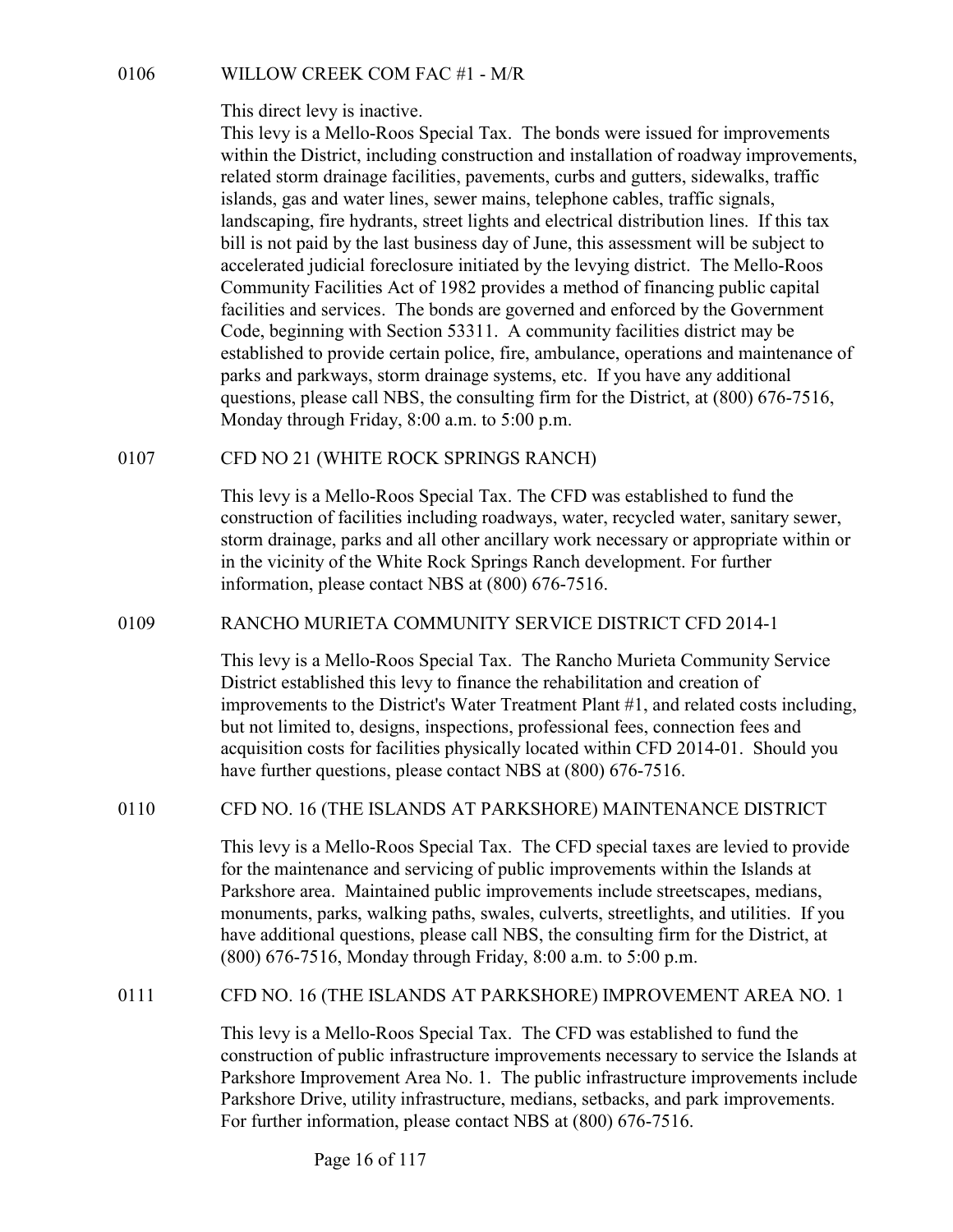### 0106 WILLOW CREEK COM FAC #1 - M/R

This direct levy is inactive.
This levy is a Mello-Roos Special Tax. The bonds were issued for improvements within the District, including construction and installation of roadway improvements, related storm drainage facilities, pavements, curbs and gutters, sidewalks, traffic islands, gas and water lines, sewer mains, telephone cables, traffic signals, landscaping, fire hydrants, street lights and electrical distribution lines. If this tax bill is not paid by the last business day of June, this assessment will be subject to accelerated judicial foreclosure initiated by the levying district. The Mello-Roos Community Facilities Act of 1982 provides a method of financing public capital facilities and services. The bonds are governed and enforced by the Government Code, beginning with Section 53311. A community facilities district may be established to provide certain police, fire, ambulance, operations and maintenance of parks and parkways, storm drainage systems, etc. If you have any additional questions, please call NBS, the consulting firm for the District, at (800) 676-7516, Monday through Friday, 8:00 a.m. to 5:00 p.m.

### 0107 CFD NO 21 (WHITE ROCK SPRINGS RANCH)

This levy is a Mello-Roos Special Tax. The CFD was established to fund the construction of facilities including roadways, water, recycled water, sanitary sewer, storm drainage, parks and all other ancillary work necessary or appropriate within or in the vicinity of the White Rock Springs Ranch development. For further information, please contact NBS at (800) 676-7516.

### 0109 RANCHO MURIETA COMMUNITY SERVICE DISTRICT CFD 2014-1

This levy is a Mello-Roos Special Tax. The Rancho Murieta Community Service District established this levy to finance the rehabilitation and creation of improvements to the District's Water Treatment Plant #1, and related costs including, but not limited to, designs, inspections, professional fees, connection fees and acquisition costs for facilities physically located within CFD 2014-01. Should you have further questions, please contact NBS at (800) 676-7516.

### 0110 CFD NO. 16 (THE ISLANDS AT PARKSHORE) MAINTENANCE DISTRICT

This levy is a Mello-Roos Special Tax. The CFD special taxes are levied to provide for the maintenance and servicing of public improvements within the Islands at Parkshore area. Maintained public improvements include streetscapes, medians, monuments, parks, walking paths, swales, culverts, streetlights, and utilities. If you have additional questions, please call NBS, the consulting firm for the District, at (800) 676-7516, Monday through Friday, 8:00 a.m. to 5:00 p.m.

### 0111 CFD NO. 16 (THE ISLANDS AT PARKSHORE) IMPROVEMENT AREA NO. 1

This levy is a Mello-Roos Special Tax. The CFD was established to fund the construction of public infrastructure improvements necessary to service the Islands at Parkshore Improvement Area No. 1. The public infrastructure improvements include Parkshore Drive, utility infrastructure, medians, setbacks, and park improvements. For further information, please contact NBS at (800) 676-7516.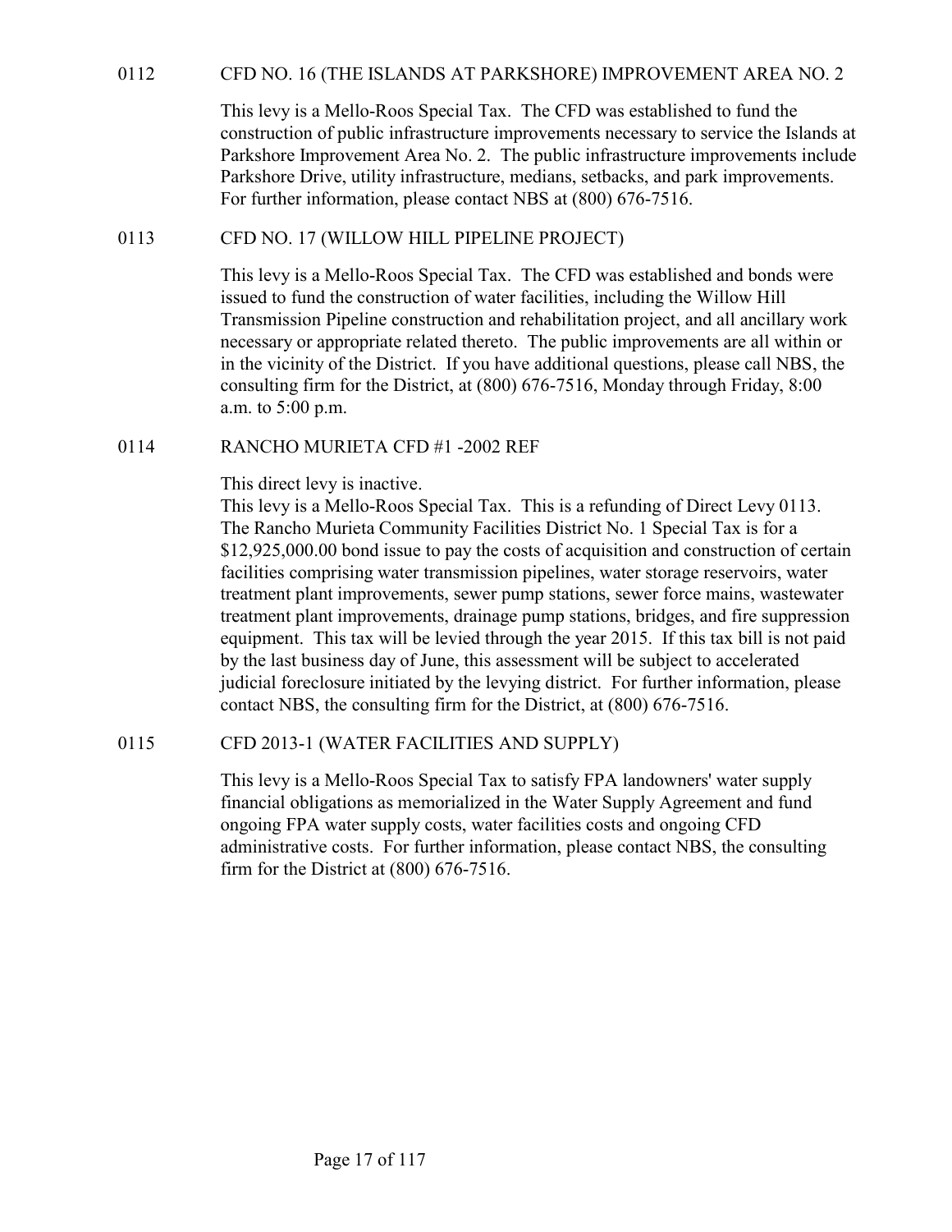## 0112 CFD NO. 16 (THE ISLANDS AT PARKSHORE) IMPROVEMENT AREA NO. 2

This levy is a Mello-Roos Special Tax. The CFD was established to fund the construction of public infrastructure improvements necessary to service the Islands at Parkshore Improvement Area No. 2. The public infrastructure improvements include Parkshore Drive, utility infrastructure, medians, setbacks, and park improvements. For further information, please contact NBS at (800) 676-7516.

## 0113 CFD NO. 17 (WILLOW HILL PIPELINE PROJECT)

This levy is a Mello-Roos Special Tax. The CFD was established and bonds were issued to fund the construction of water facilities, including the Willow Hill Transmission Pipeline construction and rehabilitation project, and all ancillary work necessary or appropriate related thereto. The public improvements are all within or in the vicinity of the District. If you have additional questions, please call NBS, the consulting firm for the District, at (800) 676-7516, Monday through Friday, 8:00 a.m. to 5:00 p.m.

## 0114 RANCHO MURIETA CFD #1 -2002 REF

This direct levy is inactive.

This levy is a Mello-Roos Special Tax. This is a refunding of Direct Levy 0113. The Rancho Murieta Community Facilities District No. 1 Special Tax is for a $12,925,000.00 bond issue to pay the costs of acquisition and construction of certain facilities comprising water transmission pipelines, water storage reservoirs, water treatment plant improvements, sewer pump stations, sewer force mains, wastewater treatment plant improvements, drainage pump stations, bridges, and fire suppression equipment. This tax will be levied through the year 2015. If this tax bill is not paid by the last business day of June, this assessment will be subject to accelerated judicial foreclosure initiated by the levying district. For further information, please contact NBS, the consulting firm for the District, at (800) 676-7516.

## 0115 CFD 2013-1 (WATER FACILITIES AND SUPPLY)

This levy is a Mello-Roos Special Tax to satisfy FPA landowners' water supply financial obligations as memorialized in the Water Supply Agreement and fund ongoing FPA water supply costs, water facilities costs and ongoing CFD administrative costs. For further information, please contact NBS, the consulting firm for the District at (800) 676-7516.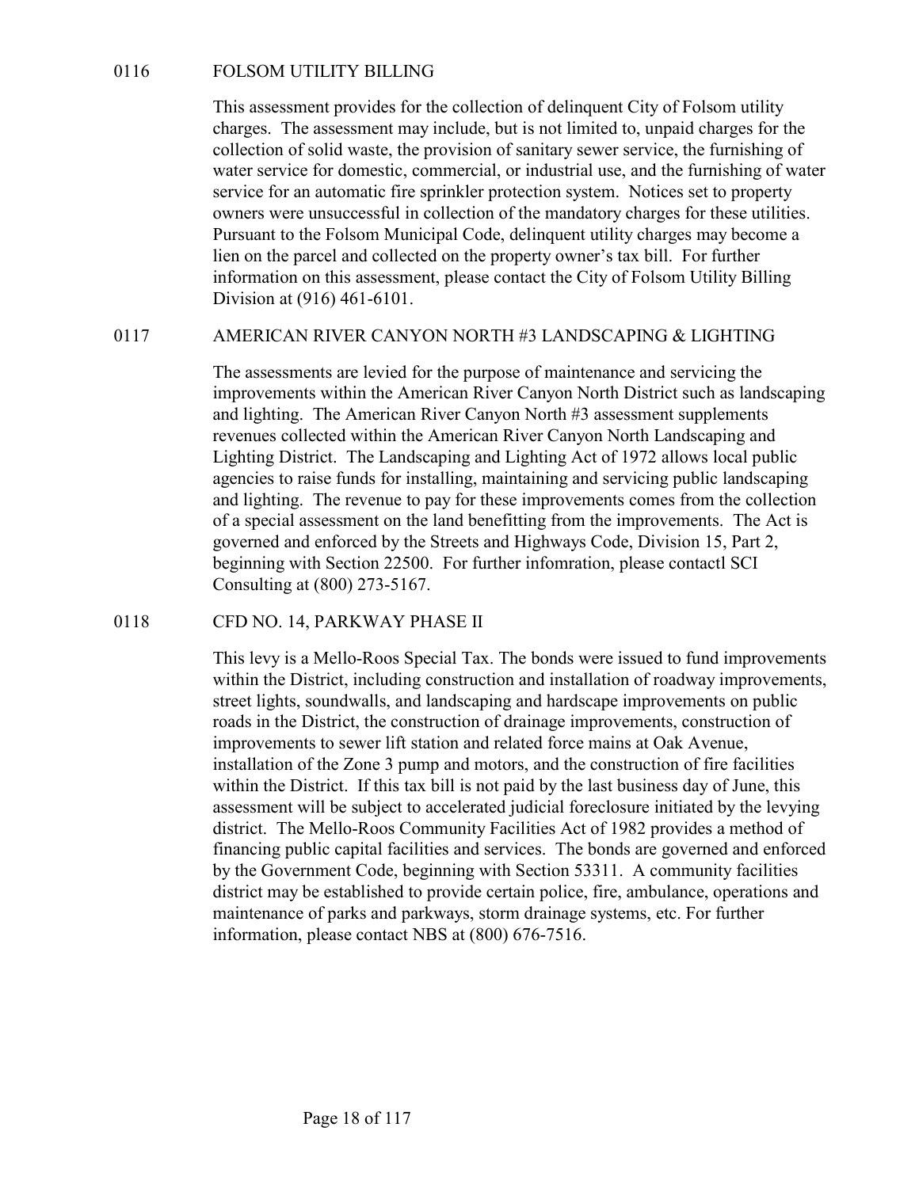## 0116 FOLSOM UTILITY BILLING

This assessment provides for the collection of delinquent City of Folsom utility charges. The assessment may include, but is not limited to, unpaid charges for the collection of solid waste, the provision of sanitary sewer service, the furnishing of water service for domestic, commercial, or industrial use, and the furnishing of water service for an automatic fire sprinkler protection system. Notices set to property owners were unsuccessful in collection of the mandatory charges for these utilities. Pursuant to the Folsom Municipal Code, delinquent utility charges may become a lien on the parcel and collected on the property owner's tax bill. For further information on this assessment, please contact the City of Folsom Utility Billing Division at (916) 461-6101.

## 0117 AMERICAN RIVER CANYON NORTH #3 LANDSCAPING & LIGHTING

The assessments are levied for the purpose of maintenance and servicing the improvements within the American River Canyon North District such as landscaping and lighting. The American River Canyon North #3 assessment supplements revenues collected within the American River Canyon North Landscaping and Lighting District. The Landscaping and Lighting Act of 1972 allows local public agencies to raise funds for installing, maintaining and servicing public landscaping and lighting. The revenue to pay for these improvements comes from the collection of a special assessment on the land benefitting from the improvements. The Act is governed and enforced by the Streets and Highways Code, Division 15, Part 2, beginning with Section 22500. For further infomration, please contactl SCI Consulting at (800) 273-5167.

## 0118 CFD NO. 14, PARKWAY PHASE II

This levy is a Mello-Roos Special Tax. The bonds were issued to fund improvements within the District, including construction and installation of roadway improvements, street lights, soundwalls, and landscaping and hardscape improvements on public roads in the District, the construction of drainage improvements, construction of improvements to sewer lift station and related force mains at Oak Avenue, installation of the Zone 3 pump and motors, and the construction of fire facilities within the District. If this tax bill is not paid by the last business day of June, this assessment will be subject to accelerated judicial foreclosure initiated by the levying district. The Mello-Roos Community Facilities Act of 1982 provides a method of financing public capital facilities and services. The bonds are governed and enforced by the Government Code, beginning with Section 53311. A community facilities district may be established to provide certain police, fire, ambulance, operations and maintenance of parks and parkways, storm drainage systems, etc. For further information, please contact NBS at (800) 676-7516.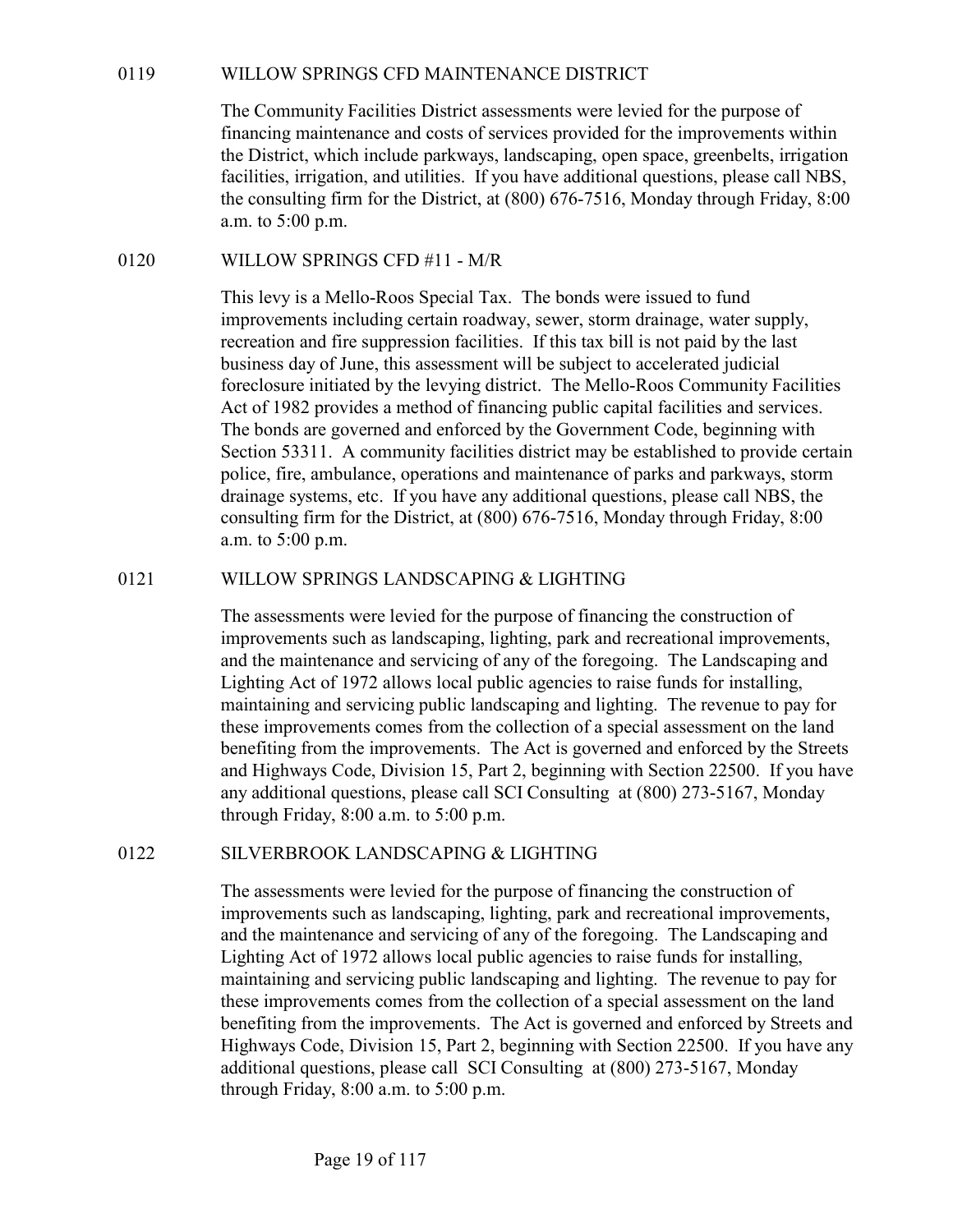## 0119 WILLOW SPRINGS CFD MAINTENANCE DISTRICT

The Community Facilities District assessments were levied for the purpose of financing maintenance and costs of services provided for the improvements within the District, which include parkways, landscaping, open space, greenbelts, irrigation facilities, irrigation, and utilities. If you have additional questions, please call NBS, the consulting firm for the District, at (800) 676-7516, Monday through Friday, 8:00 a.m. to 5:00 p.m.

## 0120 WILLOW SPRINGS CFD #11 - M/R

This levy is a Mello-Roos Special Tax. The bonds were issued to fund improvements including certain roadway, sewer, storm drainage, water supply, recreation and fire suppression facilities. If this tax bill is not paid by the last business day of June, this assessment will be subject to accelerated judicial foreclosure initiated by the levying district. The Mello-Roos Community Facilities Act of 1982 provides a method of financing public capital facilities and services. The bonds are governed and enforced by the Government Code, beginning with Section 53311. A community facilities district may be established to provide certain police, fire, ambulance, operations and maintenance of parks and parkways, storm drainage systems, etc. If you have any additional questions, please call NBS, the consulting firm for the District, at (800) 676-7516, Monday through Friday, 8:00 a.m. to 5:00 p.m.

## 0121 WILLOW SPRINGS LANDSCAPING & LIGHTING

The assessments were levied for the purpose of financing the construction of improvements such as landscaping, lighting, park and recreational improvements, and the maintenance and servicing of any of the foregoing. The Landscaping and Lighting Act of 1972 allows local public agencies to raise funds for installing, maintaining and servicing public landscaping and lighting. The revenue to pay for these improvements comes from the collection of a special assessment on the land benefiting from the improvements. The Act is governed and enforced by the Streets and Highways Code, Division 15, Part 2, beginning with Section 22500. If you have any additional questions, please call SCI Consulting at (800) 273-5167, Monday through Friday, 8:00 a.m. to 5:00 p.m.

## 0122 SILVERBROOK LANDSCAPING & LIGHTING

The assessments were levied for the purpose of financing the construction of improvements such as landscaping, lighting, park and recreational improvements, and the maintenance and servicing of any of the foregoing. The Landscaping and Lighting Act of 1972 allows local public agencies to raise funds for installing, maintaining and servicing public landscaping and lighting. The revenue to pay for these improvements comes from the collection of a special assessment on the land benefiting from the improvements. The Act is governed and enforced by Streets and Highways Code, Division 15, Part 2, beginning with Section 22500. If you have any additional questions, please call SCI Consulting at (800) 273-5167, Monday through Friday, 8:00 a.m. to 5:00 p.m.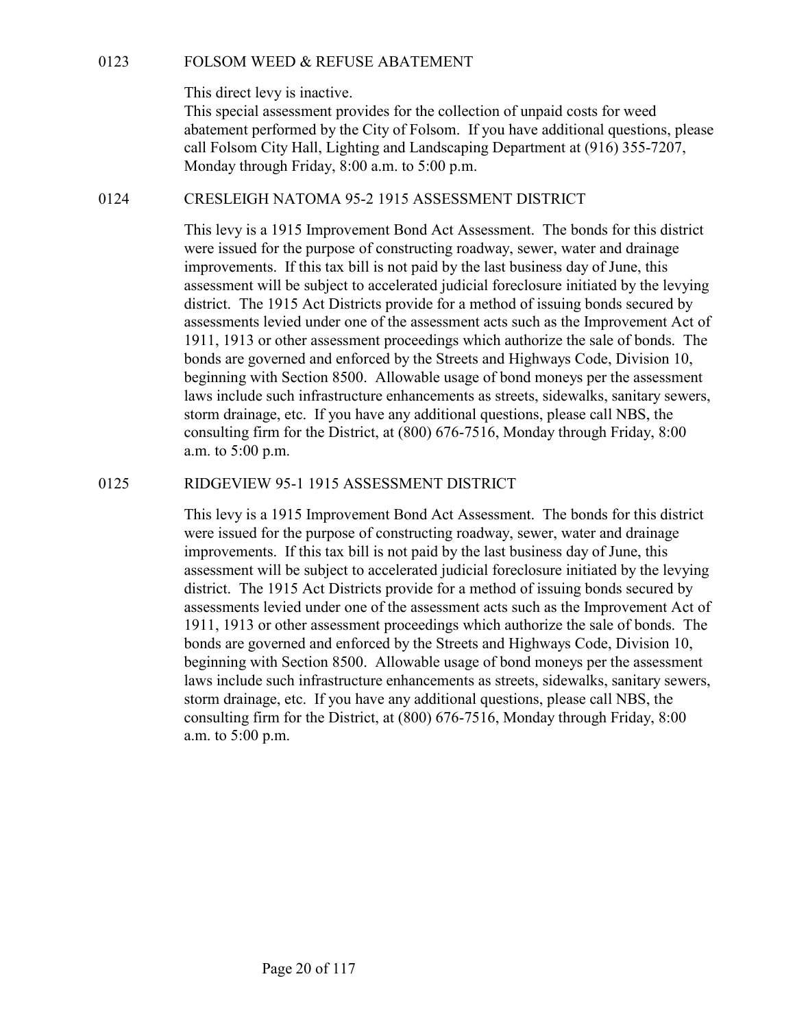## 0123 FOLSOM WEED & REFUSE ABATEMENT

This direct levy is inactive.
This special assessment provides for the collection of unpaid costs for weed abatement performed by the City of Folsom. If you have additional questions, please call Folsom City Hall, Lighting and Landscaping Department at (916) 355-7207, Monday through Friday, 8:00 a.m. to 5:00 p.m.

## 0124 CRESLEIGH NATOMA 95-2 1915 ASSESSMENT DISTRICT

This levy is a 1915 Improvement Bond Act Assessment. The bonds for this district were issued for the purpose of constructing roadway, sewer, water and drainage improvements. If this tax bill is not paid by the last business day of June, this assessment will be subject to accelerated judicial foreclosure initiated by the levying district. The 1915 Act Districts provide for a method of issuing bonds secured by assessments levied under one of the assessment acts such as the Improvement Act of 1911, 1913 or other assessment proceedings which authorize the sale of bonds. The bonds are governed and enforced by the Streets and Highways Code, Division 10, beginning with Section 8500. Allowable usage of bond moneys per the assessment laws include such infrastructure enhancements as streets, sidewalks, sanitary sewers, storm drainage, etc. If you have any additional questions, please call NBS, the consulting firm for the District, at (800) 676-7516, Monday through Friday, 8:00 a.m. to 5:00 p.m.

## 0125 RIDGEVIEW 95-1 1915 ASSESSMENT DISTRICT

This levy is a 1915 Improvement Bond Act Assessment. The bonds for this district were issued for the purpose of constructing roadway, sewer, water and drainage improvements. If this tax bill is not paid by the last business day of June, this assessment will be subject to accelerated judicial foreclosure initiated by the levying district. The 1915 Act Districts provide for a method of issuing bonds secured by assessments levied under one of the assessment acts such as the Improvement Act of 1911, 1913 or other assessment proceedings which authorize the sale of bonds. The bonds are governed and enforced by the Streets and Highways Code, Division 10, beginning with Section 8500. Allowable usage of bond moneys per the assessment laws include such infrastructure enhancements as streets, sidewalks, sanitary sewers, storm drainage, etc. If you have any additional questions, please call NBS, the consulting firm for the District, at (800) 676-7516, Monday through Friday, 8:00 a.m. to 5:00 p.m.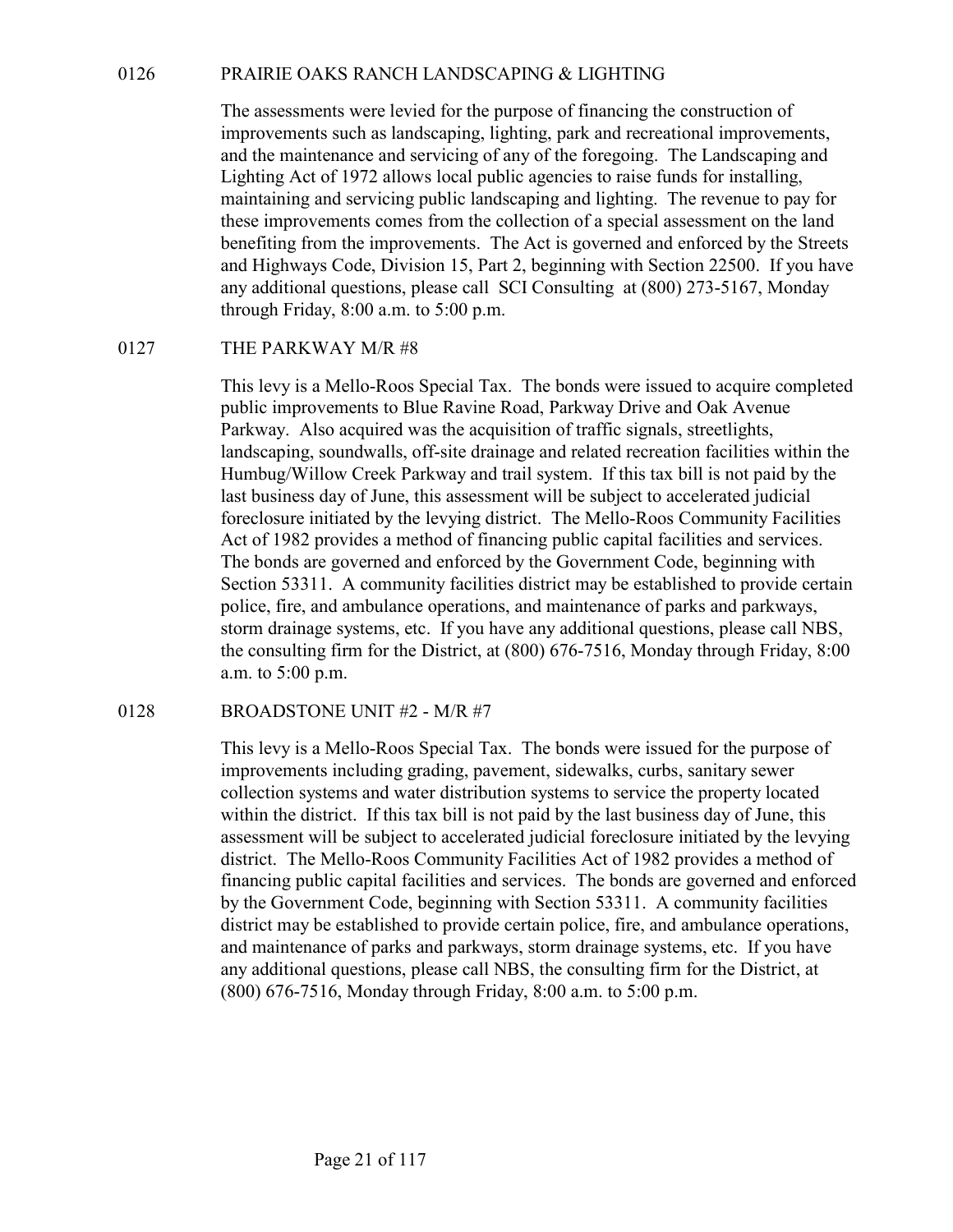## 0126 PRAIRIE OAKS RANCH LANDSCAPING & LIGHTING

The assessments were levied for the purpose of financing the construction of improvements such as landscaping, lighting, park and recreational improvements, and the maintenance and servicing of any of the foregoing. The Landscaping and Lighting Act of 1972 allows local public agencies to raise funds for installing, maintaining and servicing public landscaping and lighting. The revenue to pay for these improvements comes from the collection of a special assessment on the land benefiting from the improvements. The Act is governed and enforced by the Streets and Highways Code, Division 15, Part 2, beginning with Section 22500. If you have any additional questions, please call SCI Consulting at (800) 273-5167, Monday through Friday, 8:00 a.m. to 5:00 p.m.

## 0127 THE PARKWAY M/R #8

This levy is a Mello-Roos Special Tax. The bonds were issued to acquire completed public improvements to Blue Ravine Road, Parkway Drive and Oak Avenue Parkway. Also acquired was the acquisition of traffic signals, streetlights, landscaping, soundwalls, off-site drainage and related recreation facilities within the Humbug/Willow Creek Parkway and trail system. If this tax bill is not paid by the last business day of June, this assessment will be subject to accelerated judicial foreclosure initiated by the levying district. The Mello-Roos Community Facilities Act of 1982 provides a method of financing public capital facilities and services. The bonds are governed and enforced by the Government Code, beginning with Section 53311. A community facilities district may be established to provide certain police, fire, and ambulance operations, and maintenance of parks and parkways, storm drainage systems, etc. If you have any additional questions, please call NBS, the consulting firm for the District, at (800) 676-7516, Monday through Friday, 8:00 a.m. to 5:00 p.m.

## 0128 BROADSTONE UNIT #2 - M/R #7

This levy is a Mello-Roos Special Tax. The bonds were issued for the purpose of improvements including grading, pavement, sidewalks, curbs, sanitary sewer collection systems and water distribution systems to service the property located within the district. If this tax bill is not paid by the last business day of June, this assessment will be subject to accelerated judicial foreclosure initiated by the levying district. The Mello-Roos Community Facilities Act of 1982 provides a method of financing public capital facilities and services. The bonds are governed and enforced by the Government Code, beginning with Section 53311. A community facilities district may be established to provide certain police, fire, and ambulance operations, and maintenance of parks and parkways, storm drainage systems, etc. If you have any additional questions, please call NBS, the consulting firm for the District, at (800) 676-7516, Monday through Friday, 8:00 a.m. to 5:00 p.m.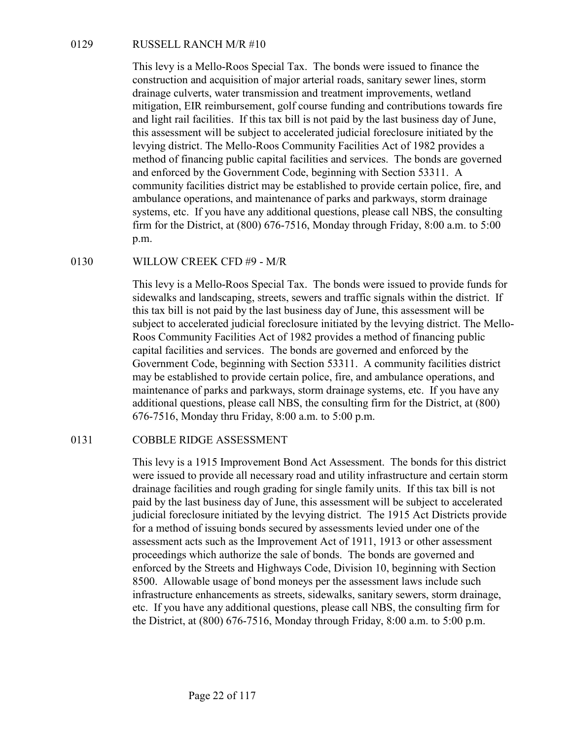## 0129 RUSSELL RANCH M/R #10

This levy is a Mello-Roos Special Tax. The bonds were issued to finance the construction and acquisition of major arterial roads, sanitary sewer lines, storm drainage culverts, water transmission and treatment improvements, wetland mitigation, EIR reimbursement, golf course funding and contributions towards fire and light rail facilities. If this tax bill is not paid by the last business day of June, this assessment will be subject to accelerated judicial foreclosure initiated by the levying district. The Mello-Roos Community Facilities Act of 1982 provides a method of financing public capital facilities and services. The bonds are governed and enforced by the Government Code, beginning with Section 53311. A community facilities district may be established to provide certain police, fire, and ambulance operations, and maintenance of parks and parkways, storm drainage systems, etc. If you have any additional questions, please call NBS, the consulting firm for the District, at (800) 676-7516, Monday through Friday, 8:00 a.m. to 5:00 p.m.

## 0130 WILLOW CREEK CFD #9 - M/R

This levy is a Mello-Roos Special Tax. The bonds were issued to provide funds for sidewalks and landscaping, streets, sewers and traffic signals within the district. If this tax bill is not paid by the last business day of June, this assessment will be subject to accelerated judicial foreclosure initiated by the levying district. The Mello-Roos Community Facilities Act of 1982 provides a method of financing public capital facilities and services. The bonds are governed and enforced by the Government Code, beginning with Section 53311. A community facilities district may be established to provide certain police, fire, and ambulance operations, and maintenance of parks and parkways, storm drainage systems, etc. If you have any additional questions, please call NBS, the consulting firm for the District, at (800) 676-7516, Monday thru Friday, 8:00 a.m. to 5:00 p.m.

## 0131 COBBLE RIDGE ASSESSMENT

This levy is a 1915 Improvement Bond Act Assessment. The bonds for this district were issued to provide all necessary road and utility infrastructure and certain storm drainage facilities and rough grading for single family units. If this tax bill is not paid by the last business day of June, this assessment will be subject to accelerated judicial foreclosure initiated by the levying district. The 1915 Act Districts provide for a method of issuing bonds secured by assessments levied under one of the assessment acts such as the Improvement Act of 1911, 1913 or other assessment proceedings which authorize the sale of bonds. The bonds are governed and enforced by the Streets and Highways Code, Division 10, beginning with Section 8500. Allowable usage of bond moneys per the assessment laws include such infrastructure enhancements as streets, sidewalks, sanitary sewers, storm drainage, etc. If you have any additional questions, please call NBS, the consulting firm for the District, at (800) 676-7516, Monday through Friday, 8:00 a.m. to 5:00 p.m.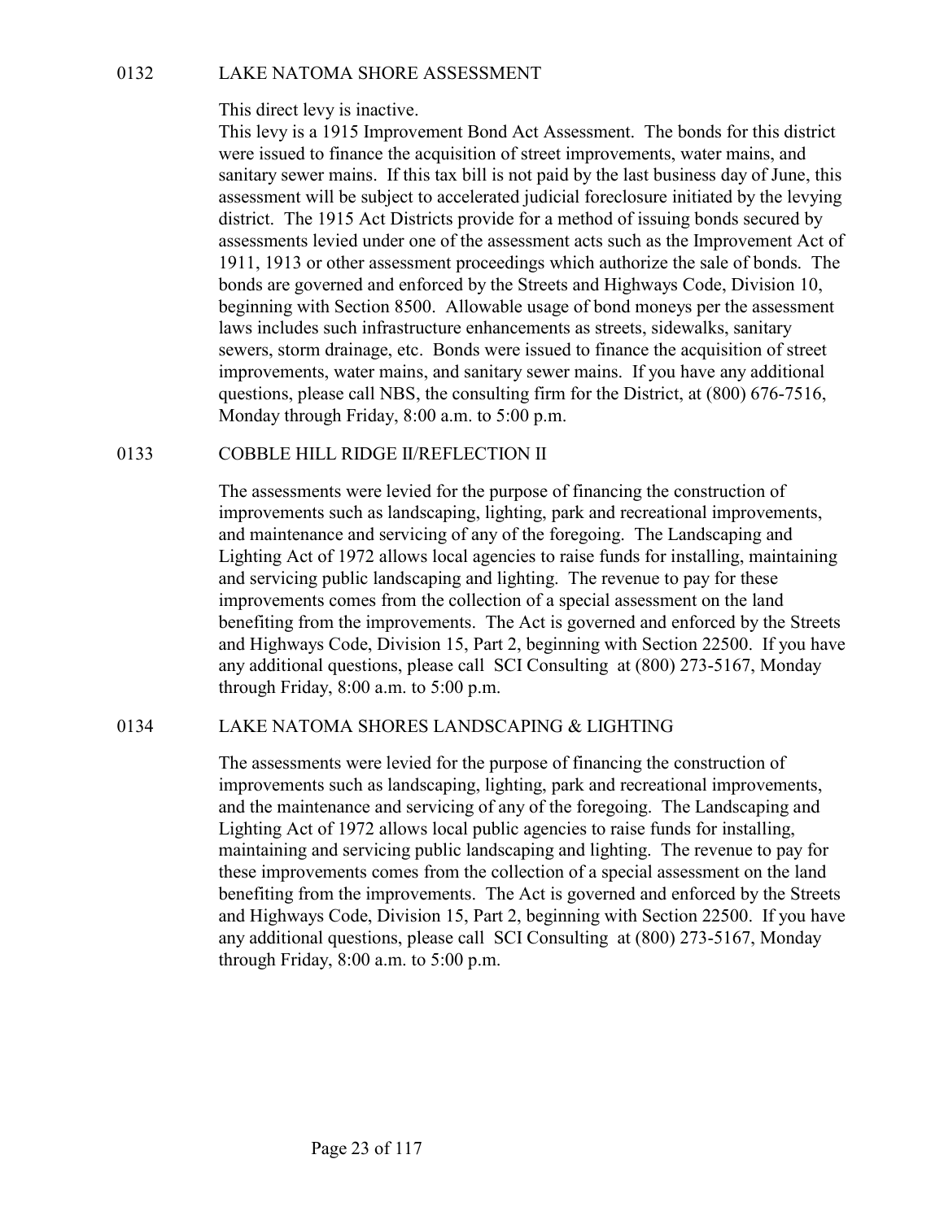## 0132 LAKE NATOMA SHORE ASSESSMENT

This direct levy is inactive.

This levy is a 1915 Improvement Bond Act Assessment. The bonds for this district were issued to finance the acquisition of street improvements, water mains, and sanitary sewer mains. If this tax bill is not paid by the last business day of June, this assessment will be subject to accelerated judicial foreclosure initiated by the levying district. The 1915 Act Districts provide for a method of issuing bonds secured by assessments levied under one of the assessment acts such as the Improvement Act of 1911, 1913 or other assessment proceedings which authorize the sale of bonds. The bonds are governed and enforced by the Streets and Highways Code, Division 10, beginning with Section 8500. Allowable usage of bond moneys per the assessment laws includes such infrastructure enhancements as streets, sidewalks, sanitary sewers, storm drainage, etc. Bonds were issued to finance the acquisition of street improvements, water mains, and sanitary sewer mains. If you have any additional questions, please call NBS, the consulting firm for the District, at (800) 676-7516, Monday through Friday, 8:00 a.m. to 5:00 p.m.

## 0133 COBBLE HILL RIDGE II/REFLECTION II

The assessments were levied for the purpose of financing the construction of improvements such as landscaping, lighting, park and recreational improvements, and maintenance and servicing of any of the foregoing. The Landscaping and Lighting Act of 1972 allows local agencies to raise funds for installing, maintaining and servicing public landscaping and lighting. The revenue to pay for these improvements comes from the collection of a special assessment on the land benefiting from the improvements. The Act is governed and enforced by the Streets and Highways Code, Division 15, Part 2, beginning with Section 22500. If you have any additional questions, please call SCI Consulting at (800) 273-5167, Monday through Friday, 8:00 a.m. to 5:00 p.m.

## 0134 LAKE NATOMA SHORES LANDSCAPING & LIGHTING

The assessments were levied for the purpose of financing the construction of improvements such as landscaping, lighting, park and recreational improvements, and the maintenance and servicing of any of the foregoing. The Landscaping and Lighting Act of 1972 allows local public agencies to raise funds for installing, maintaining and servicing public landscaping and lighting. The revenue to pay for these improvements comes from the collection of a special assessment on the land benefiting from the improvements. The Act is governed and enforced by the Streets and Highways Code, Division 15, Part 2, beginning with Section 22500. If you have any additional questions, please call SCI Consulting at (800) 273-5167, Monday through Friday, 8:00 a.m. to 5:00 p.m.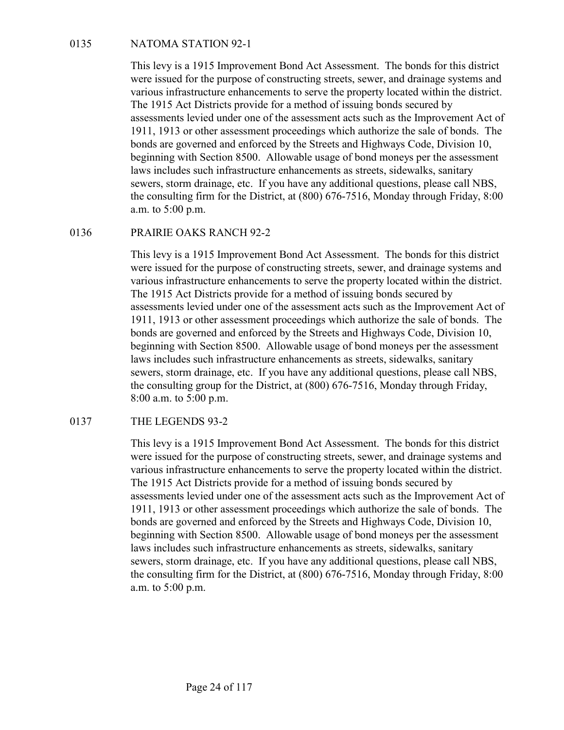## 0135 NATOMA STATION 92-1

This levy is a 1915 Improvement Bond Act Assessment. The bonds for this district were issued for the purpose of constructing streets, sewer, and drainage systems and various infrastructure enhancements to serve the property located within the district. The 1915 Act Districts provide for a method of issuing bonds secured by assessments levied under one of the assessment acts such as the Improvement Act of 1911, 1913 or other assessment proceedings which authorize the sale of bonds. The bonds are governed and enforced by the Streets and Highways Code, Division 10, beginning with Section 8500. Allowable usage of bond moneys per the assessment laws includes such infrastructure enhancements as streets, sidewalks, sanitary sewers, storm drainage, etc. If you have any additional questions, please call NBS, the consulting firm for the District, at (800) 676-7516, Monday through Friday, 8:00 a.m. to 5:00 p.m.

## 0136 PRAIRIE OAKS RANCH 92-2

This levy is a 1915 Improvement Bond Act Assessment. The bonds for this district were issued for the purpose of constructing streets, sewer, and drainage systems and various infrastructure enhancements to serve the property located within the district. The 1915 Act Districts provide for a method of issuing bonds secured by assessments levied under one of the assessment acts such as the Improvement Act of 1911, 1913 or other assessment proceedings which authorize the sale of bonds. The bonds are governed and enforced by the Streets and Highways Code, Division 10, beginning with Section 8500. Allowable usage of bond moneys per the assessment laws includes such infrastructure enhancements as streets, sidewalks, sanitary sewers, storm drainage, etc. If you have any additional questions, please call NBS, the consulting group for the District, at (800) 676-7516, Monday through Friday, 8:00 a.m. to 5:00 p.m.

## 0137 THE LEGENDS 93-2

This levy is a 1915 Improvement Bond Act Assessment. The bonds for this district were issued for the purpose of constructing streets, sewer, and drainage systems and various infrastructure enhancements to serve the property located within the district. The 1915 Act Districts provide for a method of issuing bonds secured by assessments levied under one of the assessment acts such as the Improvement Act of 1911, 1913 or other assessment proceedings which authorize the sale of bonds. The bonds are governed and enforced by the Streets and Highways Code, Division 10, beginning with Section 8500. Allowable usage of bond moneys per the assessment laws includes such infrastructure enhancements as streets, sidewalks, sanitary sewers, storm drainage, etc. If you have any additional questions, please call NBS, the consulting firm for the District, at (800) 676-7516, Monday through Friday, 8:00 a.m. to 5:00 p.m.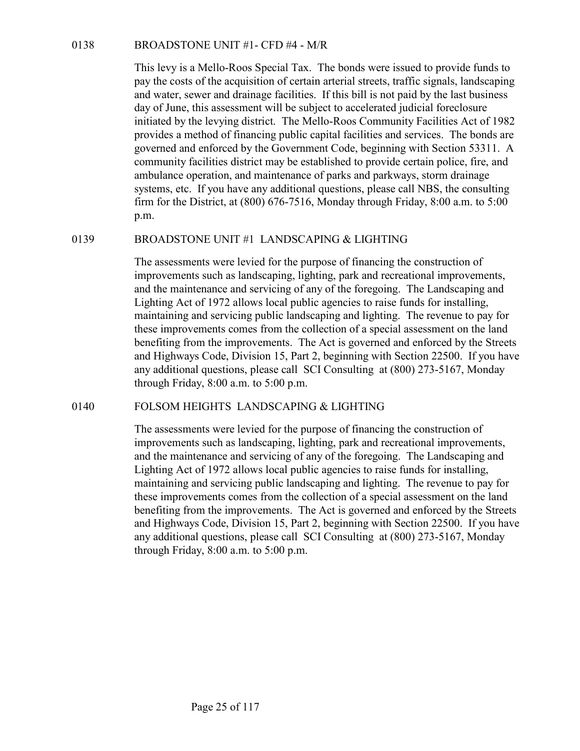### 0138 BROADSTONE UNIT #1- CFD #4 - M/R

This levy is a Mello-Roos Special Tax. The bonds were issued to provide funds to pay the costs of the acquisition of certain arterial streets, traffic signals, landscaping and water, sewer and drainage facilities. If this bill is not paid by the last business day of June, this assessment will be subject to accelerated judicial foreclosure initiated by the levying district. The Mello-Roos Community Facilities Act of 1982 provides a method of financing public capital facilities and services. The bonds are governed and enforced by the Government Code, beginning with Section 53311. A community facilities district may be established to provide certain police, fire, and ambulance operation, and maintenance of parks and parkways, storm drainage systems, etc. If you have any additional questions, please call NBS, the consulting firm for the District, at (800) 676-7516, Monday through Friday, 8:00 a.m. to 5:00 p.m.

### 0139 BROADSTONE UNIT #1 LANDSCAPING & LIGHTING

The assessments were levied for the purpose of financing the construction of improvements such as landscaping, lighting, park and recreational improvements, and the maintenance and servicing of any of the foregoing. The Landscaping and Lighting Act of 1972 allows local public agencies to raise funds for installing, maintaining and servicing public landscaping and lighting. The revenue to pay for these improvements comes from the collection of a special assessment on the land benefiting from the improvements. The Act is governed and enforced by the Streets and Highways Code, Division 15, Part 2, beginning with Section 22500. If you have any additional questions, please call SCI Consulting at (800) 273-5167, Monday through Friday, 8:00 a.m. to 5:00 p.m.

### 0140 FOLSOM HEIGHTS LANDSCAPING & LIGHTING

The assessments were levied for the purpose of financing the construction of improvements such as landscaping, lighting, park and recreational improvements, and the maintenance and servicing of any of the foregoing. The Landscaping and Lighting Act of 1972 allows local public agencies to raise funds for installing, maintaining and servicing public landscaping and lighting. The revenue to pay for these improvements comes from the collection of a special assessment on the land benefiting from the improvements. The Act is governed and enforced by the Streets and Highways Code, Division 15, Part 2, beginning with Section 22500. If you have any additional questions, please call SCI Consulting at (800) 273-5167, Monday through Friday, 8:00 a.m. to 5:00 p.m.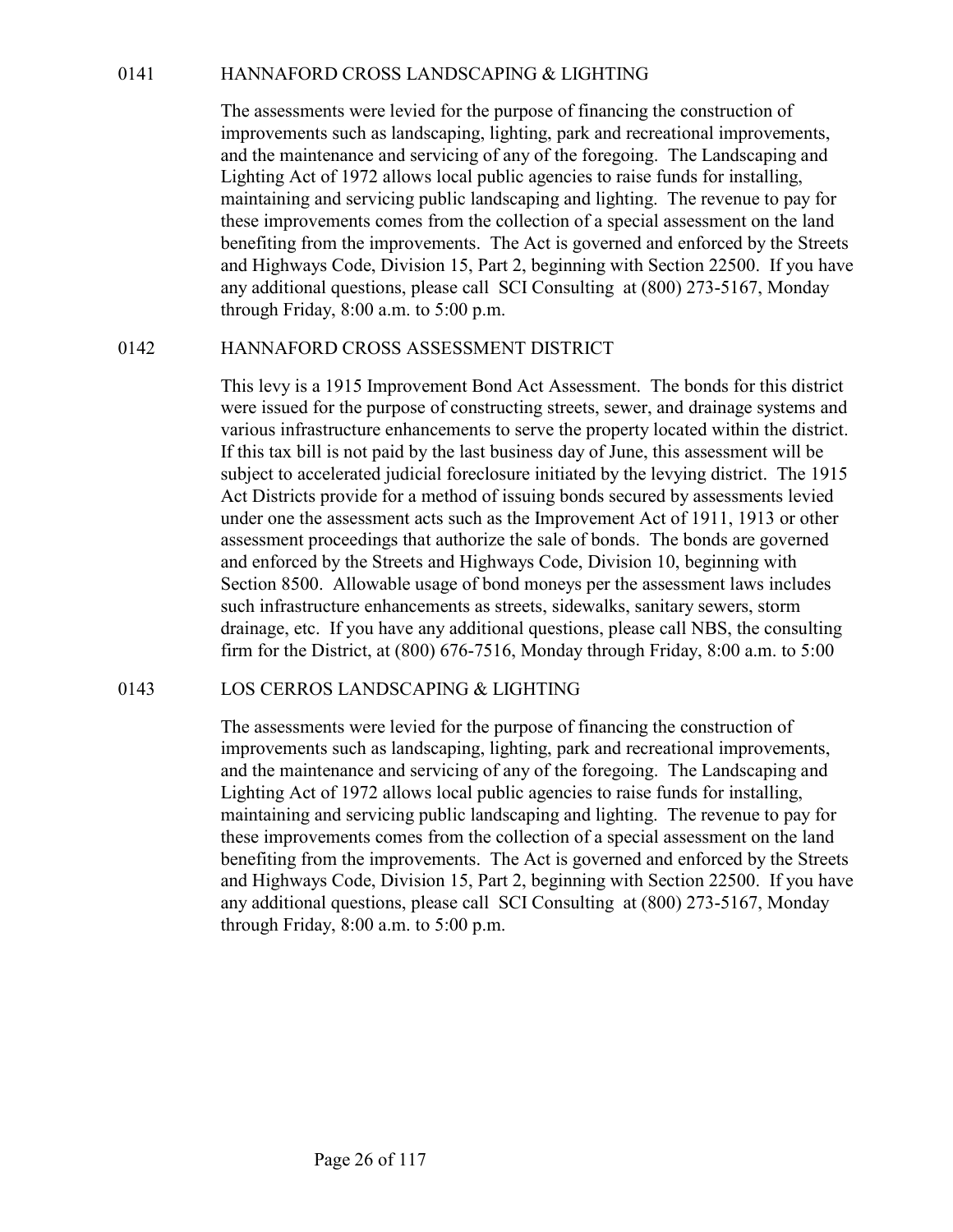## 0141 HANNAFORD CROSS LANDSCAPING & LIGHTING

The assessments were levied for the purpose of financing the construction of improvements such as landscaping, lighting, park and recreational improvements, and the maintenance and servicing of any of the foregoing. The Landscaping and Lighting Act of 1972 allows local public agencies to raise funds for installing, maintaining and servicing public landscaping and lighting. The revenue to pay for these improvements comes from the collection of a special assessment on the land benefiting from the improvements. The Act is governed and enforced by the Streets and Highways Code, Division 15, Part 2, beginning with Section 22500. If you have any additional questions, please call SCI Consulting at (800) 273-5167, Monday through Friday, 8:00 a.m. to 5:00 p.m.

## 0142 HANNAFORD CROSS ASSESSMENT DISTRICT

This levy is a 1915 Improvement Bond Act Assessment. The bonds for this district were issued for the purpose of constructing streets, sewer, and drainage systems and various infrastructure enhancements to serve the property located within the district. If this tax bill is not paid by the last business day of June, this assessment will be subject to accelerated judicial foreclosure initiated by the levying district. The 1915 Act Districts provide for a method of issuing bonds secured by assessments levied under one the assessment acts such as the Improvement Act of 1911, 1913 or other assessment proceedings that authorize the sale of bonds. The bonds are governed and enforced by the Streets and Highways Code, Division 10, beginning with Section 8500. Allowable usage of bond moneys per the assessment laws includes such infrastructure enhancements as streets, sidewalks, sanitary sewers, storm drainage, etc. If you have any additional questions, please call NBS, the consulting firm for the District, at (800) 676-7516, Monday through Friday, 8:00 a.m. to 5:00

## 0143 LOS CERROS LANDSCAPING & LIGHTING

The assessments were levied for the purpose of financing the construction of improvements such as landscaping, lighting, park and recreational improvements, and the maintenance and servicing of any of the foregoing. The Landscaping and Lighting Act of 1972 allows local public agencies to raise funds for installing, maintaining and servicing public landscaping and lighting. The revenue to pay for these improvements comes from the collection of a special assessment on the land benefiting from the improvements. The Act is governed and enforced by the Streets and Highways Code, Division 15, Part 2, beginning with Section 22500. If you have any additional questions, please call SCI Consulting at (800) 273-5167, Monday through Friday, 8:00 a.m. to 5:00 p.m.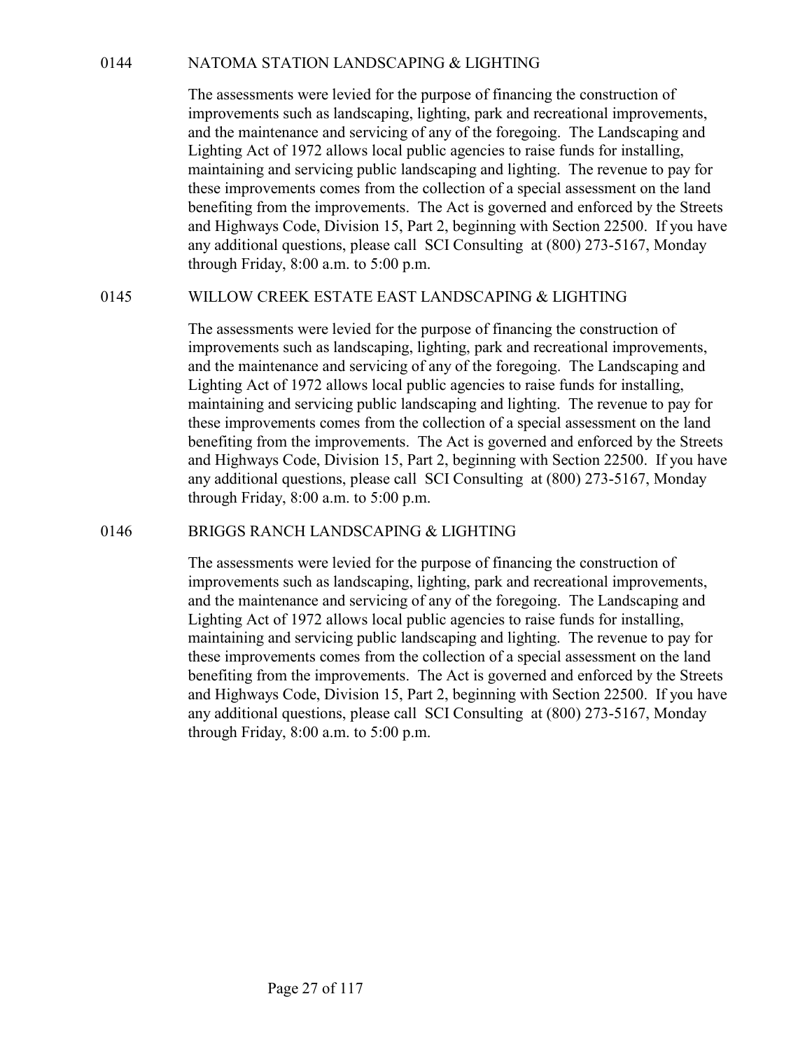## 0144 NATOMA STATION LANDSCAPING & LIGHTING

The assessments were levied for the purpose of financing the construction of improvements such as landscaping, lighting, park and recreational improvements, and the maintenance and servicing of any of the foregoing. The Landscaping and Lighting Act of 1972 allows local public agencies to raise funds for installing, maintaining and servicing public landscaping and lighting. The revenue to pay for these improvements comes from the collection of a special assessment on the land benefiting from the improvements. The Act is governed and enforced by the Streets and Highways Code, Division 15, Part 2, beginning with Section 22500. If you have any additional questions, please call SCI Consulting at (800) 273-5167, Monday through Friday, 8:00 a.m. to 5:00 p.m.

## 0145 WILLOW CREEK ESTATE EAST LANDSCAPING & LIGHTING

The assessments were levied for the purpose of financing the construction of improvements such as landscaping, lighting, park and recreational improvements, and the maintenance and servicing of any of the foregoing. The Landscaping and Lighting Act of 1972 allows local public agencies to raise funds for installing, maintaining and servicing public landscaping and lighting. The revenue to pay for these improvements comes from the collection of a special assessment on the land benefiting from the improvements. The Act is governed and enforced by the Streets and Highways Code, Division 15, Part 2, beginning with Section 22500. If you have any additional questions, please call SCI Consulting at (800) 273-5167, Monday through Friday, 8:00 a.m. to 5:00 p.m.

## 0146 BRIGGS RANCH LANDSCAPING & LIGHTING

The assessments were levied for the purpose of financing the construction of improvements such as landscaping, lighting, park and recreational improvements, and the maintenance and servicing of any of the foregoing. The Landscaping and Lighting Act of 1972 allows local public agencies to raise funds for installing, maintaining and servicing public landscaping and lighting. The revenue to pay for these improvements comes from the collection of a special assessment on the land benefiting from the improvements. The Act is governed and enforced by the Streets and Highways Code, Division 15, Part 2, beginning with Section 22500. If you have any additional questions, please call SCI Consulting at (800) 273-5167, Monday through Friday, 8:00 a.m. to 5:00 p.m.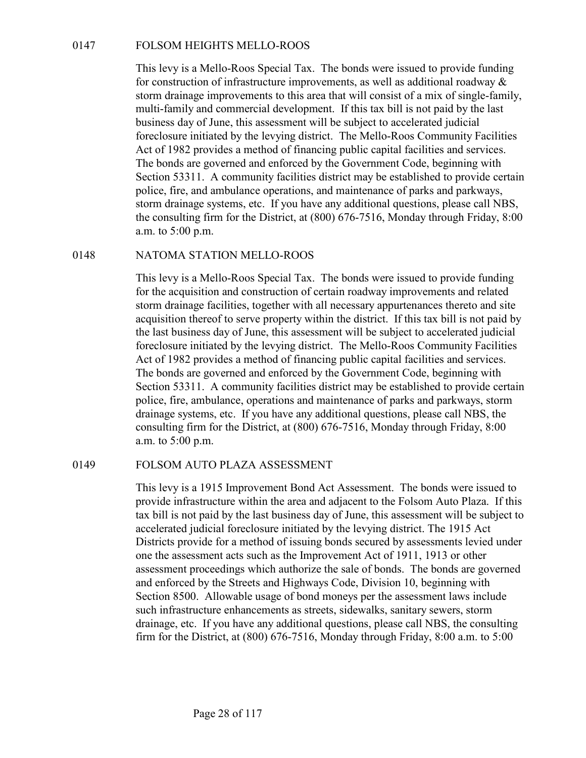## 0147 FOLSOM HEIGHTS MELLO-ROOS

This levy is a Mello-Roos Special Tax. The bonds were issued to provide funding for construction of infrastructure improvements, as well as additional roadway & storm drainage improvements to this area that will consist of a mix of single-family, multi-family and commercial development. If this tax bill is not paid by the last business day of June, this assessment will be subject to accelerated judicial foreclosure initiated by the levying district. The Mello-Roos Community Facilities Act of 1982 provides a method of financing public capital facilities and services. The bonds are governed and enforced by the Government Code, beginning with Section 53311. A community facilities district may be established to provide certain police, fire, and ambulance operations, and maintenance of parks and parkways, storm drainage systems, etc. If you have any additional questions, please call NBS, the consulting firm for the District, at (800) 676-7516, Monday through Friday, 8:00 a.m. to 5:00 p.m.

## 0148 NATOMA STATION MELLO-ROOS

This levy is a Mello-Roos Special Tax. The bonds were issued to provide funding for the acquisition and construction of certain roadway improvements and related storm drainage facilities, together with all necessary appurtenances thereto and site acquisition thereof to serve property within the district. If this tax bill is not paid by the last business day of June, this assessment will be subject to accelerated judicial foreclosure initiated by the levying district. The Mello-Roos Community Facilities Act of 1982 provides a method of financing public capital facilities and services. The bonds are governed and enforced by the Government Code, beginning with Section 53311. A community facilities district may be established to provide certain police, fire, ambulance, operations and maintenance of parks and parkways, storm drainage systems, etc. If you have any additional questions, please call NBS, the consulting firm for the District, at (800) 676-7516, Monday through Friday, 8:00 a.m. to 5:00 p.m.

## 0149 FOLSOM AUTO PLAZA ASSESSMENT

This levy is a 1915 Improvement Bond Act Assessment. The bonds were issued to provide infrastructure within the area and adjacent to the Folsom Auto Plaza. If this tax bill is not paid by the last business day of June, this assessment will be subject to accelerated judicial foreclosure initiated by the levying district. The 1915 Act Districts provide for a method of issuing bonds secured by assessments levied under one the assessment acts such as the Improvement Act of 1911, 1913 or other assessment proceedings which authorize the sale of bonds. The bonds are governed and enforced by the Streets and Highways Code, Division 10, beginning with Section 8500. Allowable usage of bond moneys per the assessment laws include such infrastructure enhancements as streets, sidewalks, sanitary sewers, storm drainage, etc. If you have any additional questions, please call NBS, the consulting firm for the District, at (800) 676-7516, Monday through Friday, 8:00 a.m. to 5:00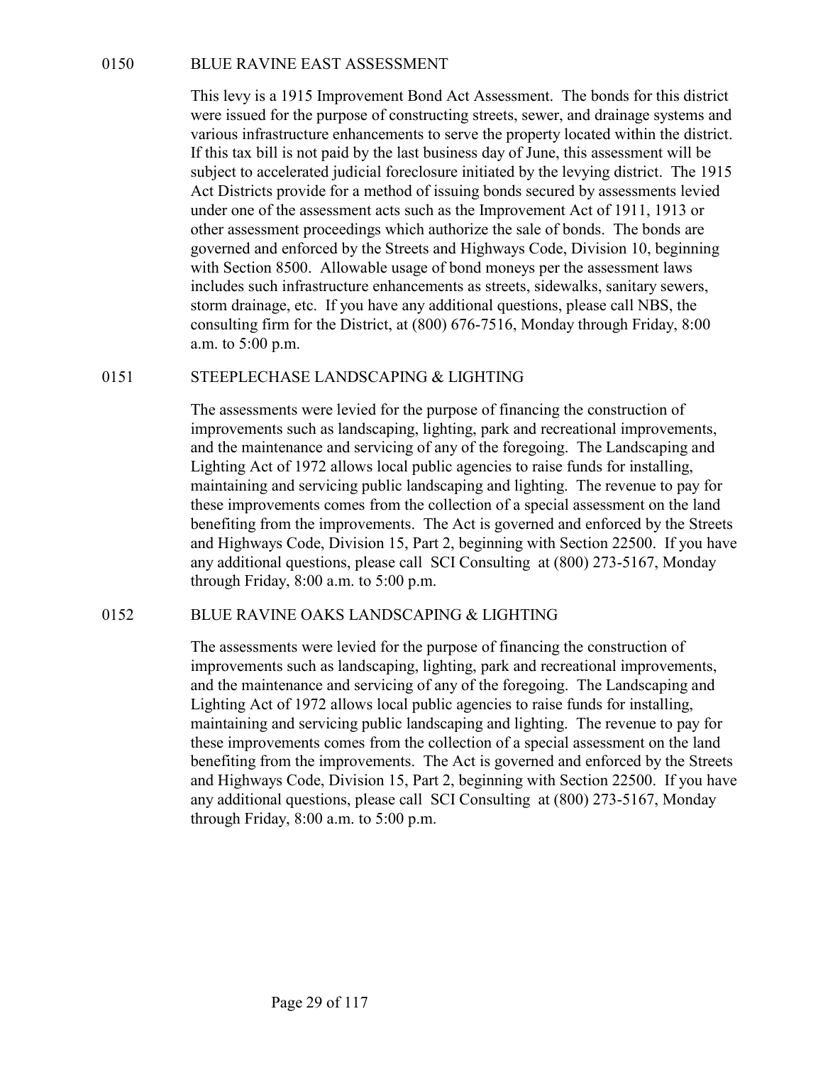## 0150 BLUE RAVINE EAST ASSESSMENT

This levy is a 1915 Improvement Bond Act Assessment. The bonds for this district were issued for the purpose of constructing streets, sewer, and drainage systems and various infrastructure enhancements to serve the property located within the district. If this tax bill is not paid by the last business day of June, this assessment will be subject to accelerated judicial foreclosure initiated by the levying district. The 1915 Act Districts provide for a method of issuing bonds secured by assessments levied under one of the assessment acts such as the Improvement Act of 1911, 1913 or other assessment proceedings which authorize the sale of bonds. The bonds are governed and enforced by the Streets and Highways Code, Division 10, beginning with Section 8500. Allowable usage of bond moneys per the assessment laws includes such infrastructure enhancements as streets, sidewalks, sanitary sewers, storm drainage, etc. If you have any additional questions, please call NBS, the consulting firm for the District, at (800) 676-7516, Monday through Friday, 8:00 a.m. to 5:00 p.m.

## 0151 STEEPLECHASE LANDSCAPING & LIGHTING

The assessments were levied for the purpose of financing the construction of improvements such as landscaping, lighting, park and recreational improvements, and the maintenance and servicing of any of the foregoing. The Landscaping and Lighting Act of 1972 allows local public agencies to raise funds for installing, maintaining and servicing public landscaping and lighting. The revenue to pay for these improvements comes from the collection of a special assessment on the land benefiting from the improvements. The Act is governed and enforced by the Streets and Highways Code, Division 15, Part 2, beginning with Section 22500. If you have any additional questions, please call SCI Consulting at (800) 273-5167, Monday through Friday, 8:00 a.m. to 5:00 p.m.

## 0152 BLUE RAVINE OAKS LANDSCAPING & LIGHTING

The assessments were levied for the purpose of financing the construction of improvements such as landscaping, lighting, park and recreational improvements, and the maintenance and servicing of any of the foregoing. The Landscaping and Lighting Act of 1972 allows local public agencies to raise funds for installing, maintaining and servicing public landscaping and lighting. The revenue to pay for these improvements comes from the collection of a special assessment on the land benefiting from the improvements. The Act is governed and enforced by the Streets and Highways Code, Division 15, Part 2, beginning with Section 22500. If you have any additional questions, please call SCI Consulting at (800) 273-5167, Monday through Friday, 8:00 a.m. to 5:00 p.m.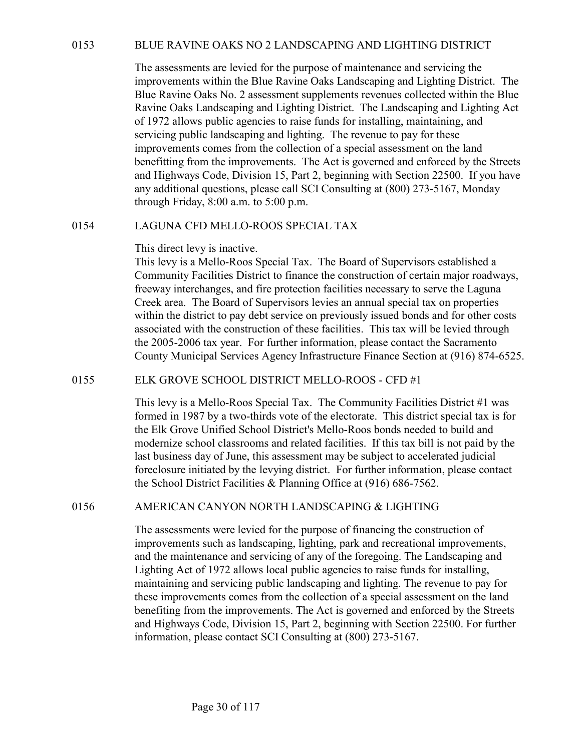## 0153 BLUE RAVINE OAKS NO 2 LANDSCAPING AND LIGHTING DISTRICT

The assessments are levied for the purpose of maintenance and servicing the improvements within the Blue Ravine Oaks Landscaping and Lighting District. The Blue Ravine Oaks No. 2 assessment supplements revenues collected within the Blue Ravine Oaks Landscaping and Lighting District. The Landscaping and Lighting Act of 1972 allows public agencies to raise funds for installing, maintaining, and servicing public landscaping and lighting. The revenue to pay for these improvements comes from the collection of a special assessment on the land benefitting from the improvements. The Act is governed and enforced by the Streets and Highways Code, Division 15, Part 2, beginning with Section 22500. If you have any additional questions, please call SCI Consulting at (800) 273-5167, Monday through Friday, 8:00 a.m. to 5:00 p.m.

## 0154 LAGUNA CFD MELLO-ROOS SPECIAL TAX

This direct levy is inactive.
This levy is a Mello-Roos Special Tax. The Board of Supervisors established a Community Facilities District to finance the construction of certain major roadways, freeway interchanges, and fire protection facilities necessary to serve the Laguna Creek area. The Board of Supervisors levies an annual special tax on properties within the district to pay debt service on previously issued bonds and for other costs associated with the construction of these facilities. This tax will be levied through the 2005-2006 tax year. For further information, please contact the Sacramento County Municipal Services Agency Infrastructure Finance Section at (916) 874-6525.

## 0155 ELK GROVE SCHOOL DISTRICT MELLO-ROOS - CFD #1

This levy is a Mello-Roos Special Tax. The Community Facilities District #1 was formed in 1987 by a two-thirds vote of the electorate. This district special tax is for the Elk Grove Unified School District's Mello-Roos bonds needed to build and modernize school classrooms and related facilities. If this tax bill is not paid by the last business day of June, this assessment may be subject to accelerated judicial foreclosure initiated by the levying district. For further information, please contact the School District Facilities & Planning Office at (916) 686-7562.

## 0156 AMERICAN CANYON NORTH LANDSCAPING & LIGHTING

The assessments were levied for the purpose of financing the construction of improvements such as landscaping, lighting, park and recreational improvements, and the maintenance and servicing of any of the foregoing. The Landscaping and Lighting Act of 1972 allows local public agencies to raise funds for installing, maintaining and servicing public landscaping and lighting. The revenue to pay for these improvements comes from the collection of a special assessment on the land benefiting from the improvements. The Act is governed and enforced by the Streets and Highways Code, Division 15, Part 2, beginning with Section 22500. For further information, please contact SCI Consulting at (800) 273-5167.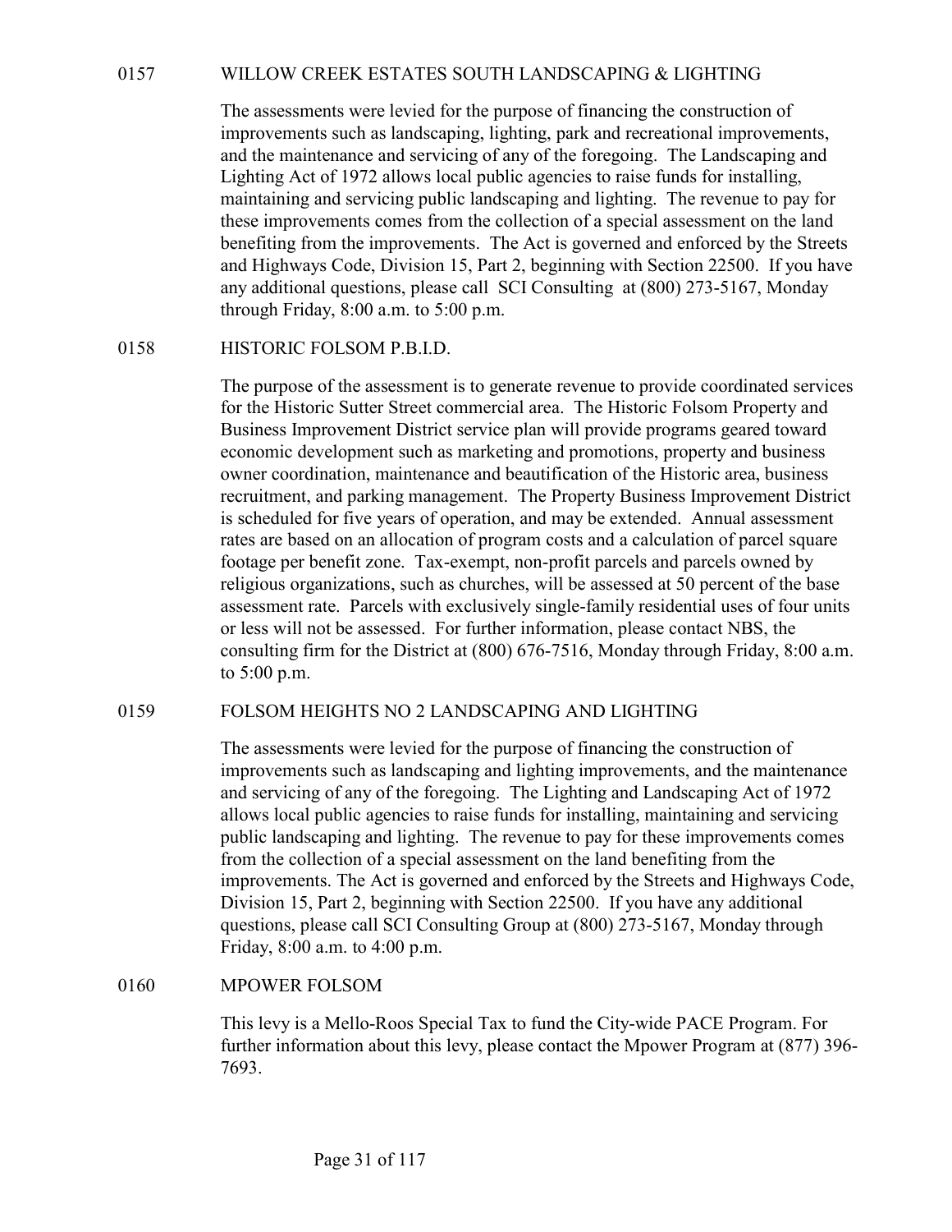## 0157 WILLOW CREEK ESTATES SOUTH LANDSCAPING & LIGHTING

The assessments were levied for the purpose of financing the construction of improvements such as landscaping, lighting, park and recreational improvements, and the maintenance and servicing of any of the foregoing. The Landscaping and Lighting Act of 1972 allows local public agencies to raise funds for installing, maintaining and servicing public landscaping and lighting. The revenue to pay for these improvements comes from the collection of a special assessment on the land benefiting from the improvements. The Act is governed and enforced by the Streets and Highways Code, Division 15, Part 2, beginning with Section 22500. If you have any additional questions, please call SCI Consulting at (800) 273-5167, Monday through Friday, 8:00 a.m. to 5:00 p.m.

## 0158 HISTORIC FOLSOM P.B.I.D.

The purpose of the assessment is to generate revenue to provide coordinated services for the Historic Sutter Street commercial area. The Historic Folsom Property and Business Improvement District service plan will provide programs geared toward economic development such as marketing and promotions, property and business owner coordination, maintenance and beautification of the Historic area, business recruitment, and parking management. The Property Business Improvement District is scheduled for five years of operation, and may be extended. Annual assessment rates are based on an allocation of program costs and a calculation of parcel square footage per benefit zone. Tax-exempt, non-profit parcels and parcels owned by religious organizations, such as churches, will be assessed at 50 percent of the base assessment rate. Parcels with exclusively single-family residential uses of four units or less will not be assessed. For further information, please contact NBS, the consulting firm for the District at (800) 676-7516, Monday through Friday, 8:00 a.m. to 5:00 p.m.

## 0159 FOLSOM HEIGHTS NO 2 LANDSCAPING AND LIGHTING

The assessments were levied for the purpose of financing the construction of improvements such as landscaping and lighting improvements, and the maintenance and servicing of any of the foregoing. The Lighting and Landscaping Act of 1972 allows local public agencies to raise funds for installing, maintaining and servicing public landscaping and lighting. The revenue to pay for these improvements comes from the collection of a special assessment on the land benefiting from the improvements. The Act is governed and enforced by the Streets and Highways Code, Division 15, Part 2, beginning with Section 22500. If you have any additional questions, please call SCI Consulting Group at (800) 273-5167, Monday through Friday, 8:00 a.m. to 4:00 p.m.

## 0160 MPOWER FOLSOM

This levy is a Mello-Roos Special Tax to fund the City-wide PACE Program. For further information about this levy, please contact the Mpower Program at (877) 396-7693.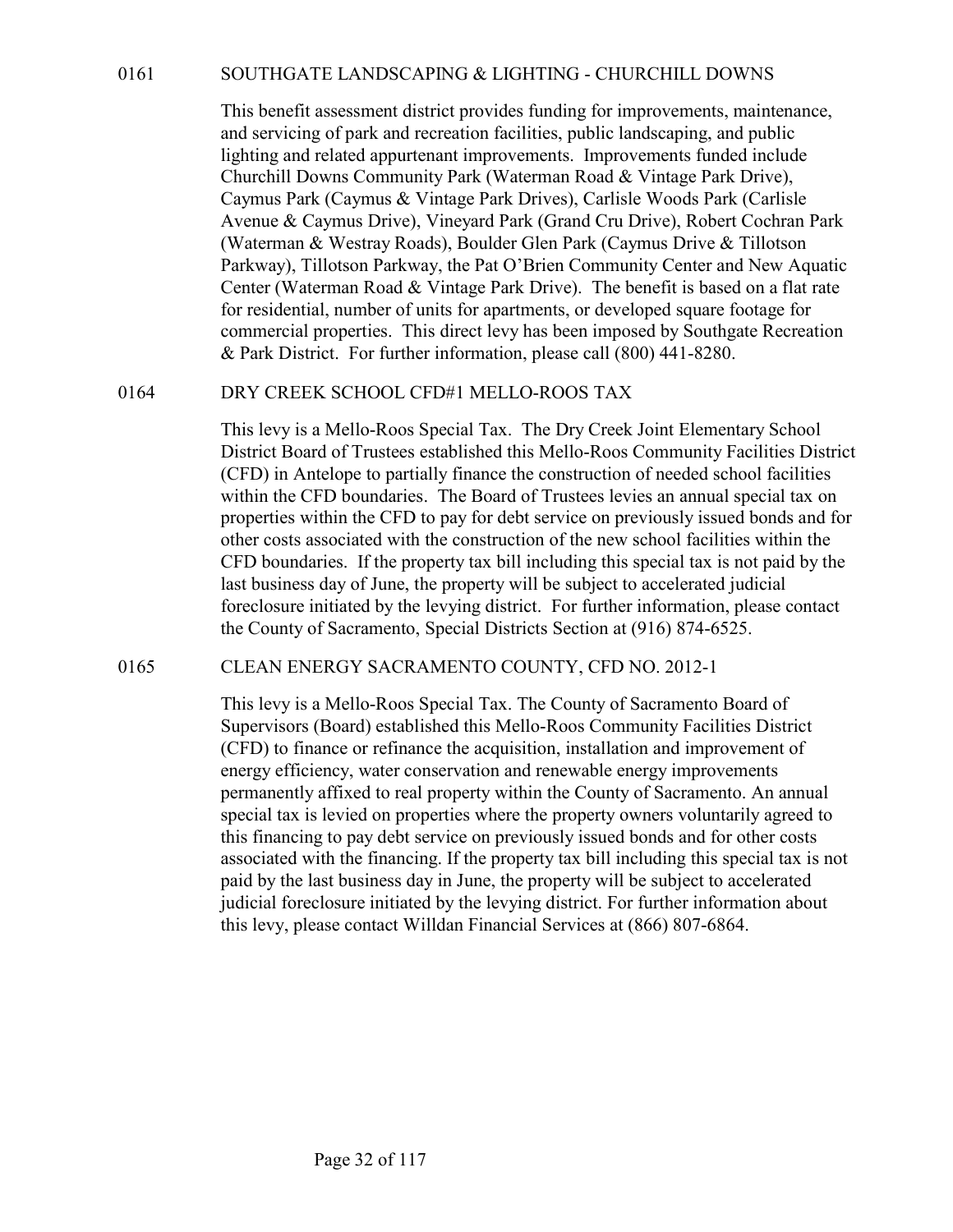## 0161 SOUTHGATE LANDSCAPING & LIGHTING - CHURCHILL DOWNS

This benefit assessment district provides funding for improvements, maintenance, and servicing of park and recreation facilities, public landscaping, and public lighting and related appurtenant improvements. Improvements funded include Churchill Downs Community Park (Waterman Road & Vintage Park Drive), Caymus Park (Caymus & Vintage Park Drives), Carlisle Woods Park (Carlisle Avenue & Caymus Drive), Vineyard Park (Grand Cru Drive), Robert Cochran Park (Waterman & Westray Roads), Boulder Glen Park (Caymus Drive & Tillotson Parkway), Tillotson Parkway, the Pat O'Brien Community Center and New Aquatic Center (Waterman Road & Vintage Park Drive). The benefit is based on a flat rate for residential, number of units for apartments, or developed square footage for commercial properties. This direct levy has been imposed by Southgate Recreation & Park District. For further information, please call (800) 441-8280.

## 0164 DRY CREEK SCHOOL CFD#1 MELLO-ROOS TAX

This levy is a Mello-Roos Special Tax. The Dry Creek Joint Elementary School District Board of Trustees established this Mello-Roos Community Facilities District (CFD) in Antelope to partially finance the construction of needed school facilities within the CFD boundaries. The Board of Trustees levies an annual special tax on properties within the CFD to pay for debt service on previously issued bonds and for other costs associated with the construction of the new school facilities within the CFD boundaries. If the property tax bill including this special tax is not paid by the last business day of June, the property will be subject to accelerated judicial foreclosure initiated by the levying district. For further information, please contact the County of Sacramento, Special Districts Section at (916) 874-6525.

## 0165 CLEAN ENERGY SACRAMENTO COUNTY, CFD NO. 2012-1

This levy is a Mello-Roos Special Tax. The County of Sacramento Board of Supervisors (Board) established this Mello-Roos Community Facilities District (CFD) to finance or refinance the acquisition, installation and improvement of energy efficiency, water conservation and renewable energy improvements permanently affixed to real property within the County of Sacramento. An annual special tax is levied on properties where the property owners voluntarily agreed to this financing to pay debt service on previously issued bonds and for other costs associated with the financing. If the property tax bill including this special tax is not paid by the last business day in June, the property will be subject to accelerated judicial foreclosure initiated by the levying district. For further information about this levy, please contact Willdan Financial Services at (866) 807-6864.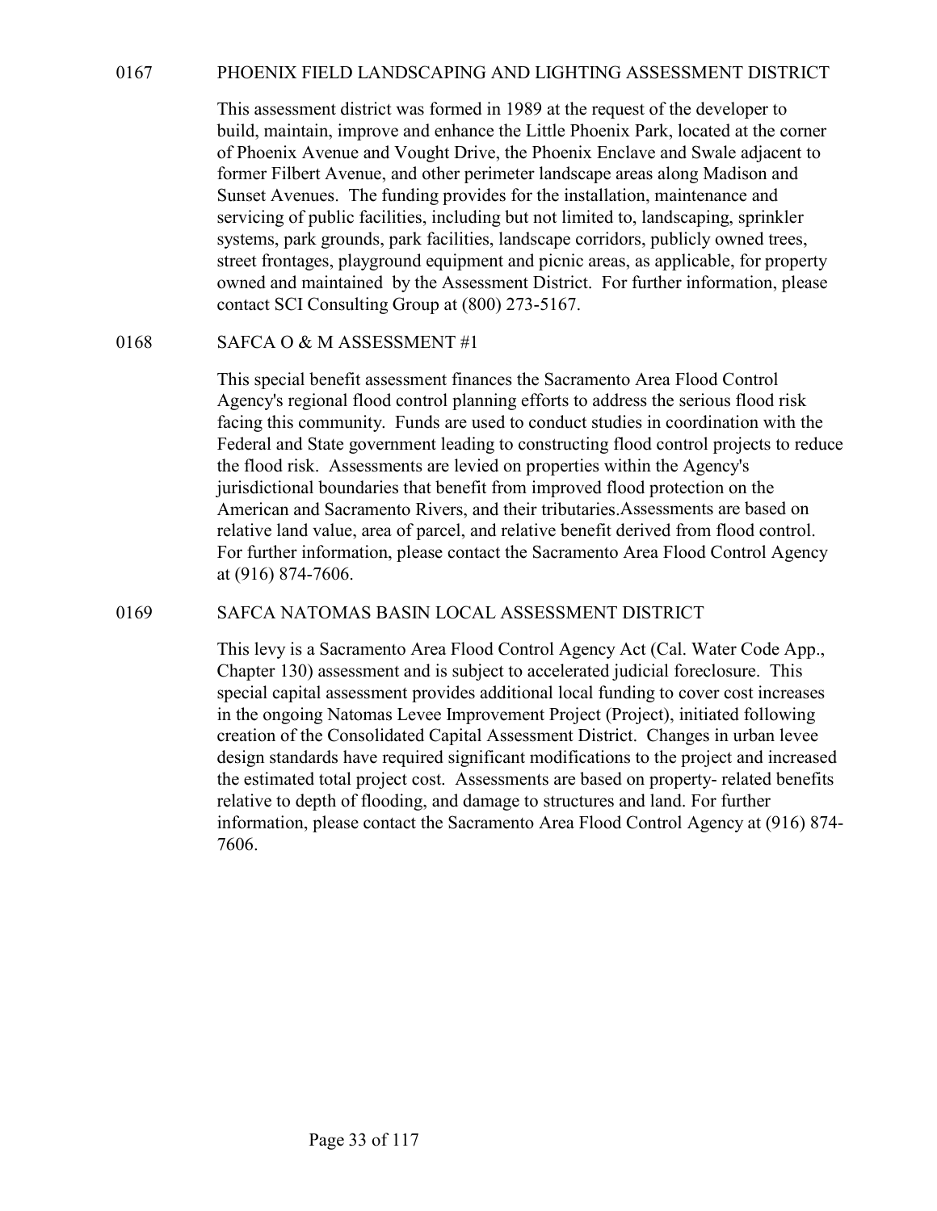## 0167 PHOENIX FIELD LANDSCAPING AND LIGHTING ASSESSMENT DISTRICT

This assessment district was formed in 1989 at the request of the developer to build, maintain, improve and enhance the Little Phoenix Park, located at the corner of Phoenix Avenue and Vought Drive, the Phoenix Enclave and Swale adjacent to former Filbert Avenue, and other perimeter landscape areas along Madison and Sunset Avenues. The funding provides for the installation, maintenance and servicing of public facilities, including but not limited to, landscaping, sprinkler systems, park grounds, park facilities, landscape corridors, publicly owned trees, street frontages, playground equipment and picnic areas, as applicable, for property owned and maintained by the Assessment District. For further information, please contact SCI Consulting Group at (800) 273-5167.

## 0168 SAFCA O & M ASSESSMENT #1

This special benefit assessment finances the Sacramento Area Flood Control Agency's regional flood control planning efforts to address the serious flood risk facing this community. Funds are used to conduct studies in coordination with the Federal and State government leading to constructing flood control projects to reduce the flood risk. Assessments are levied on properties within the Agency's jurisdictional boundaries that benefit from improved flood protection on the American and Sacramento Rivers, and their tributaries.Assessments are based on relative land value, area of parcel, and relative benefit derived from flood control. For further information, please contact the Sacramento Area Flood Control Agency at (916) 874-7606.

## 0169 SAFCA NATOMAS BASIN LOCAL ASSESSMENT DISTRICT

This levy is a Sacramento Area Flood Control Agency Act (Cal. Water Code App., Chapter 130) assessment and is subject to accelerated judicial foreclosure. This special capital assessment provides additional local funding to cover cost increases in the ongoing Natomas Levee Improvement Project (Project), initiated following creation of the Consolidated Capital Assessment District. Changes in urban levee design standards have required significant modifications to the project and increased the estimated total project cost. Assessments are based on property- related benefits relative to depth of flooding, and damage to structures and land. For further information, please contact the Sacramento Area Flood Control Agency at (916) 874-7606.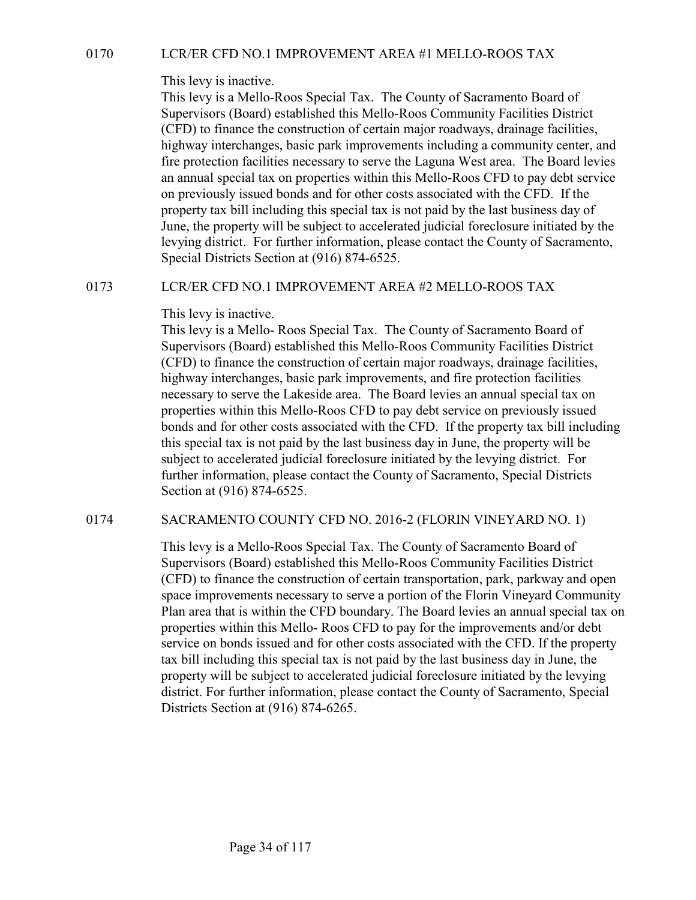## 0170 LCR/ER CFD NO.1 IMPROVEMENT AREA #1 MELLO-ROOS TAX

This levy is inactive.

This levy is a Mello-Roos Special Tax. The County of Sacramento Board of Supervisors (Board) established this Mello-Roos Community Facilities District (CFD) to finance the construction of certain major roadways, drainage facilities, highway interchanges, basic park improvements including a community center, and fire protection facilities necessary to serve the Laguna West area. The Board levies an annual special tax on properties within this Mello-Roos CFD to pay debt service on previously issued bonds and for other costs associated with the CFD. If the property tax bill including this special tax is not paid by the last business day of June, the property will be subject to accelerated judicial foreclosure initiated by the levying district. For further information, please contact the County of Sacramento, Special Districts Section at (916) 874-6525.

## 0173 LCR/ER CFD NO.1 IMPROVEMENT AREA #2 MELLO-ROOS TAX

This levy is inactive.

This levy is a Mello- Roos Special Tax. The County of Sacramento Board of Supervisors (Board) established this Mello-Roos Community Facilities District (CFD) to finance the construction of certain major roadways, drainage facilities, highway interchanges, basic park improvements, and fire protection facilities necessary to serve the Lakeside area. The Board levies an annual special tax on properties within this Mello-Roos CFD to pay debt service on previously issued bonds and for other costs associated with the CFD. If the property tax bill including this special tax is not paid by the last business day in June, the property will be subject to accelerated judicial foreclosure initiated by the levying district. For further information, please contact the County of Sacramento, Special Districts Section at (916) 874-6525.

## 0174 SACRAMENTO COUNTY CFD NO. 2016-2 (FLORIN VINEYARD NO. 1)

This levy is a Mello-Roos Special Tax. The County of Sacramento Board of Supervisors (Board) established this Mello-Roos Community Facilities District (CFD) to finance the construction of certain transportation, park, parkway and open space improvements necessary to serve a portion of the Florin Vineyard Community Plan area that is within the CFD boundary. The Board levies an annual special tax on properties within this Mello- Roos CFD to pay for the improvements and/or debt service on bonds issued and for other costs associated with the CFD. If the property tax bill including this special tax is not paid by the last business day in June, the property will be subject to accelerated judicial foreclosure initiated by the levying district. For further information, please contact the County of Sacramento, Special Districts Section at (916) 874-6265.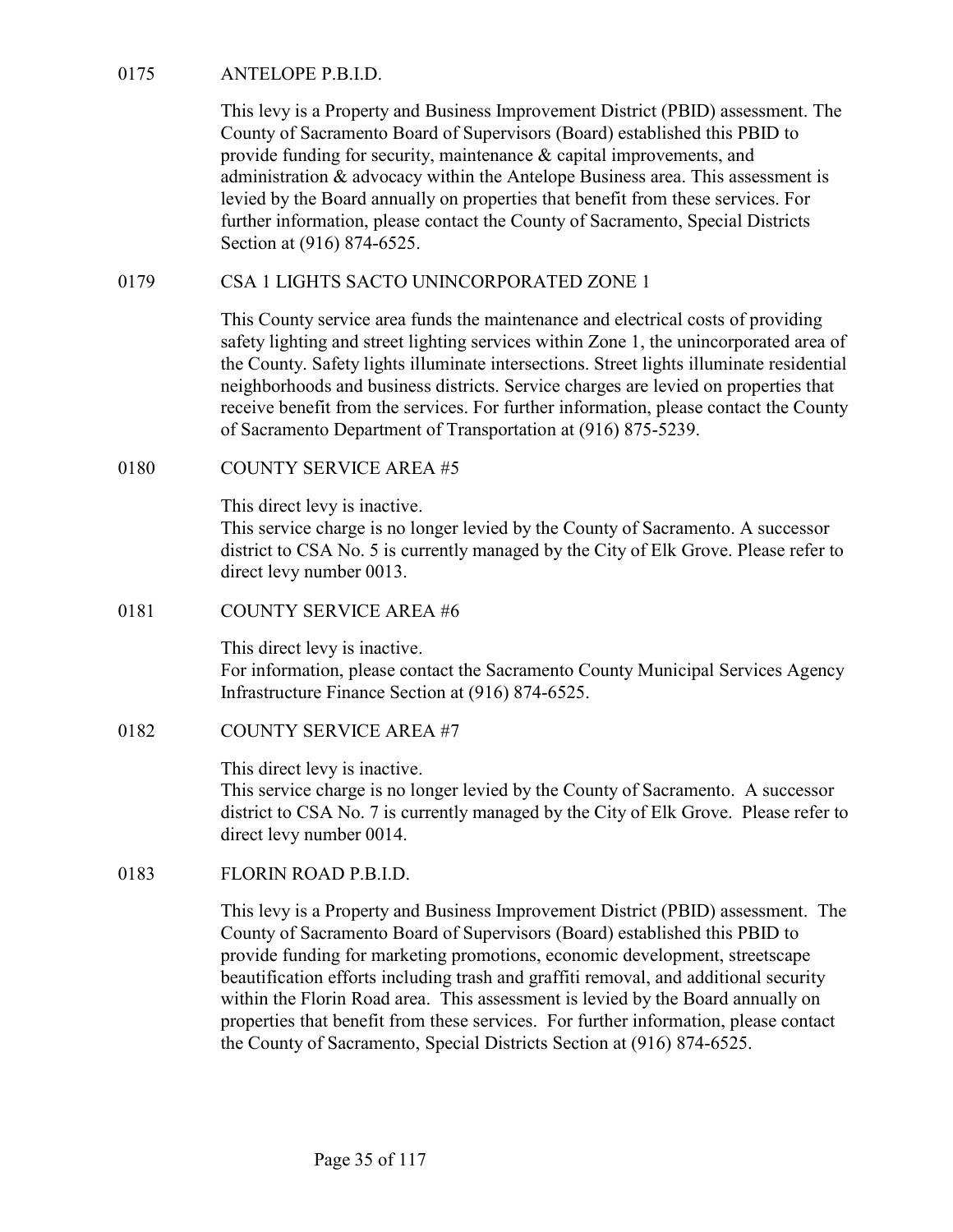## 0175 ANTELOPE P.B.I.D.

This levy is a Property and Business Improvement District (PBID) assessment. The County of Sacramento Board of Supervisors (Board) established this PBID to provide funding for security, maintenance & capital improvements, and administration & advocacy within the Antelope Business area. This assessment is levied by the Board annually on properties that benefit from these services. For further information, please contact the County of Sacramento, Special Districts Section at (916) 874-6525.

## 0179 CSA 1 LIGHTS SACTO UNINCORPORATED ZONE 1

This County service area funds the maintenance and electrical costs of providing safety lighting and street lighting services within Zone 1, the unincorporated area of the County. Safety lights illuminate intersections. Street lights illuminate residential neighborhoods and business districts. Service charges are levied on properties that receive benefit from the services. For further information, please contact the County of Sacramento Department of Transportation at (916) 875-5239.

## 0180 COUNTY SERVICE AREA #5

This direct levy is inactive.
This service charge is no longer levied by the County of Sacramento. A successor district to CSA No. 5 is currently managed by the City of Elk Grove. Please refer to direct levy number 0013.

## 0181 COUNTY SERVICE AREA #6

This direct levy is inactive.
For information, please contact the Sacramento County Municipal Services Agency Infrastructure Finance Section at (916) 874-6525.

## 0182 COUNTY SERVICE AREA #7

This direct levy is inactive.
This service charge is no longer levied by the County of Sacramento. A successor district to CSA No. 7 is currently managed by the City of Elk Grove. Please refer to direct levy number 0014.

## 0183 FLORIN ROAD P.B.I.D.

This levy is a Property and Business Improvement District (PBID) assessment. The County of Sacramento Board of Supervisors (Board) established this PBID to provide funding for marketing promotions, economic development, streetscape beautification efforts including trash and graffiti removal, and additional security within the Florin Road area. This assessment is levied by the Board annually on properties that benefit from these services. For further information, please contact the County of Sacramento, Special Districts Section at (916) 874-6525.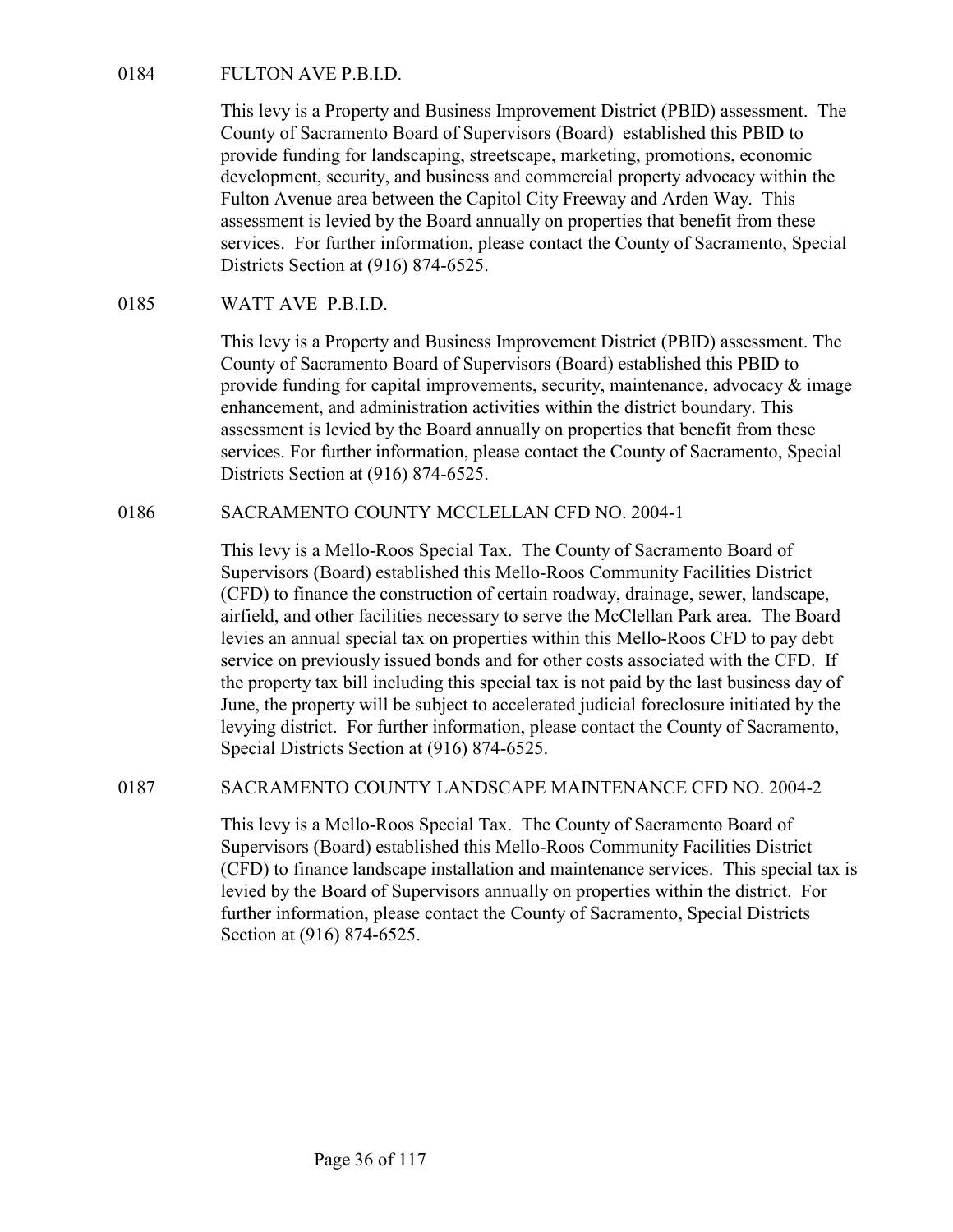## 0184 FULTON AVE P.B.I.D.

This levy is a Property and Business Improvement District (PBID) assessment. The County of Sacramento Board of Supervisors (Board) established this PBID to provide funding for landscaping, streetscape, marketing, promotions, economic development, security, and business and commercial property advocacy within the Fulton Avenue area between the Capitol City Freeway and Arden Way. This assessment is levied by the Board annually on properties that benefit from these services. For further information, please contact the County of Sacramento, Special Districts Section at (916) 874-6525.

## 0185 WATT AVE P.B.I.D.

This levy is a Property and Business Improvement District (PBID) assessment. The County of Sacramento Board of Supervisors (Board) established this PBID to provide funding for capital improvements, security, maintenance, advocacy & image enhancement, and administration activities within the district boundary. This assessment is levied by the Board annually on properties that benefit from these services. For further information, please contact the County of Sacramento, Special Districts Section at (916) 874-6525.

## 0186 SACRAMENTO COUNTY MCCLELLAN CFD NO. 2004-1

This levy is a Mello-Roos Special Tax. The County of Sacramento Board of Supervisors (Board) established this Mello-Roos Community Facilities District (CFD) to finance the construction of certain roadway, drainage, sewer, landscape, airfield, and other facilities necessary to serve the McClellan Park area. The Board levies an annual special tax on properties within this Mello-Roos CFD to pay debt service on previously issued bonds and for other costs associated with the CFD. If the property tax bill including this special tax is not paid by the last business day of June, the property will be subject to accelerated judicial foreclosure initiated by the levying district. For further information, please contact the County of Sacramento, Special Districts Section at (916) 874-6525.

## 0187 SACRAMENTO COUNTY LANDSCAPE MAINTENANCE CFD NO. 2004-2

This levy is a Mello-Roos Special Tax. The County of Sacramento Board of Supervisors (Board) established this Mello-Roos Community Facilities District (CFD) to finance landscape installation and maintenance services. This special tax is levied by the Board of Supervisors annually on properties within the district. For further information, please contact the County of Sacramento, Special Districts Section at (916) 874-6525.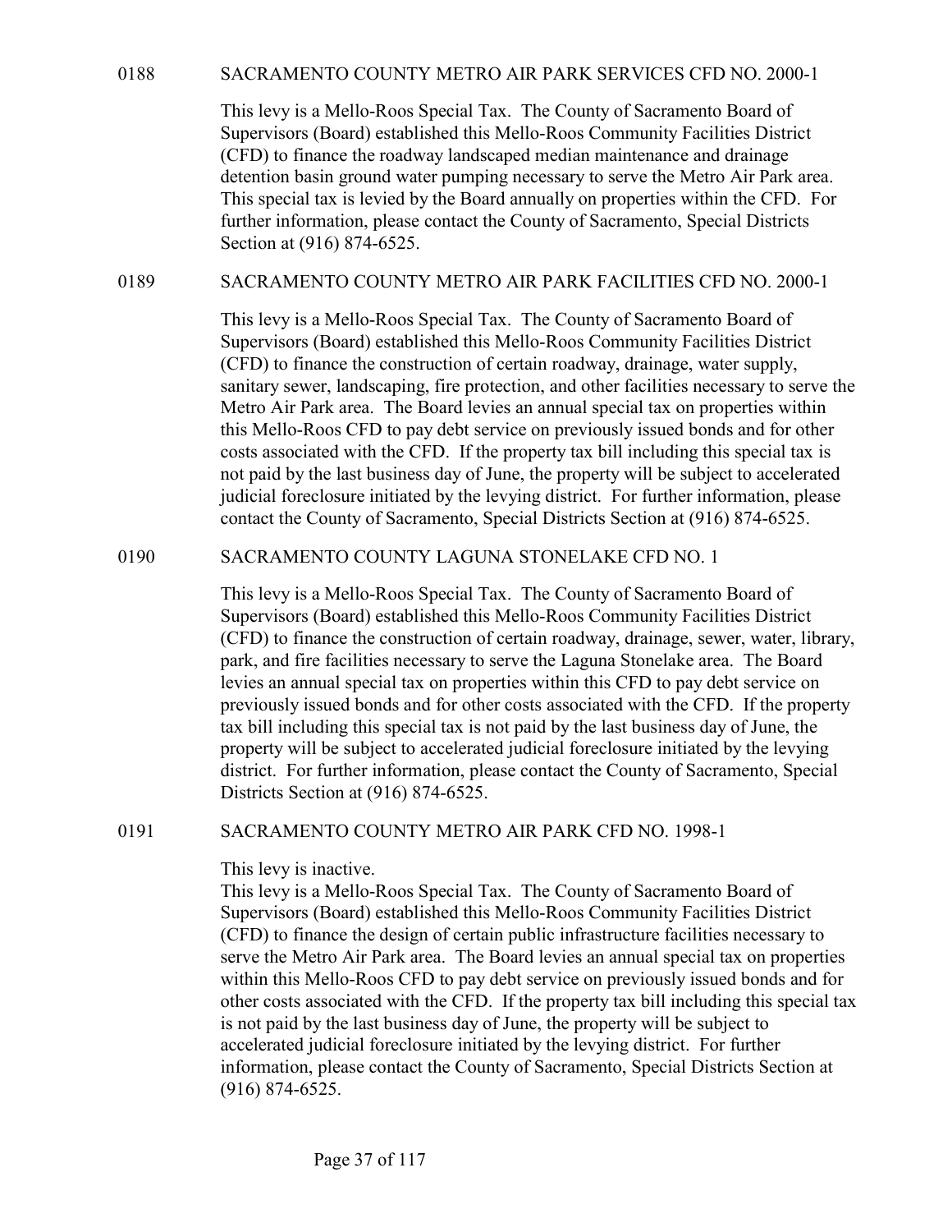## 0188 SACRAMENTO COUNTY METRO AIR PARK SERVICES CFD NO. 2000-1

This levy is a Mello-Roos Special Tax. The County of Sacramento Board of Supervisors (Board) established this Mello-Roos Community Facilities District (CFD) to finance the roadway landscaped median maintenance and drainage detention basin ground water pumping necessary to serve the Metro Air Park area. This special tax is levied by the Board annually on properties within the CFD. For further information, please contact the County of Sacramento, Special Districts Section at (916) 874-6525.

## 0189 SACRAMENTO COUNTY METRO AIR PARK FACILITIES CFD NO. 2000-1

This levy is a Mello-Roos Special Tax. The County of Sacramento Board of Supervisors (Board) established this Mello-Roos Community Facilities District (CFD) to finance the construction of certain roadway, drainage, water supply, sanitary sewer, landscaping, fire protection, and other facilities necessary to serve the Metro Air Park area. The Board levies an annual special tax on properties within this Mello-Roos CFD to pay debt service on previously issued bonds and for other costs associated with the CFD. If the property tax bill including this special tax is not paid by the last business day of June, the property will be subject to accelerated judicial foreclosure initiated by the levying district. For further information, please contact the County of Sacramento, Special Districts Section at (916) 874-6525.

## 0190 SACRAMENTO COUNTY LAGUNA STONELAKE CFD NO. 1

This levy is a Mello-Roos Special Tax. The County of Sacramento Board of Supervisors (Board) established this Mello-Roos Community Facilities District (CFD) to finance the construction of certain roadway, drainage, sewer, water, library, park, and fire facilities necessary to serve the Laguna Stonelake area. The Board levies an annual special tax on properties within this CFD to pay debt service on previously issued bonds and for other costs associated with the CFD. If the property tax bill including this special tax is not paid by the last business day of June, the property will be subject to accelerated judicial foreclosure initiated by the levying district. For further information, please contact the County of Sacramento, Special Districts Section at (916) 874-6525.

## 0191 SACRAMENTO COUNTY METRO AIR PARK CFD NO. 1998-1

This levy is inactive.
This levy is a Mello-Roos Special Tax. The County of Sacramento Board of Supervisors (Board) established this Mello-Roos Community Facilities District (CFD) to finance the design of certain public infrastructure facilities necessary to serve the Metro Air Park area. The Board levies an annual special tax on properties within this Mello-Roos CFD to pay debt service on previously issued bonds and for other costs associated with the CFD. If the property tax bill including this special tax is not paid by the last business day of June, the property will be subject to accelerated judicial foreclosure initiated by the levying district. For further information, please contact the County of Sacramento, Special Districts Section at (916) 874-6525.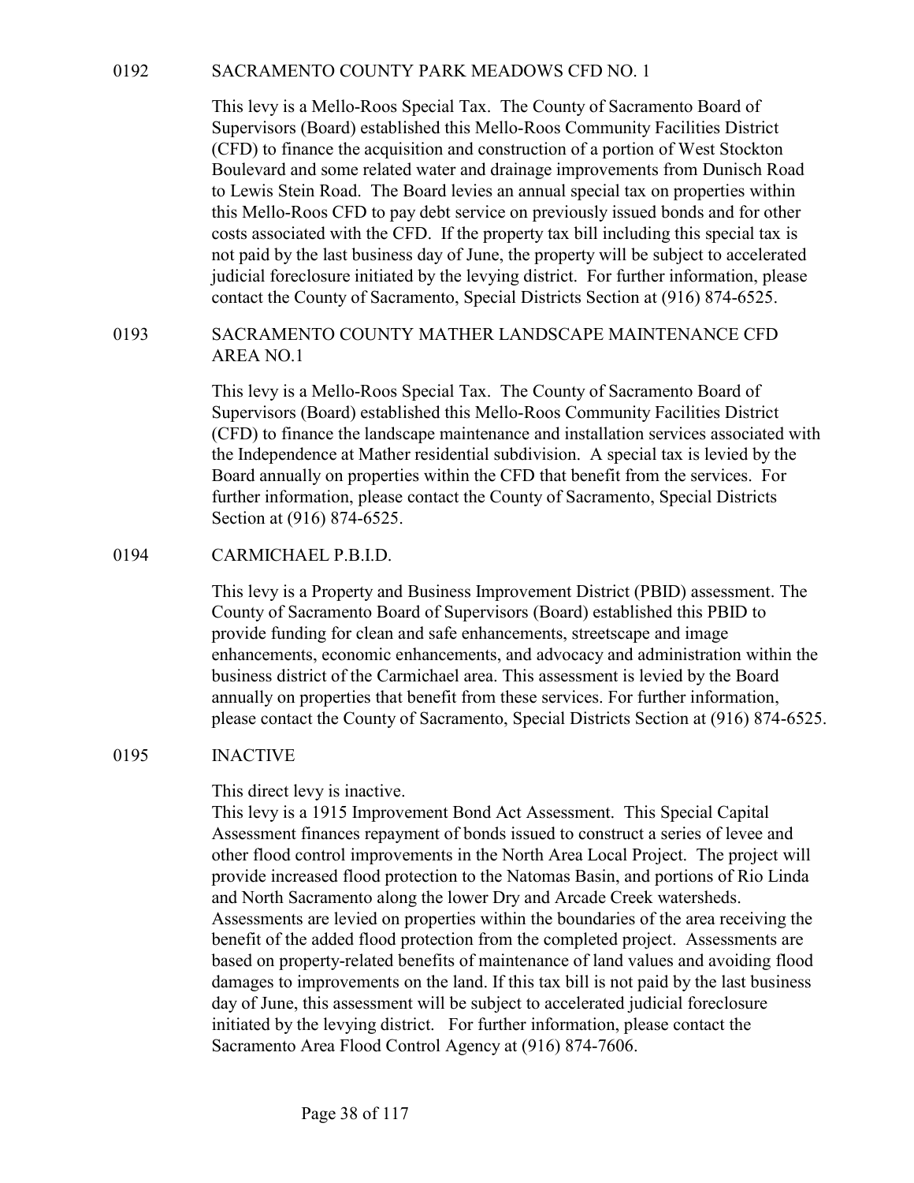### 0192 SACRAMENTO COUNTY PARK MEADOWS CFD NO. 1

This levy is a Mello-Roos Special Tax. The County of Sacramento Board of Supervisors (Board) established this Mello-Roos Community Facilities District (CFD) to finance the acquisition and construction of a portion of West Stockton Boulevard and some related water and drainage improvements from Dunisch Road to Lewis Stein Road. The Board levies an annual special tax on properties within this Mello-Roos CFD to pay debt service on previously issued bonds and for other costs associated with the CFD. If the property tax bill including this special tax is not paid by the last business day of June, the property will be subject to accelerated judicial foreclosure initiated by the levying district. For further information, please contact the County of Sacramento, Special Districts Section at (916) 874-6525.

### 0193 SACRAMENTO COUNTY MATHER LANDSCAPE MAINTENANCE CFD AREA NO.1

This levy is a Mello-Roos Special Tax. The County of Sacramento Board of Supervisors (Board) established this Mello-Roos Community Facilities District (CFD) to finance the landscape maintenance and installation services associated with the Independence at Mather residential subdivision. A special tax is levied by the Board annually on properties within the CFD that benefit from the services. For further information, please contact the County of Sacramento, Special Districts Section at (916) 874-6525.

### 0194 CARMICHAEL P.B.I.D.

This levy is a Property and Business Improvement District (PBID) assessment. The County of Sacramento Board of Supervisors (Board) established this PBID to provide funding for clean and safe enhancements, streetscape and image enhancements, economic enhancements, and advocacy and administration within the business district of the Carmichael area. This assessment is levied by the Board annually on properties that benefit from these services. For further information, please contact the County of Sacramento, Special Districts Section at (916) 874-6525.

### 0195 INACTIVE

This direct levy is inactive.
This levy is a 1915 Improvement Bond Act Assessment. This Special Capital Assessment finances repayment of bonds issued to construct a series of levee and other flood control improvements in the North Area Local Project. The project will provide increased flood protection to the Natomas Basin, and portions of Rio Linda and North Sacramento along the lower Dry and Arcade Creek watersheds. Assessments are levied on properties within the boundaries of the area receiving the benefit of the added flood protection from the completed project. Assessments are based on property-related benefits of maintenance of land values and avoiding flood damages to improvements on the land. If this tax bill is not paid by the last business day of June, this assessment will be subject to accelerated judicial foreclosure initiated by the levying district. For further information, please contact the Sacramento Area Flood Control Agency at (916) 874-7606.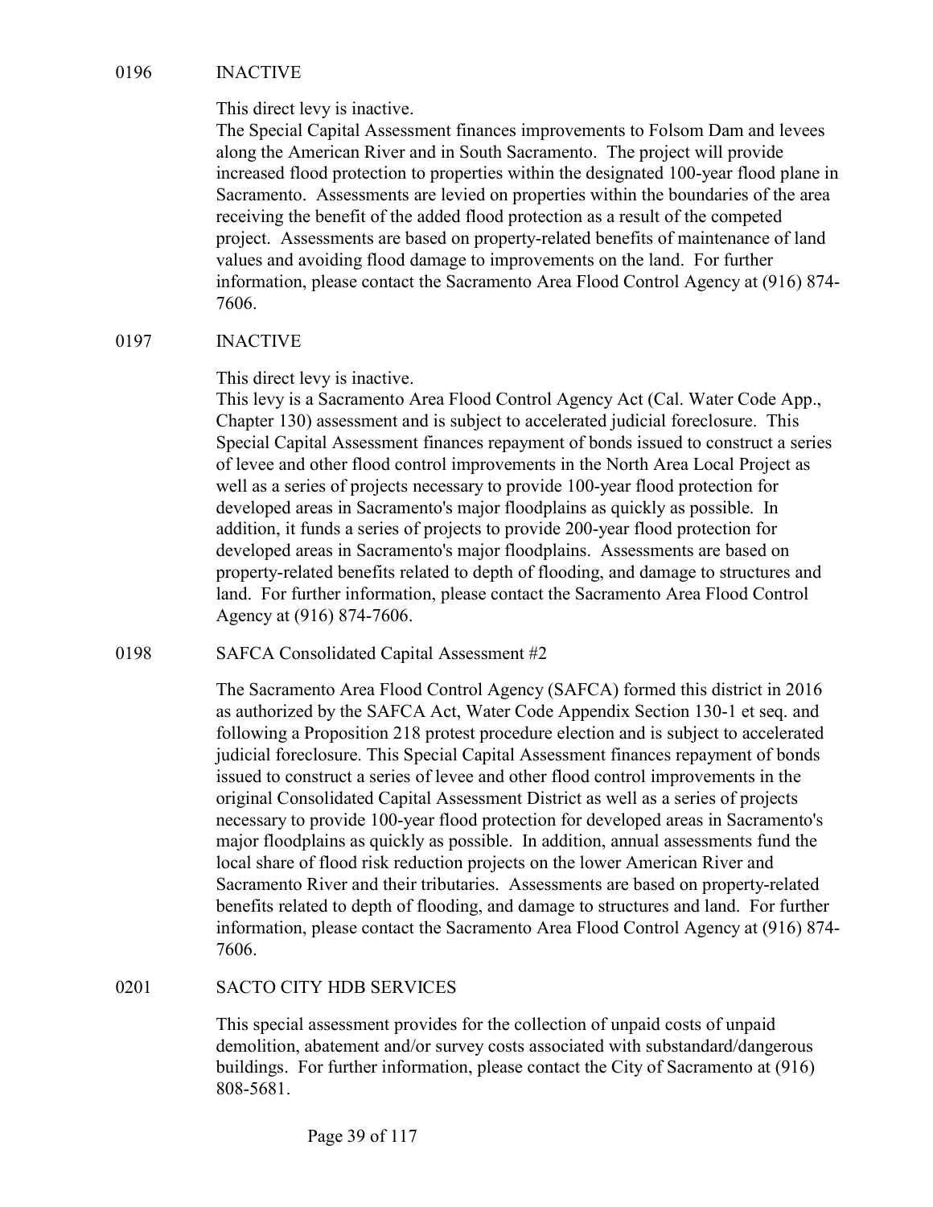0196 INACTIVE

This direct levy is inactive.
The Special Capital Assessment finances improvements to Folsom Dam and levees along the American River and in South Sacramento. The project will provide increased flood protection to properties within the designated 100-year flood plane in Sacramento. Assessments are levied on properties within the boundaries of the area receiving the benefit of the added flood protection as a result of the competed project. Assessments are based on property-related benefits of maintenance of land values and avoiding flood damage to improvements on the land. For further information, please contact the Sacramento Area Flood Control Agency at (916) 874-7606.

0197 INACTIVE

This direct levy is inactive.
This levy is a Sacramento Area Flood Control Agency Act (Cal. Water Code App., Chapter 130) assessment and is subject to accelerated judicial foreclosure. This Special Capital Assessment finances repayment of bonds issued to construct a series of levee and other flood control improvements in the North Area Local Project as well as a series of projects necessary to provide 100-year flood protection for developed areas in Sacramento's major floodplains as quickly as possible. In addition, it funds a series of projects to provide 200-year flood protection for developed areas in Sacramento's major floodplains. Assessments are based on property-related benefits related to depth of flooding, and damage to structures and land. For further information, please contact the Sacramento Area Flood Control Agency at (916) 874-7606.

0198 SAFCA Consolidated Capital Assessment #2

The Sacramento Area Flood Control Agency (SAFCA) formed this district in 2016 as authorized by the SAFCA Act, Water Code Appendix Section 130-1 et seq. and following a Proposition 218 protest procedure election and is subject to accelerated judicial foreclosure. This Special Capital Assessment finances repayment of bonds issued to construct a series of levee and other flood control improvements in the original Consolidated Capital Assessment District as well as a series of projects necessary to provide 100-year flood protection for developed areas in Sacramento's major floodplains as quickly as possible. In addition, annual assessments fund the local share of flood risk reduction projects on the lower American River and Sacramento River and their tributaries. Assessments are based on property-related benefits related to depth of flooding, and damage to structures and land. For further information, please contact the Sacramento Area Flood Control Agency at (916) 874-7606.

0201 SACTO CITY HDB SERVICES

This special assessment provides for the collection of unpaid costs of unpaid demolition, abatement and/or survey costs associated with substandard/dangerous buildings. For further information, please contact the City of Sacramento at (916) 808-5681.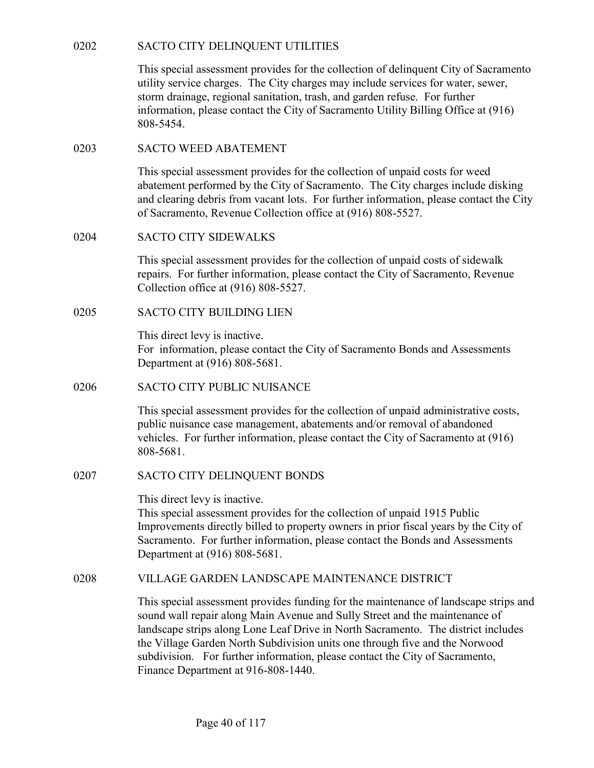## 0202 SACTO CITY DELINQUENT UTILITIES

This special assessment provides for the collection of delinquent City of Sacramento utility service charges. The City charges may include services for water, sewer, storm drainage, regional sanitation, trash, and garden refuse. For further information, please contact the City of Sacramento Utility Billing Office at (916) 808-5454.

## 0203 SACTO WEED ABATEMENT

This special assessment provides for the collection of unpaid costs for weed abatement performed by the City of Sacramento. The City charges include disking and clearing debris from vacant lots. For further information, please contact the City of Sacramento, Revenue Collection office at (916) 808-5527.

## 0204 SACTO CITY SIDEWALKS

This special assessment provides for the collection of unpaid costs of sidewalk repairs. For further information, please contact the City of Sacramento, Revenue Collection office at (916) 808-5527.

## 0205 SACTO CITY BUILDING LIEN

This direct levy is inactive.
For information, please contact the City of Sacramento Bonds and Assessments Department at (916) 808-5681.

## 0206 SACTO CITY PUBLIC NUISANCE

This special assessment provides for the collection of unpaid administrative costs, public nuisance case management, abatements and/or removal of abandoned vehicles. For further information, please contact the City of Sacramento at (916) 808-5681.

## 0207 SACTO CITY DELINQUENT BONDS

This direct levy is inactive.
This special assessment provides for the collection of unpaid 1915 Public Improvements directly billed to property owners in prior fiscal years by the City of Sacramento. For further information, please contact the Bonds and Assessments Department at (916) 808-5681.

## 0208 VILLAGE GARDEN LANDSCAPE MAINTENANCE DISTRICT

This special assessment provides funding for the maintenance of landscape strips and sound wall repair along Main Avenue and Sully Street and the maintenance of landscape strips along Lone Leaf Drive in North Sacramento. The district includes the Village Garden North Subdivision units one through five and the Norwood subdivision. For further information, please contact the City of Sacramento, Finance Department at 916-808-1440.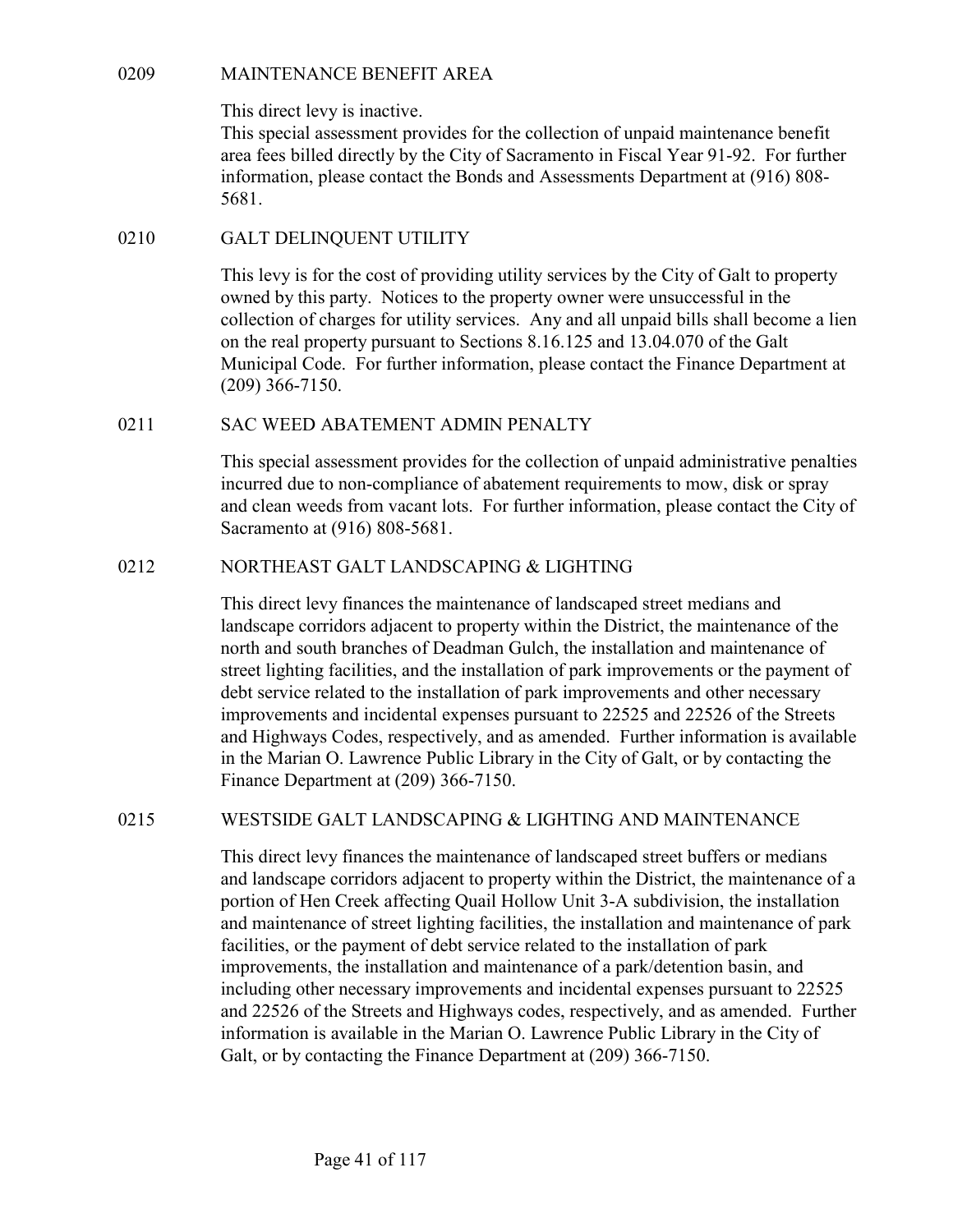## 0209 MAINTENANCE BENEFIT AREA

This direct levy is inactive.
This special assessment provides for the collection of unpaid maintenance benefit area fees billed directly by the City of Sacramento in Fiscal Year 91-92. For further information, please contact the Bonds and Assessments Department at (916) 808-5681.

## 0210 GALT DELINQUENT UTILITY

This levy is for the cost of providing utility services by the City of Galt to property owned by this party. Notices to the property owner were unsuccessful in the collection of charges for utility services. Any and all unpaid bills shall become a lien on the real property pursuant to Sections 8.16.125 and 13.04.070 of the Galt Municipal Code. For further information, please contact the Finance Department at (209) 366-7150.

## 0211 SAC WEED ABATEMENT ADMIN PENALTY

This special assessment provides for the collection of unpaid administrative penalties incurred due to non-compliance of abatement requirements to mow, disk or spray and clean weeds from vacant lots. For further information, please contact the City of Sacramento at (916) 808-5681.

## 0212 NORTHEAST GALT LANDSCAPING & LIGHTING

This direct levy finances the maintenance of landscaped street medians and landscape corridors adjacent to property within the District, the maintenance of the north and south branches of Deadman Gulch, the installation and maintenance of street lighting facilities, and the installation of park improvements or the payment of debt service related to the installation of park improvements and other necessary improvements and incidental expenses pursuant to 22525 and 22526 of the Streets and Highways Codes, respectively, and as amended. Further information is available in the Marian O. Lawrence Public Library in the City of Galt, or by contacting the Finance Department at (209) 366-7150.

## 0215 WESTSIDE GALT LANDSCAPING & LIGHTING AND MAINTENANCE

This direct levy finances the maintenance of landscaped street buffers or medians and landscape corridors adjacent to property within the District, the maintenance of a portion of Hen Creek affecting Quail Hollow Unit 3-A subdivision, the installation and maintenance of street lighting facilities, the installation and maintenance of park facilities, or the payment of debt service related to the installation of park improvements, the installation and maintenance of a park/detention basin, and including other necessary improvements and incidental expenses pursuant to 22525 and 22526 of the Streets and Highways codes, respectively, and as amended. Further information is available in the Marian O. Lawrence Public Library in the City of Galt, or by contacting the Finance Department at (209) 366-7150.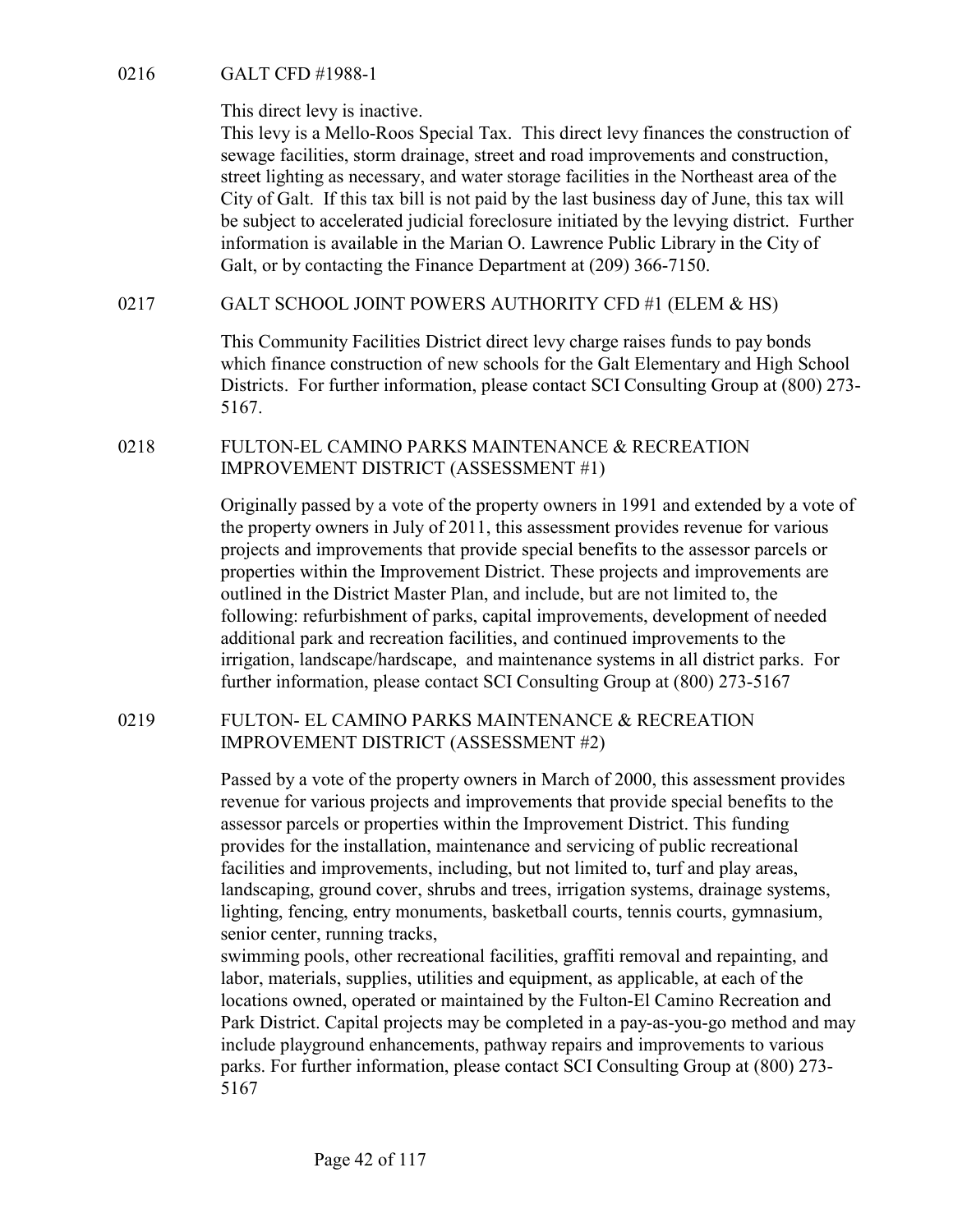## 0216 GALT CFD #1988-1

This direct levy is inactive.
This levy is a Mello-Roos Special Tax. This direct levy finances the construction of sewage facilities, storm drainage, street and road improvements and construction, street lighting as necessary, and water storage facilities in the Northeast area of the City of Galt. If this tax bill is not paid by the last business day of June, this tax will be subject to accelerated judicial foreclosure initiated by the levying district. Further information is available in the Marian O. Lawrence Public Library in the City of Galt, or by contacting the Finance Department at (209) 366-7150.

## 0217 GALT SCHOOL JOINT POWERS AUTHORITY CFD #1 (ELEM & HS)

This Community Facilities District direct levy charge raises funds to pay bonds which finance construction of new schools for the Galt Elementary and High School Districts. For further information, please contact SCI Consulting Group at (800) 273-5167.

## 0218 FULTON-EL CAMINO PARKS MAINTENANCE & RECREATION IMPROVEMENT DISTRICT (ASSESSMENT #1)

Originally passed by a vote of the property owners in 1991 and extended by a vote of the property owners in July of 2011, this assessment provides revenue for various projects and improvements that provide special benefits to the assessor parcels or properties within the Improvement District. These projects and improvements are outlined in the District Master Plan, and include, but are not limited to, the following: refurbishment of parks, capital improvements, development of needed additional park and recreation facilities, and continued improvements to the irrigation, landscape/hardscape, and maintenance systems in all district parks. For further information, please contact SCI Consulting Group at (800) 273-5167

## 0219 FULTON- EL CAMINO PARKS MAINTENANCE & RECREATION IMPROVEMENT DISTRICT (ASSESSMENT #2)

Passed by a vote of the property owners in March of 2000, this assessment provides revenue for various projects and improvements that provide special benefits to the assessor parcels or properties within the Improvement District. This funding provides for the installation, maintenance and servicing of public recreational facilities and improvements, including, but not limited to, turf and play areas, landscaping, ground cover, shrubs and trees, irrigation systems, drainage systems, lighting, fencing, entry monuments, basketball courts, tennis courts, gymnasium, senior center, running tracks,
swimming pools, other recreational facilities, graffiti removal and repainting, and labor, materials, supplies, utilities and equipment, as applicable, at each of the locations owned, operated or maintained by the Fulton-El Camino Recreation and Park District. Capital projects may be completed in a pay-as-you-go method and may include playground enhancements, pathway repairs and improvements to various parks. For further information, please contact SCI Consulting Group at (800) 273-5167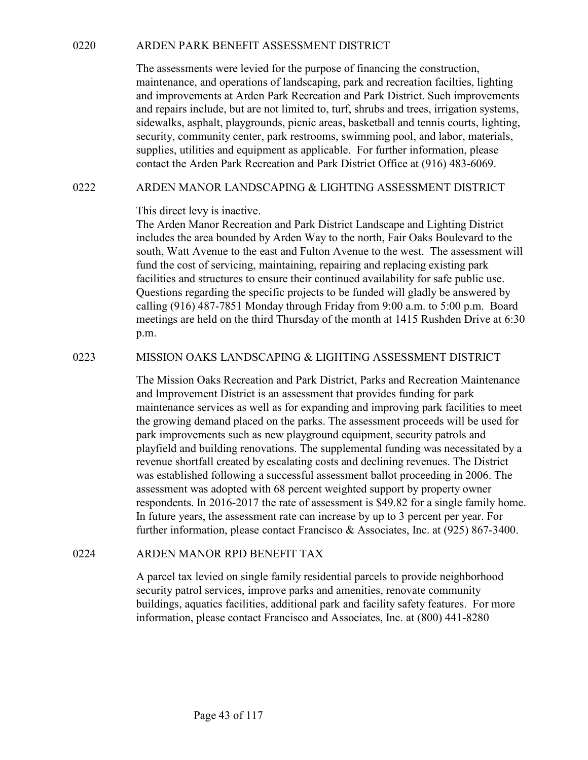## 0220 ARDEN PARK BENEFIT ASSESSMENT DISTRICT

The assessments were levied for the purpose of financing the construction, maintenance, and operations of landscaping, park and recreation facilties, lighting and improvements at Arden Park Recreation and Park District. Such improvements and repairs include, but are not limited to, turf, shrubs and trees, irrigation systems, sidewalks, asphalt, playgrounds, picnic areas, basketball and tennis courts, lighting, security, community center, park restrooms, swimming pool, and labor, materials, supplies, utilities and equipment as applicable. For further information, please contact the Arden Park Recreation and Park District Office at (916) 483-6069.

## 0222 ARDEN MANOR LANDSCAPING & LIGHTING ASSESSMENT DISTRICT

This direct levy is inactive.
The Arden Manor Recreation and Park District Landscape and Lighting District includes the area bounded by Arden Way to the north, Fair Oaks Boulevard to the south, Watt Avenue to the east and Fulton Avenue to the west. The assessment will fund the cost of servicing, maintaining, repairing and replacing existing park facilities and structures to ensure their continued availability for safe public use. Questions regarding the specific projects to be funded will gladly be answered by calling (916) 487-7851 Monday through Friday from 9:00 a.m. to 5:00 p.m. Board meetings are held on the third Thursday of the month at 1415 Rushden Drive at 6:30 p.m.

## 0223 MISSION OAKS LANDSCAPING & LIGHTING ASSESSMENT DISTRICT

The Mission Oaks Recreation and Park District, Parks and Recreation Maintenance and Improvement District is an assessment that provides funding for park maintenance services as well as for expanding and improving park facilities to meet the growing demand placed on the parks. The assessment proceeds will be used for park improvements such as new playground equipment, security patrols and playfield and building renovations. The supplemental funding was necessitated by a revenue shortfall created by escalating costs and declining revenues. The District was established following a successful assessment ballot proceeding in 2006. The assessment was adopted with 68 percent weighted support by property owner respondents. In 2016-2017 the rate of assessment is $49.82 for a single family home. In future years, the assessment rate can increase by up to 3 percent per year. For further information, please contact Francisco & Associates, Inc. at (925) 867-3400.

## 0224 ARDEN MANOR RPD BENEFIT TAX

A parcel tax levied on single family residential parcels to provide neighborhood security patrol services, improve parks and amenities, renovate community buildings, aquatics facilities, additional park and facility safety features. For more information, please contact Francisco and Associates, Inc. at (800) 441-8280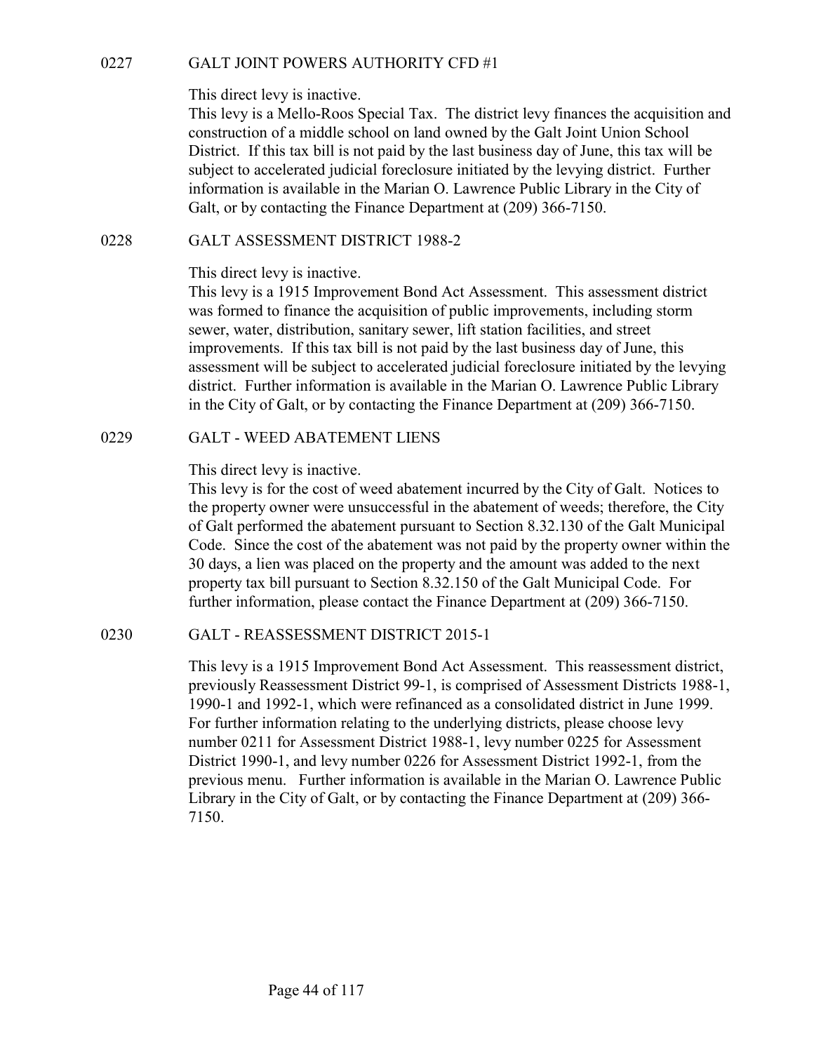## 0227 GALT JOINT POWERS AUTHORITY CFD #1

This direct levy is inactive.
This levy is a Mello-Roos Special Tax. The district levy finances the acquisition and construction of a middle school on land owned by the Galt Joint Union School District. If this tax bill is not paid by the last business day of June, this tax will be subject to accelerated judicial foreclosure initiated by the levying district. Further information is available in the Marian O. Lawrence Public Library in the City of Galt, or by contacting the Finance Department at (209) 366-7150.

## 0228 GALT ASSESSMENT DISTRICT 1988-2

This direct levy is inactive.
This levy is a 1915 Improvement Bond Act Assessment. This assessment district was formed to finance the acquisition of public improvements, including storm sewer, water, distribution, sanitary sewer, lift station facilities, and street improvements. If this tax bill is not paid by the last business day of June, this assessment will be subject to accelerated judicial foreclosure initiated by the levying district. Further information is available in the Marian O. Lawrence Public Library in the City of Galt, or by contacting the Finance Department at (209) 366-7150.

## 0229 GALT - WEED ABATEMENT LIENS

This direct levy is inactive.
This levy is for the cost of weed abatement incurred by the City of Galt. Notices to the property owner were unsuccessful in the abatement of weeds; therefore, the City of Galt performed the abatement pursuant to Section 8.32.130 of the Galt Municipal Code. Since the cost of the abatement was not paid by the property owner within the 30 days, a lien was placed on the property and the amount was added to the next property tax bill pursuant to Section 8.32.150 of the Galt Municipal Code. For further information, please contact the Finance Department at (209) 366-7150.

## 0230 GALT - REASSESSMENT DISTRICT 2015-1

This levy is a 1915 Improvement Bond Act Assessment. This reassessment district, previously Reassessment District 99-1, is comprised of Assessment Districts 1988-1, 1990-1 and 1992-1, which were refinanced as a consolidated district in June 1999. For further information relating to the underlying districts, please choose levy number 0211 for Assessment District 1988-1, levy number 0225 for Assessment District 1990-1, and levy number 0226 for Assessment District 1992-1, from the previous menu. Further information is available in the Marian O. Lawrence Public Library in the City of Galt, or by contacting the Finance Department at (209) 366-7150.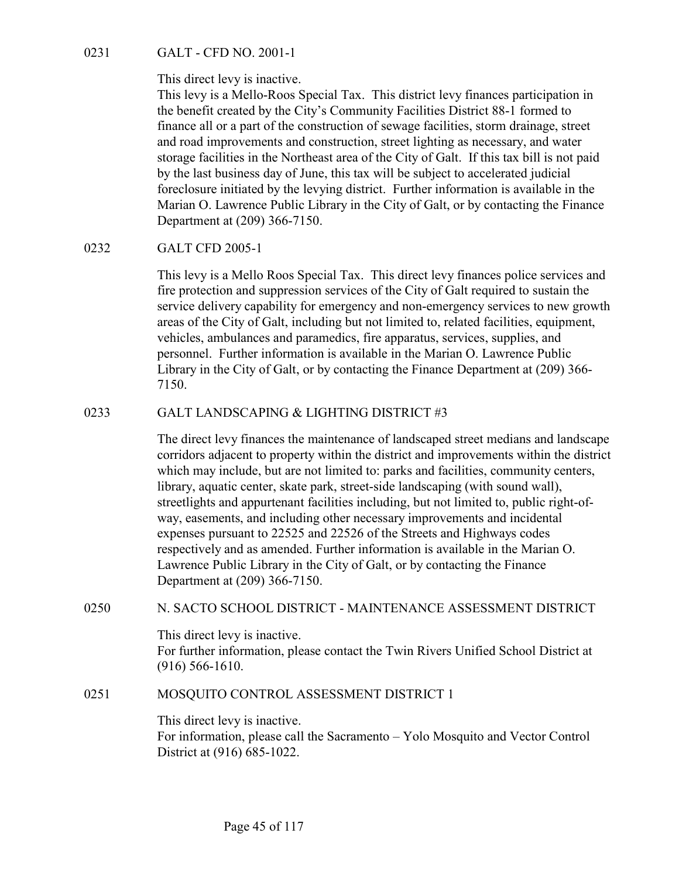**0231 GALT - CFD NO. 2001-1**

This direct levy is inactive.
This levy is a Mello-Roos Special Tax. This district levy finances participation in the benefit created by the City's Community Facilities District 88-1 formed to finance all or a part of the construction of sewage facilities, storm drainage, street and road improvements and construction, street lighting as necessary, and water storage facilities in the Northeast area of the City of Galt. If this tax bill is not paid by the last business day of June, this tax will be subject to accelerated judicial foreclosure initiated by the levying district. Further information is available in the Marian O. Lawrence Public Library in the City of Galt, or by contacting the Finance Department at (209) 366-7150.

**0232 GALT CFD 2005-1**

This levy is a Mello Roos Special Tax. This direct levy finances police services and fire protection and suppression services of the City of Galt required to sustain the service delivery capability for emergency and non-emergency services to new growth areas of the City of Galt, including but not limited to, related facilities, equipment, vehicles, ambulances and paramedics, fire apparatus, services, supplies, and personnel. Further information is available in the Marian O. Lawrence Public Library in the City of Galt, or by contacting the Finance Department at (209) 366-7150.

**0233 GALT LANDSCAPING & LIGHTING DISTRICT #3**

The direct levy finances the maintenance of landscaped street medians and landscape corridors adjacent to property within the district and improvements within the district which may include, but are not limited to: parks and facilities, community centers, library, aquatic center, skate park, street-side landscaping (with sound wall), streetlights and appurtenant facilities including, but not limited to, public right-of-way, easements, and including other necessary improvements and incidental expenses pursuant to 22525 and 22526 of the Streets and Highways codes respectively and as amended. Further information is available in the Marian O. Lawrence Public Library in the City of Galt, or by contacting the Finance Department at (209) 366-7150.

**0250 N. SACTO SCHOOL DISTRICT - MAINTENANCE ASSESSMENT DISTRICT**

This direct levy is inactive.
For further information, please contact the Twin Rivers Unified School District at (916) 566-1610.

**0251 MOSQUITO CONTROL ASSESSMENT DISTRICT 1**

This direct levy is inactive.
For information, please call the Sacramento – Yolo Mosquito and Vector Control District at (916) 685-1022.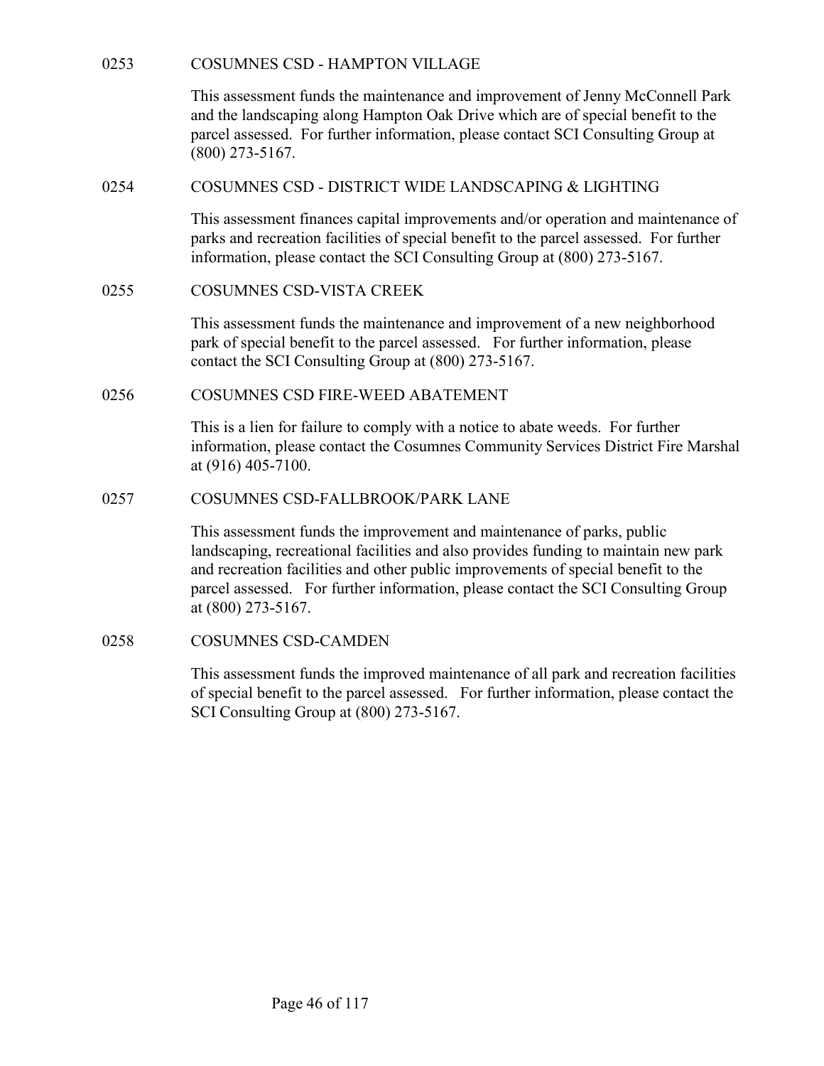0253 COSUMNES CSD - HAMPTON VILLAGE

This assessment funds the maintenance and improvement of Jenny McConnell Park and the landscaping along Hampton Oak Drive which are of special benefit to the parcel assessed. For further information, please contact SCI Consulting Group at (800) 273-5167.

0254 COSUMNES CSD - DISTRICT WIDE LANDSCAPING & LIGHTING

This assessment finances capital improvements and/or operation and maintenance of parks and recreation facilities of special benefit to the parcel assessed. For further information, please contact the SCI Consulting Group at (800) 273-5167.

0255 COSUMNES CSD-VISTA CREEK

This assessment funds the maintenance and improvement of a new neighborhood park of special benefit to the parcel assessed. For further information, please contact the SCI Consulting Group at (800) 273-5167.

0256 COSUMNES CSD FIRE-WEED ABATEMENT

This is a lien for failure to comply with a notice to abate weeds. For further information, please contact the Cosumnes Community Services District Fire Marshal at (916) 405-7100.

0257 COSUMNES CSD-FALLBROOK/PARK LANE

This assessment funds the improvement and maintenance of parks, public landscaping, recreational facilities and also provides funding to maintain new park and recreation facilities and other public improvements of special benefit to the parcel assessed. For further information, please contact the SCI Consulting Group at (800) 273-5167.

0258 COSUMNES CSD-CAMDEN

This assessment funds the improved maintenance of all park and recreation facilities of special benefit to the parcel assessed. For further information, please contact the SCI Consulting Group at (800) 273-5167.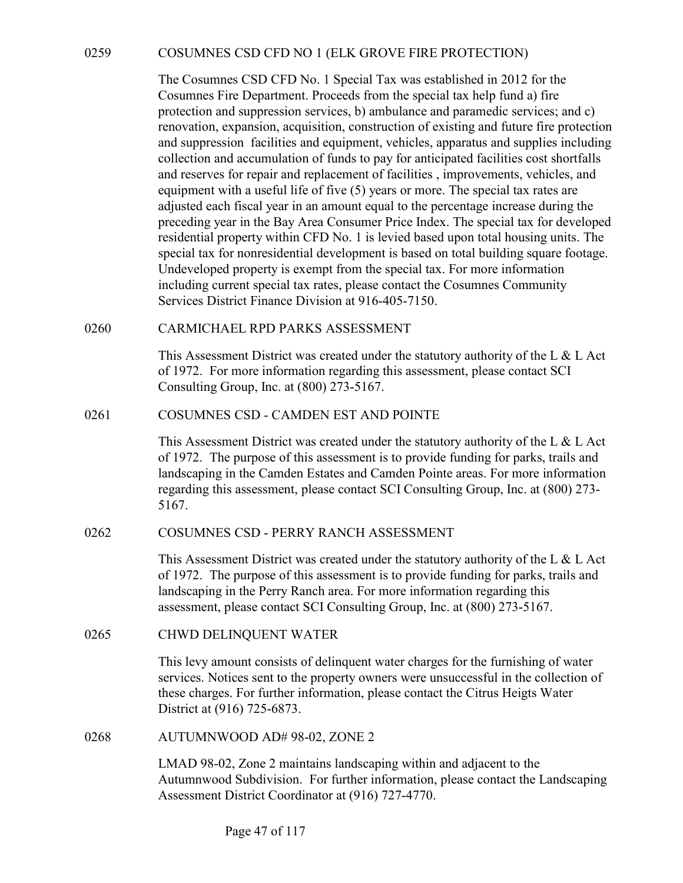0259 COSUMNES CSD CFD NO 1 (ELK GROVE FIRE PROTECTION)

The Cosumnes CSD CFD No. 1 Special Tax was established in 2012 for the Cosumnes Fire Department. Proceeds from the special tax help fund a) fire protection and suppression services, b) ambulance and paramedic services; and c) renovation, expansion, acquisition, construction of existing and future fire protection and suppression facilities and equipment, vehicles, apparatus and supplies including collection and accumulation of funds to pay for anticipated facilities cost shortfalls and reserves for repair and replacement of facilities , improvements, vehicles, and equipment with a useful life of five (5) years or more. The special tax rates are adjusted each fiscal year in an amount equal to the percentage increase during the preceding year in the Bay Area Consumer Price Index. The special tax for developed residential property within CFD No. 1 is levied based upon total housing units. The special tax for nonresidential development is based on total building square footage. Undeveloped property is exempt from the special tax. For more information including current special tax rates, please contact the Cosumnes Community Services District Finance Division at 916-405-7150.

0260 CARMICHAEL RPD PARKS ASSESSMENT

This Assessment District was created under the statutory authority of the L & L Act of 1972. For more information regarding this assessment, please contact SCI Consulting Group, Inc. at (800) 273-5167.

0261 COSUMNES CSD - CAMDEN EST AND POINTE

This Assessment District was created under the statutory authority of the L & L Act of 1972. The purpose of this assessment is to provide funding for parks, trails and landscaping in the Camden Estates and Camden Pointe areas. For more information regarding this assessment, please contact SCI Consulting Group, Inc. at (800) 273-5167.

0262 COSUMNES CSD - PERRY RANCH ASSESSMENT

This Assessment District was created under the statutory authority of the L & L Act of 1972. The purpose of this assessment is to provide funding for parks, trails and landscaping in the Perry Ranch area. For more information regarding this assessment, please contact SCI Consulting Group, Inc. at (800) 273-5167.

0265 CHWD DELINQUENT WATER

This levy amount consists of delinquent water charges for the furnishing of water services. Notices sent to the property owners were unsuccessful in the collection of these charges. For further information, please contact the Citrus Heigts Water District at (916) 725-6873.

0268 AUTUMNWOOD AD# 98-02, ZONE 2

LMAD 98-02, Zone 2 maintains landscaping within and adjacent to the Autumnwood Subdivision. For further information, please contact the Landscaping Assessment District Coordinator at (916) 727-4770.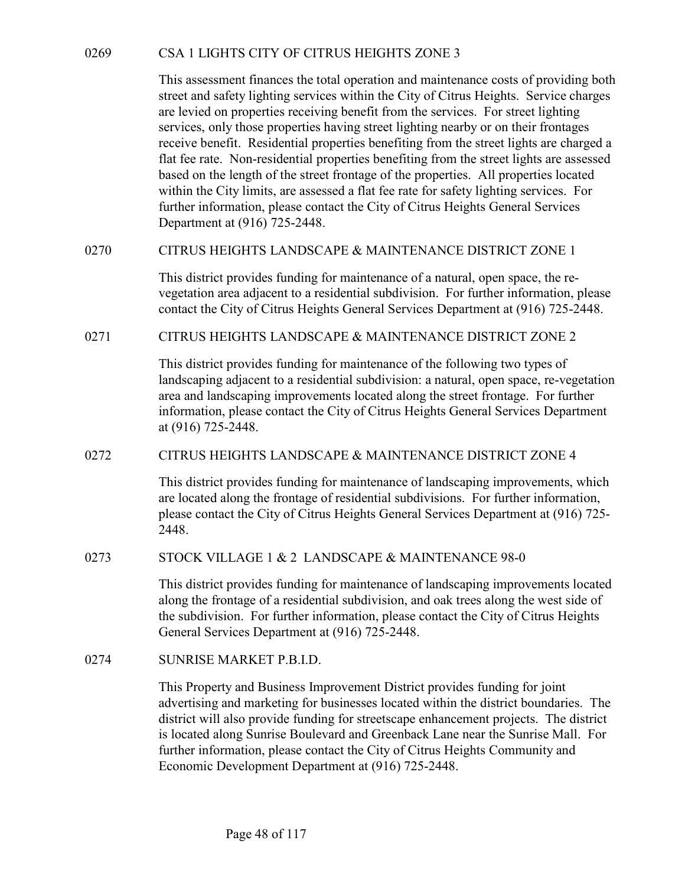## 0269 CSA 1 LIGHTS CITY OF CITRUS HEIGHTS ZONE 3

This assessment finances the total operation and maintenance costs of providing both street and safety lighting services within the City of Citrus Heights. Service charges are levied on properties receiving benefit from the services. For street lighting services, only those properties having street lighting nearby or on their frontages receive benefit. Residential properties benefiting from the street lights are charged a flat fee rate. Non-residential properties benefiting from the street lights are assessed based on the length of the street frontage of the properties. All properties located within the City limits, are assessed a flat fee rate for safety lighting services. For further information, please contact the City of Citrus Heights General Services Department at (916) 725-2448.

## 0270 CITRUS HEIGHTS LANDSCAPE & MAINTENANCE DISTRICT ZONE 1

This district provides funding for maintenance of a natural, open space, the re-vegetation area adjacent to a residential subdivision. For further information, please contact the City of Citrus Heights General Services Department at (916) 725-2448.

## 0271 CITRUS HEIGHTS LANDSCAPE & MAINTENANCE DISTRICT ZONE 2

This district provides funding for maintenance of the following two types of landscaping adjacent to a residential subdivision: a natural, open space, re-vegetation area and landscaping improvements located along the street frontage. For further information, please contact the City of Citrus Heights General Services Department at (916) 725-2448.

## 0272 CITRUS HEIGHTS LANDSCAPE & MAINTENANCE DISTRICT ZONE 4

This district provides funding for maintenance of landscaping improvements, which are located along the frontage of residential subdivisions. For further information, please contact the City of Citrus Heights General Services Department at (916) 725-2448.

## 0273 STOCK VILLAGE 1 & 2 LANDSCAPE & MAINTENANCE 98-0

This district provides funding for maintenance of landscaping improvements located along the frontage of a residential subdivision, and oak trees along the west side of the subdivision. For further information, please contact the City of Citrus Heights General Services Department at (916) 725-2448.

## 0274 SUNRISE MARKET P.B.I.D.

This Property and Business Improvement District provides funding for joint advertising and marketing for businesses located within the district boundaries. The district will also provide funding for streetscape enhancement projects. The district is located along Sunrise Boulevard and Greenback Lane near the Sunrise Mall. For further information, please contact the City of Citrus Heights Community and Economic Development Department at (916) 725-2448.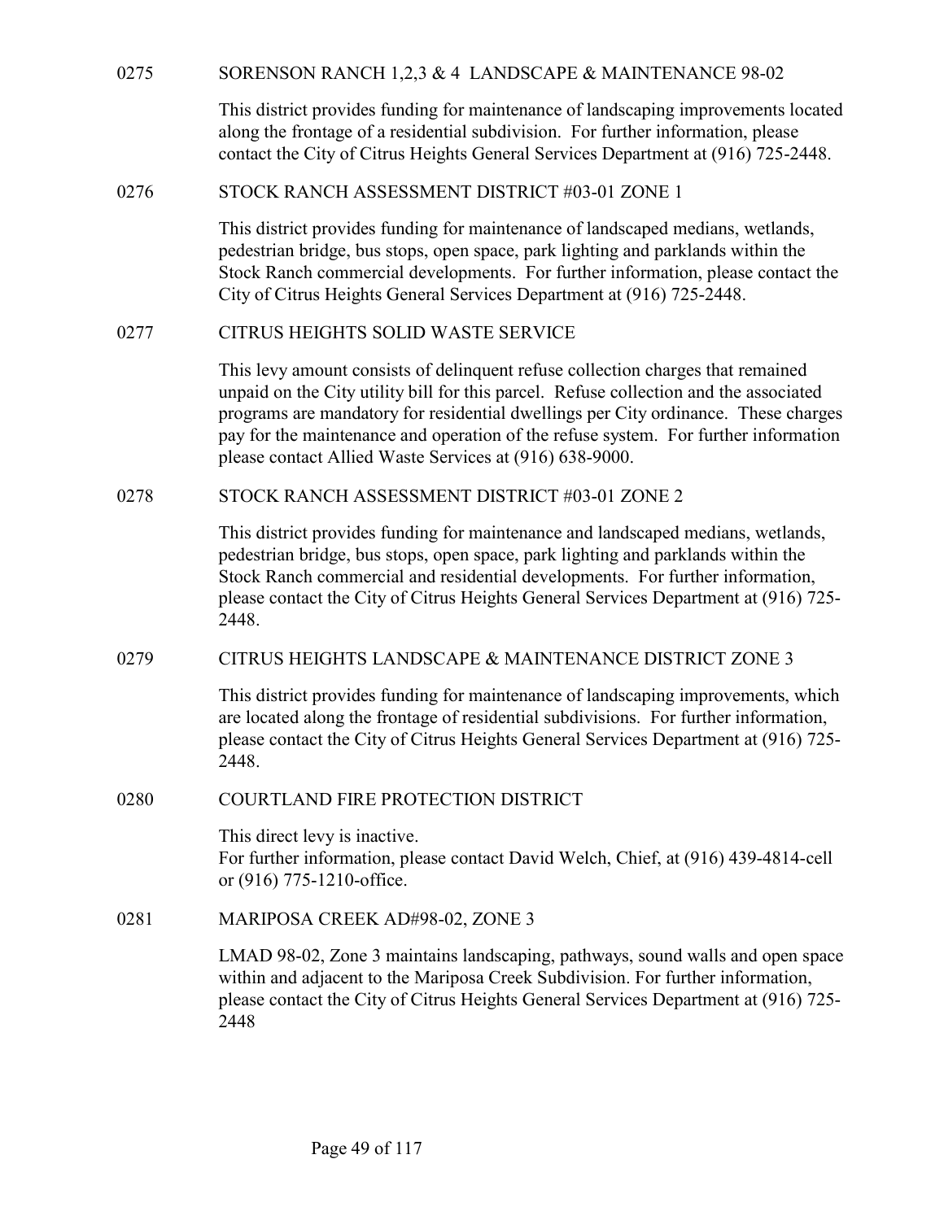0275 SORENSON RANCH 1,2,3 & 4 LANDSCAPE & MAINTENANCE 98-02

This district provides funding for maintenance of landscaping improvements located along the frontage of a residential subdivision. For further information, please contact the City of Citrus Heights General Services Department at (916) 725-2448.

0276 STOCK RANCH ASSESSMENT DISTRICT #03-01 ZONE 1

This district provides funding for maintenance of landscaped medians, wetlands, pedestrian bridge, bus stops, open space, park lighting and parklands within the Stock Ranch commercial developments. For further information, please contact the City of Citrus Heights General Services Department at (916) 725-2448.

0277 CITRUS HEIGHTS SOLID WASTE SERVICE

This levy amount consists of delinquent refuse collection charges that remained unpaid on the City utility bill for this parcel. Refuse collection and the associated programs are mandatory for residential dwellings per City ordinance. These charges pay for the maintenance and operation of the refuse system. For further information please contact Allied Waste Services at (916) 638-9000.

0278 STOCK RANCH ASSESSMENT DISTRICT #03-01 ZONE 2

This district provides funding for maintenance and landscaped medians, wetlands, pedestrian bridge, bus stops, open space, park lighting and parklands within the Stock Ranch commercial and residential developments. For further information, please contact the City of Citrus Heights General Services Department at (916) 725-2448.

0279 CITRUS HEIGHTS LANDSCAPE & MAINTENANCE DISTRICT ZONE 3

This district provides funding for maintenance of landscaping improvements, which are located along the frontage of residential subdivisions. For further information, please contact the City of Citrus Heights General Services Department at (916) 725-2448.

0280 COURTLAND FIRE PROTECTION DISTRICT

This direct levy is inactive.
For further information, please contact David Welch, Chief, at (916) 439-4814-cell or (916) 775-1210-office.

0281 MARIPOSA CREEK AD#98-02, ZONE 3

LMAD 98-02, Zone 3 maintains landscaping, pathways, sound walls and open space within and adjacent to the Mariposa Creek Subdivision. For further information, please contact the City of Citrus Heights General Services Department at (916) 725-2448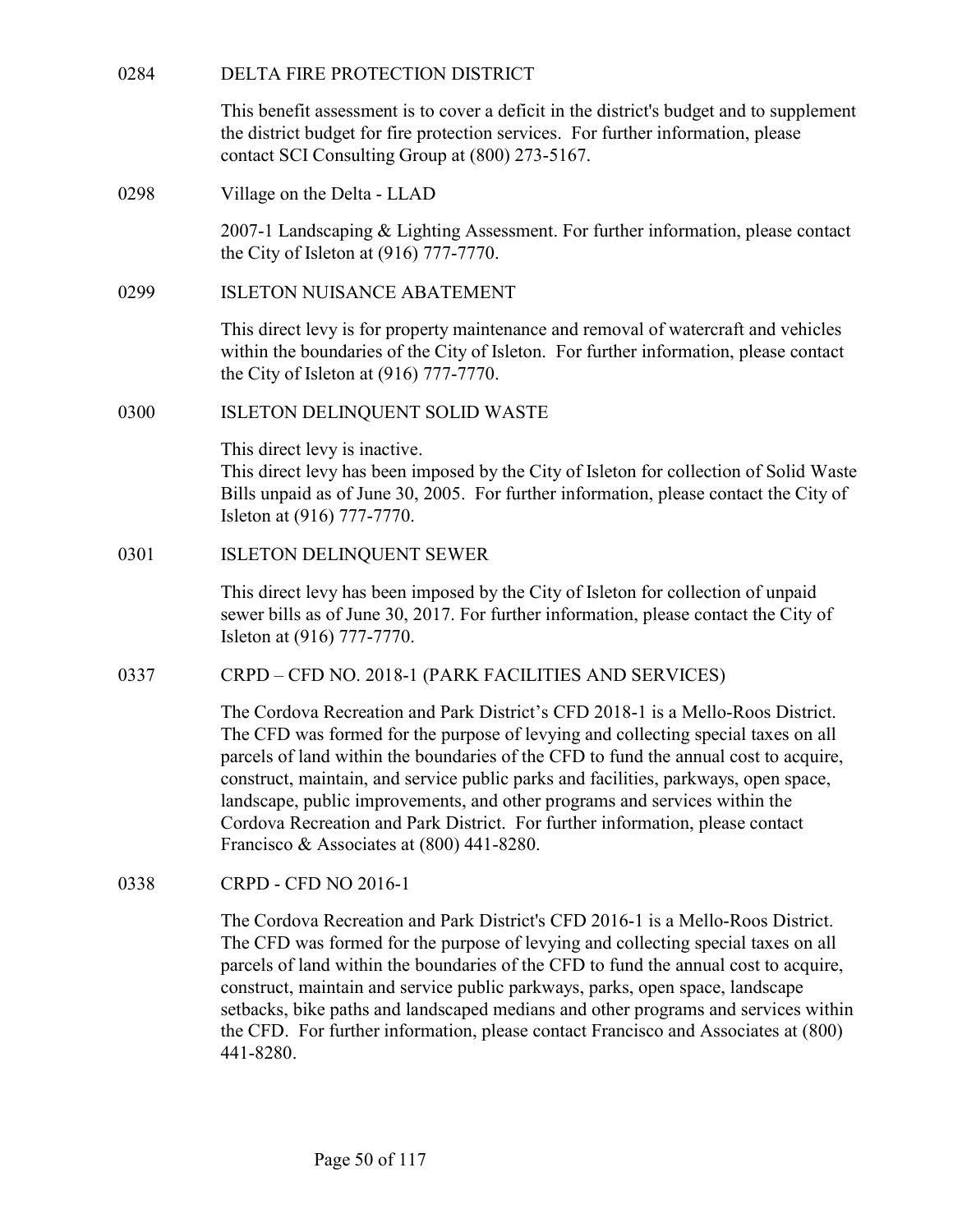0284 DELTA FIRE PROTECTION DISTRICT

This benefit assessment is to cover a deficit in the district's budget and to supplement the district budget for fire protection services. For further information, please contact SCI Consulting Group at (800) 273-5167.

0298 Village on the Delta - LLAD

2007-1 Landscaping & Lighting Assessment. For further information, please contact the City of Isleton at (916) 777-7770.

0299 ISLETON NUISANCE ABATEMENT

This direct levy is for property maintenance and removal of watercraft and vehicles within the boundaries of the City of Isleton. For further information, please contact the City of Isleton at (916) 777-7770.

0300 ISLETON DELINQUENT SOLID WASTE

This direct levy is inactive.
This direct levy has been imposed by the City of Isleton for collection of Solid Waste Bills unpaid as of June 30, 2005. For further information, please contact the City of Isleton at (916) 777-7770.

0301 ISLETON DELINQUENT SEWER

This direct levy has been imposed by the City of Isleton for collection of unpaid sewer bills as of June 30, 2017. For further information, please contact the City of Isleton at (916) 777-7770.

0337 CRPD – CFD NO. 2018-1 (PARK FACILITIES AND SERVICES)

The Cordova Recreation and Park District's CFD 2018-1 is a Mello-Roos District. The CFD was formed for the purpose of levying and collecting special taxes on all parcels of land within the boundaries of the CFD to fund the annual cost to acquire, construct, maintain, and service public parks and facilities, parkways, open space, landscape, public improvements, and other programs and services within the Cordova Recreation and Park District. For further information, please contact Francisco & Associates at (800) 441-8280.

0338 CRPD - CFD NO 2016-1

The Cordova Recreation and Park District's CFD 2016-1 is a Mello-Roos District. The CFD was formed for the purpose of levying and collecting special taxes on all parcels of land within the boundaries of the CFD to fund the annual cost to acquire, construct, maintain and service public parkways, parks, open space, landscape setbacks, bike paths and landscaped medians and other programs and services within the CFD. For further information, please contact Francisco and Associates at (800) 441-8280.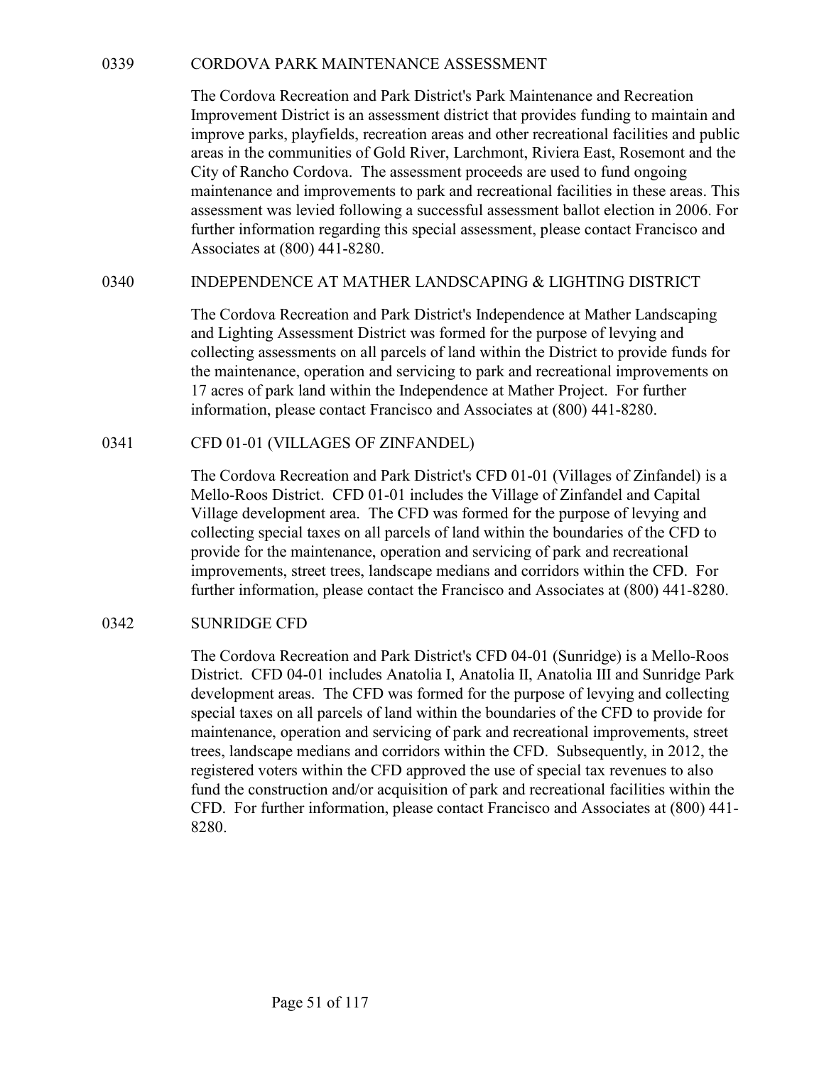## 0339 CORDOVA PARK MAINTENANCE ASSESSMENT

The Cordova Recreation and Park District's Park Maintenance and Recreation Improvement District is an assessment district that provides funding to maintain and improve parks, playfields, recreation areas and other recreational facilities and public areas in the communities of Gold River, Larchmont, Riviera East, Rosemont and the City of Rancho Cordova. The assessment proceeds are used to fund ongoing maintenance and improvements to park and recreational facilities in these areas. This assessment was levied following a successful assessment ballot election in 2006. For further information regarding this special assessment, please contact Francisco and Associates at (800) 441-8280.

## 0340 INDEPENDENCE AT MATHER LANDSCAPING & LIGHTING DISTRICT

The Cordova Recreation and Park District's Independence at Mather Landscaping and Lighting Assessment District was formed for the purpose of levying and collecting assessments on all parcels of land within the District to provide funds for the maintenance, operation and servicing to park and recreational improvements on 17 acres of park land within the Independence at Mather Project. For further information, please contact Francisco and Associates at (800) 441-8280.

## 0341 CFD 01-01 (VILLAGES OF ZINFANDEL)

The Cordova Recreation and Park District's CFD 01-01 (Villages of Zinfandel) is a Mello-Roos District. CFD 01-01 includes the Village of Zinfandel and Capital Village development area. The CFD was formed for the purpose of levying and collecting special taxes on all parcels of land within the boundaries of the CFD to provide for the maintenance, operation and servicing of park and recreational improvements, street trees, landscape medians and corridors within the CFD. For further information, please contact the Francisco and Associates at (800) 441-8280.

## 0342 SUNRIDGE CFD

The Cordova Recreation and Park District's CFD 04-01 (Sunridge) is a Mello-Roos District. CFD 04-01 includes Anatolia I, Anatolia II, Anatolia III and Sunridge Park development areas. The CFD was formed for the purpose of levying and collecting special taxes on all parcels of land within the boundaries of the CFD to provide for maintenance, operation and servicing of park and recreational improvements, street trees, landscape medians and corridors within the CFD. Subsequently, in 2012, the registered voters within the CFD approved the use of special tax revenues to also fund the construction and/or acquisition of park and recreational facilities within the CFD. For further information, please contact Francisco and Associates at (800) 441-8280.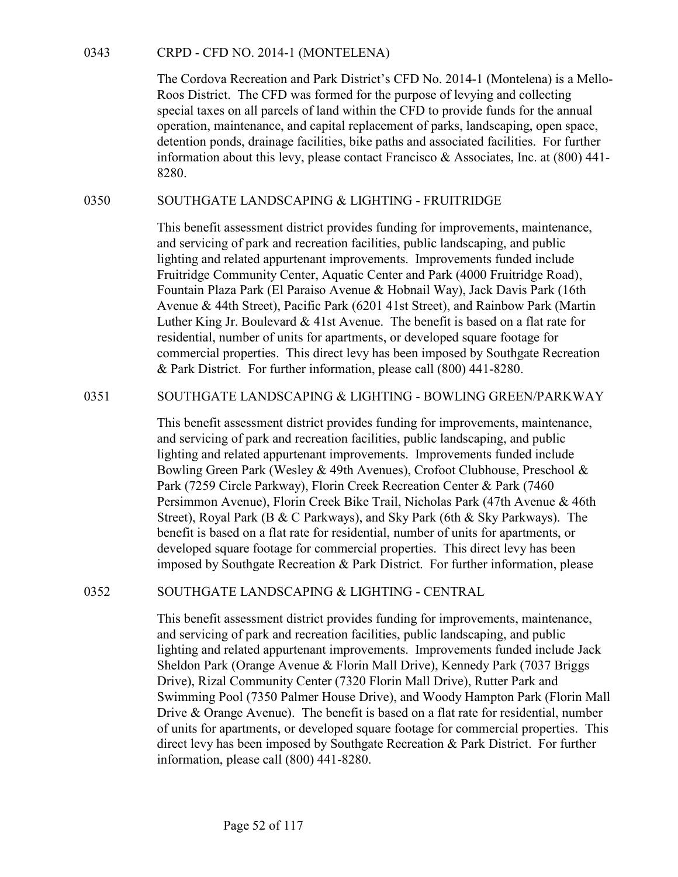## 0343 CRPD - CFD NO. 2014-1 (MONTELENA)

The Cordova Recreation and Park District's CFD No. 2014-1 (Montelena) is a Mello-Roos District. The CFD was formed for the purpose of levying and collecting special taxes on all parcels of land within the CFD to provide funds for the annual operation, maintenance, and capital replacement of parks, landscaping, open space, detention ponds, drainage facilities, bike paths and associated facilities. For further information about this levy, please contact Francisco & Associates, Inc. at (800) 441-8280.

## 0350 SOUTHGATE LANDSCAPING & LIGHTING - FRUITRIDGE

This benefit assessment district provides funding for improvements, maintenance, and servicing of park and recreation facilities, public landscaping, and public lighting and related appurtenant improvements. Improvements funded include Fruitridge Community Center, Aquatic Center and Park (4000 Fruitridge Road), Fountain Plaza Park (El Paraiso Avenue & Hobnail Way), Jack Davis Park (16th Avenue & 44th Street), Pacific Park (6201 41st Street), and Rainbow Park (Martin Luther King Jr. Boulevard & 41st Avenue. The benefit is based on a flat rate for residential, number of units for apartments, or developed square footage for commercial properties. This direct levy has been imposed by Southgate Recreation & Park District. For further information, please call (800) 441-8280.

## 0351 SOUTHGATE LANDSCAPING & LIGHTING - BOWLING GREEN/PARKWAY

This benefit assessment district provides funding for improvements, maintenance, and servicing of park and recreation facilities, public landscaping, and public lighting and related appurtenant improvements. Improvements funded include Bowling Green Park (Wesley & 49th Avenues), Crofoot Clubhouse, Preschool & Park (7259 Circle Parkway), Florin Creek Recreation Center & Park (7460 Persimmon Avenue), Florin Creek Bike Trail, Nicholas Park (47th Avenue & 46th Street), Royal Park (B & C Parkways), and Sky Park (6th & Sky Parkways). The benefit is based on a flat rate for residential, number of units for apartments, or developed square footage for commercial properties. This direct levy has been imposed by Southgate Recreation & Park District. For further information, please

## 0352 SOUTHGATE LANDSCAPING & LIGHTING - CENTRAL

This benefit assessment district provides funding for improvements, maintenance, and servicing of park and recreation facilities, public landscaping, and public lighting and related appurtenant improvements. Improvements funded include Jack Sheldon Park (Orange Avenue & Florin Mall Drive), Kennedy Park (7037 Briggs Drive), Rizal Community Center (7320 Florin Mall Drive), Rutter Park and Swimming Pool (7350 Palmer House Drive), and Woody Hampton Park (Florin Mall Drive & Orange Avenue). The benefit is based on a flat rate for residential, number of units for apartments, or developed square footage for commercial properties. This direct levy has been imposed by Southgate Recreation & Park District. For further information, please call (800) 441-8280.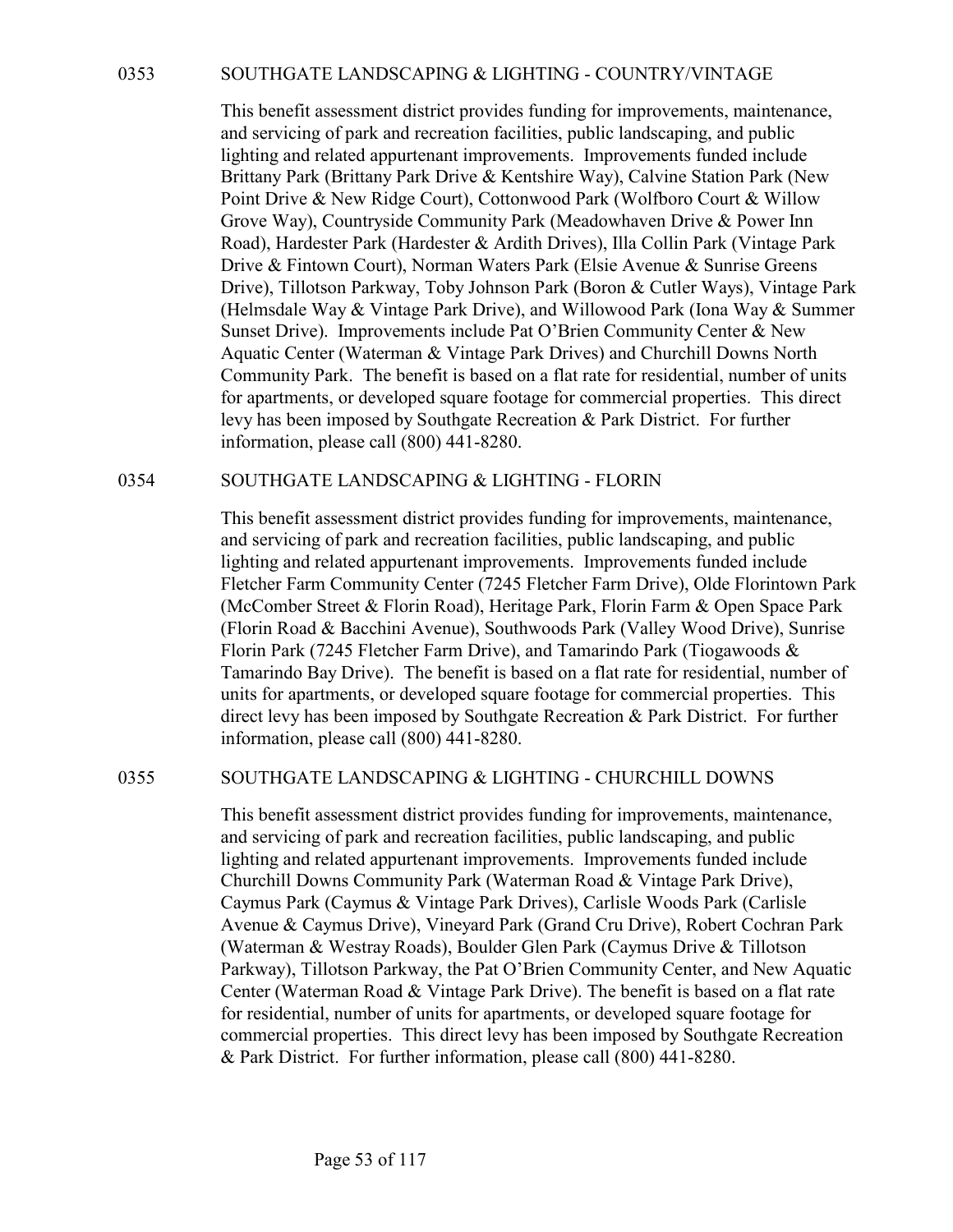## 0353 SOUTHGATE LANDSCAPING & LIGHTING - COUNTRY/VINTAGE

This benefit assessment district provides funding for improvements, maintenance, and servicing of park and recreation facilities, public landscaping, and public lighting and related appurtenant improvements. Improvements funded include Brittany Park (Brittany Park Drive & Kentshire Way), Calvine Station Park (New Point Drive & New Ridge Court), Cottonwood Park (Wolfboro Court & Willow Grove Way), Countryside Community Park (Meadowhaven Drive & Power Inn Road), Hardester Park (Hardester & Ardith Drives), Illa Collin Park (Vintage Park Drive & Fintown Court), Norman Waters Park (Elsie Avenue & Sunrise Greens Drive), Tillotson Parkway, Toby Johnson Park (Boron & Cutler Ways), Vintage Park (Helmsdale Way & Vintage Park Drive), and Willowood Park (Iona Way & Summer Sunset Drive). Improvements include Pat O'Brien Community Center & New Aquatic Center (Waterman & Vintage Park Drives) and Churchill Downs North Community Park. The benefit is based on a flat rate for residential, number of units for apartments, or developed square footage for commercial properties. This direct levy has been imposed by Southgate Recreation & Park District. For further information, please call (800) 441-8280.

## 0354 SOUTHGATE LANDSCAPING & LIGHTING - FLORIN

This benefit assessment district provides funding for improvements, maintenance, and servicing of park and recreation facilities, public landscaping, and public lighting and related appurtenant improvements. Improvements funded include Fletcher Farm Community Center (7245 Fletcher Farm Drive), Olde Florintown Park (McComber Street & Florin Road), Heritage Park, Florin Farm & Open Space Park (Florin Road & Bacchini Avenue), Southwoods Park (Valley Wood Drive), Sunrise Florin Park (7245 Fletcher Farm Drive), and Tamarindo Park (Tiogawoods & Tamarindo Bay Drive). The benefit is based on a flat rate for residential, number of units for apartments, or developed square footage for commercial properties. This direct levy has been imposed by Southgate Recreation & Park District. For further information, please call (800) 441-8280.

## 0355 SOUTHGATE LANDSCAPING & LIGHTING - CHURCHILL DOWNS

This benefit assessment district provides funding for improvements, maintenance, and servicing of park and recreation facilities, public landscaping, and public lighting and related appurtenant improvements. Improvements funded include Churchill Downs Community Park (Waterman Road & Vintage Park Drive), Caymus Park (Caymus & Vintage Park Drives), Carlisle Woods Park (Carlisle Avenue & Caymus Drive), Vineyard Park (Grand Cru Drive), Robert Cochran Park (Waterman & Westray Roads), Boulder Glen Park (Caymus Drive & Tillotson Parkway), Tillotson Parkway, the Pat O'Brien Community Center, and New Aquatic Center (Waterman Road & Vintage Park Drive). The benefit is based on a flat rate for residential, number of units for apartments, or developed square footage for commercial properties. This direct levy has been imposed by Southgate Recreation & Park District. For further information, please call (800) 441-8280.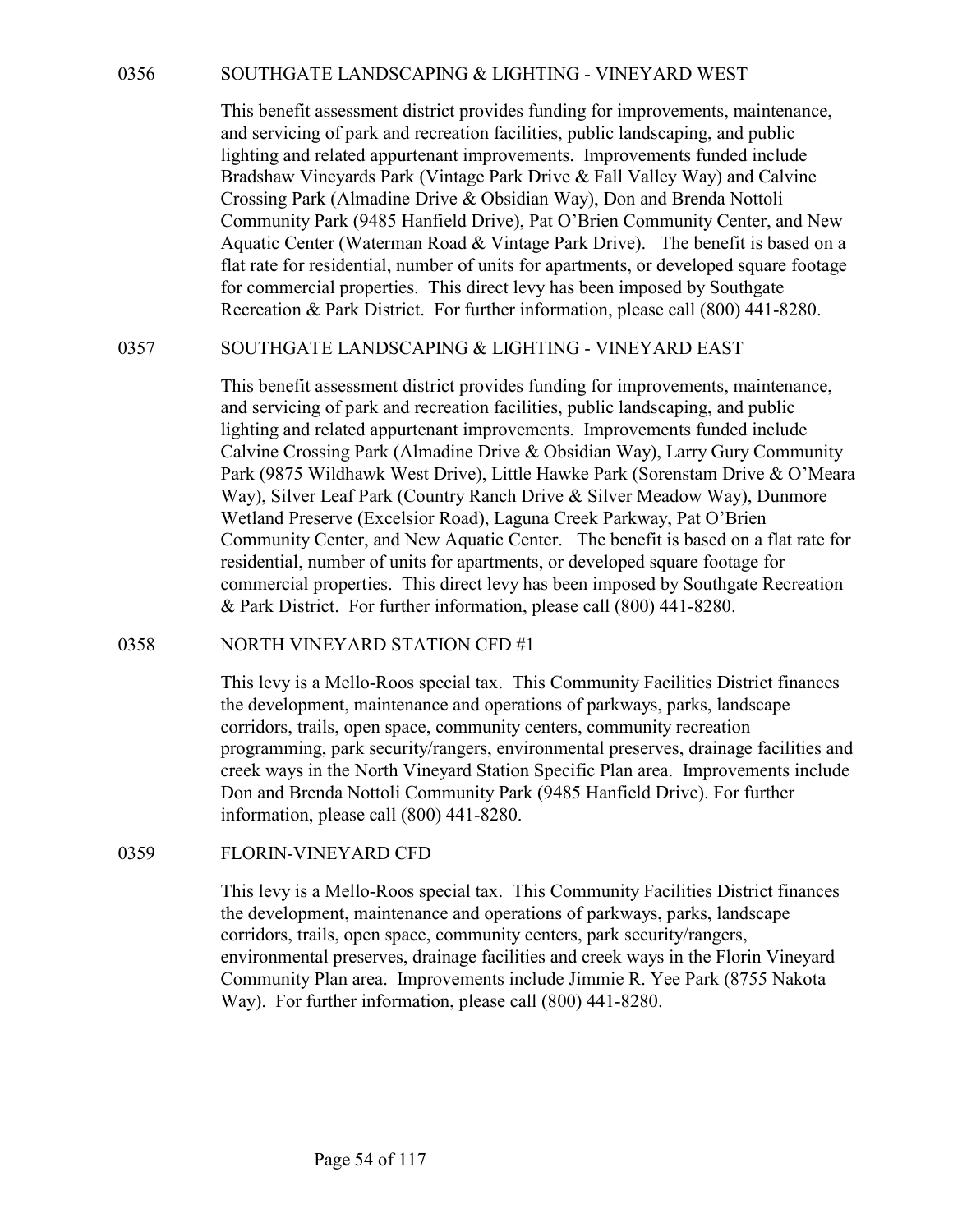## 0356 SOUTHGATE LANDSCAPING & LIGHTING - VINEYARD WEST

This benefit assessment district provides funding for improvements, maintenance, and servicing of park and recreation facilities, public landscaping, and public lighting and related appurtenant improvements. Improvements funded include Bradshaw Vineyards Park (Vintage Park Drive & Fall Valley Way) and Calvine Crossing Park (Almadine Drive & Obsidian Way), Don and Brenda Nottoli Community Park (9485 Hanfield Drive), Pat O'Brien Community Center, and New Aquatic Center (Waterman Road & Vintage Park Drive). The benefit is based on a flat rate for residential, number of units for apartments, or developed square footage for commercial properties. This direct levy has been imposed by Southgate Recreation & Park District. For further information, please call (800) 441-8280.

## 0357 SOUTHGATE LANDSCAPING & LIGHTING - VINEYARD EAST

This benefit assessment district provides funding for improvements, maintenance, and servicing of park and recreation facilities, public landscaping, and public lighting and related appurtenant improvements. Improvements funded include Calvine Crossing Park (Almadine Drive & Obsidian Way), Larry Gury Community Park (9875 Wildhawk West Drive), Little Hawke Park (Sorenstam Drive & O'Meara Way), Silver Leaf Park (Country Ranch Drive & Silver Meadow Way), Dunmore Wetland Preserve (Excelsior Road), Laguna Creek Parkway, Pat O'Brien Community Center, and New Aquatic Center. The benefit is based on a flat rate for residential, number of units for apartments, or developed square footage for commercial properties. This direct levy has been imposed by Southgate Recreation & Park District. For further information, please call (800) 441-8280.

## 0358 NORTH VINEYARD STATION CFD #1

This levy is a Mello-Roos special tax. This Community Facilities District finances the development, maintenance and operations of parkways, parks, landscape corridors, trails, open space, community centers, community recreation programming, park security/rangers, environmental preserves, drainage facilities and creek ways in the North Vineyard Station Specific Plan area. Improvements include Don and Brenda Nottoli Community Park (9485 Hanfield Drive). For further information, please call (800) 441-8280.

## 0359 FLORIN-VINEYARD CFD

This levy is a Mello-Roos special tax. This Community Facilities District finances the development, maintenance and operations of parkways, parks, landscape corridors, trails, open space, community centers, park security/rangers, environmental preserves, drainage facilities and creek ways in the Florin Vineyard Community Plan area. Improvements include Jimmie R. Yee Park (8755 Nakota Way). For further information, please call (800) 441-8280.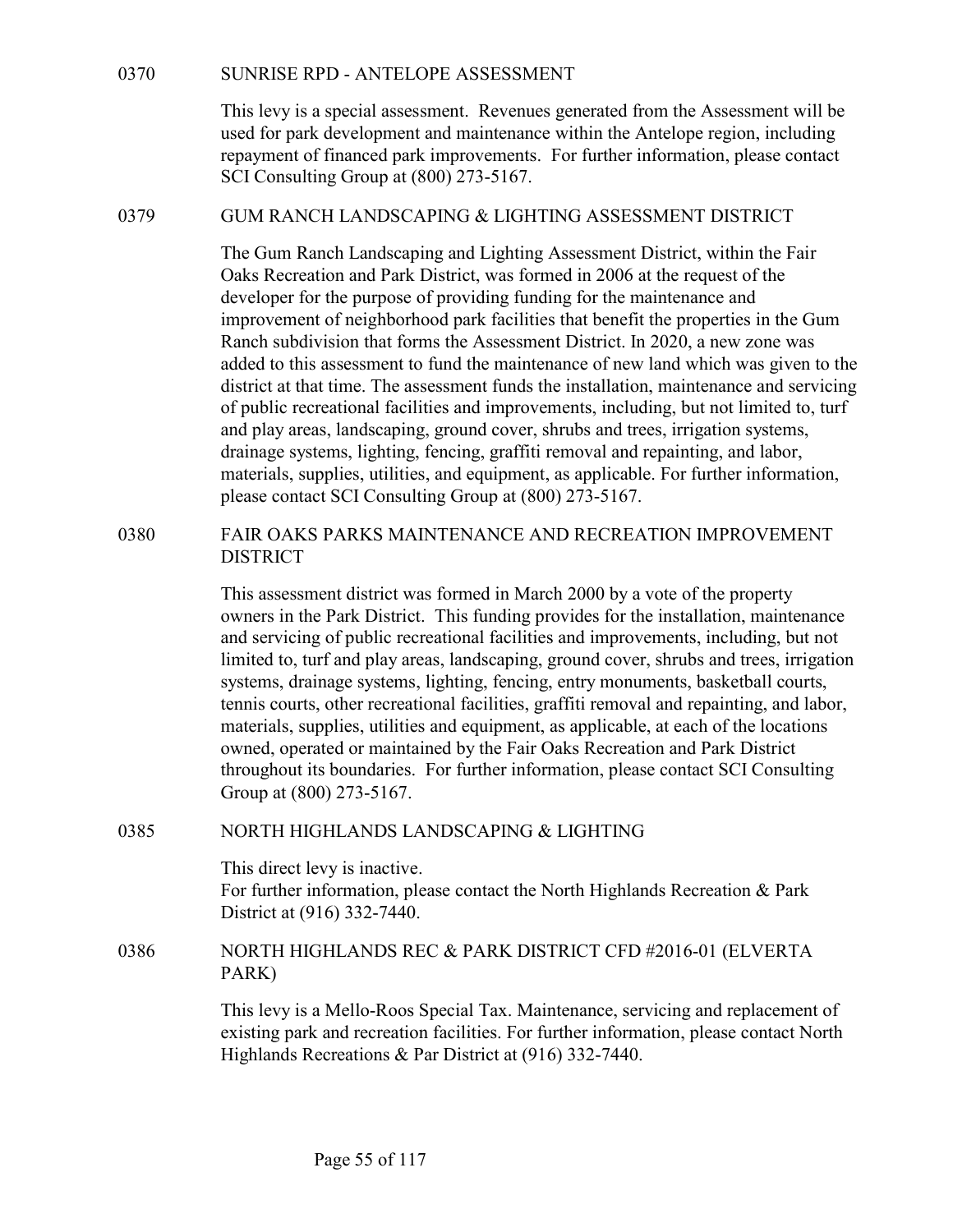## 0370 SUNRISE RPD - ANTELOPE ASSESSMENT

This levy is a special assessment. Revenues generated from the Assessment will be used for park development and maintenance within the Antelope region, including repayment of financed park improvements. For further information, please contact SCI Consulting Group at (800) 273-5167.

## 0379 GUM RANCH LANDSCAPING & LIGHTING ASSESSMENT DISTRICT

The Gum Ranch Landscaping and Lighting Assessment District, within the Fair Oaks Recreation and Park District, was formed in 2006 at the request of the developer for the purpose of providing funding for the maintenance and improvement of neighborhood park facilities that benefit the properties in the Gum Ranch subdivision that forms the Assessment District. In 2020, a new zone was added to this assessment to fund the maintenance of new land which was given to the district at that time. The assessment funds the installation, maintenance and servicing of public recreational facilities and improvements, including, but not limited to, turf and play areas, landscaping, ground cover, shrubs and trees, irrigation systems, drainage systems, lighting, fencing, graffiti removal and repainting, and labor, materials, supplies, utilities, and equipment, as applicable. For further information, please contact SCI Consulting Group at (800) 273-5167.

## 0380 FAIR OAKS PARKS MAINTENANCE AND RECREATION IMPROVEMENT DISTRICT

This assessment district was formed in March 2000 by a vote of the property owners in the Park District. This funding provides for the installation, maintenance and servicing of public recreational facilities and improvements, including, but not limited to, turf and play areas, landscaping, ground cover, shrubs and trees, irrigation systems, drainage systems, lighting, fencing, entry monuments, basketball courts, tennis courts, other recreational facilities, graffiti removal and repainting, and labor, materials, supplies, utilities and equipment, as applicable, at each of the locations owned, operated or maintained by the Fair Oaks Recreation and Park District throughout its boundaries. For further information, please contact SCI Consulting Group at (800) 273-5167.

## 0385 NORTH HIGHLANDS LANDSCAPING & LIGHTING

This direct levy is inactive.
For further information, please contact the North Highlands Recreation & Park District at (916) 332-7440.

## 0386 NORTH HIGHLANDS REC & PARK DISTRICT CFD #2016-01 (ELVERTA PARK)

This levy is a Mello-Roos Special Tax. Maintenance, servicing and replacement of existing park and recreation facilities. For further information, please contact North Highlands Recreations & Par District at (916) 332-7440.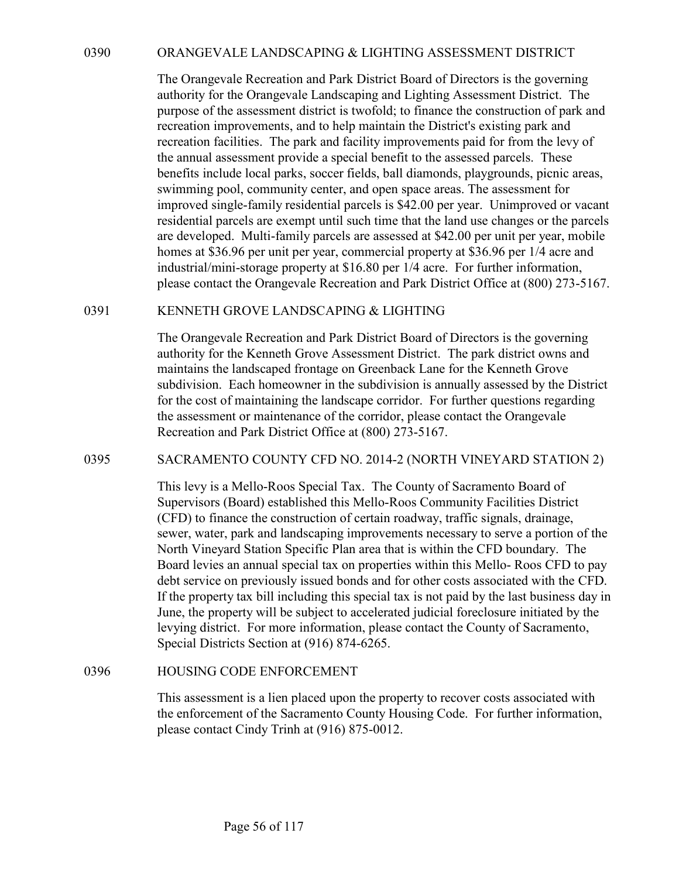## 0390 ORANGEVALE LANDSCAPING & LIGHTING ASSESSMENT DISTRICT

The Orangevale Recreation and Park District Board of Directors is the governing authority for the Orangevale Landscaping and Lighting Assessment District. The purpose of the assessment district is twofold; to finance the construction of park and recreation improvements, and to help maintain the District's existing park and recreation facilities. The park and facility improvements paid for from the levy of the annual assessment provide a special benefit to the assessed parcels. These benefits include local parks, soccer fields, ball diamonds, playgrounds, picnic areas, swimming pool, community center, and open space areas. The assessment for improved single-family residential parcels is $42.00 per year. Unimproved or vacant residential parcels are exempt until such time that the land use changes or the parcels are developed. Multi-family parcels are assessed at $42.00 per unit per year, mobile homes at $36.96 per unit per year, commercial property at $36.96 per 1/4 acre and industrial/mini-storage property at $16.80 per 1/4 acre. For further information, please contact the Orangevale Recreation and Park District Office at (800) 273-5167.

## 0391 KENNETH GROVE LANDSCAPING & LIGHTING

The Orangevale Recreation and Park District Board of Directors is the governing authority for the Kenneth Grove Assessment District. The park district owns and maintains the landscaped frontage on Greenback Lane for the Kenneth Grove subdivision. Each homeowner in the subdivision is annually assessed by the District for the cost of maintaining the landscape corridor. For further questions regarding the assessment or maintenance of the corridor, please contact the Orangevale Recreation and Park District Office at (800) 273-5167.

## 0395 SACRAMENTO COUNTY CFD NO. 2014-2 (NORTH VINEYARD STATION 2)

This levy is a Mello-Roos Special Tax. The County of Sacramento Board of Supervisors (Board) established this Mello-Roos Community Facilities District (CFD) to finance the construction of certain roadway, traffic signals, drainage, sewer, water, park and landscaping improvements necessary to serve a portion of the North Vineyard Station Specific Plan area that is within the CFD boundary. The Board levies an annual special tax on properties within this Mello- Roos CFD to pay debt service on previously issued bonds and for other costs associated with the CFD. If the property tax bill including this special tax is not paid by the last business day in June, the property will be subject to accelerated judicial foreclosure initiated by the levying district. For more information, please contact the County of Sacramento, Special Districts Section at (916) 874-6265.

## 0396 HOUSING CODE ENFORCEMENT

This assessment is a lien placed upon the property to recover costs associated with the enforcement of the Sacramento County Housing Code. For further information, please contact Cindy Trinh at (916) 875-0012.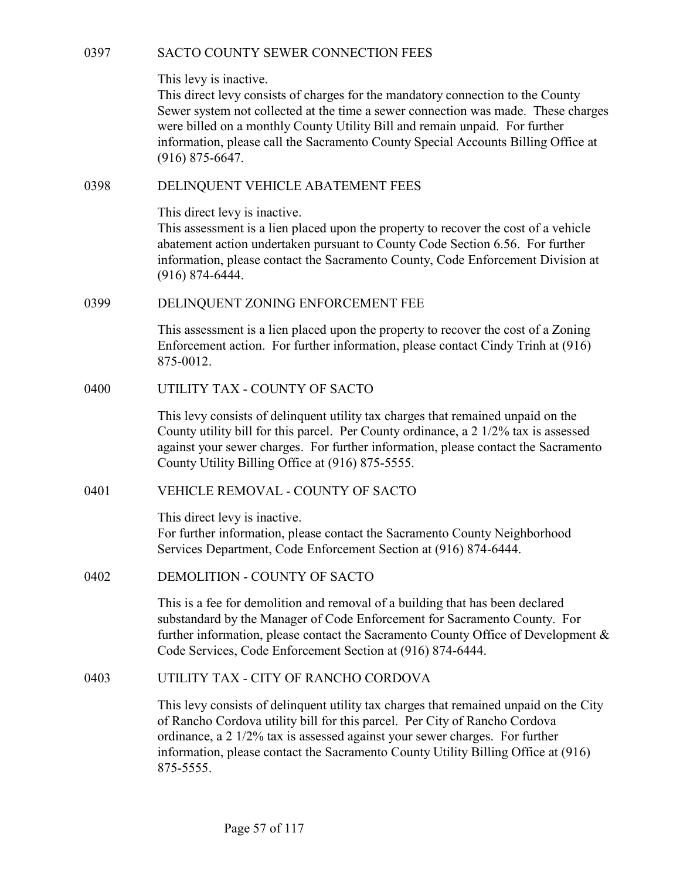## 0397 SACTO COUNTY SEWER CONNECTION FEES

This levy is inactive.
This direct levy consists of charges for the mandatory connection to the County Sewer system not collected at the time a sewer connection was made. These charges were billed on a monthly County Utility Bill and remain unpaid. For further information, please call the Sacramento County Special Accounts Billing Office at (916) 875-6647.

## 0398 DELINQUENT VEHICLE ABATEMENT FEES

This direct levy is inactive.
This assessment is a lien placed upon the property to recover the cost of a vehicle abatement action undertaken pursuant to County Code Section 6.56. For further information, please contact the Sacramento County, Code Enforcement Division at (916) 874-6444.

## 0399 DELINQUENT ZONING ENFORCEMENT FEE

This assessment is a lien placed upon the property to recover the cost of a Zoning Enforcement action. For further information, please contact Cindy Trinh at (916) 875-0012.

## 0400 UTILITY TAX - COUNTY OF SACTO

This levy consists of delinquent utility tax charges that remained unpaid on the County utility bill for this parcel. Per County ordinance, a 2 1/2% tax is assessed against your sewer charges. For further information, please contact the Sacramento County Utility Billing Office at (916) 875-5555.

## 0401 VEHICLE REMOVAL - COUNTY OF SACTO

This direct levy is inactive.
For further information, please contact the Sacramento County Neighborhood Services Department, Code Enforcement Section at (916) 874-6444.

## 0402 DEMOLITION - COUNTY OF SACTO

This is a fee for demolition and removal of a building that has been declared substandard by the Manager of Code Enforcement for Sacramento County. For further information, please contact the Sacramento County Office of Development & Code Services, Code Enforcement Section at (916) 874-6444.

## 0403 UTILITY TAX - CITY OF RANCHO CORDOVA

This levy consists of delinquent utility tax charges that remained unpaid on the City of Rancho Cordova utility bill for this parcel. Per City of Rancho Cordova ordinance, a 2 1/2% tax is assessed against your sewer charges. For further information, please contact the Sacramento County Utility Billing Office at (916) 875-5555.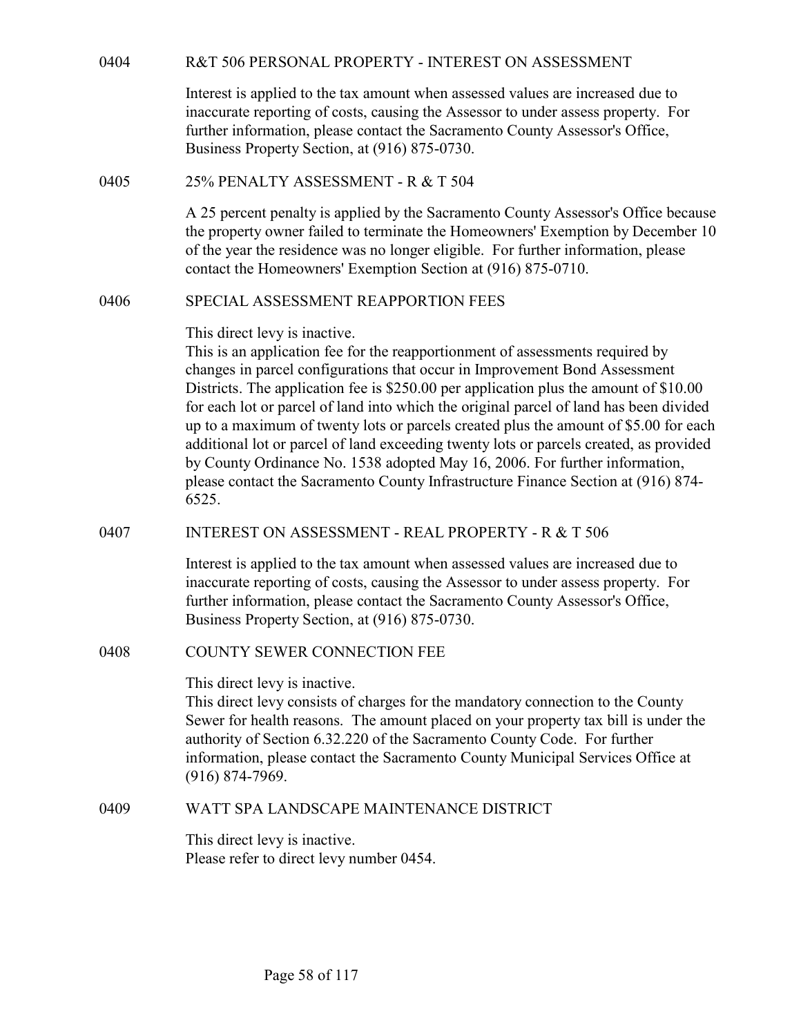## 0404 R&T 506 PERSONAL PROPERTY - INTEREST ON ASSESSMENT

Interest is applied to the tax amount when assessed values are increased due to inaccurate reporting of costs, causing the Assessor to under assess property. For further information, please contact the Sacramento County Assessor's Office, Business Property Section, at (916) 875-0730.

## 0405 25% PENALTY ASSESSMENT - R & T 504

A 25 percent penalty is applied by the Sacramento County Assessor's Office because the property owner failed to terminate the Homeowners' Exemption by December 10 of the year the residence was no longer eligible. For further information, please contact the Homeowners' Exemption Section at (916) 875-0710.

## 0406 SPECIAL ASSESSMENT REAPPORTION FEES

This direct levy is inactive.
This is an application fee for the reapportionment of assessments required by changes in parcel configurations that occur in Improvement Bond Assessment Districts. The application fee is $250.00 per application plus the amount of $10.00 for each lot or parcel of land into which the original parcel of land has been divided up to a maximum of twenty lots or parcels created plus the amount of $5.00 for each additional lot or parcel of land exceeding twenty lots or parcels created, as provided by County Ordinance No. 1538 adopted May 16, 2006. For further information, please contact the Sacramento County Infrastructure Finance Section at (916) 874-6525.

## 0407 INTEREST ON ASSESSMENT - REAL PROPERTY - R & T 506

Interest is applied to the tax amount when assessed values are increased due to inaccurate reporting of costs, causing the Assessor to under assess property. For further information, please contact the Sacramento County Assessor's Office, Business Property Section, at (916) 875-0730.

## 0408 COUNTY SEWER CONNECTION FEE

This direct levy is inactive.
This direct levy consists of charges for the mandatory connection to the County Sewer for health reasons. The amount placed on your property tax bill is under the authority of Section 6.32.220 of the Sacramento County Code. For further information, please contact the Sacramento County Municipal Services Office at (916) 874-7969.

## 0409 WATT SPA LANDSCAPE MAINTENANCE DISTRICT

This direct levy is inactive.
Please refer to direct levy number 0454.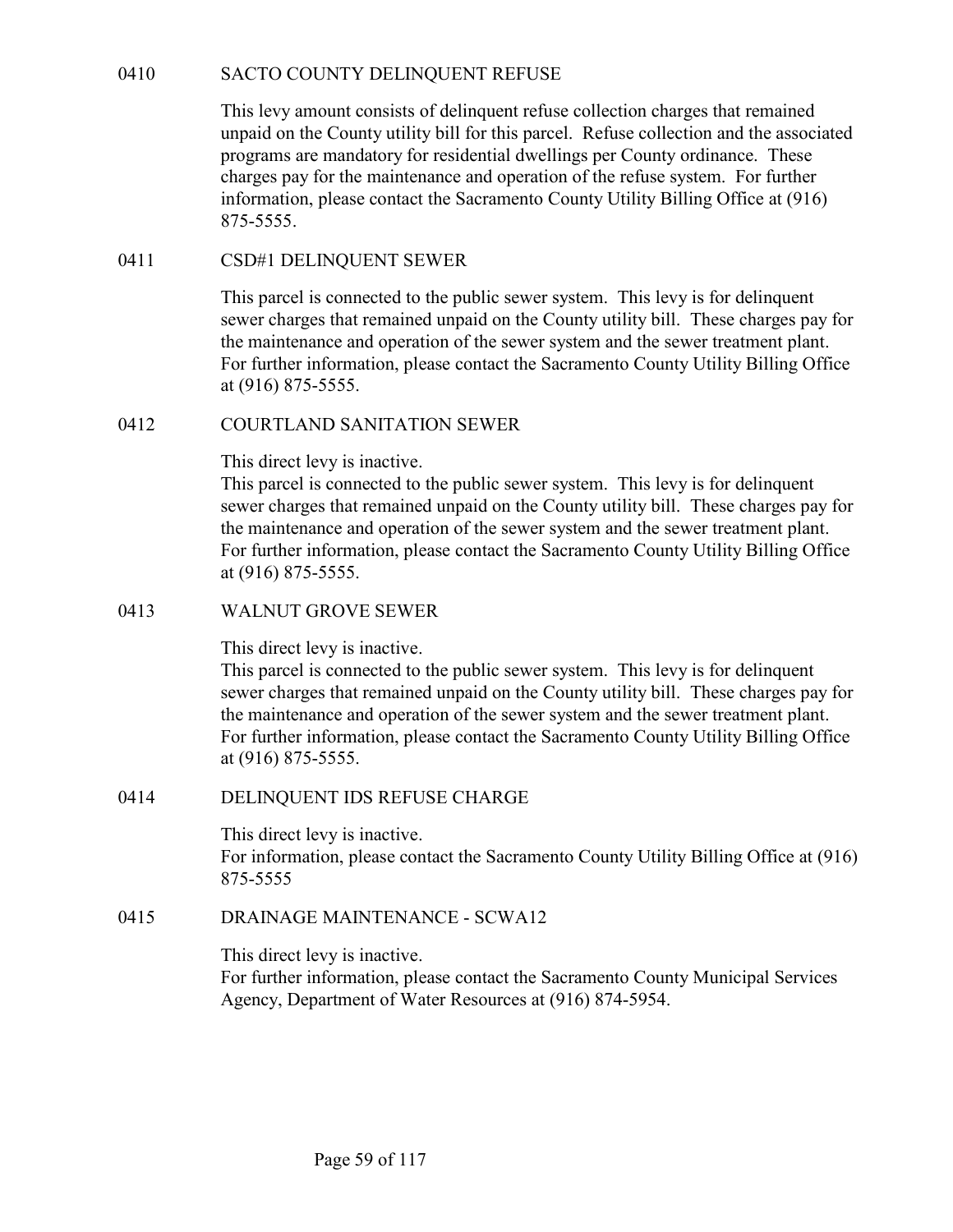## 0410 SACTO COUNTY DELINQUENT REFUSE

This levy amount consists of delinquent refuse collection charges that remained unpaid on the County utility bill for this parcel. Refuse collection and the associated programs are mandatory for residential dwellings per County ordinance. These charges pay for the maintenance and operation of the refuse system. For further information, please contact the Sacramento County Utility Billing Office at (916) 875-5555.

## 0411 CSD#1 DELINQUENT SEWER

This parcel is connected to the public sewer system. This levy is for delinquent sewer charges that remained unpaid on the County utility bill. These charges pay for the maintenance and operation of the sewer system and the sewer treatment plant. For further information, please contact the Sacramento County Utility Billing Office at (916) 875-5555.

## 0412 COURTLAND SANITATION SEWER

This direct levy is inactive.
This parcel is connected to the public sewer system. This levy is for delinquent sewer charges that remained unpaid on the County utility bill. These charges pay for the maintenance and operation of the sewer system and the sewer treatment plant. For further information, please contact the Sacramento County Utility Billing Office at (916) 875-5555.

## 0413 WALNUT GROVE SEWER

This direct levy is inactive.
This parcel is connected to the public sewer system. This levy is for delinquent sewer charges that remained unpaid on the County utility bill. These charges pay for the maintenance and operation of the sewer system and the sewer treatment plant. For further information, please contact the Sacramento County Utility Billing Office at (916) 875-5555.

## 0414 DELINQUENT IDS REFUSE CHARGE

This direct levy is inactive.
For information, please contact the Sacramento County Utility Billing Office at (916) 875-5555

## 0415 DRAINAGE MAINTENANCE - SCWA12

This direct levy is inactive.
For further information, please contact the Sacramento County Municipal Services Agency, Department of Water Resources at (916) 874-5954.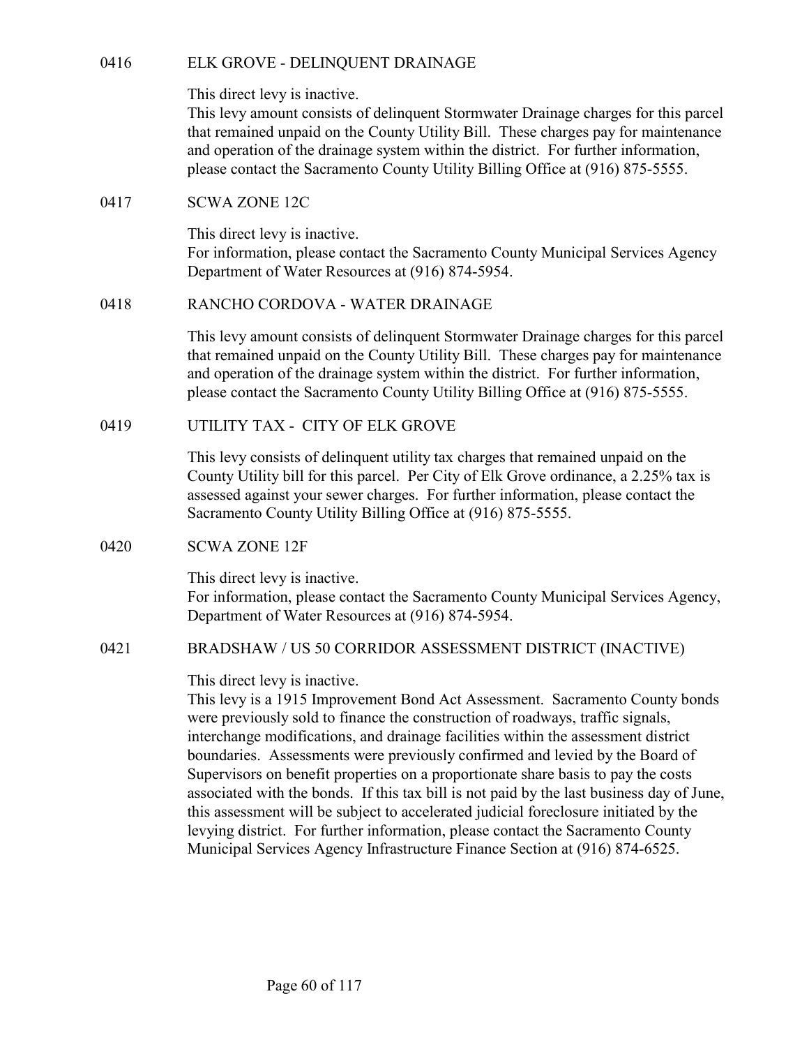## 0416 ELK GROVE - DELINQUENT DRAINAGE

This direct levy is inactive.
This levy amount consists of delinquent Stormwater Drainage charges for this parcel that remained unpaid on the County Utility Bill. These charges pay for maintenance and operation of the drainage system within the district. For further information, please contact the Sacramento County Utility Billing Office at (916) 875-5555.

## 0417 SCWA ZONE 12C

This direct levy is inactive.
For information, please contact the Sacramento County Municipal Services Agency Department of Water Resources at (916) 874-5954.

## 0418 RANCHO CORDOVA - WATER DRAINAGE

This levy amount consists of delinquent Stormwater Drainage charges for this parcel that remained unpaid on the County Utility Bill. These charges pay for maintenance and operation of the drainage system within the district. For further information, please contact the Sacramento County Utility Billing Office at (916) 875-5555.

## 0419 UTILITY TAX - CITY OF ELK GROVE

This levy consists of delinquent utility tax charges that remained unpaid on the County Utility bill for this parcel. Per City of Elk Grove ordinance, a 2.25% tax is assessed against your sewer charges. For further information, please contact the Sacramento County Utility Billing Office at (916) 875-5555.

## 0420 SCWA ZONE 12F

This direct levy is inactive.
For information, please contact the Sacramento County Municipal Services Agency, Department of Water Resources at (916) 874-5954.

## 0421 BRADSHAW / US 50 CORRIDOR ASSESSMENT DISTRICT (INACTIVE)

This direct levy is inactive.
This levy is a 1915 Improvement Bond Act Assessment. Sacramento County bonds were previously sold to finance the construction of roadways, traffic signals, interchange modifications, and drainage facilities within the assessment district boundaries. Assessments were previously confirmed and levied by the Board of Supervisors on benefit properties on a proportionate share basis to pay the costs associated with the bonds. If this tax bill is not paid by the last business day of June, this assessment will be subject to accelerated judicial foreclosure initiated by the levying district. For further information, please contact the Sacramento County Municipal Services Agency Infrastructure Finance Section at (916) 874-6525.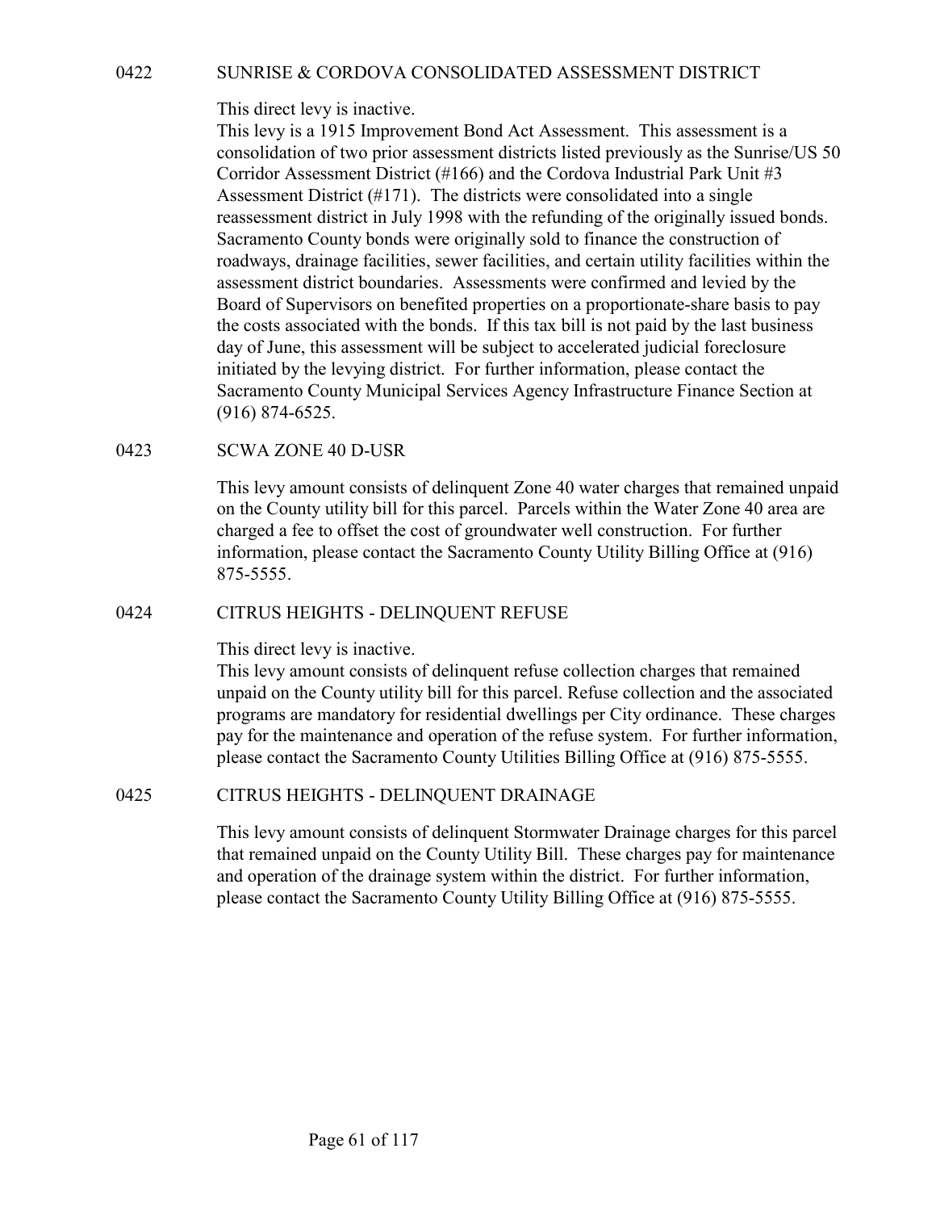## 0422 SUNRISE & CORDOVA CONSOLIDATED ASSESSMENT DISTRICT

This direct levy is inactive.
This levy is a 1915 Improvement Bond Act Assessment. This assessment is a consolidation of two prior assessment districts listed previously as the Sunrise/US 50 Corridor Assessment District (#166) and the Cordova Industrial Park Unit #3 Assessment District (#171). The districts were consolidated into a single reassessment district in July 1998 with the refunding of the originally issued bonds. Sacramento County bonds were originally sold to finance the construction of roadways, drainage facilities, sewer facilities, and certain utility facilities within the assessment district boundaries. Assessments were confirmed and levied by the Board of Supervisors on benefited properties on a proportionate-share basis to pay the costs associated with the bonds. If this tax bill is not paid by the last business day of June, this assessment will be subject to accelerated judicial foreclosure initiated by the levying district. For further information, please contact the Sacramento County Municipal Services Agency Infrastructure Finance Section at (916) 874-6525.

## 0423 SCWA ZONE 40 D-USR

This levy amount consists of delinquent Zone 40 water charges that remained unpaid on the County utility bill for this parcel. Parcels within the Water Zone 40 area are charged a fee to offset the cost of groundwater well construction. For further information, please contact the Sacramento County Utility Billing Office at (916) 875-5555.

## 0424 CITRUS HEIGHTS - DELINQUENT REFUSE

This direct levy is inactive.
This levy amount consists of delinquent refuse collection charges that remained unpaid on the County utility bill for this parcel. Refuse collection and the associated programs are mandatory for residential dwellings per City ordinance. These charges pay for the maintenance and operation of the refuse system. For further information, please contact the Sacramento County Utilities Billing Office at (916) 875-5555.

## 0425 CITRUS HEIGHTS - DELINQUENT DRAINAGE

This levy amount consists of delinquent Stormwater Drainage charges for this parcel that remained unpaid on the County Utility Bill. These charges pay for maintenance and operation of the drainage system within the district. For further information, please contact the Sacramento County Utility Billing Office at (916) 875-5555.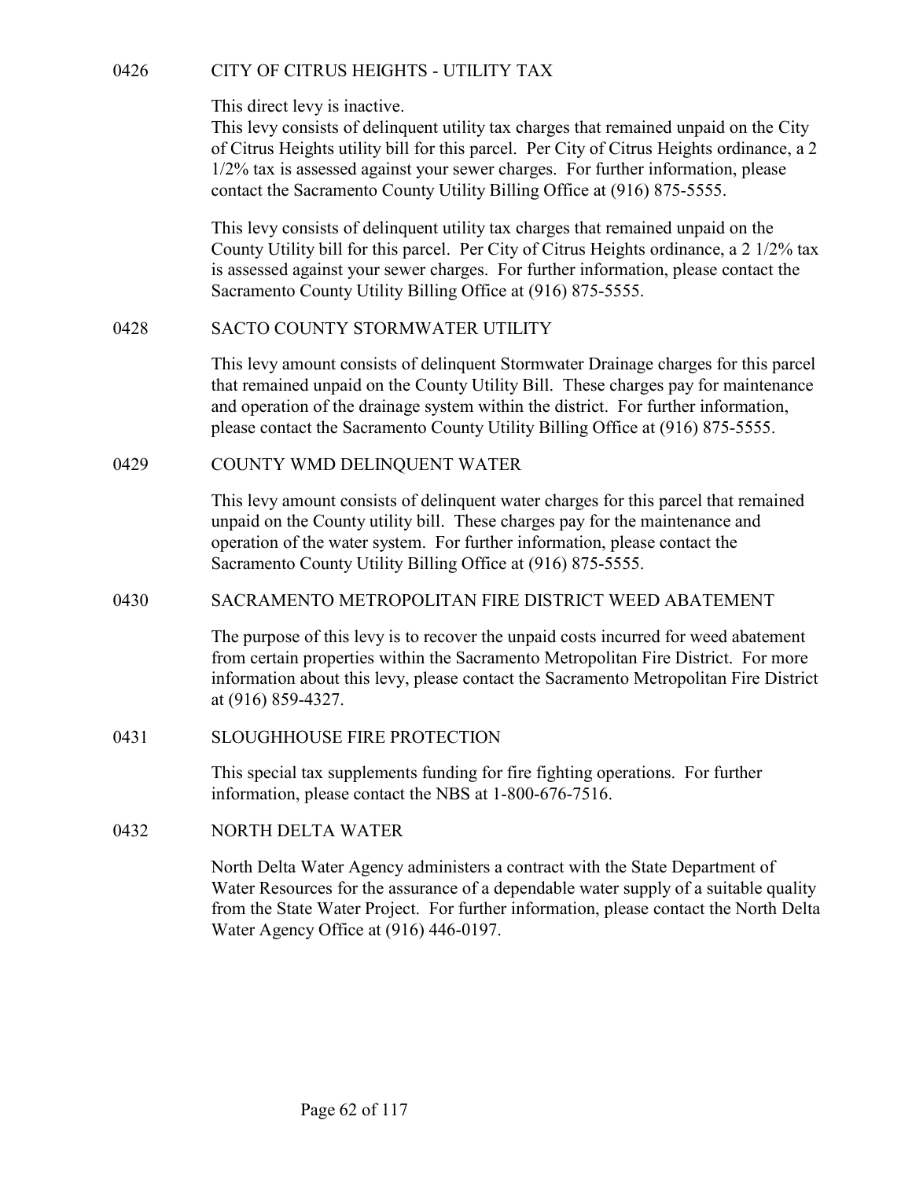## 0426 CITY OF CITRUS HEIGHTS - UTILITY TAX

This direct levy is inactive.
This levy consists of delinquent utility tax charges that remained unpaid on the City of Citrus Heights utility bill for this parcel. Per City of Citrus Heights ordinance, a 2 1/2% tax is assessed against your sewer charges. For further information, please contact the Sacramento County Utility Billing Office at (916) 875-5555.

This levy consists of delinquent utility tax charges that remained unpaid on the County Utility bill for this parcel. Per City of Citrus Heights ordinance, a 2 1/2% tax is assessed against your sewer charges. For further information, please contact the Sacramento County Utility Billing Office at (916) 875-5555.

## 0428 SACTO COUNTY STORMWATER UTILITY

This levy amount consists of delinquent Stormwater Drainage charges for this parcel that remained unpaid on the County Utility Bill. These charges pay for maintenance and operation of the drainage system within the district. For further information, please contact the Sacramento County Utility Billing Office at (916) 875-5555.

## 0429 COUNTY WMD DELINQUENT WATER

This levy amount consists of delinquent water charges for this parcel that remained unpaid on the County utility bill. These charges pay for the maintenance and operation of the water system. For further information, please contact the Sacramento County Utility Billing Office at (916) 875-5555.

## 0430 SACRAMENTO METROPOLITAN FIRE DISTRICT WEED ABATEMENT

The purpose of this levy is to recover the unpaid costs incurred for weed abatement from certain properties within the Sacramento Metropolitan Fire District. For more information about this levy, please contact the Sacramento Metropolitan Fire District at (916) 859-4327.

## 0431 SLOUGHHOUSE FIRE PROTECTION

This special tax supplements funding for fire fighting operations. For further information, please contact the NBS at 1-800-676-7516.

## 0432 NORTH DELTA WATER

North Delta Water Agency administers a contract with the State Department of Water Resources for the assurance of a dependable water supply of a suitable quality from the State Water Project. For further information, please contact the North Delta Water Agency Office at (916) 446-0197.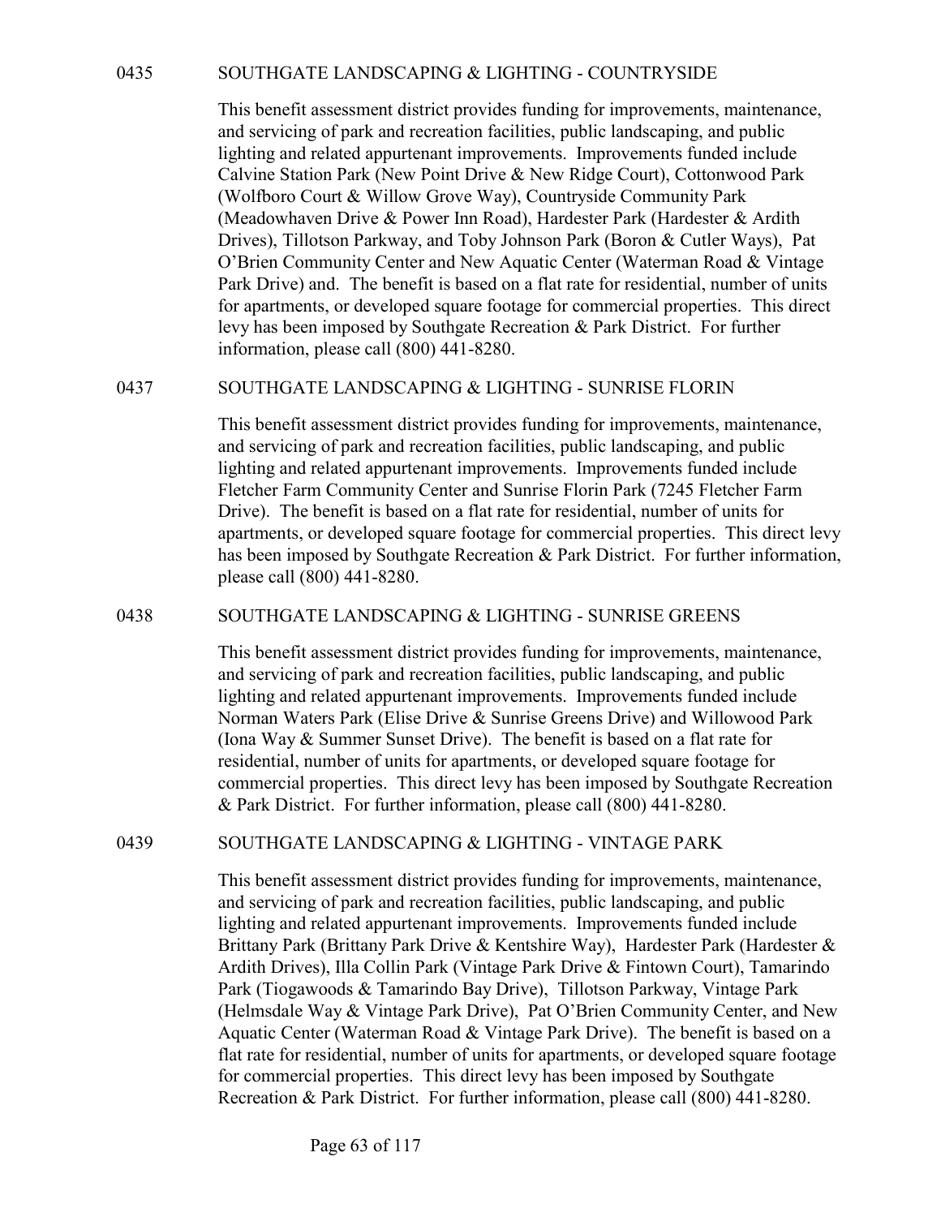## 0435 SOUTHGATE LANDSCAPING & LIGHTING - COUNTRYSIDE

This benefit assessment district provides funding for improvements, maintenance, and servicing of park and recreation facilities, public landscaping, and public lighting and related appurtenant improvements. Improvements funded include Calvine Station Park (New Point Drive & New Ridge Court), Cottonwood Park (Wolfboro Court & Willow Grove Way), Countryside Community Park (Meadowhaven Drive & Power Inn Road), Hardester Park (Hardester & Ardith Drives), Tillotson Parkway, and Toby Johnson Park (Boron & Cutler Ways), Pat O'Brien Community Center and New Aquatic Center (Waterman Road & Vintage Park Drive) and. The benefit is based on a flat rate for residential, number of units for apartments, or developed square footage for commercial properties. This direct levy has been imposed by Southgate Recreation & Park District. For further information, please call (800) 441-8280.

## 0437 SOUTHGATE LANDSCAPING & LIGHTING - SUNRISE FLORIN

This benefit assessment district provides funding for improvements, maintenance, and servicing of park and recreation facilities, public landscaping, and public lighting and related appurtenant improvements. Improvements funded include Fletcher Farm Community Center and Sunrise Florin Park (7245 Fletcher Farm Drive). The benefit is based on a flat rate for residential, number of units for apartments, or developed square footage for commercial properties. This direct levy has been imposed by Southgate Recreation & Park District. For further information, please call (800) 441-8280.

## 0438 SOUTHGATE LANDSCAPING & LIGHTING - SUNRISE GREENS

This benefit assessment district provides funding for improvements, maintenance, and servicing of park and recreation facilities, public landscaping, and public lighting and related appurtenant improvements. Improvements funded include Norman Waters Park (Elise Drive & Sunrise Greens Drive) and Willowood Park (Iona Way & Summer Sunset Drive). The benefit is based on a flat rate for residential, number of units for apartments, or developed square footage for commercial properties. This direct levy has been imposed by Southgate Recreation & Park District. For further information, please call (800) 441-8280.

## 0439 SOUTHGATE LANDSCAPING & LIGHTING - VINTAGE PARK

This benefit assessment district provides funding for improvements, maintenance, and servicing of park and recreation facilities, public landscaping, and public lighting and related appurtenant improvements. Improvements funded include Brittany Park (Brittany Park Drive & Kentshire Way), Hardester Park (Hardester & Ardith Drives), Illa Collin Park (Vintage Park Drive & Fintown Court), Tamarindo Park (Tiogawoods & Tamarindo Bay Drive), Tillotson Parkway, Vintage Park (Helmsdale Way & Vintage Park Drive), Pat O'Brien Community Center, and New Aquatic Center (Waterman Road & Vintage Park Drive). The benefit is based on a flat rate for residential, number of units for apartments, or developed square footage for commercial properties. This direct levy has been imposed by Southgate Recreation & Park District. For further information, please call (800) 441-8280.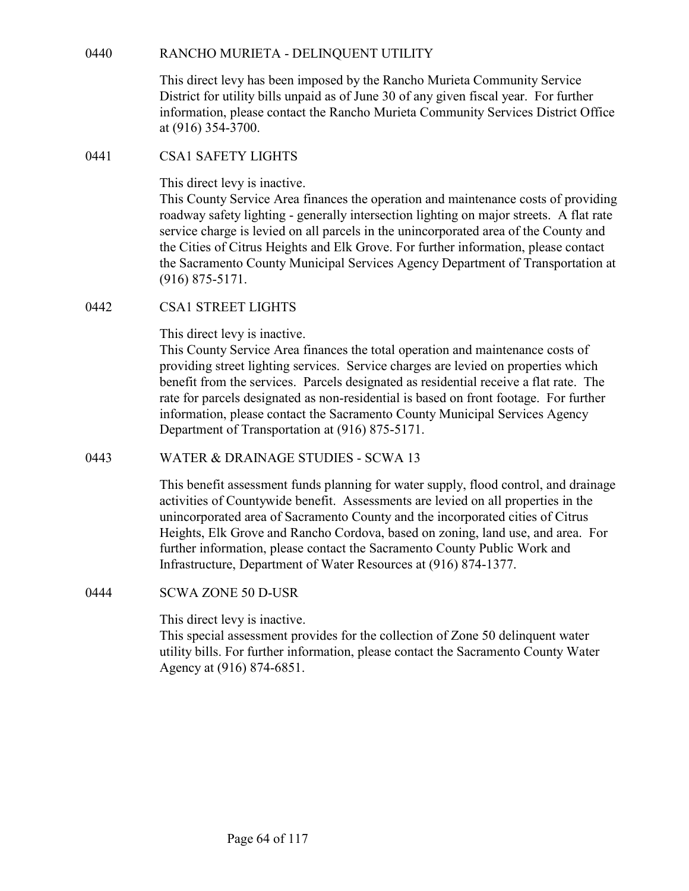## 0440 RANCHO MURIETA - DELINQUENT UTILITY

This direct levy has been imposed by the Rancho Murieta Community Service District for utility bills unpaid as of June 30 of any given fiscal year. For further information, please contact the Rancho Murieta Community Services District Office at (916) 354-3700.

## 0441 CSA1 SAFETY LIGHTS

This direct levy is inactive.
This County Service Area finances the operation and maintenance costs of providing roadway safety lighting - generally intersection lighting on major streets. A flat rate service charge is levied on all parcels in the unincorporated area of the County and the Cities of Citrus Heights and Elk Grove. For further information, please contact the Sacramento County Municipal Services Agency Department of Transportation at (916) 875-5171.

## 0442 CSA1 STREET LIGHTS

This direct levy is inactive.
This County Service Area finances the total operation and maintenance costs of providing street lighting services. Service charges are levied on properties which benefit from the services. Parcels designated as residential receive a flat rate. The rate for parcels designated as non-residential is based on front footage. For further information, please contact the Sacramento County Municipal Services Agency Department of Transportation at (916) 875-5171.

## 0443 WATER & DRAINAGE STUDIES - SCWA 13

This benefit assessment funds planning for water supply, flood control, and drainage activities of Countywide benefit. Assessments are levied on all properties in the unincorporated area of Sacramento County and the incorporated cities of Citrus Heights, Elk Grove and Rancho Cordova, based on zoning, land use, and area. For further information, please contact the Sacramento County Public Work and Infrastructure, Department of Water Resources at (916) 874-1377.

## 0444 SCWA ZONE 50 D-USR

This direct levy is inactive.
This special assessment provides for the collection of Zone 50 delinquent water utility bills. For further information, please contact the Sacramento County Water Agency at (916) 874-6851.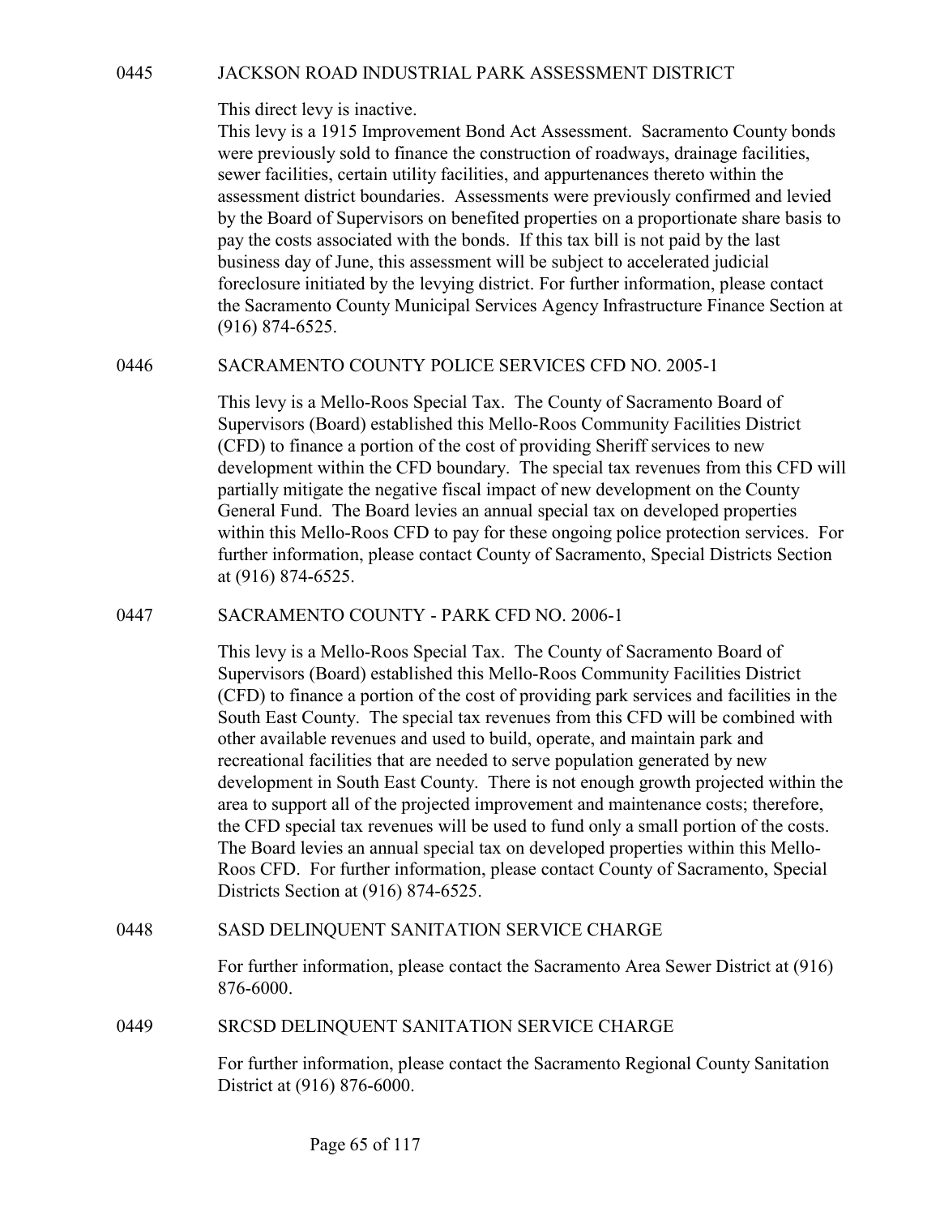## 0445 JACKSON ROAD INDUSTRIAL PARK ASSESSMENT DISTRICT

This direct levy is inactive.
This levy is a 1915 Improvement Bond Act Assessment. Sacramento County bonds were previously sold to finance the construction of roadways, drainage facilities, sewer facilities, certain utility facilities, and appurtenances thereto within the assessment district boundaries. Assessments were previously confirmed and levied by the Board of Supervisors on benefited properties on a proportionate share basis to pay the costs associated with the bonds. If this tax bill is not paid by the last business day of June, this assessment will be subject to accelerated judicial foreclosure initiated by the levying district. For further information, please contact the Sacramento County Municipal Services Agency Infrastructure Finance Section at (916) 874-6525.

## 0446 SACRAMENTO COUNTY POLICE SERVICES CFD NO. 2005-1

This levy is a Mello-Roos Special Tax. The County of Sacramento Board of Supervisors (Board) established this Mello-Roos Community Facilities District (CFD) to finance a portion of the cost of providing Sheriff services to new development within the CFD boundary. The special tax revenues from this CFD will partially mitigate the negative fiscal impact of new development on the County General Fund. The Board levies an annual special tax on developed properties within this Mello-Roos CFD to pay for these ongoing police protection services. For further information, please contact County of Sacramento, Special Districts Section at (916) 874-6525.

## 0447 SACRAMENTO COUNTY - PARK CFD NO. 2006-1

This levy is a Mello-Roos Special Tax. The County of Sacramento Board of Supervisors (Board) established this Mello-Roos Community Facilities District (CFD) to finance a portion of the cost of providing park services and facilities in the South East County. The special tax revenues from this CFD will be combined with other available revenues and used to build, operate, and maintain park and recreational facilities that are needed to serve population generated by new development in South East County. There is not enough growth projected within the area to support all of the projected improvement and maintenance costs; therefore, the CFD special tax revenues will be used to fund only a small portion of the costs. The Board levies an annual special tax on developed properties within this Mello-Roos CFD. For further information, please contact County of Sacramento, Special Districts Section at (916) 874-6525.

## 0448 SASD DELINQUENT SANITATION SERVICE CHARGE

For further information, please contact the Sacramento Area Sewer District at (916) 876-6000.

## 0449 SRCSD DELINQUENT SANITATION SERVICE CHARGE

For further information, please contact the Sacramento Regional County Sanitation District at (916) 876-6000.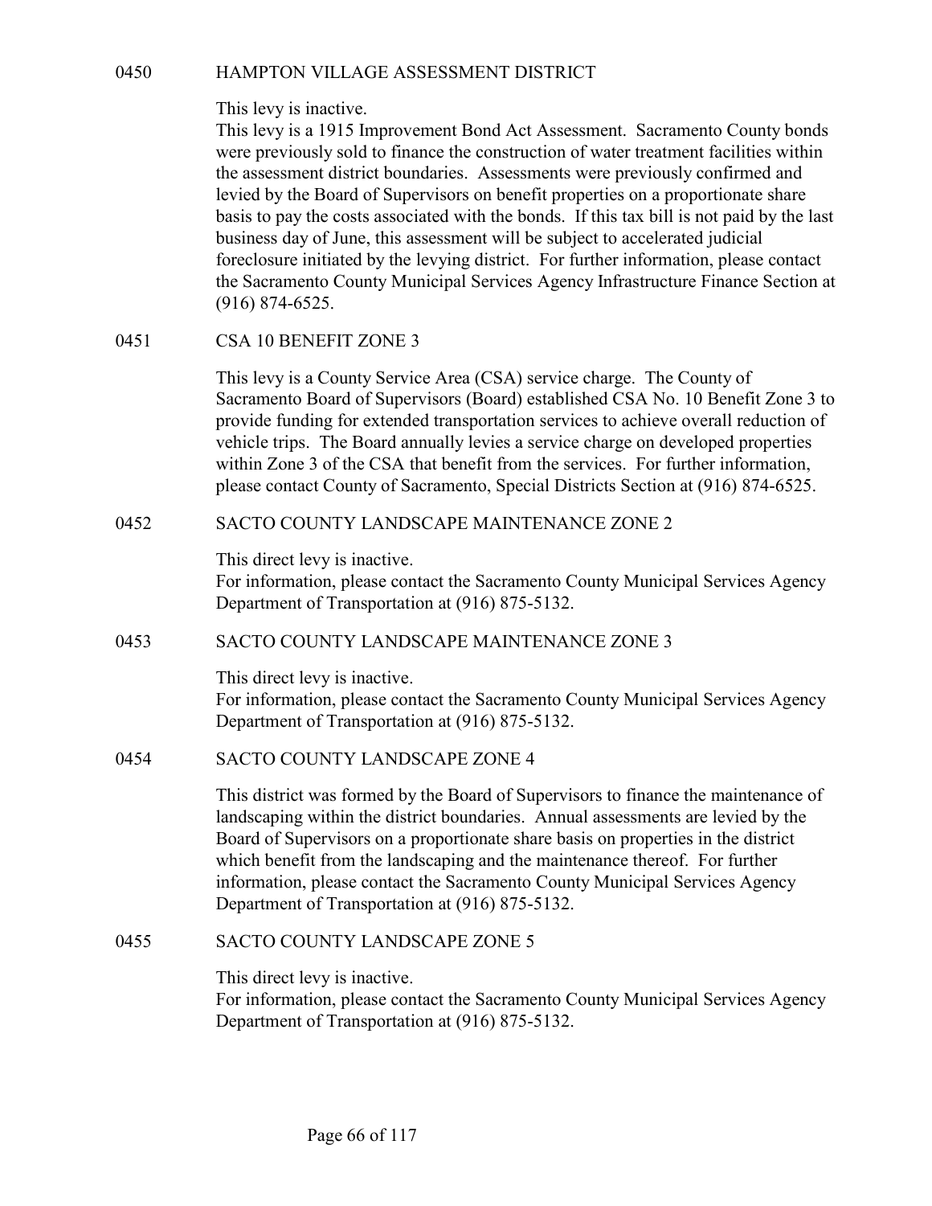## 0450 HAMPTON VILLAGE ASSESSMENT DISTRICT

This levy is inactive.
This levy is a 1915 Improvement Bond Act Assessment. Sacramento County bonds were previously sold to finance the construction of water treatment facilities within the assessment district boundaries. Assessments were previously confirmed and levied by the Board of Supervisors on benefit properties on a proportionate share basis to pay the costs associated with the bonds. If this tax bill is not paid by the last business day of June, this assessment will be subject to accelerated judicial foreclosure initiated by the levying district. For further information, please contact the Sacramento County Municipal Services Agency Infrastructure Finance Section at (916) 874-6525.

## 0451 CSA 10 BENEFIT ZONE 3

This levy is a County Service Area (CSA) service charge. The County of Sacramento Board of Supervisors (Board) established CSA No. 10 Benefit Zone 3 to provide funding for extended transportation services to achieve overall reduction of vehicle trips. The Board annually levies a service charge on developed properties within Zone 3 of the CSA that benefit from the services. For further information, please contact County of Sacramento, Special Districts Section at (916) 874-6525.

## 0452 SACTO COUNTY LANDSCAPE MAINTENANCE ZONE 2

This direct levy is inactive.
For information, please contact the Sacramento County Municipal Services Agency Department of Transportation at (916) 875-5132.

## 0453 SACTO COUNTY LANDSCAPE MAINTENANCE ZONE 3

This direct levy is inactive.
For information, please contact the Sacramento County Municipal Services Agency Department of Transportation at (916) 875-5132.

## 0454 SACTO COUNTY LANDSCAPE ZONE 4

This district was formed by the Board of Supervisors to finance the maintenance of landscaping within the district boundaries. Annual assessments are levied by the Board of Supervisors on a proportionate share basis on properties in the district which benefit from the landscaping and the maintenance thereof. For further information, please contact the Sacramento County Municipal Services Agency Department of Transportation at (916) 875-5132.

## 0455 SACTO COUNTY LANDSCAPE ZONE 5

This direct levy is inactive.
For information, please contact the Sacramento County Municipal Services Agency Department of Transportation at (916) 875-5132.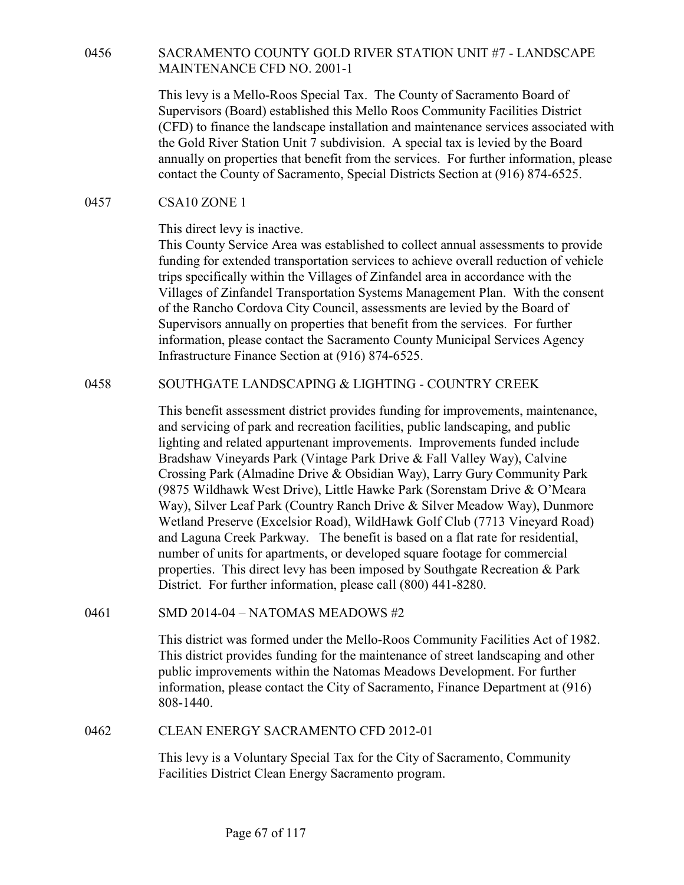## 0456 SACRAMENTO COUNTY GOLD RIVER STATION UNIT #7 - LANDSCAPE MAINTENANCE CFD NO. 2001-1

This levy is a Mello-Roos Special Tax. The County of Sacramento Board of Supervisors (Board) established this Mello Roos Community Facilities District (CFD) to finance the landscape installation and maintenance services associated with the Gold River Station Unit 7 subdivision. A special tax is levied by the Board annually on properties that benefit from the services. For further information, please contact the County of Sacramento, Special Districts Section at (916) 874-6525.

## 0457 CSA10 ZONE 1

This direct levy is inactive.
This County Service Area was established to collect annual assessments to provide funding for extended transportation services to achieve overall reduction of vehicle trips specifically within the Villages of Zinfandel area in accordance with the Villages of Zinfandel Transportation Systems Management Plan. With the consent of the Rancho Cordova City Council, assessments are levied by the Board of Supervisors annually on properties that benefit from the services. For further information, please contact the Sacramento County Municipal Services Agency Infrastructure Finance Section at (916) 874-6525.

## 0458 SOUTHGATE LANDSCAPING & LIGHTING - COUNTRY CREEK

This benefit assessment district provides funding for improvements, maintenance, and servicing of park and recreation facilities, public landscaping, and public lighting and related appurtenant improvements. Improvements funded include Bradshaw Vineyards Park (Vintage Park Drive & Fall Valley Way), Calvine Crossing Park (Almadine Drive & Obsidian Way), Larry Gury Community Park (9875 Wildhawk West Drive), Little Hawke Park (Sorenstam Drive & O'Meara Way), Silver Leaf Park (Country Ranch Drive & Silver Meadow Way), Dunmore Wetland Preserve (Excelsior Road), WildHawk Golf Club (7713 Vineyard Road) and Laguna Creek Parkway. The benefit is based on a flat rate for residential, number of units for apartments, or developed square footage for commercial properties. This direct levy has been imposed by Southgate Recreation & Park District. For further information, please call (800) 441-8280.

## 0461 SMD 2014-04 – NATOMAS MEADOWS #2

This district was formed under the Mello-Roos Community Facilities Act of 1982. This district provides funding for the maintenance of street landscaping and other public improvements within the Natomas Meadows Development. For further information, please contact the City of Sacramento, Finance Department at (916) 808-1440.

## 0462 CLEAN ENERGY SACRAMENTO CFD 2012-01

This levy is a Voluntary Special Tax for the City of Sacramento, Community Facilities District Clean Energy Sacramento program.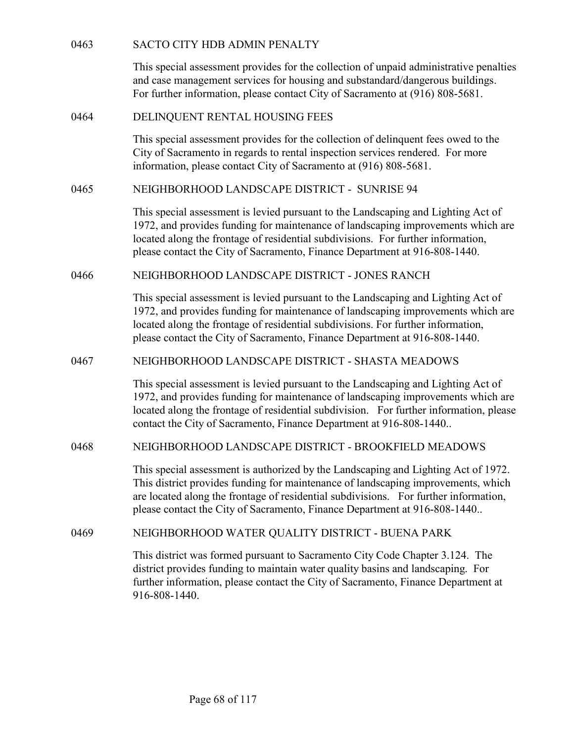0463 SACTO CITY HDB ADMIN PENALTY

This special assessment provides for the collection of unpaid administrative penalties and case management services for housing and substandard/dangerous buildings. For further information, please contact City of Sacramento at (916) 808-5681.

0464 DELINQUENT RENTAL HOUSING FEES

This special assessment provides for the collection of delinquent fees owed to the City of Sacramento in regards to rental inspection services rendered. For more information, please contact City of Sacramento at (916) 808-5681.

0465 NEIGHBORHOOD LANDSCAPE DISTRICT - SUNRISE 94

This special assessment is levied pursuant to the Landscaping and Lighting Act of 1972, and provides funding for maintenance of landscaping improvements which are located along the frontage of residential subdivisions. For further information, please contact the City of Sacramento, Finance Department at 916-808-1440.

0466 NEIGHBORHOOD LANDSCAPE DISTRICT - JONES RANCH

This special assessment is levied pursuant to the Landscaping and Lighting Act of 1972, and provides funding for maintenance of landscaping improvements which are located along the frontage of residential subdivisions. For further information, please contact the City of Sacramento, Finance Department at 916-808-1440.

0467 NEIGHBORHOOD LANDSCAPE DISTRICT - SHASTA MEADOWS

This special assessment is levied pursuant to the Landscaping and Lighting Act of 1972, and provides funding for maintenance of landscaping improvements which are located along the frontage of residential subdivision. For further information, please contact the City of Sacramento, Finance Department at 916-808-1440..

0468 NEIGHBORHOOD LANDSCAPE DISTRICT - BROOKFIELD MEADOWS

This special assessment is authorized by the Landscaping and Lighting Act of 1972. This district provides funding for maintenance of landscaping improvements, which are located along the frontage of residential subdivisions. For further information, please contact the City of Sacramento, Finance Department at 916-808-1440..

0469 NEIGHBORHOOD WATER QUALITY DISTRICT - BUENA PARK

This district was formed pursuant to Sacramento City Code Chapter 3.124. The district provides funding to maintain water quality basins and landscaping. For further information, please contact the City of Sacramento, Finance Department at 916-808-1440.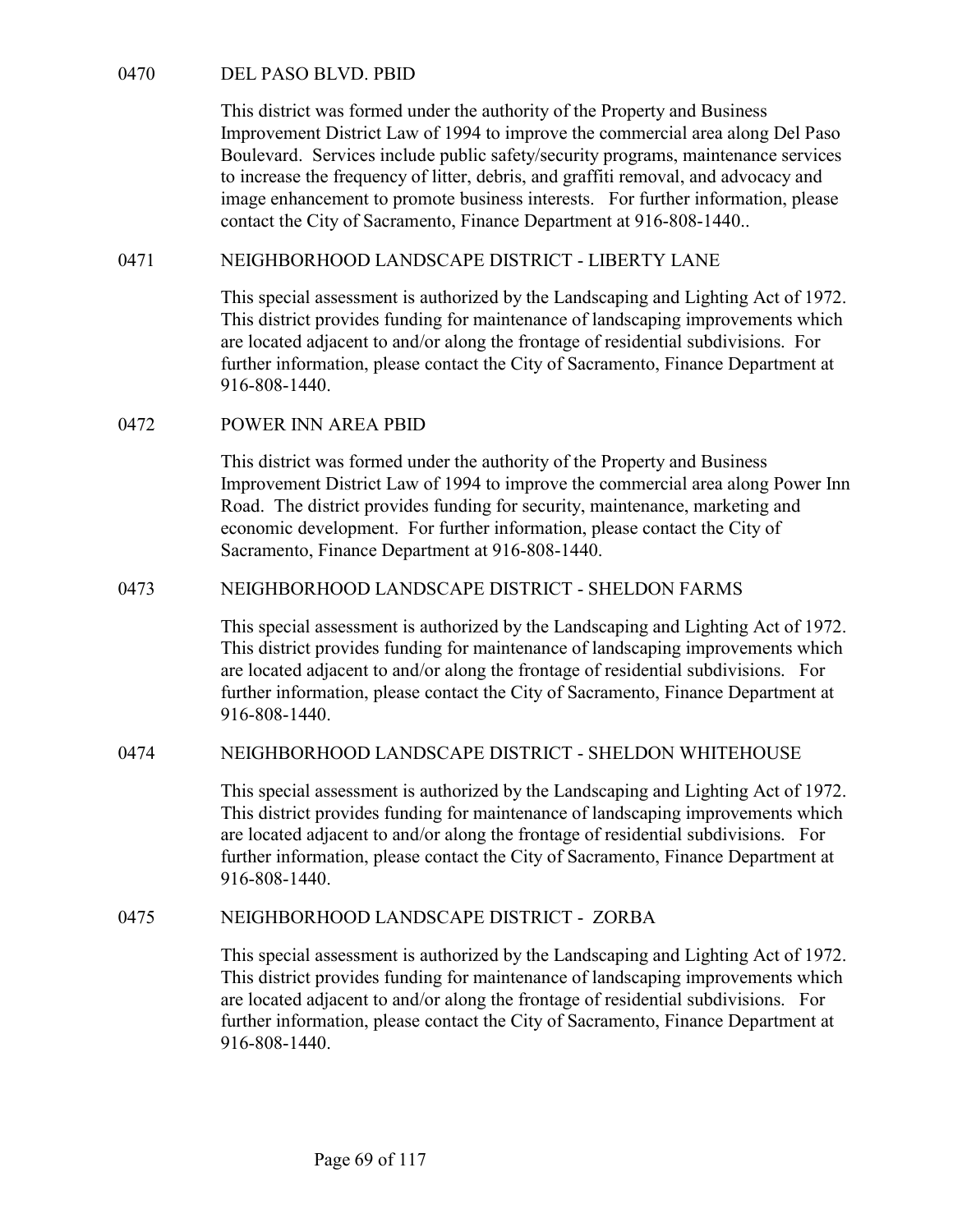## 0470 DEL PASO BLVD. PBID

This district was formed under the authority of the Property and Business Improvement District Law of 1994 to improve the commercial area along Del Paso Boulevard. Services include public safety/security programs, maintenance services to increase the frequency of litter, debris, and graffiti removal, and advocacy and image enhancement to promote business interests. For further information, please contact the City of Sacramento, Finance Department at 916-808-1440..

## 0471 NEIGHBORHOOD LANDSCAPE DISTRICT - LIBERTY LANE

This special assessment is authorized by the Landscaping and Lighting Act of 1972. This district provides funding for maintenance of landscaping improvements which are located adjacent to and/or along the frontage of residential subdivisions. For further information, please contact the City of Sacramento, Finance Department at 916-808-1440.

## 0472 POWER INN AREA PBID

This district was formed under the authority of the Property and Business Improvement District Law of 1994 to improve the commercial area along Power Inn Road. The district provides funding for security, maintenance, marketing and economic development. For further information, please contact the City of Sacramento, Finance Department at 916-808-1440.

## 0473 NEIGHBORHOOD LANDSCAPE DISTRICT - SHELDON FARMS

This special assessment is authorized by the Landscaping and Lighting Act of 1972. This district provides funding for maintenance of landscaping improvements which are located adjacent to and/or along the frontage of residential subdivisions. For further information, please contact the City of Sacramento, Finance Department at 916-808-1440.

## 0474 NEIGHBORHOOD LANDSCAPE DISTRICT - SHELDON WHITEHOUSE

This special assessment is authorized by the Landscaping and Lighting Act of 1972. This district provides funding for maintenance of landscaping improvements which are located adjacent to and/or along the frontage of residential subdivisions. For further information, please contact the City of Sacramento, Finance Department at 916-808-1440.

## 0475 NEIGHBORHOOD LANDSCAPE DISTRICT - ZORBA

This special assessment is authorized by the Landscaping and Lighting Act of 1972. This district provides funding for maintenance of landscaping improvements which are located adjacent to and/or along the frontage of residential subdivisions. For further information, please contact the City of Sacramento, Finance Department at 916-808-1440.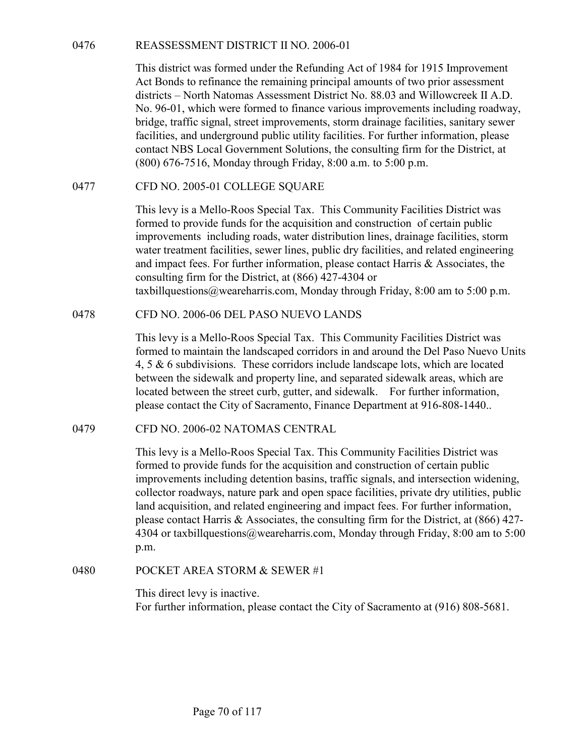0476 REASSESSMENT DISTRICT II NO. 2006-01

This district was formed under the Refunding Act of 1984 for 1915 Improvement Act Bonds to refinance the remaining principal amounts of two prior assessment districts – North Natomas Assessment District No. 88.03 and Willowcreek II A.D. No. 96-01, which were formed to finance various improvements including roadway, bridge, traffic signal, street improvements, storm drainage facilities, sanitary sewer facilities, and underground public utility facilities. For further information, please contact NBS Local Government Solutions, the consulting firm for the District, at (800) 676-7516, Monday through Friday, 8:00 a.m. to 5:00 p.m.

0477 CFD NO. 2005-01 COLLEGE SQUARE

This levy is a Mello-Roos Special Tax. This Community Facilities District was formed to provide funds for the acquisition and construction of certain public improvements including roads, water distribution lines, drainage facilities, storm water treatment facilities, sewer lines, public dry facilities, and related engineering and impact fees. For further information, please contact Harris & Associates, the consulting firm for the District, at (866) 427-4304 or taxbillquestions@weareharris.com, Monday through Friday, 8:00 am to 5:00 p.m.

0478 CFD NO. 2006-06 DEL PASO NUEVO LANDS

This levy is a Mello-Roos Special Tax. This Community Facilities District was formed to maintain the landscaped corridors in and around the Del Paso Nuevo Units 4, 5 & 6 subdivisions. These corridors include landscape lots, which are located between the sidewalk and property line, and separated sidewalk areas, which are located between the street curb, gutter, and sidewalk. For further information, please contact the City of Sacramento, Finance Department at 916-808-1440..

0479 CFD NO. 2006-02 NATOMAS CENTRAL

This levy is a Mello-Roos Special Tax. This Community Facilities District was formed to provide funds for the acquisition and construction of certain public improvements including detention basins, traffic signals, and intersection widening, collector roadways, nature park and open space facilities, private dry utilities, public land acquisition, and related engineering and impact fees. For further information, please contact Harris & Associates, the consulting firm for the District, at (866) 427-4304 or taxbillquestions@weareharris.com, Monday through Friday, 8:00 am to 5:00 p.m.

0480 POCKET AREA STORM & SEWER #1

This direct levy is inactive.
For further information, please contact the City of Sacramento at (916) 808-5681.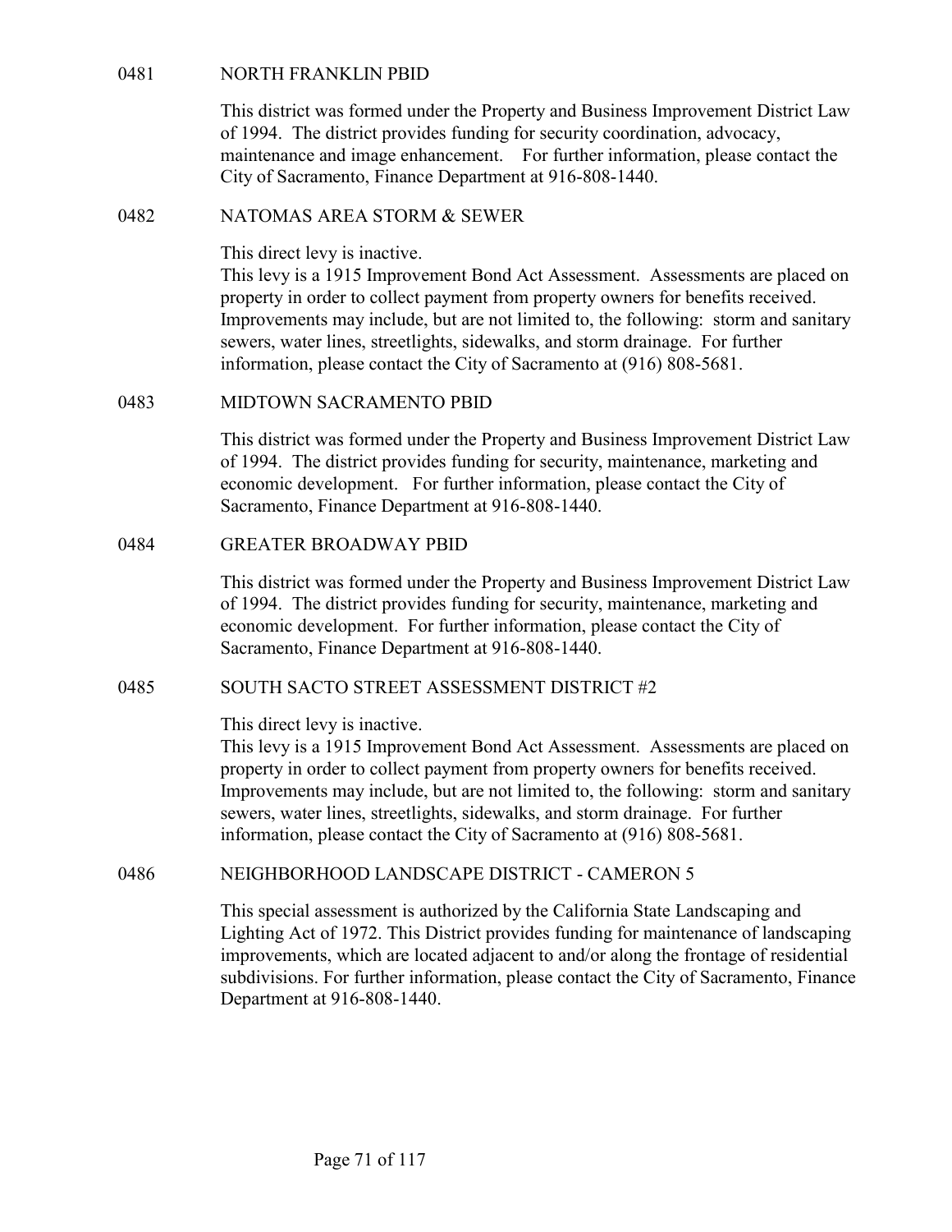## 0481 NORTH FRANKLIN PBID

This district was formed under the Property and Business Improvement District Law of 1994. The district provides funding for security coordination, advocacy, maintenance and image enhancement. For further information, please contact the City of Sacramento, Finance Department at 916-808-1440.

## 0482 NATOMAS AREA STORM & SEWER

This direct levy is inactive.
This levy is a 1915 Improvement Bond Act Assessment. Assessments are placed on property in order to collect payment from property owners for benefits received. Improvements may include, but are not limited to, the following: storm and sanitary sewers, water lines, streetlights, sidewalks, and storm drainage. For further information, please contact the City of Sacramento at (916) 808-5681.

## 0483 MIDTOWN SACRAMENTO PBID

This district was formed under the Property and Business Improvement District Law of 1994. The district provides funding for security, maintenance, marketing and economic development. For further information, please contact the City of Sacramento, Finance Department at 916-808-1440.

## 0484 GREATER BROADWAY PBID

This district was formed under the Property and Business Improvement District Law of 1994. The district provides funding for security, maintenance, marketing and economic development. For further information, please contact the City of Sacramento, Finance Department at 916-808-1440.

## 0485 SOUTH SACTO STREET ASSESSMENT DISTRICT #2

This direct levy is inactive.
This levy is a 1915 Improvement Bond Act Assessment. Assessments are placed on property in order to collect payment from property owners for benefits received. Improvements may include, but are not limited to, the following: storm and sanitary sewers, water lines, streetlights, sidewalks, and storm drainage. For further information, please contact the City of Sacramento at (916) 808-5681.

## 0486 NEIGHBORHOOD LANDSCAPE DISTRICT - CAMERON 5

This special assessment is authorized by the California State Landscaping and Lighting Act of 1972. This District provides funding for maintenance of landscaping improvements, which are located adjacent to and/or along the frontage of residential subdivisions. For further information, please contact the City of Sacramento, Finance Department at 916-808-1440.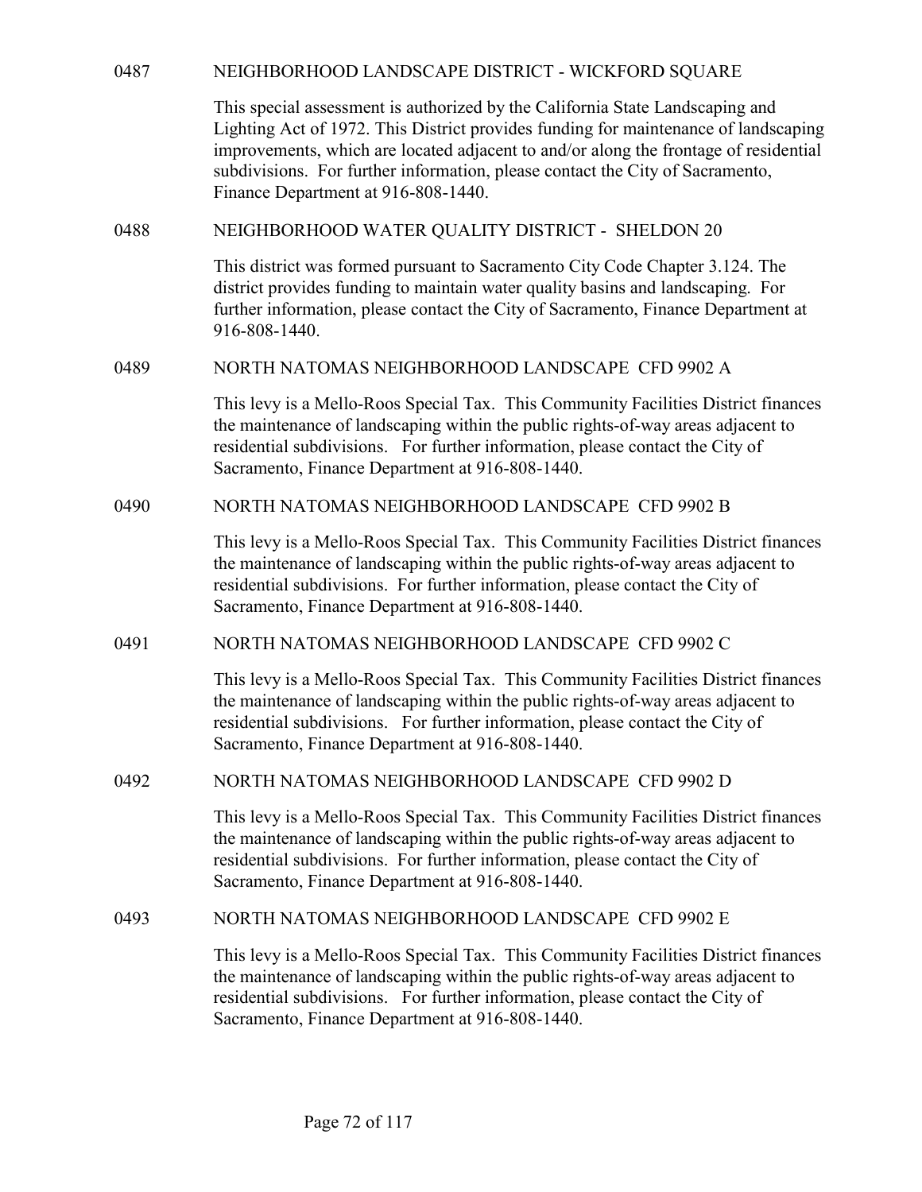0487 NEIGHBORHOOD LANDSCAPE DISTRICT - WICKFORD SQUARE

This special assessment is authorized by the California State Landscaping and Lighting Act of 1972. This District provides funding for maintenance of landscaping improvements, which are located adjacent to and/or along the frontage of residential subdivisions. For further information, please contact the City of Sacramento, Finance Department at 916-808-1440.

0488 NEIGHBORHOOD WATER QUALITY DISTRICT - SHELDON 20

This district was formed pursuant to Sacramento City Code Chapter 3.124. The district provides funding to maintain water quality basins and landscaping. For further information, please contact the City of Sacramento, Finance Department at 916-808-1440.

0489 NORTH NATOMAS NEIGHBORHOOD LANDSCAPE CFD 9902 A

This levy is a Mello-Roos Special Tax. This Community Facilities District finances the maintenance of landscaping within the public rights-of-way areas adjacent to residential subdivisions. For further information, please contact the City of Sacramento, Finance Department at 916-808-1440.

0490 NORTH NATOMAS NEIGHBORHOOD LANDSCAPE CFD 9902 B

This levy is a Mello-Roos Special Tax. This Community Facilities District finances the maintenance of landscaping within the public rights-of-way areas adjacent to residential subdivisions. For further information, please contact the City of Sacramento, Finance Department at 916-808-1440.

0491 NORTH NATOMAS NEIGHBORHOOD LANDSCAPE CFD 9902 C

This levy is a Mello-Roos Special Tax. This Community Facilities District finances the maintenance of landscaping within the public rights-of-way areas adjacent to residential subdivisions. For further information, please contact the City of Sacramento, Finance Department at 916-808-1440.

0492 NORTH NATOMAS NEIGHBORHOOD LANDSCAPE CFD 9902 D

This levy is a Mello-Roos Special Tax. This Community Facilities District finances the maintenance of landscaping within the public rights-of-way areas adjacent to residential subdivisions. For further information, please contact the City of Sacramento, Finance Department at 916-808-1440.

0493 NORTH NATOMAS NEIGHBORHOOD LANDSCAPE CFD 9902 E

This levy is a Mello-Roos Special Tax. This Community Facilities District finances the maintenance of landscaping within the public rights-of-way areas adjacent to residential subdivisions. For further information, please contact the City of Sacramento, Finance Department at 916-808-1440.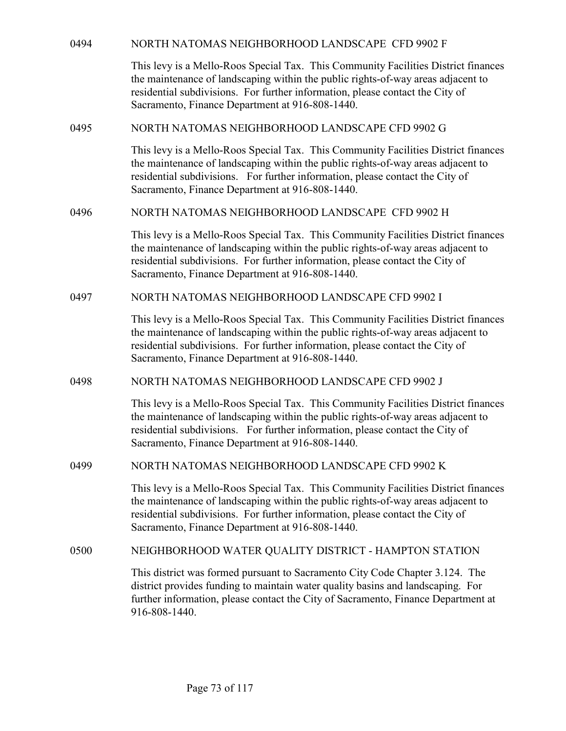0494 NORTH NATOMAS NEIGHBORHOOD LANDSCAPE CFD 9902 F

This levy is a Mello-Roos Special Tax. This Community Facilities District finances the maintenance of landscaping within the public rights-of-way areas adjacent to residential subdivisions. For further information, please contact the City of Sacramento, Finance Department at 916-808-1440.

0495 NORTH NATOMAS NEIGHBORHOOD LANDSCAPE CFD 9902 G

This levy is a Mello-Roos Special Tax. This Community Facilities District finances the maintenance of landscaping within the public rights-of-way areas adjacent to residential subdivisions. For further information, please contact the City of Sacramento, Finance Department at 916-808-1440.

0496 NORTH NATOMAS NEIGHBORHOOD LANDSCAPE CFD 9902 H

This levy is a Mello-Roos Special Tax. This Community Facilities District finances the maintenance of landscaping within the public rights-of-way areas adjacent to residential subdivisions. For further information, please contact the City of Sacramento, Finance Department at 916-808-1440.

0497 NORTH NATOMAS NEIGHBORHOOD LANDSCAPE CFD 9902 I

This levy is a Mello-Roos Special Tax. This Community Facilities District finances the maintenance of landscaping within the public rights-of-way areas adjacent to residential subdivisions. For further information, please contact the City of Sacramento, Finance Department at 916-808-1440.

0498 NORTH NATOMAS NEIGHBORHOOD LANDSCAPE CFD 9902 J

This levy is a Mello-Roos Special Tax. This Community Facilities District finances the maintenance of landscaping within the public rights-of-way areas adjacent to residential subdivisions. For further information, please contact the City of Sacramento, Finance Department at 916-808-1440.

0499 NORTH NATOMAS NEIGHBORHOOD LANDSCAPE CFD 9902 K

This levy is a Mello-Roos Special Tax. This Community Facilities District finances the maintenance of landscaping within the public rights-of-way areas adjacent to residential subdivisions. For further information, please contact the City of Sacramento, Finance Department at 916-808-1440.

0500 NEIGHBORHOOD WATER QUALITY DISTRICT - HAMPTON STATION

This district was formed pursuant to Sacramento City Code Chapter 3.124. The district provides funding to maintain water quality basins and landscaping. For further information, please contact the City of Sacramento, Finance Department at 916-808-1440.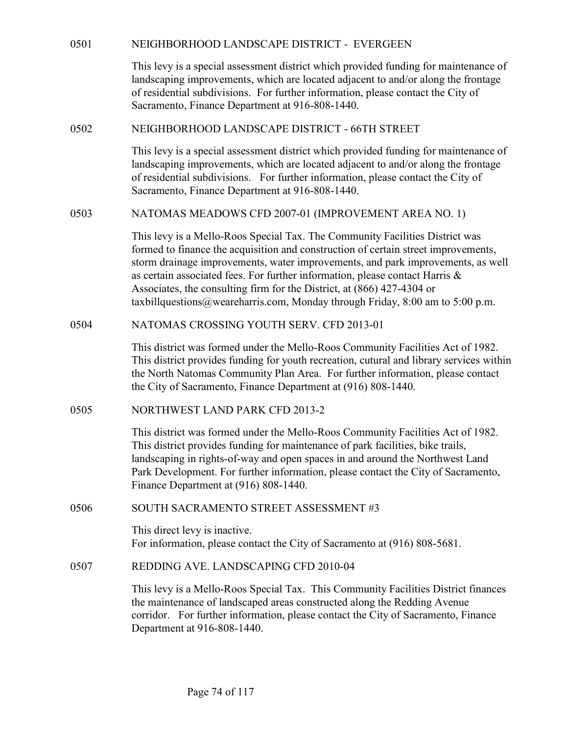## 0501 NEIGHBORHOOD LANDSCAPE DISTRICT - EVERGEEN

This levy is a special assessment district which provided funding for maintenance of landscaping improvements, which are located adjacent to and/or along the frontage of residential subdivisions. For further information, please contact the City of Sacramento, Finance Department at 916-808-1440.

## 0502 NEIGHBORHOOD LANDSCAPE DISTRICT - 66TH STREET

This levy is a special assessment district which provided funding for maintenance of landscaping improvements, which are located adjacent to and/or along the frontage of residential subdivisions. For further information, please contact the City of Sacramento, Finance Department at 916-808-1440.

## 0503 NATOMAS MEADOWS CFD 2007-01 (IMPROVEMENT AREA NO. 1)

This levy is a Mello-Roos Special Tax. The Community Facilities District was formed to finance the acquisition and construction of certain street improvements, storm drainage improvements, water improvements, and park improvements, as well as certain associated fees. For further information, please contact Harris & Associates, the consulting firm for the District, at (866) 427-4304 or taxbillquestions@weareharris.com, Monday through Friday, 8:00 am to 5:00 p.m.

## 0504 NATOMAS CROSSING YOUTH SERV. CFD 2013-01

This district was formed under the Mello-Roos Community Facilities Act of 1982. This district provides funding for youth recreation, cutural and library services within the North Natomas Community Plan Area. For further information, please contact the City of Sacramento, Finance Department at (916) 808-1440.

## 0505 NORTHWEST LAND PARK CFD 2013-2

This district was formed under the Mello-Roos Community Facilities Act of 1982. This district provides funding for maintenance of park facilities, bike trails, landscaping in rights-of-way and open spaces in and around the Northwest Land Park Development. For further information, please contact the City of Sacramento, Finance Department at (916) 808-1440.

## 0506 SOUTH SACRAMENTO STREET ASSESSMENT #3

This direct levy is inactive.
For information, please contact the City of Sacramento at (916) 808-5681.

## 0507 REDDING AVE. LANDSCAPING CFD 2010-04

This levy is a Mello-Roos Special Tax. This Community Facilities District finances the maintenance of landscaped areas constructed along the Redding Avenue corridor. For further information, please contact the City of Sacramento, Finance Department at 916-808-1440.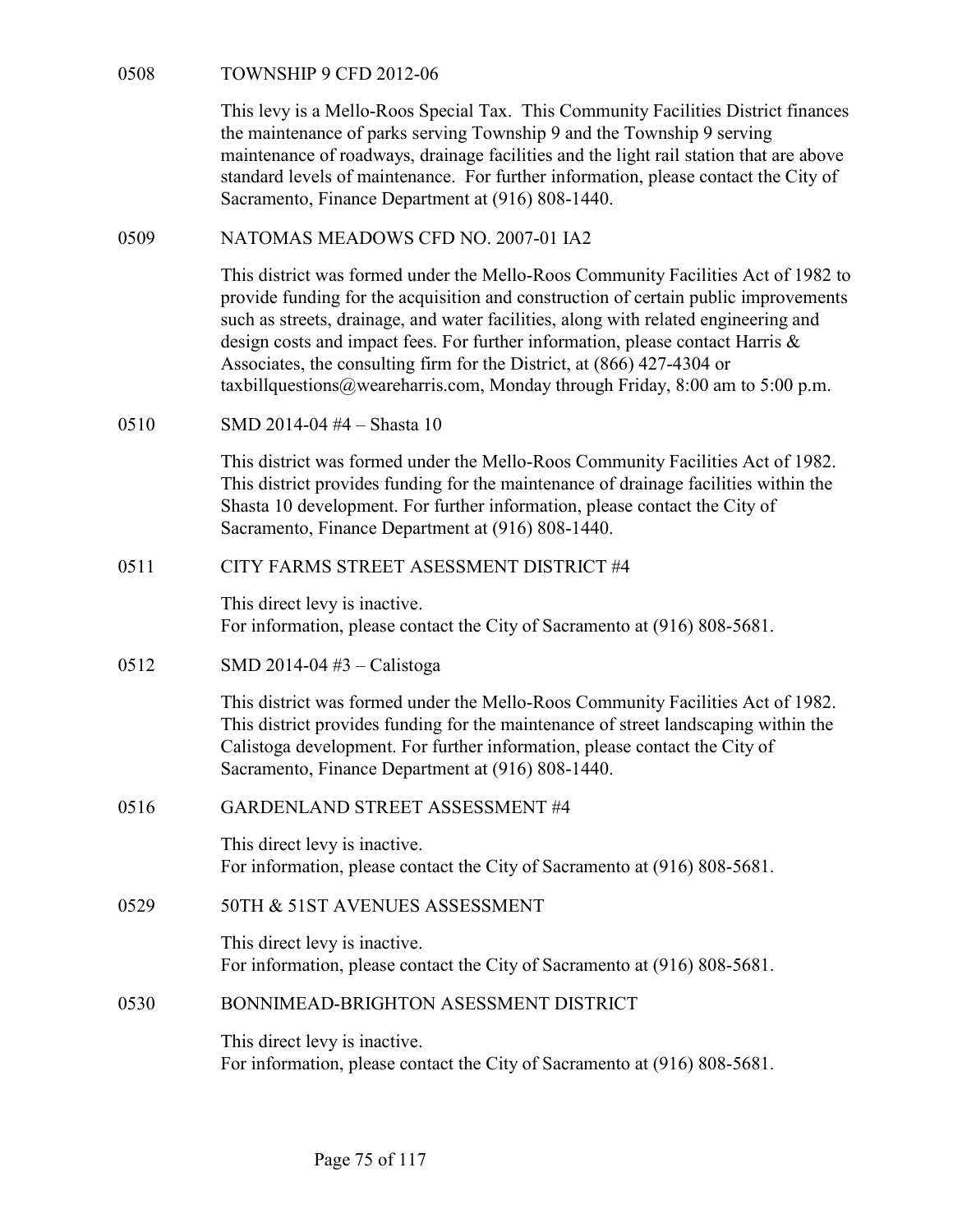0508 TOWNSHIP 9 CFD 2012-06

This levy is a Mello-Roos Special Tax. This Community Facilities District finances the maintenance of parks serving Township 9 and the Township 9 serving maintenance of roadways, drainage facilities and the light rail station that are above standard levels of maintenance. For further information, please contact the City of Sacramento, Finance Department at (916) 808-1440.

0509 NATOMAS MEADOWS CFD NO. 2007-01 IA2

This district was formed under the Mello-Roos Community Facilities Act of 1982 to provide funding for the acquisition and construction of certain public improvements such as streets, drainage, and water facilities, along with related engineering and design costs and impact fees. For further information, please contact Harris & Associates, the consulting firm for the District, at (866) 427-4304 or taxbillquestions@weareharris.com, Monday through Friday, 8:00 am to 5:00 p.m.

0510 SMD 2014-04 #4 – Shasta 10

This district was formed under the Mello-Roos Community Facilities Act of 1982. This district provides funding for the maintenance of drainage facilities within the Shasta 10 development. For further information, please contact the City of Sacramento, Finance Department at (916) 808-1440.

0511 CITY FARMS STREET ASESSMENT DISTRICT #4

This direct levy is inactive.
For information, please contact the City of Sacramento at (916) 808-5681.

0512 SMD 2014-04 #3 – Calistoga

This district was formed under the Mello-Roos Community Facilities Act of 1982. This district provides funding for the maintenance of street landscaping within the Calistoga development. For further information, please contact the City of Sacramento, Finance Department at (916) 808-1440.

0516 GARDENLAND STREET ASSESSMENT #4

This direct levy is inactive.
For information, please contact the City of Sacramento at (916) 808-5681.

0529 50TH & 51ST AVENUES ASSESSMENT

This direct levy is inactive.
For information, please contact the City of Sacramento at (916) 808-5681.

0530 BONNIMEAD-BRIGHTON ASESSMENT DISTRICT

This direct levy is inactive.
For information, please contact the City of Sacramento at (916) 808-5681.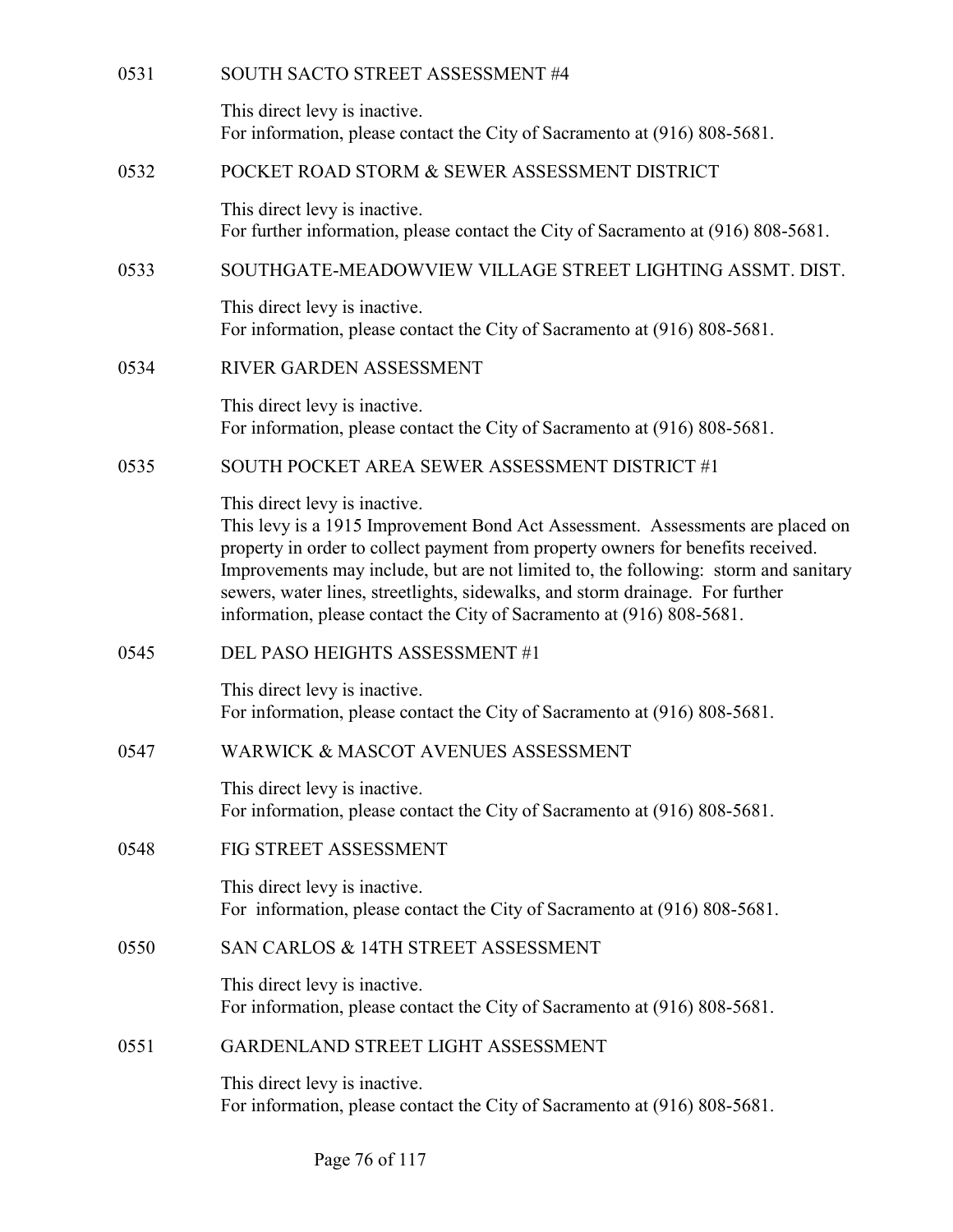0531 SOUTH SACTO STREET ASSESSMENT #4

This direct levy is inactive.
For information, please contact the City of Sacramento at (916) 808-5681.

0532 POCKET ROAD STORM & SEWER ASSESSMENT DISTRICT

This direct levy is inactive.
For further information, please contact the City of Sacramento at (916) 808-5681.

0533 SOUTHGATE-MEADOWVIEW VILLAGE STREET LIGHTING ASSMT. DIST.

This direct levy is inactive.
For information, please contact the City of Sacramento at (916) 808-5681.

0534 RIVER GARDEN ASSESSMENT

This direct levy is inactive.
For information, please contact the City of Sacramento at (916) 808-5681.

0535 SOUTH POCKET AREA SEWER ASSESSMENT DISTRICT #1

This direct levy is inactive.
This levy is a 1915 Improvement Bond Act Assessment. Assessments are placed on property in order to collect payment from property owners for benefits received. Improvements may include, but are not limited to, the following: storm and sanitary sewers, water lines, streetlights, sidewalks, and storm drainage. For further information, please contact the City of Sacramento at (916) 808-5681.

0545 DEL PASO HEIGHTS ASSESSMENT #1

This direct levy is inactive.
For information, please contact the City of Sacramento at (916) 808-5681.

0547 WARWICK & MASCOT AVENUES ASSESSMENT

This direct levy is inactive.
For information, please contact the City of Sacramento at (916) 808-5681.

0548 FIG STREET ASSESSMENT

This direct levy is inactive.
For information, please contact the City of Sacramento at (916) 808-5681.

0550 SAN CARLOS & 14TH STREET ASSESSMENT

This direct levy is inactive.
For information, please contact the City of Sacramento at (916) 808-5681.

0551 GARDENLAND STREET LIGHT ASSESSMENT

This direct levy is inactive.
For information, please contact the City of Sacramento at (916) 808-5681.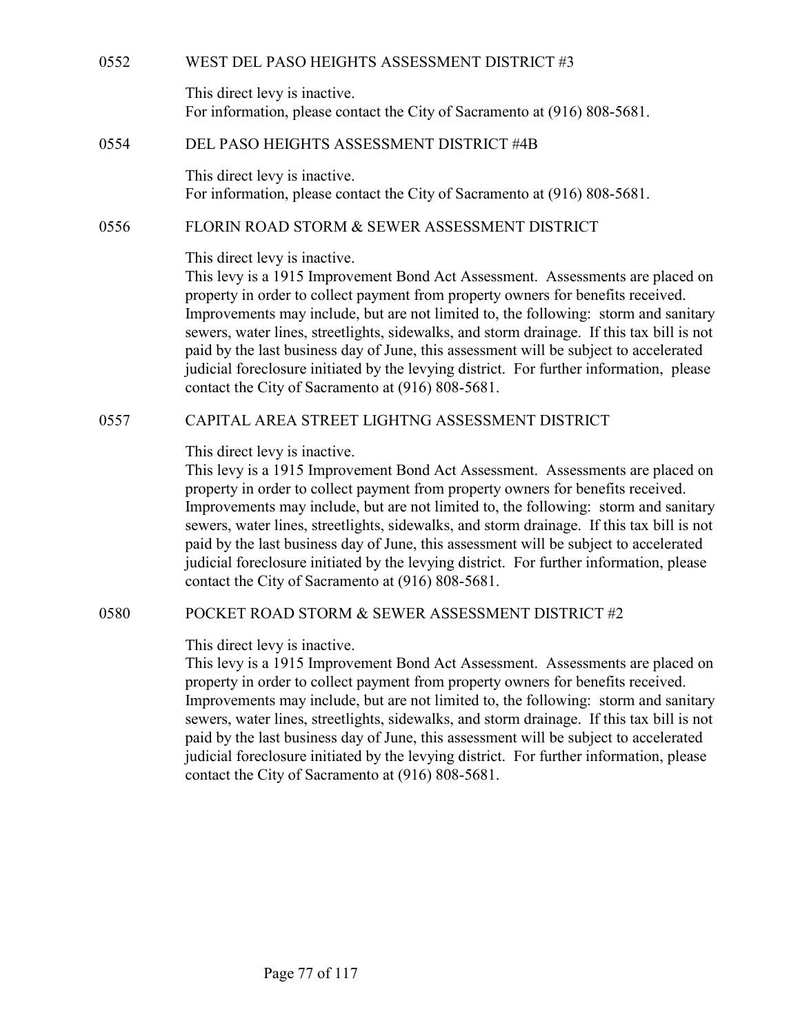0552 WEST DEL PASO HEIGHTS ASSESSMENT DISTRICT #3

This direct levy is inactive.
For information, please contact the City of Sacramento at (916) 808-5681.

0554 DEL PASO HEIGHTS ASSESSMENT DISTRICT #4B

This direct levy is inactive.
For information, please contact the City of Sacramento at (916) 808-5681.

0556 FLORIN ROAD STORM & SEWER ASSESSMENT DISTRICT

This direct levy is inactive.
This levy is a 1915 Improvement Bond Act Assessment. Assessments are placed on property in order to collect payment from property owners for benefits received. Improvements may include, but are not limited to, the following: storm and sanitary sewers, water lines, streetlights, sidewalks, and storm drainage. If this tax bill is not paid by the last business day of June, this assessment will be subject to accelerated judicial foreclosure initiated by the levying district. For further information, please contact the City of Sacramento at (916) 808-5681.

0557 CAPITAL AREA STREET LIGHTNG ASSESSMENT DISTRICT

This direct levy is inactive.
This levy is a 1915 Improvement Bond Act Assessment. Assessments are placed on property in order to collect payment from property owners for benefits received. Improvements may include, but are not limited to, the following: storm and sanitary sewers, water lines, streetlights, sidewalks, and storm drainage. If this tax bill is not paid by the last business day of June, this assessment will be subject to accelerated judicial foreclosure initiated by the levying district. For further information, please contact the City of Sacramento at (916) 808-5681.

0580 POCKET ROAD STORM & SEWER ASSESSMENT DISTRICT #2

This direct levy is inactive.
This levy is a 1915 Improvement Bond Act Assessment. Assessments are placed on property in order to collect payment from property owners for benefits received. Improvements may include, but are not limited to, the following: storm and sanitary sewers, water lines, streetlights, sidewalks, and storm drainage. If this tax bill is not paid by the last business day of June, this assessment will be subject to accelerated judicial foreclosure initiated by the levying district. For further information, please contact the City of Sacramento at (916) 808-5681.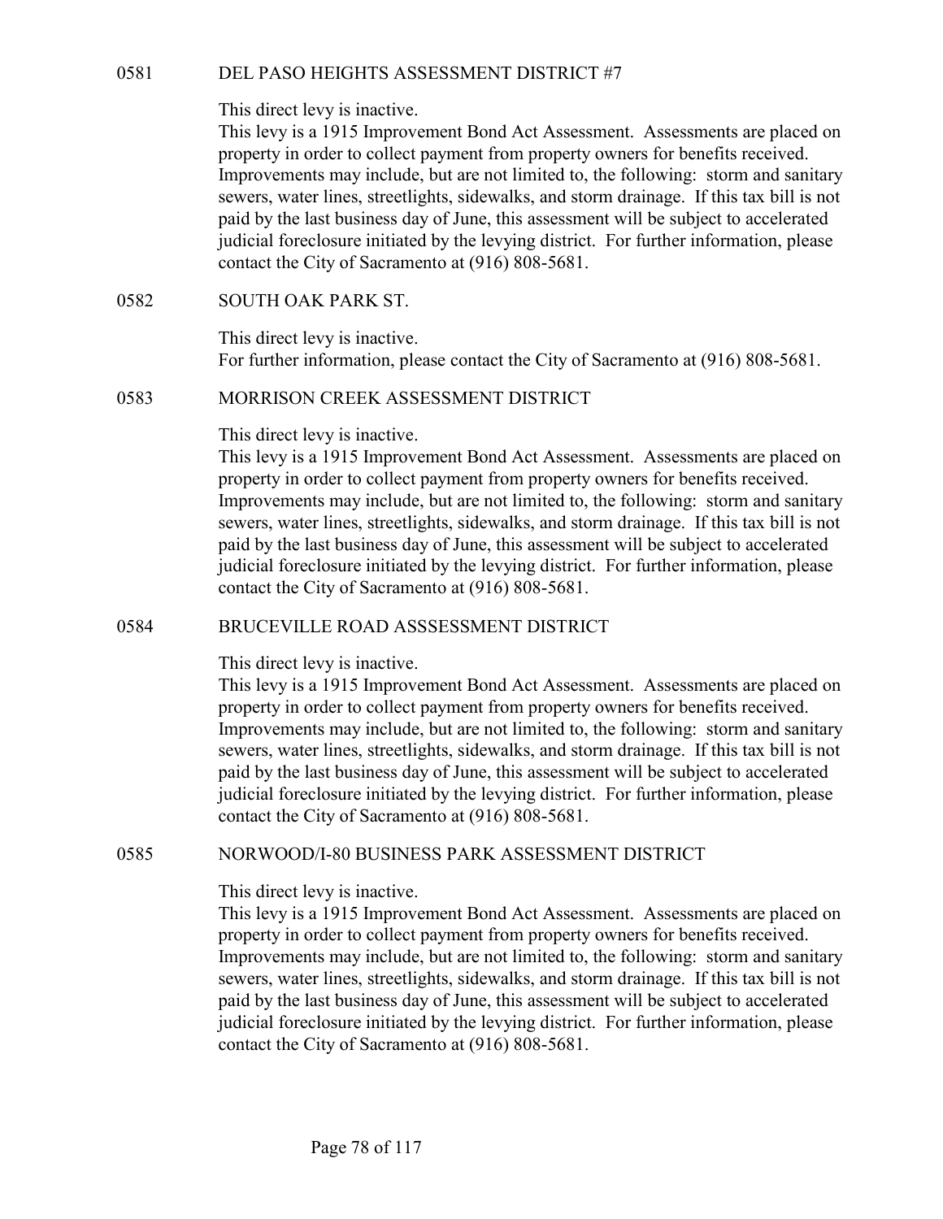## 0581 DEL PASO HEIGHTS ASSESSMENT DISTRICT #7

This direct levy is inactive.
This levy is a 1915 Improvement Bond Act Assessment. Assessments are placed on property in order to collect payment from property owners for benefits received. Improvements may include, but are not limited to, the following: storm and sanitary sewers, water lines, streetlights, sidewalks, and storm drainage. If this tax bill is not paid by the last business day of June, this assessment will be subject to accelerated judicial foreclosure initiated by the levying district. For further information, please contact the City of Sacramento at (916) 808-5681.

## 0582 SOUTH OAK PARK ST.

This direct levy is inactive.
For further information, please contact the City of Sacramento at (916) 808-5681.

## 0583 MORRISON CREEK ASSESSMENT DISTRICT

This direct levy is inactive.
This levy is a 1915 Improvement Bond Act Assessment. Assessments are placed on property in order to collect payment from property owners for benefits received. Improvements may include, but are not limited to, the following: storm and sanitary sewers, water lines, streetlights, sidewalks, and storm drainage. If this tax bill is not paid by the last business day of June, this assessment will be subject to accelerated judicial foreclosure initiated by the levying district. For further information, please contact the City of Sacramento at (916) 808-5681.

## 0584 BRUCEVILLE ROAD ASSSESSMENT DISTRICT

This direct levy is inactive.
This levy is a 1915 Improvement Bond Act Assessment. Assessments are placed on property in order to collect payment from property owners for benefits received. Improvements may include, but are not limited to, the following: storm and sanitary sewers, water lines, streetlights, sidewalks, and storm drainage. If this tax bill is not paid by the last business day of June, this assessment will be subject to accelerated judicial foreclosure initiated by the levying district. For further information, please contact the City of Sacramento at (916) 808-5681.

## 0585 NORWOOD/I-80 BUSINESS PARK ASSESSMENT DISTRICT

This direct levy is inactive.
This levy is a 1915 Improvement Bond Act Assessment. Assessments are placed on property in order to collect payment from property owners for benefits received. Improvements may include, but are not limited to, the following: storm and sanitary sewers, water lines, streetlights, sidewalks, and storm drainage. If this tax bill is not paid by the last business day of June, this assessment will be subject to accelerated judicial foreclosure initiated by the levying district. For further information, please contact the City of Sacramento at (916) 808-5681.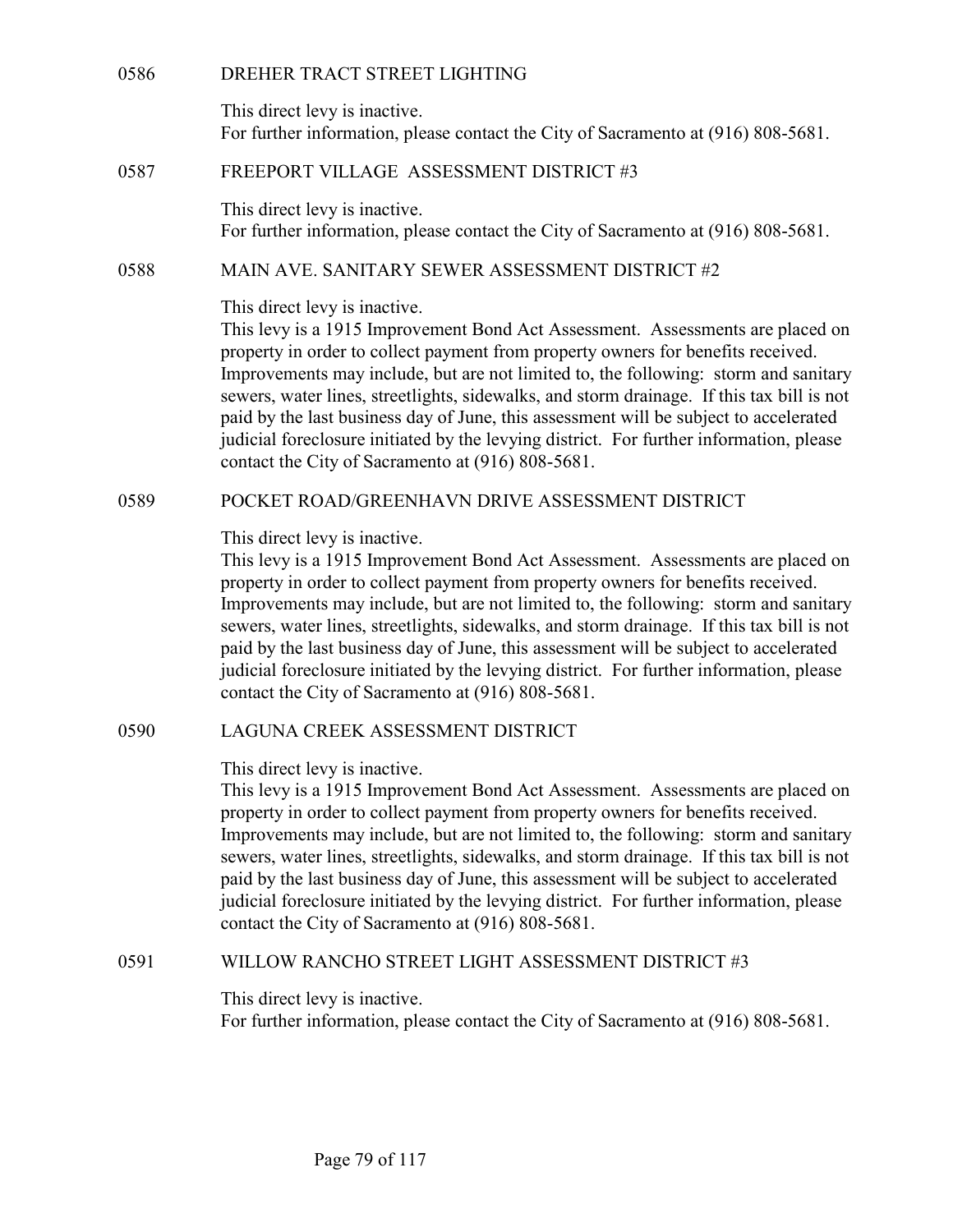## 0586 DREHER TRACT STREET LIGHTING

This direct levy is inactive.
For further information, please contact the City of Sacramento at (916) 808-5681.

## 0587 FREEPORT VILLAGE ASSESSMENT DISTRICT #3

This direct levy is inactive.
For further information, please contact the City of Sacramento at (916) 808-5681.

## 0588 MAIN AVE. SANITARY SEWER ASSESSMENT DISTRICT #2

This direct levy is inactive.
This levy is a 1915 Improvement Bond Act Assessment. Assessments are placed on property in order to collect payment from property owners for benefits received. Improvements may include, but are not limited to, the following: storm and sanitary sewers, water lines, streetlights, sidewalks, and storm drainage. If this tax bill is not paid by the last business day of June, this assessment will be subject to accelerated judicial foreclosure initiated by the levying district. For further information, please contact the City of Sacramento at (916) 808-5681.

## 0589 POCKET ROAD/GREENHAVN DRIVE ASSESSMENT DISTRICT

This direct levy is inactive.
This levy is a 1915 Improvement Bond Act Assessment. Assessments are placed on property in order to collect payment from property owners for benefits received. Improvements may include, but are not limited to, the following: storm and sanitary sewers, water lines, streetlights, sidewalks, and storm drainage. If this tax bill is not paid by the last business day of June, this assessment will be subject to accelerated judicial foreclosure initiated by the levying district. For further information, please contact the City of Sacramento at (916) 808-5681.

## 0590 LAGUNA CREEK ASSESSMENT DISTRICT

This direct levy is inactive.
This levy is a 1915 Improvement Bond Act Assessment. Assessments are placed on property in order to collect payment from property owners for benefits received. Improvements may include, but are not limited to, the following: storm and sanitary sewers, water lines, streetlights, sidewalks, and storm drainage. If this tax bill is not paid by the last business day of June, this assessment will be subject to accelerated judicial foreclosure initiated by the levying district. For further information, please contact the City of Sacramento at (916) 808-5681.

## 0591 WILLOW RANCHO STREET LIGHT ASSESSMENT DISTRICT #3

This direct levy is inactive.
For further information, please contact the City of Sacramento at (916) 808-5681.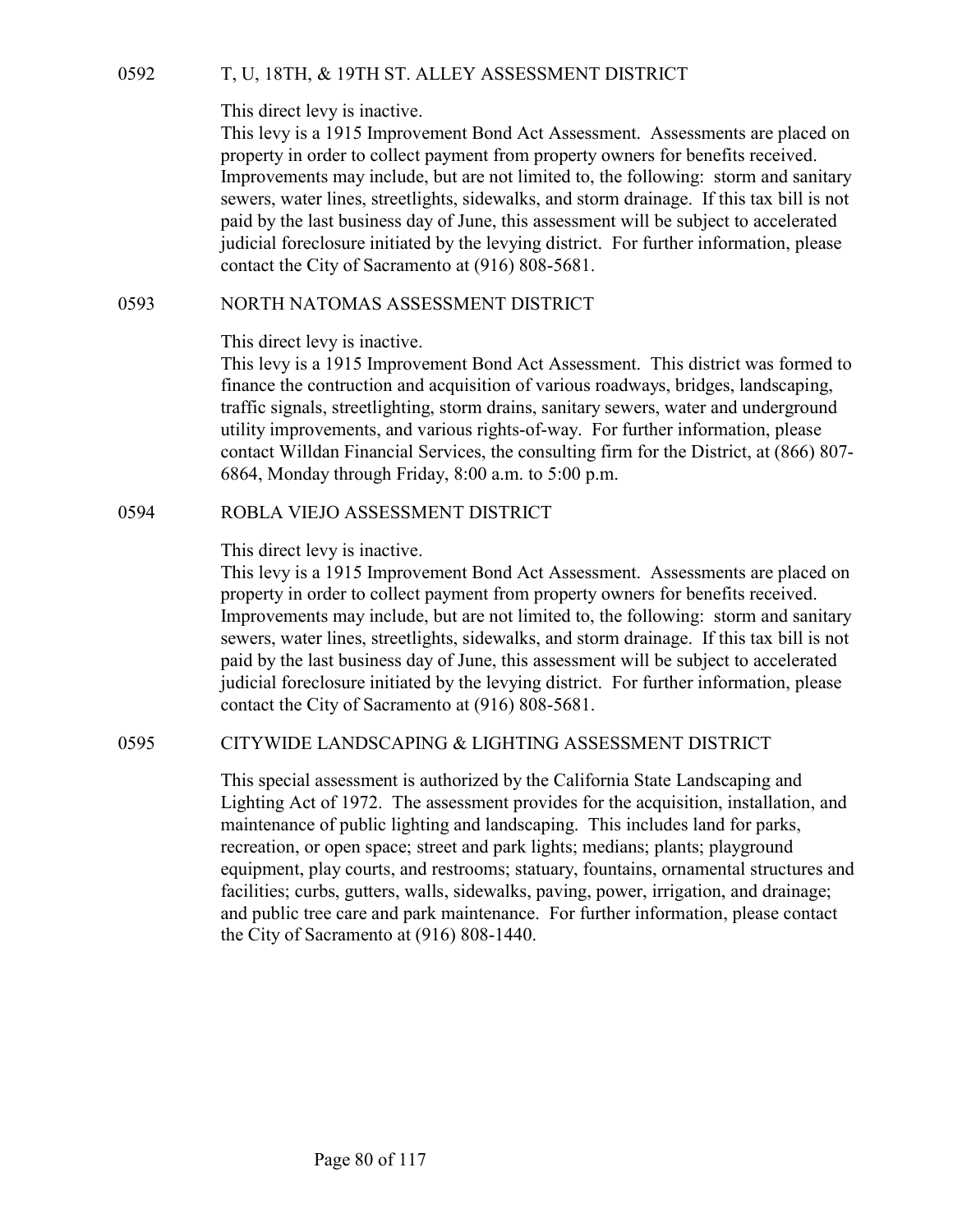## 0592 T, U, 18TH, & 19TH ST. ALLEY ASSESSMENT DISTRICT

This direct levy is inactive.
This levy is a 1915 Improvement Bond Act Assessment. Assessments are placed on property in order to collect payment from property owners for benefits received. Improvements may include, but are not limited to, the following: storm and sanitary sewers, water lines, streetlights, sidewalks, and storm drainage. If this tax bill is not paid by the last business day of June, this assessment will be subject to accelerated judicial foreclosure initiated by the levying district. For further information, please contact the City of Sacramento at (916) 808-5681.

## 0593 NORTH NATOMAS ASSESSMENT DISTRICT

This direct levy is inactive.
This levy is a 1915 Improvement Bond Act Assessment. This district was formed to finance the contruction and acquisition of various roadways, bridges, landscaping, traffic signals, streetlighting, storm drains, sanitary sewers, water and underground utility improvements, and various rights-of-way. For further information, please contact Willdan Financial Services, the consulting firm for the District, at (866) 807-6864, Monday through Friday, 8:00 a.m. to 5:00 p.m.

## 0594 ROBLA VIEJO ASSESSMENT DISTRICT

This direct levy is inactive.
This levy is a 1915 Improvement Bond Act Assessment. Assessments are placed on property in order to collect payment from property owners for benefits received. Improvements may include, but are not limited to, the following: storm and sanitary sewers, water lines, streetlights, sidewalks, and storm drainage. If this tax bill is not paid by the last business day of June, this assessment will be subject to accelerated judicial foreclosure initiated by the levying district. For further information, please contact the City of Sacramento at (916) 808-5681.

## 0595 CITYWIDE LANDSCAPING & LIGHTING ASSESSMENT DISTRICT

This special assessment is authorized by the California State Landscaping and Lighting Act of 1972. The assessment provides for the acquisition, installation, and maintenance of public lighting and landscaping. This includes land for parks, recreation, or open space; street and park lights; medians; plants; playground equipment, play courts, and restrooms; statuary, fountains, ornamental structures and facilities; curbs, gutters, walls, sidewalks, paving, power, irrigation, and drainage; and public tree care and park maintenance. For further information, please contact the City of Sacramento at (916) 808-1440.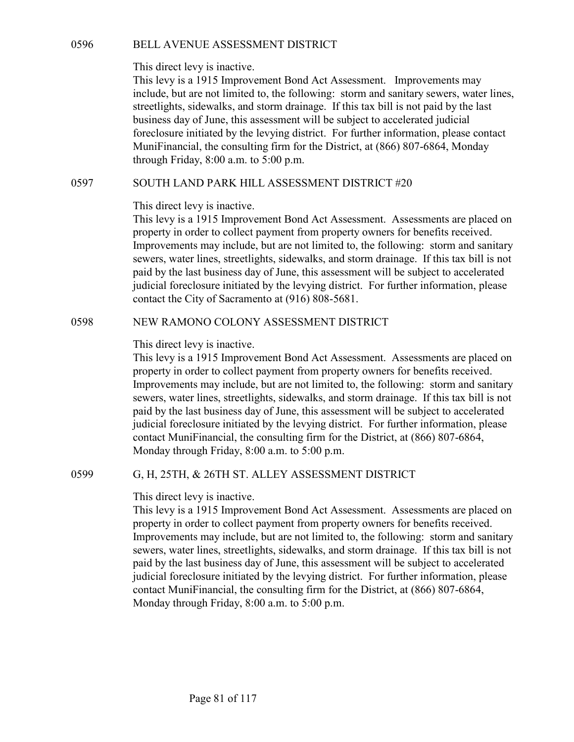## 0596 BELL AVENUE ASSESSMENT DISTRICT

This direct levy is inactive.
This levy is a 1915 Improvement Bond Act Assessment. Improvements may include, but are not limited to, the following: storm and sanitary sewers, water lines, streetlights, sidewalks, and storm drainage. If this tax bill is not paid by the last business day of June, this assessment will be subject to accelerated judicial foreclosure initiated by the levying district. For further information, please contact MuniFinancial, the consulting firm for the District, at (866) 807-6864, Monday through Friday, 8:00 a.m. to 5:00 p.m.

## 0597 SOUTH LAND PARK HILL ASSESSMENT DISTRICT #20

This direct levy is inactive.
This levy is a 1915 Improvement Bond Act Assessment. Assessments are placed on property in order to collect payment from property owners for benefits received. Improvements may include, but are not limited to, the following: storm and sanitary sewers, water lines, streetlights, sidewalks, and storm drainage. If this tax bill is not paid by the last business day of June, this assessment will be subject to accelerated judicial foreclosure initiated by the levying district. For further information, please contact the City of Sacramento at (916) 808-5681.

## 0598 NEW RAMONO COLONY ASSESSMENT DISTRICT

This direct levy is inactive.
This levy is a 1915 Improvement Bond Act Assessment. Assessments are placed on property in order to collect payment from property owners for benefits received. Improvements may include, but are not limited to, the following: storm and sanitary sewers, water lines, streetlights, sidewalks, and storm drainage. If this tax bill is not paid by the last business day of June, this assessment will be subject to accelerated judicial foreclosure initiated by the levying district. For further information, please contact MuniFinancial, the consulting firm for the District, at (866) 807-6864, Monday through Friday, 8:00 a.m. to 5:00 p.m.

## 0599 G, H, 25TH, & 26TH ST. ALLEY ASSESSMENT DISTRICT

This direct levy is inactive.
This levy is a 1915 Improvement Bond Act Assessment. Assessments are placed on property in order to collect payment from property owners for benefits received. Improvements may include, but are not limited to, the following: storm and sanitary sewers, water lines, streetlights, sidewalks, and storm drainage. If this tax bill is not paid by the last business day of June, this assessment will be subject to accelerated judicial foreclosure initiated by the levying district. For further information, please contact MuniFinancial, the consulting firm for the District, at (866) 807-6864, Monday through Friday, 8:00 a.m. to 5:00 p.m.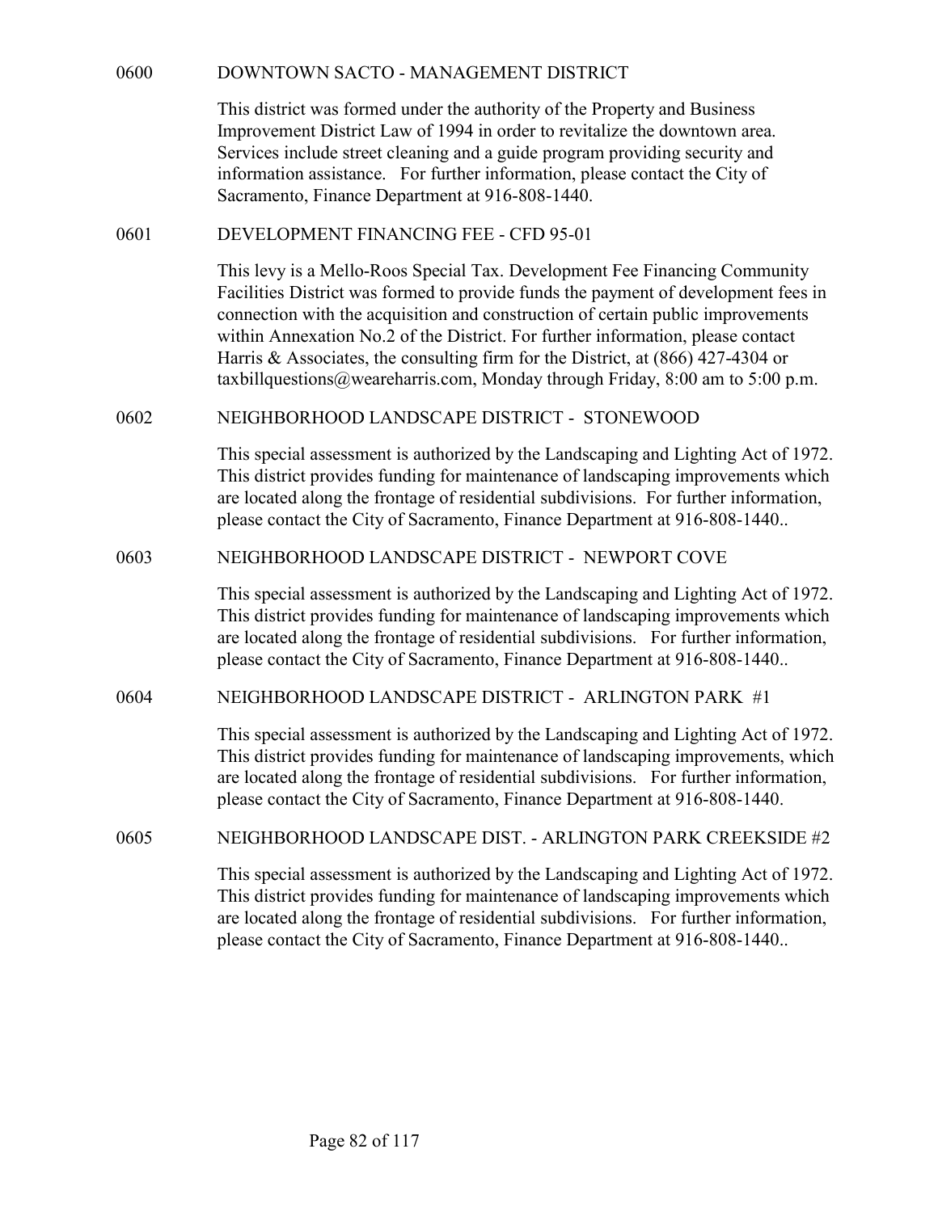## 0600 DOWNTOWN SACTO - MANAGEMENT DISTRICT

This district was formed under the authority of the Property and Business Improvement District Law of 1994 in order to revitalize the downtown area. Services include street cleaning and a guide program providing security and information assistance. For further information, please contact the City of Sacramento, Finance Department at 916-808-1440.

## 0601 DEVELOPMENT FINANCING FEE - CFD 95-01

This levy is a Mello-Roos Special Tax. Development Fee Financing Community Facilities District was formed to provide funds the payment of development fees in connection with the acquisition and construction of certain public improvements within Annexation No.2 of the District. For further information, please contact Harris & Associates, the consulting firm for the District, at (866) 427-4304 or taxbillquestions@weareharris.com, Monday through Friday, 8:00 am to 5:00 p.m.

## 0602 NEIGHBORHOOD LANDSCAPE DISTRICT - STONEWOOD

This special assessment is authorized by the Landscaping and Lighting Act of 1972. This district provides funding for maintenance of landscaping improvements which are located along the frontage of residential subdivisions. For further information, please contact the City of Sacramento, Finance Department at 916-808-1440..

## 0603 NEIGHBORHOOD LANDSCAPE DISTRICT - NEWPORT COVE

This special assessment is authorized by the Landscaping and Lighting Act of 1972. This district provides funding for maintenance of landscaping improvements which are located along the frontage of residential subdivisions. For further information, please contact the City of Sacramento, Finance Department at 916-808-1440..

## 0604 NEIGHBORHOOD LANDSCAPE DISTRICT - ARLINGTON PARK #1

This special assessment is authorized by the Landscaping and Lighting Act of 1972. This district provides funding for maintenance of landscaping improvements, which are located along the frontage of residential subdivisions. For further information, please contact the City of Sacramento, Finance Department at 916-808-1440.

## 0605 NEIGHBORHOOD LANDSCAPE DIST. - ARLINGTON PARK CREEKSIDE #2

This special assessment is authorized by the Landscaping and Lighting Act of 1972. This district provides funding for maintenance of landscaping improvements which are located along the frontage of residential subdivisions. For further information, please contact the City of Sacramento, Finance Department at 916-808-1440..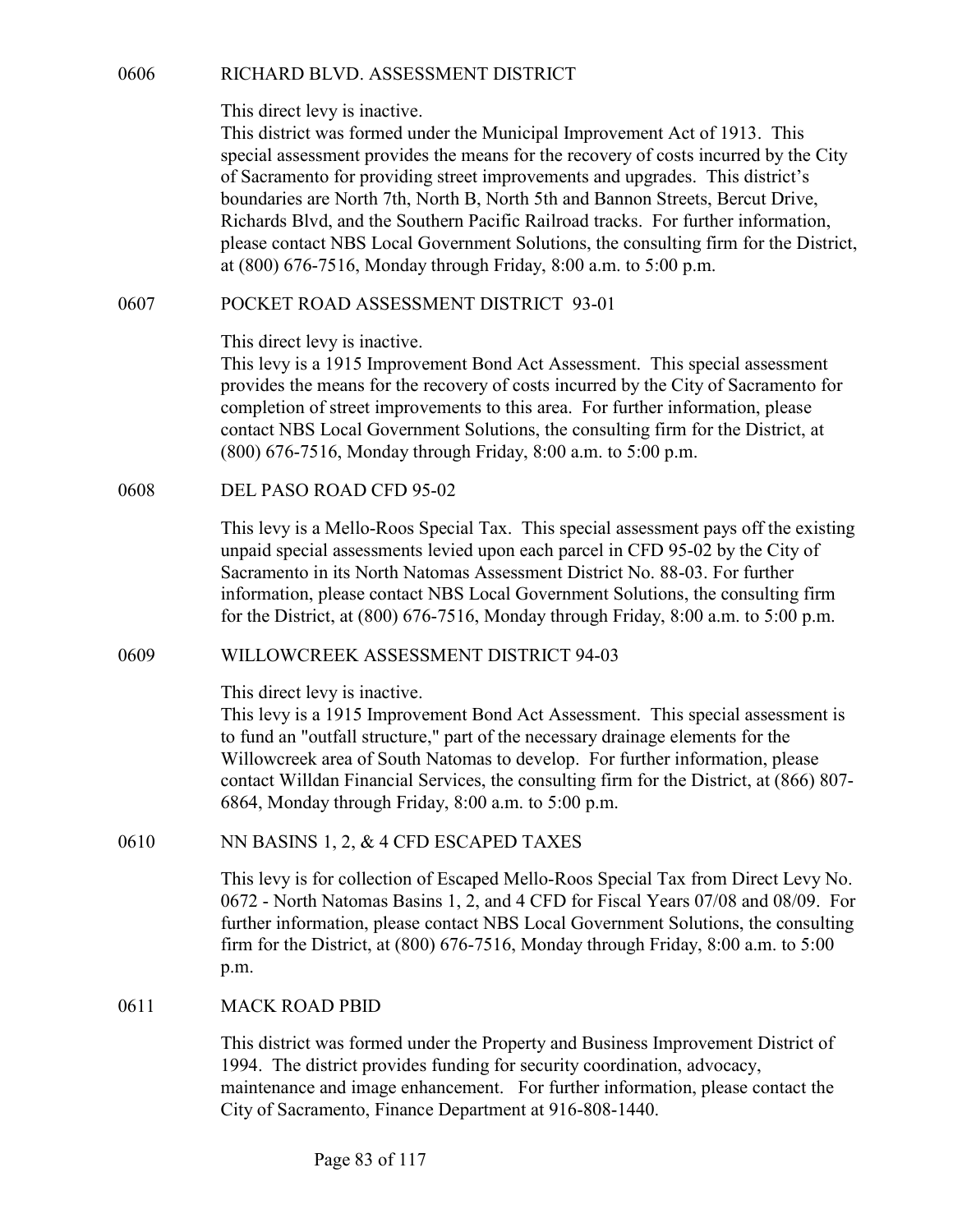## 0606 RICHARD BLVD. ASSESSMENT DISTRICT

This direct levy is inactive.
This district was formed under the Municipal Improvement Act of 1913. This special assessment provides the means for the recovery of costs incurred by the City of Sacramento for providing street improvements and upgrades. This district's boundaries are North 7th, North B, North 5th and Bannon Streets, Bercut Drive, Richards Blvd, and the Southern Pacific Railroad tracks. For further information, please contact NBS Local Government Solutions, the consulting firm for the District, at (800) 676-7516, Monday through Friday, 8:00 a.m. to 5:00 p.m.

## 0607 POCKET ROAD ASSESSMENT DISTRICT 93-01

This direct levy is inactive.
This levy is a 1915 Improvement Bond Act Assessment. This special assessment provides the means for the recovery of costs incurred by the City of Sacramento for completion of street improvements to this area. For further information, please contact NBS Local Government Solutions, the consulting firm for the District, at (800) 676-7516, Monday through Friday, 8:00 a.m. to 5:00 p.m.

## 0608 DEL PASO ROAD CFD 95-02

This levy is a Mello-Roos Special Tax. This special assessment pays off the existing unpaid special assessments levied upon each parcel in CFD 95-02 by the City of Sacramento in its North Natomas Assessment District No. 88-03. For further information, please contact NBS Local Government Solutions, the consulting firm for the District, at (800) 676-7516, Monday through Friday, 8:00 a.m. to 5:00 p.m.

## 0609 WILLOWCREEK ASSESSMENT DISTRICT 94-03

This direct levy is inactive.
This levy is a 1915 Improvement Bond Act Assessment. This special assessment is to fund an "outfall structure," part of the necessary drainage elements for the Willowcreek area of South Natomas to develop. For further information, please contact Willdan Financial Services, the consulting firm for the District, at (866) 807-6864, Monday through Friday, 8:00 a.m. to 5:00 p.m.

## 0610 NN BASINS 1, 2, & 4 CFD ESCAPED TAXES

This levy is for collection of Escaped Mello-Roos Special Tax from Direct Levy No. 0672 - North Natomas Basins 1, 2, and 4 CFD for Fiscal Years 07/08 and 08/09. For further information, please contact NBS Local Government Solutions, the consulting firm for the District, at (800) 676-7516, Monday through Friday, 8:00 a.m. to 5:00 p.m.

## 0611 MACK ROAD PBID

This district was formed under the Property and Business Improvement District of 1994. The district provides funding for security coordination, advocacy, maintenance and image enhancement. For further information, please contact the City of Sacramento, Finance Department at 916-808-1440.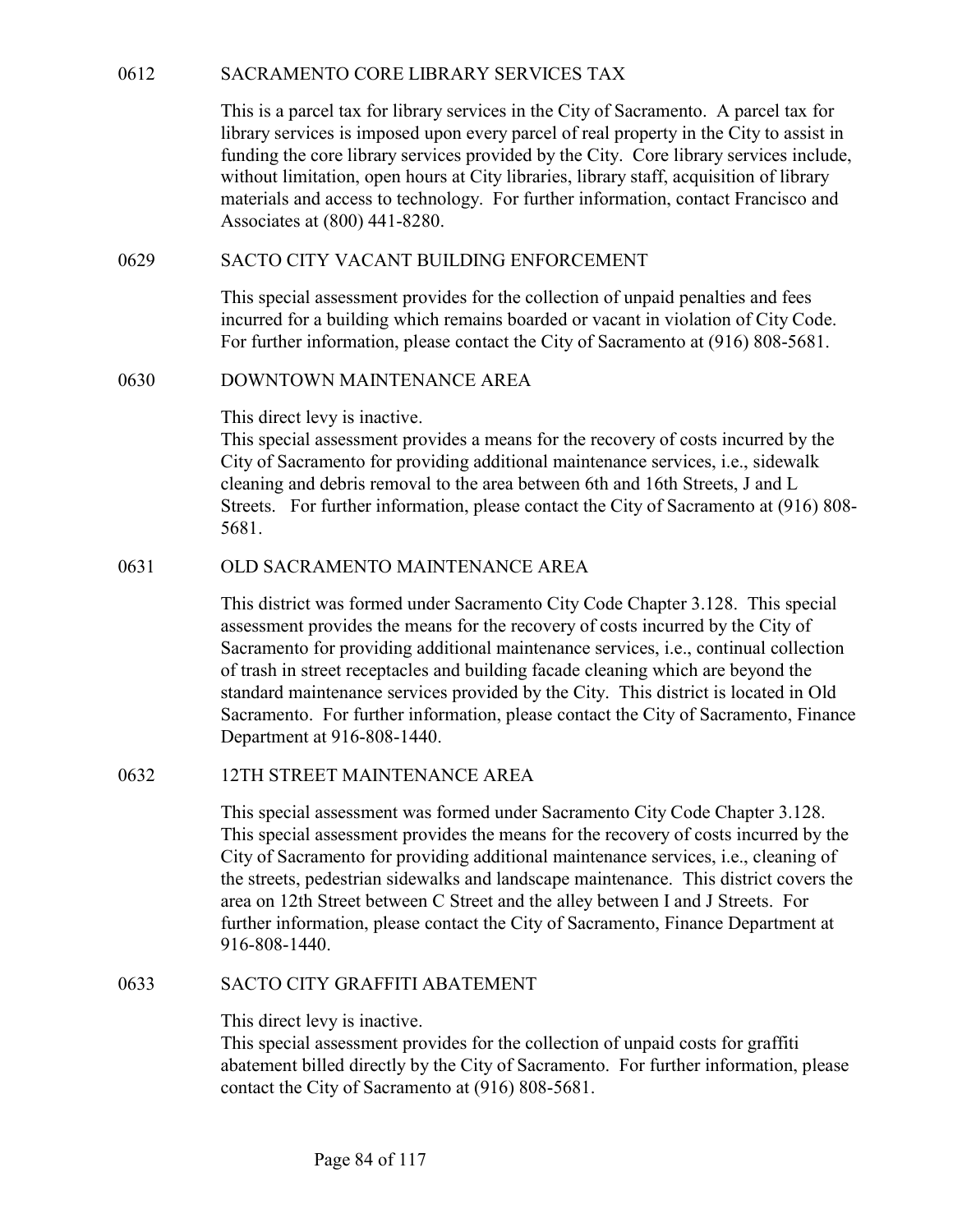## 0612 SACRAMENTO CORE LIBRARY SERVICES TAX

This is a parcel tax for library services in the City of Sacramento. A parcel tax for library services is imposed upon every parcel of real property in the City to assist in funding the core library services provided by the City. Core library services include, without limitation, open hours at City libraries, library staff, acquisition of library materials and access to technology. For further information, contact Francisco and Associates at (800) 441-8280.

## 0629 SACTO CITY VACANT BUILDING ENFORCEMENT

This special assessment provides for the collection of unpaid penalties and fees incurred for a building which remains boarded or vacant in violation of City Code. For further information, please contact the City of Sacramento at (916) 808-5681.

## 0630 DOWNTOWN MAINTENANCE AREA

This direct levy is inactive.
This special assessment provides a means for the recovery of costs incurred by the City of Sacramento for providing additional maintenance services, i.e., sidewalk cleaning and debris removal to the area between 6th and 16th Streets, J and L Streets. For further information, please contact the City of Sacramento at (916) 808-5681.

## 0631 OLD SACRAMENTO MAINTENANCE AREA

This district was formed under Sacramento City Code Chapter 3.128. This special assessment provides the means for the recovery of costs incurred by the City of Sacramento for providing additional maintenance services, i.e., continual collection of trash in street receptacles and building facade cleaning which are beyond the standard maintenance services provided by the City. This district is located in Old Sacramento. For further information, please contact the City of Sacramento, Finance Department at 916-808-1440.

## 0632 12TH STREET MAINTENANCE AREA

This special assessment was formed under Sacramento City Code Chapter 3.128. This special assessment provides the means for the recovery of costs incurred by the City of Sacramento for providing additional maintenance services, i.e., cleaning of the streets, pedestrian sidewalks and landscape maintenance. This district covers the area on 12th Street between C Street and the alley between I and J Streets. For further information, please contact the City of Sacramento, Finance Department at 916-808-1440.

## 0633 SACTO CITY GRAFFITI ABATEMENT

This direct levy is inactive.
This special assessment provides for the collection of unpaid costs for graffiti abatement billed directly by the City of Sacramento. For further information, please contact the City of Sacramento at (916) 808-5681.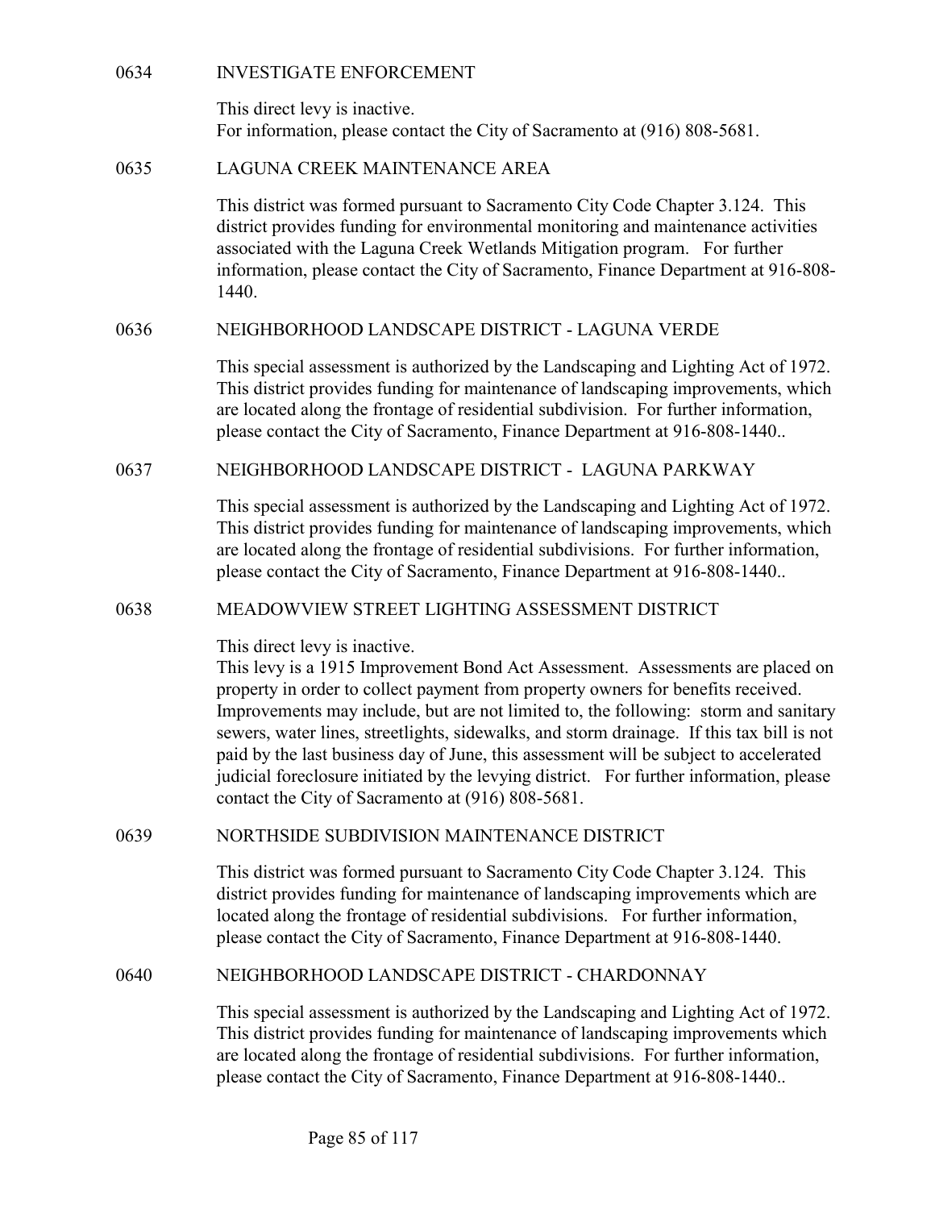### 0634 INVESTIGATE ENFORCEMENT

This direct levy is inactive.
For information, please contact the City of Sacramento at (916) 808-5681.

### 0635 LAGUNA CREEK MAINTENANCE AREA

This district was formed pursuant to Sacramento City Code Chapter 3.124. This district provides funding for environmental monitoring and maintenance activities associated with the Laguna Creek Wetlands Mitigation program. For further information, please contact the City of Sacramento, Finance Department at 916-808-1440.

### 0636 NEIGHBORHOOD LANDSCAPE DISTRICT - LAGUNA VERDE

This special assessment is authorized by the Landscaping and Lighting Act of 1972. This district provides funding for maintenance of landscaping improvements, which are located along the frontage of residential subdivision. For further information, please contact the City of Sacramento, Finance Department at 916-808-1440..

### 0637 NEIGHBORHOOD LANDSCAPE DISTRICT - LAGUNA PARKWAY

This special assessment is authorized by the Landscaping and Lighting Act of 1972. This district provides funding for maintenance of landscaping improvements, which are located along the frontage of residential subdivisions. For further information, please contact the City of Sacramento, Finance Department at 916-808-1440..

### 0638 MEADOWVIEW STREET LIGHTING ASSESSMENT DISTRICT

This direct levy is inactive.
This levy is a 1915 Improvement Bond Act Assessment. Assessments are placed on property in order to collect payment from property owners for benefits received. Improvements may include, but are not limited to, the following: storm and sanitary sewers, water lines, streetlights, sidewalks, and storm drainage. If this tax bill is not paid by the last business day of June, this assessment will be subject to accelerated judicial foreclosure initiated by the levying district. For further information, please contact the City of Sacramento at (916) 808-5681.

### 0639 NORTHSIDE SUBDIVISION MAINTENANCE DISTRICT

This district was formed pursuant to Sacramento City Code Chapter 3.124. This district provides funding for maintenance of landscaping improvements which are located along the frontage of residential subdivisions. For further information, please contact the City of Sacramento, Finance Department at 916-808-1440.

### 0640 NEIGHBORHOOD LANDSCAPE DISTRICT - CHARDONNAY

This special assessment is authorized by the Landscaping and Lighting Act of 1972. This district provides funding for maintenance of landscaping improvements which are located along the frontage of residential subdivisions. For further information, please contact the City of Sacramento, Finance Department at 916-808-1440..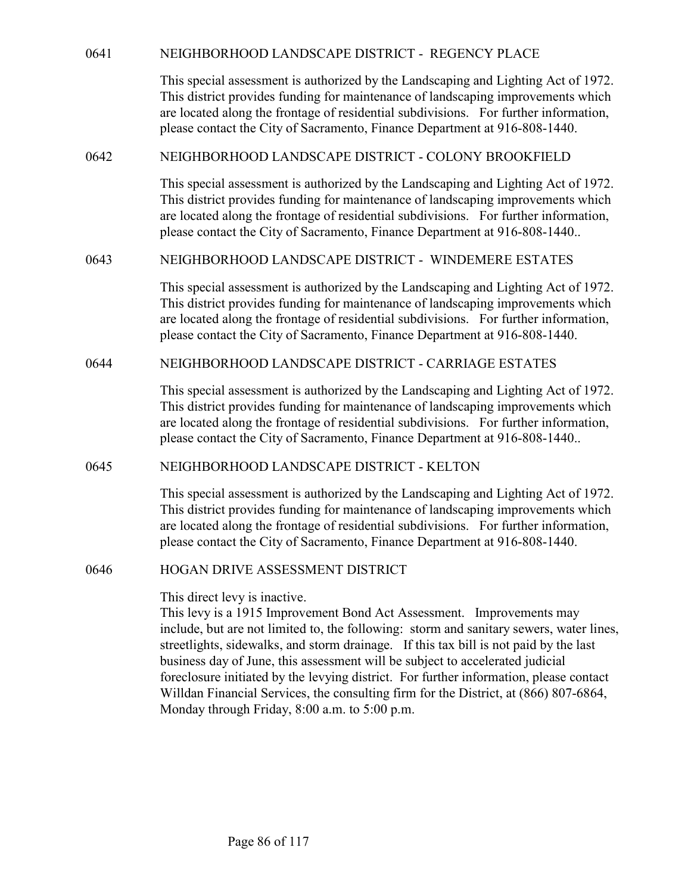## 0641 NEIGHBORHOOD LANDSCAPE DISTRICT - REGENCY PLACE

This special assessment is authorized by the Landscaping and Lighting Act of 1972. This district provides funding for maintenance of landscaping improvements which are located along the frontage of residential subdivisions. For further information, please contact the City of Sacramento, Finance Department at 916-808-1440.

## 0642 NEIGHBORHOOD LANDSCAPE DISTRICT - COLONY BROOKFIELD

This special assessment is authorized by the Landscaping and Lighting Act of 1972. This district provides funding for maintenance of landscaping improvements which are located along the frontage of residential subdivisions. For further information, please contact the City of Sacramento, Finance Department at 916-808-1440..

## 0643 NEIGHBORHOOD LANDSCAPE DISTRICT - WINDEMERE ESTATES

This special assessment is authorized by the Landscaping and Lighting Act of 1972. This district provides funding for maintenance of landscaping improvements which are located along the frontage of residential subdivisions. For further information, please contact the City of Sacramento, Finance Department at 916-808-1440.

## 0644 NEIGHBORHOOD LANDSCAPE DISTRICT - CARRIAGE ESTATES

This special assessment is authorized by the Landscaping and Lighting Act of 1972. This district provides funding for maintenance of landscaping improvements which are located along the frontage of residential subdivisions. For further information, please contact the City of Sacramento, Finance Department at 916-808-1440..

## 0645 NEIGHBORHOOD LANDSCAPE DISTRICT - KELTON

This special assessment is authorized by the Landscaping and Lighting Act of 1972. This district provides funding for maintenance of landscaping improvements which are located along the frontage of residential subdivisions. For further information, please contact the City of Sacramento, Finance Department at 916-808-1440.

## 0646 HOGAN DRIVE ASSESSMENT DISTRICT

This direct levy is inactive.
This levy is a 1915 Improvement Bond Act Assessment. Improvements may include, but are not limited to, the following: storm and sanitary sewers, water lines, streetlights, sidewalks, and storm drainage. If this tax bill is not paid by the last business day of June, this assessment will be subject to accelerated judicial foreclosure initiated by the levying district. For further information, please contact Willdan Financial Services, the consulting firm for the District, at (866) 807-6864, Monday through Friday, 8:00 a.m. to 5:00 p.m.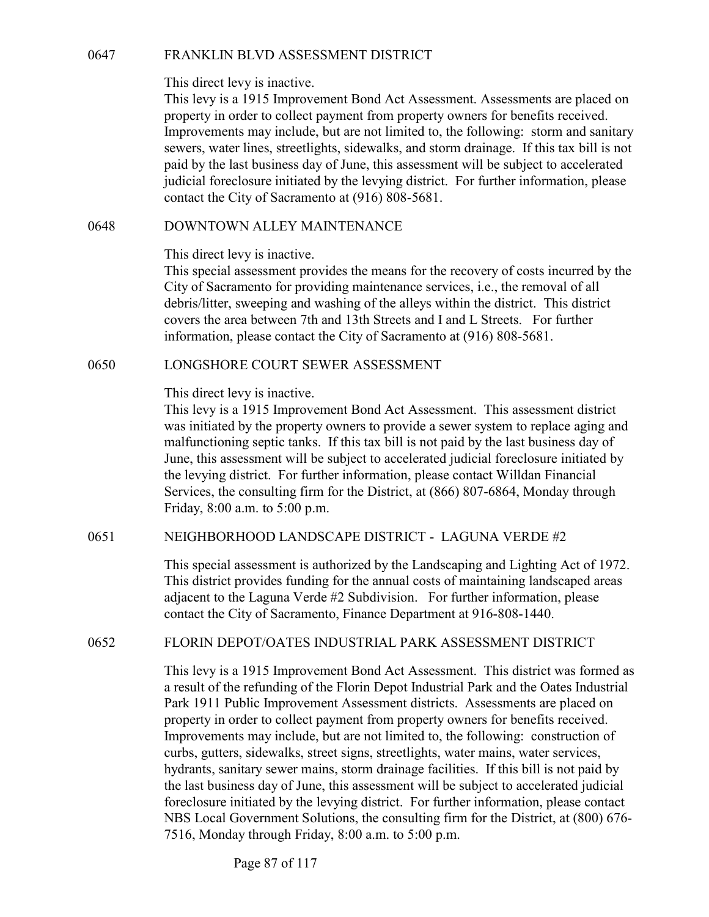## 0647 FRANKLIN BLVD ASSESSMENT DISTRICT

This direct levy is inactive.
This levy is a 1915 Improvement Bond Act Assessment. Assessments are placed on property in order to collect payment from property owners for benefits received. Improvements may include, but are not limited to, the following: storm and sanitary sewers, water lines, streetlights, sidewalks, and storm drainage. If this tax bill is not paid by the last business day of June, this assessment will be subject to accelerated judicial foreclosure initiated by the levying district. For further information, please contact the City of Sacramento at (916) 808-5681.

## 0648 DOWNTOWN ALLEY MAINTENANCE

This direct levy is inactive.
This special assessment provides the means for the recovery of costs incurred by the City of Sacramento for providing maintenance services, i.e., the removal of all debris/litter, sweeping and washing of the alleys within the district. This district covers the area between 7th and 13th Streets and I and L Streets. For further information, please contact the City of Sacramento at (916) 808-5681.

## 0650 LONGSHORE COURT SEWER ASSESSMENT

This direct levy is inactive.
This levy is a 1915 Improvement Bond Act Assessment. This assessment district was initiated by the property owners to provide a sewer system to replace aging and malfunctioning septic tanks. If this tax bill is not paid by the last business day of June, this assessment will be subject to accelerated judicial foreclosure initiated by the levying district. For further information, please contact Willdan Financial Services, the consulting firm for the District, at (866) 807-6864, Monday through Friday, 8:00 a.m. to 5:00 p.m.

## 0651 NEIGHBORHOOD LANDSCAPE DISTRICT - LAGUNA VERDE #2

This special assessment is authorized by the Landscaping and Lighting Act of 1972. This district provides funding for the annual costs of maintaining landscaped areas adjacent to the Laguna Verde #2 Subdivision. For further information, please contact the City of Sacramento, Finance Department at 916-808-1440.

## 0652 FLORIN DEPOT/OATES INDUSTRIAL PARK ASSESSMENT DISTRICT

This levy is a 1915 Improvement Bond Act Assessment. This district was formed as a result of the refunding of the Florin Depot Industrial Park and the Oates Industrial Park 1911 Public Improvement Assessment districts. Assessments are placed on property in order to collect payment from property owners for benefits received. Improvements may include, but are not limited to, the following: construction of curbs, gutters, sidewalks, street signs, streetlights, water mains, water services, hydrants, sanitary sewer mains, storm drainage facilities. If this bill is not paid by the last business day of June, this assessment will be subject to accelerated judicial foreclosure initiated by the levying district. For further information, please contact NBS Local Government Solutions, the consulting firm for the District, at (800) 676-7516, Monday through Friday, 8:00 a.m. to 5:00 p.m.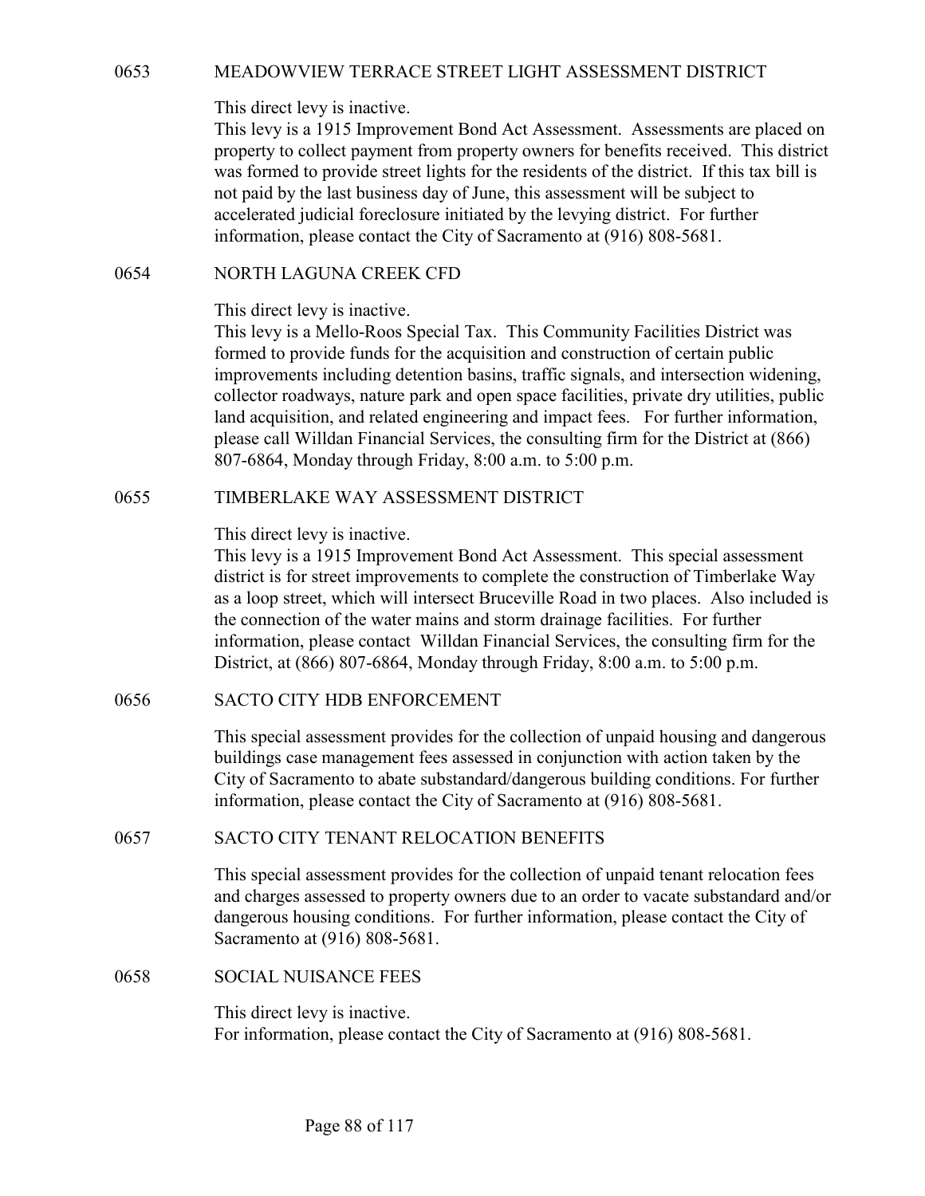## 0653 MEADOWVIEW TERRACE STREET LIGHT ASSESSMENT DISTRICT

This direct levy is inactive.
This levy is a 1915 Improvement Bond Act Assessment. Assessments are placed on property to collect payment from property owners for benefits received. This district was formed to provide street lights for the residents of the district. If this tax bill is not paid by the last business day of June, this assessment will be subject to accelerated judicial foreclosure initiated by the levying district. For further information, please contact the City of Sacramento at (916) 808-5681.

## 0654 NORTH LAGUNA CREEK CFD

This direct levy is inactive.
This levy is a Mello-Roos Special Tax. This Community Facilities District was formed to provide funds for the acquisition and construction of certain public improvements including detention basins, traffic signals, and intersection widening, collector roadways, nature park and open space facilities, private dry utilities, public land acquisition, and related engineering and impact fees. For further information, please call Willdan Financial Services, the consulting firm for the District at (866) 807-6864, Monday through Friday, 8:00 a.m. to 5:00 p.m.

## 0655 TIMBERLAKE WAY ASSESSMENT DISTRICT

This direct levy is inactive.
This levy is a 1915 Improvement Bond Act Assessment. This special assessment district is for street improvements to complete the construction of Timberlake Way as a loop street, which will intersect Bruceville Road in two places. Also included is the connection of the water mains and storm drainage facilities. For further information, please contact Willdan Financial Services, the consulting firm for the District, at (866) 807-6864, Monday through Friday, 8:00 a.m. to 5:00 p.m.

## 0656 SACTO CITY HDB ENFORCEMENT

This special assessment provides for the collection of unpaid housing and dangerous buildings case management fees assessed in conjunction with action taken by the City of Sacramento to abate substandard/dangerous building conditions. For further information, please contact the City of Sacramento at (916) 808-5681.

## 0657 SACTO CITY TENANT RELOCATION BENEFITS

This special assessment provides for the collection of unpaid tenant relocation fees and charges assessed to property owners due to an order to vacate substandard and/or dangerous housing conditions. For further information, please contact the City of Sacramento at (916) 808-5681.

## 0658 SOCIAL NUISANCE FEES

This direct levy is inactive.
For information, please contact the City of Sacramento at (916) 808-5681.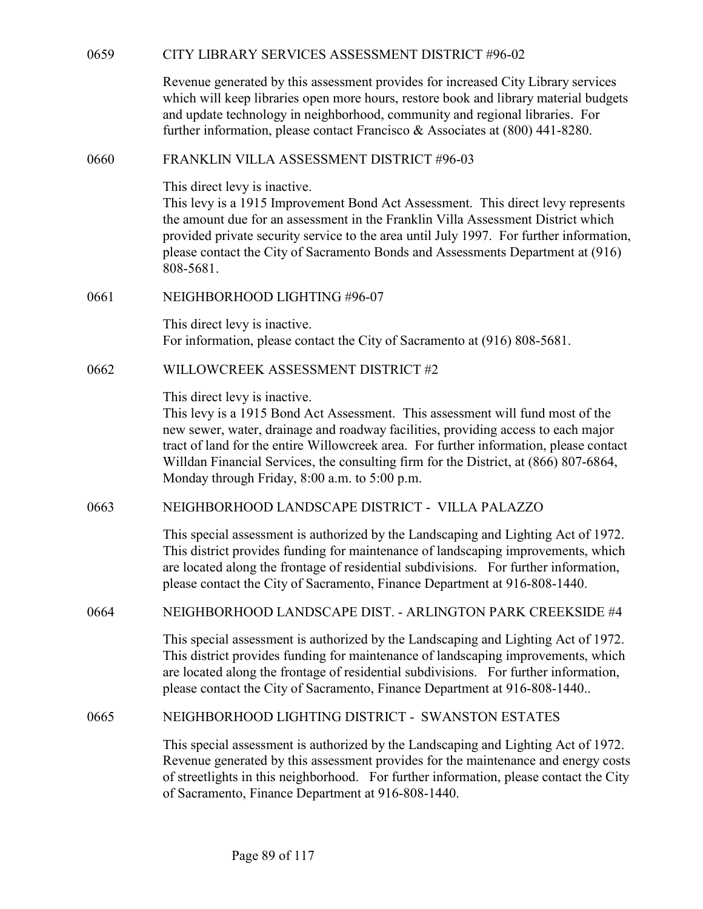## 0659 CITY LIBRARY SERVICES ASSESSMENT DISTRICT #96-02

Revenue generated by this assessment provides for increased City Library services which will keep libraries open more hours, restore book and library material budgets and update technology in neighborhood, community and regional libraries. For further information, please contact Francisco & Associates at (800) 441-8280.

## 0660 FRANKLIN VILLA ASSESSMENT DISTRICT #96-03

This direct levy is inactive.
This levy is a 1915 Improvement Bond Act Assessment. This direct levy represents the amount due for an assessment in the Franklin Villa Assessment District which provided private security service to the area until July 1997. For further information, please contact the City of Sacramento Bonds and Assessments Department at (916) 808-5681.

## 0661 NEIGHBORHOOD LIGHTING #96-07

This direct levy is inactive.
For information, please contact the City of Sacramento at (916) 808-5681.

## 0662 WILLOWCREEK ASSESSMENT DISTRICT #2

This direct levy is inactive.
This levy is a 1915 Bond Act Assessment. This assessment will fund most of the new sewer, water, drainage and roadway facilities, providing access to each major tract of land for the entire Willowcreek area. For further information, please contact Willdan Financial Services, the consulting firm for the District, at (866) 807-6864, Monday through Friday, 8:00 a.m. to 5:00 p.m.

## 0663 NEIGHBORHOOD LANDSCAPE DISTRICT - VILLA PALAZZO

This special assessment is authorized by the Landscaping and Lighting Act of 1972. This district provides funding for maintenance of landscaping improvements, which are located along the frontage of residential subdivisions. For further information, please contact the City of Sacramento, Finance Department at 916-808-1440.

## 0664 NEIGHBORHOOD LANDSCAPE DIST. - ARLINGTON PARK CREEKSIDE #4

This special assessment is authorized by the Landscaping and Lighting Act of 1972. This district provides funding for maintenance of landscaping improvements, which are located along the frontage of residential subdivisions. For further information, please contact the City of Sacramento, Finance Department at 916-808-1440..

## 0665 NEIGHBORHOOD LIGHTING DISTRICT - SWANSTON ESTATES

This special assessment is authorized by the Landscaping and Lighting Act of 1972. Revenue generated by this assessment provides for the maintenance and energy costs of streetlights in this neighborhood. For further information, please contact the City of Sacramento, Finance Department at 916-808-1440.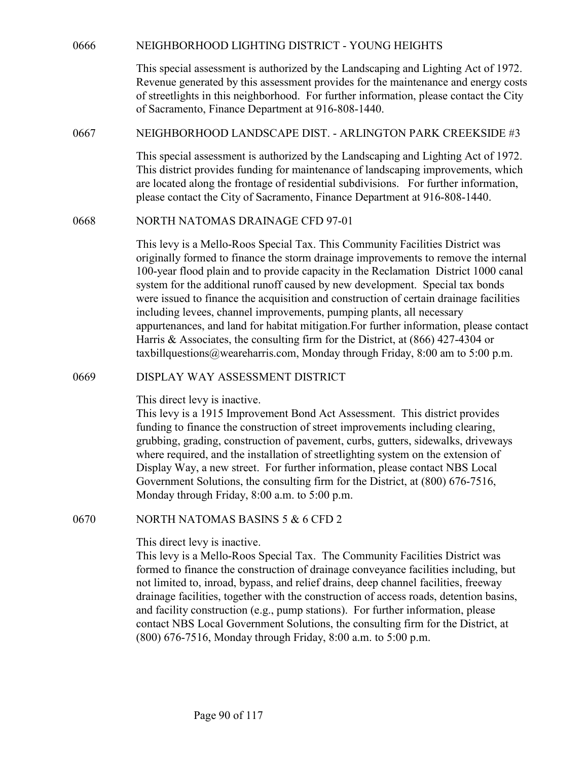## 0666 NEIGHBORHOOD LIGHTING DISTRICT - YOUNG HEIGHTS

This special assessment is authorized by the Landscaping and Lighting Act of 1972. Revenue generated by this assessment provides for the maintenance and energy costs of streetlights in this neighborhood. For further information, please contact the City of Sacramento, Finance Department at 916-808-1440.

## 0667 NEIGHBORHOOD LANDSCAPE DIST. - ARLINGTON PARK CREEKSIDE #3

This special assessment is authorized by the Landscaping and Lighting Act of 1972. This district provides funding for maintenance of landscaping improvements, which are located along the frontage of residential subdivisions. For further information, please contact the City of Sacramento, Finance Department at 916-808-1440.

## 0668 NORTH NATOMAS DRAINAGE CFD 97-01

This levy is a Mello-Roos Special Tax. This Community Facilities District was originally formed to finance the storm drainage improvements to remove the internal 100-year flood plain and to provide capacity in the Reclamation District 1000 canal system for the additional runoff caused by new development. Special tax bonds were issued to finance the acquisition and construction of certain drainage facilities including levees, channel improvements, pumping plants, all necessary appurtenances, and land for habitat mitigation.For further information, please contact Harris & Associates, the consulting firm for the District, at (866) 427-4304 or taxbillquestions@weareharris.com, Monday through Friday, 8:00 am to 5:00 p.m.

## 0669 DISPLAY WAY ASSESSMENT DISTRICT

This direct levy is inactive.
This levy is a 1915 Improvement Bond Act Assessment. This district provides funding to finance the construction of street improvements including clearing, grubbing, grading, construction of pavement, curbs, gutters, sidewalks, driveways where required, and the installation of streetlighting system on the extension of Display Way, a new street. For further information, please contact NBS Local Government Solutions, the consulting firm for the District, at (800) 676-7516, Monday through Friday, 8:00 a.m. to 5:00 p.m.

## 0670 NORTH NATOMAS BASINS 5 & 6 CFD 2

This direct levy is inactive.
This levy is a Mello-Roos Special Tax. The Community Facilities District was formed to finance the construction of drainage conveyance facilities including, but not limited to, inroad, bypass, and relief drains, deep channel facilities, freeway drainage facilities, together with the construction of access roads, detention basins, and facility construction (e.g., pump stations). For further information, please contact NBS Local Government Solutions, the consulting firm for the District, at (800) 676-7516, Monday through Friday, 8:00 a.m. to 5:00 p.m.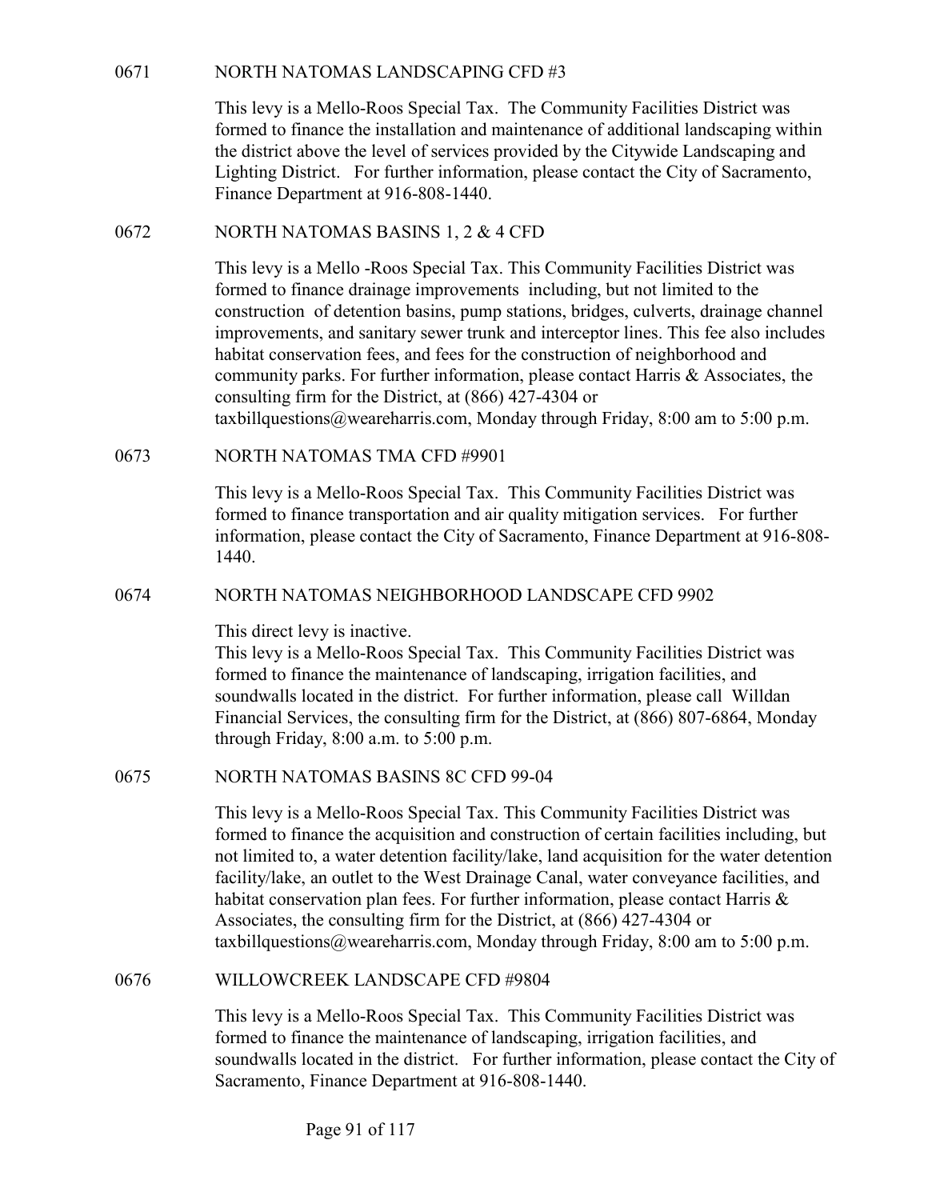## 0671 NORTH NATOMAS LANDSCAPING CFD #3

This levy is a Mello-Roos Special Tax. The Community Facilities District was formed to finance the installation and maintenance of additional landscaping within the district above the level of services provided by the Citywide Landscaping and Lighting District. For further information, please contact the City of Sacramento, Finance Department at 916-808-1440.

## 0672 NORTH NATOMAS BASINS 1, 2 & 4 CFD

This levy is a Mello -Roos Special Tax. This Community Facilities District was formed to finance drainage improvements including, but not limited to the construction of detention basins, pump stations, bridges, culverts, drainage channel improvements, and sanitary sewer trunk and interceptor lines. This fee also includes habitat conservation fees, and fees for the construction of neighborhood and community parks. For further information, please contact Harris & Associates, the consulting firm for the District, at (866) 427-4304 or taxbillquestions@weareharris.com, Monday through Friday, 8:00 am to 5:00 p.m.

## 0673 NORTH NATOMAS TMA CFD #9901

This levy is a Mello-Roos Special Tax. This Community Facilities District was formed to finance transportation and air quality mitigation services. For further information, please contact the City of Sacramento, Finance Department at 916-808-1440.

## 0674 NORTH NATOMAS NEIGHBORHOOD LANDSCAPE CFD 9902

This direct levy is inactive.
This levy is a Mello-Roos Special Tax. This Community Facilities District was formed to finance the maintenance of landscaping, irrigation facilities, and soundwalls located in the district. For further information, please call Willdan Financial Services, the consulting firm for the District, at (866) 807-6864, Monday through Friday, 8:00 a.m. to 5:00 p.m.

## 0675 NORTH NATOMAS BASINS 8C CFD 99-04

This levy is a Mello-Roos Special Tax. This Community Facilities District was formed to finance the acquisition and construction of certain facilities including, but not limited to, a water detention facility/lake, land acquisition for the water detention facility/lake, an outlet to the West Drainage Canal, water conveyance facilities, and habitat conservation plan fees. For further information, please contact Harris & Associates, the consulting firm for the District, at (866) 427-4304 or taxbillquestions@weareharris.com, Monday through Friday, 8:00 am to 5:00 p.m.

## 0676 WILLOWCREEK LANDSCAPE CFD #9804

This levy is a Mello-Roos Special Tax. This Community Facilities District was formed to finance the maintenance of landscaping, irrigation facilities, and soundwalls located in the district. For further information, please contact the City of Sacramento, Finance Department at 916-808-1440.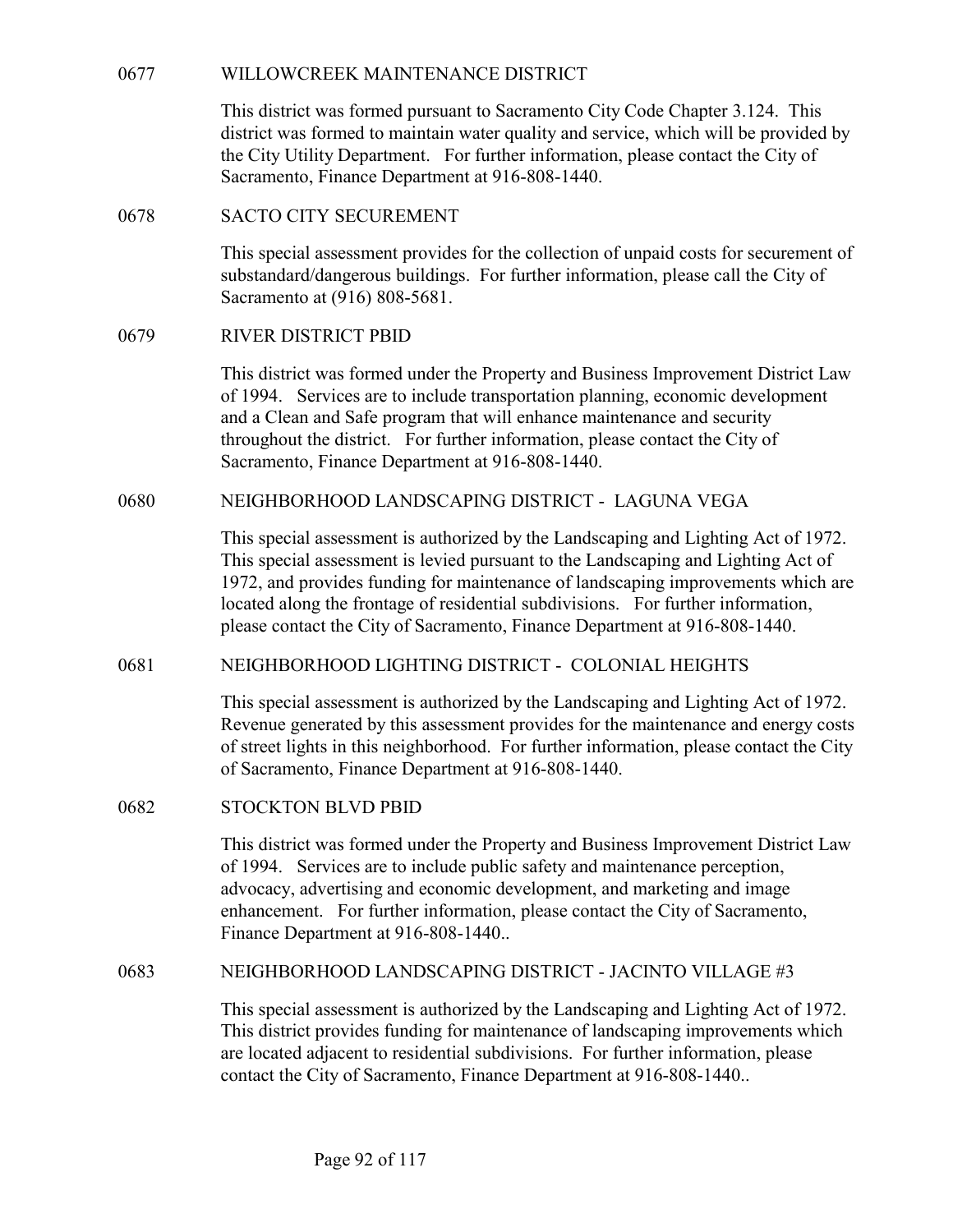## 0677 WILLOWCREEK MAINTENANCE DISTRICT

This district was formed pursuant to Sacramento City Code Chapter 3.124. This district was formed to maintain water quality and service, which will be provided by the City Utility Department. For further information, please contact the City of Sacramento, Finance Department at 916-808-1440.

## 0678 SACTO CITY SECUREMENT

This special assessment provides for the collection of unpaid costs for securement of substandard/dangerous buildings. For further information, please call the City of Sacramento at (916) 808-5681.

## 0679 RIVER DISTRICT PBID

This district was formed under the Property and Business Improvement District Law of 1994. Services are to include transportation planning, economic development and a Clean and Safe program that will enhance maintenance and security throughout the district. For further information, please contact the City of Sacramento, Finance Department at 916-808-1440.

## 0680 NEIGHBORHOOD LANDSCAPING DISTRICT - LAGUNA VEGA

This special assessment is authorized by the Landscaping and Lighting Act of 1972. This special assessment is levied pursuant to the Landscaping and Lighting Act of 1972, and provides funding for maintenance of landscaping improvements which are located along the frontage of residential subdivisions. For further information, please contact the City of Sacramento, Finance Department at 916-808-1440.

## 0681 NEIGHBORHOOD LIGHTING DISTRICT - COLONIAL HEIGHTS

This special assessment is authorized by the Landscaping and Lighting Act of 1972. Revenue generated by this assessment provides for the maintenance and energy costs of street lights in this neighborhood. For further information, please contact the City of Sacramento, Finance Department at 916-808-1440.

## 0682 STOCKTON BLVD PBID

This district was formed under the Property and Business Improvement District Law of 1994. Services are to include public safety and maintenance perception, advocacy, advertising and economic development, and marketing and image enhancement. For further information, please contact the City of Sacramento, Finance Department at 916-808-1440..

## 0683 NEIGHBORHOOD LANDSCAPING DISTRICT - JACINTO VILLAGE #3

This special assessment is authorized by the Landscaping and Lighting Act of 1972. This district provides funding for maintenance of landscaping improvements which are located adjacent to residential subdivisions. For further information, please contact the City of Sacramento, Finance Department at 916-808-1440..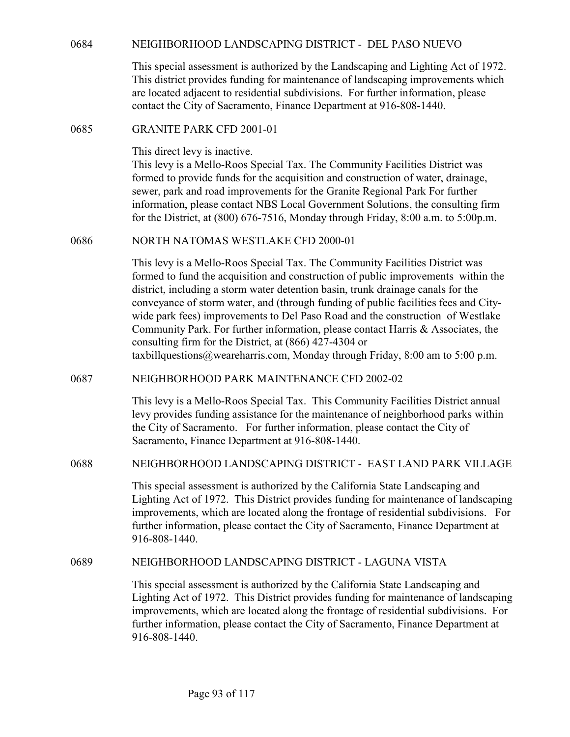## 0684 NEIGHBORHOOD LANDSCAPING DISTRICT - DEL PASO NUEVO

This special assessment is authorized by the Landscaping and Lighting Act of 1972. This district provides funding for maintenance of landscaping improvements which are located adjacent to residential subdivisions. For further information, please contact the City of Sacramento, Finance Department at 916-808-1440.

## 0685 GRANITE PARK CFD 2001-01

This direct levy is inactive.
This levy is a Mello-Roos Special Tax. The Community Facilities District was formed to provide funds for the acquisition and construction of water, drainage, sewer, park and road improvements for the Granite Regional Park For further information, please contact NBS Local Government Solutions, the consulting firm for the District, at (800) 676-7516, Monday through Friday, 8:00 a.m. to 5:00p.m.

## 0686 NORTH NATOMAS WESTLAKE CFD 2000-01

This levy is a Mello-Roos Special Tax. The Community Facilities District was formed to fund the acquisition and construction of public improvements within the district, including a storm water detention basin, trunk drainage canals for the conveyance of storm water, and (through funding of public facilities fees and City-wide park fees) improvements to Del Paso Road and the construction of Westlake Community Park. For further information, please contact Harris & Associates, the consulting firm for the District, at (866) 427-4304 or taxbillquestions@weareharris.com, Monday through Friday, 8:00 am to 5:00 p.m.

## 0687 NEIGHBORHOOD PARK MAINTENANCE CFD 2002-02

This levy is a Mello-Roos Special Tax. This Community Facilities District annual levy provides funding assistance for the maintenance of neighborhood parks within the City of Sacramento. For further information, please contact the City of Sacramento, Finance Department at 916-808-1440.

## 0688 NEIGHBORHOOD LANDSCAPING DISTRICT - EAST LAND PARK VILLAGE

This special assessment is authorized by the California State Landscaping and Lighting Act of 1972. This District provides funding for maintenance of landscaping improvements, which are located along the frontage of residential subdivisions. For further information, please contact the City of Sacramento, Finance Department at 916-808-1440.

## 0689 NEIGHBORHOOD LANDSCAPING DISTRICT - LAGUNA VISTA

This special assessment is authorized by the California State Landscaping and Lighting Act of 1972. This District provides funding for maintenance of landscaping improvements, which are located along the frontage of residential subdivisions. For further information, please contact the City of Sacramento, Finance Department at 916-808-1440.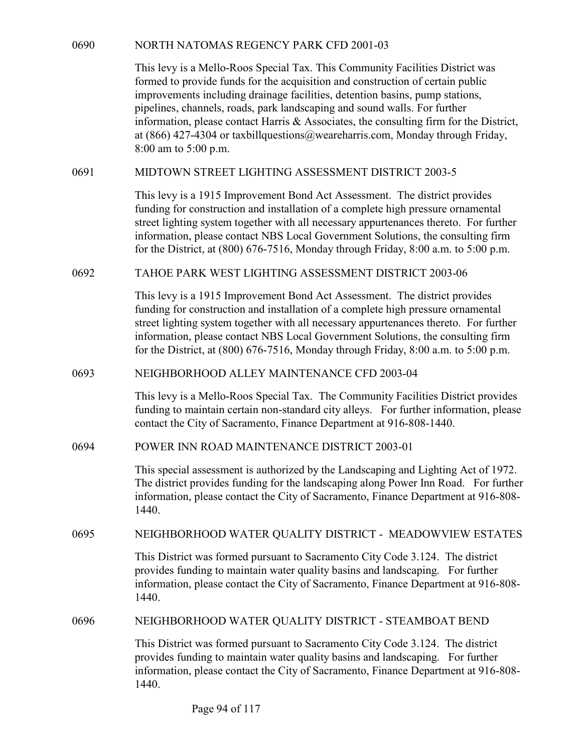## 0690 NORTH NATOMAS REGENCY PARK CFD 2001-03

This levy is a Mello-Roos Special Tax. This Community Facilities District was formed to provide funds for the acquisition and construction of certain public improvements including drainage facilities, detention basins, pump stations, pipelines, channels, roads, park landscaping and sound walls. For further information, please contact Harris & Associates, the consulting firm for the District, at (866) 427-4304 or taxbillquestions@weareharris.com, Monday through Friday, 8:00 am to 5:00 p.m.

## 0691 MIDTOWN STREET LIGHTING ASSESSMENT DISTRICT 2003-5

This levy is a 1915 Improvement Bond Act Assessment. The district provides funding for construction and installation of a complete high pressure ornamental street lighting system together with all necessary appurtenances thereto. For further information, please contact NBS Local Government Solutions, the consulting firm for the District, at (800) 676-7516, Monday through Friday, 8:00 a.m. to 5:00 p.m.

## 0692 TAHOE PARK WEST LIGHTING ASSESSMENT DISTRICT 2003-06

This levy is a 1915 Improvement Bond Act Assessment. The district provides funding for construction and installation of a complete high pressure ornamental street lighting system together with all necessary appurtenances thereto. For further information, please contact NBS Local Government Solutions, the consulting firm for the District, at (800) 676-7516, Monday through Friday, 8:00 a.m. to 5:00 p.m.

## 0693 NEIGHBORHOOD ALLEY MAINTENANCE CFD 2003-04

This levy is a Mello-Roos Special Tax. The Community Facilities District provides funding to maintain certain non-standard city alleys. For further information, please contact the City of Sacramento, Finance Department at 916-808-1440.

## 0694 POWER INN ROAD MAINTENANCE DISTRICT 2003-01

This special assessment is authorized by the Landscaping and Lighting Act of 1972. The district provides funding for the landscaping along Power Inn Road. For further information, please contact the City of Sacramento, Finance Department at 916-808-1440.

## 0695 NEIGHBORHOOD WATER QUALITY DISTRICT - MEADOWVIEW ESTATES

This District was formed pursuant to Sacramento City Code 3.124. The district provides funding to maintain water quality basins and landscaping. For further information, please contact the City of Sacramento, Finance Department at 916-808-1440.

## 0696 NEIGHBORHOOD WATER QUALITY DISTRICT - STEAMBOAT BEND

This District was formed pursuant to Sacramento City Code 3.124. The district provides funding to maintain water quality basins and landscaping. For further information, please contact the City of Sacramento, Finance Department at 916-808-1440.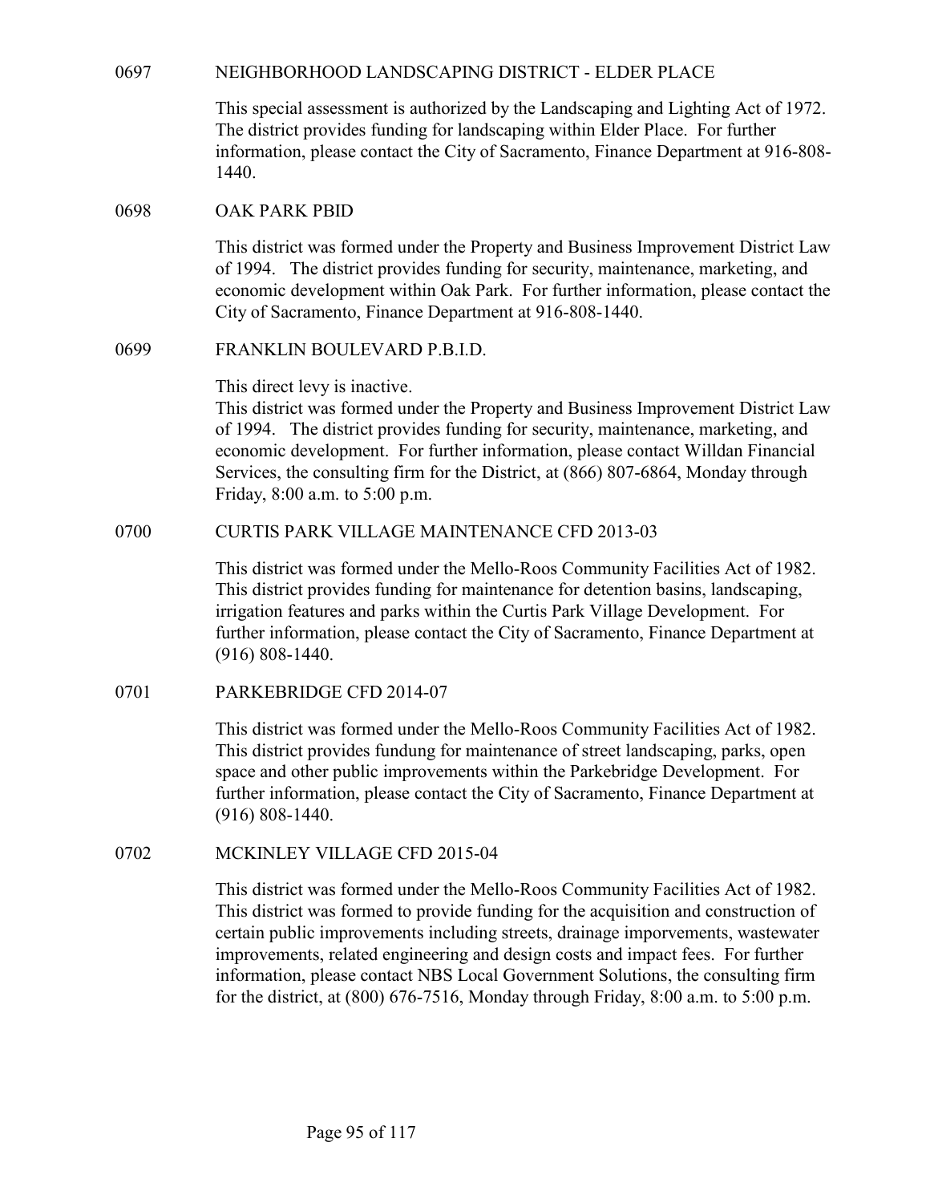## 0697 NEIGHBORHOOD LANDSCAPING DISTRICT - ELDER PLACE

This special assessment is authorized by the Landscaping and Lighting Act of 1972. The district provides funding for landscaping within Elder Place. For further information, please contact the City of Sacramento, Finance Department at 916-808-1440.

## 0698 OAK PARK PBID

This district was formed under the Property and Business Improvement District Law of 1994. The district provides funding for security, maintenance, marketing, and economic development within Oak Park. For further information, please contact the City of Sacramento, Finance Department at 916-808-1440.

## 0699 FRANKLIN BOULEVARD P.B.I.D.

This direct levy is inactive.
This district was formed under the Property and Business Improvement District Law of 1994. The district provides funding for security, maintenance, marketing, and economic development. For further information, please contact Willdan Financial Services, the consulting firm for the District, at (866) 807-6864, Monday through Friday, 8:00 a.m. to 5:00 p.m.

## 0700 CURTIS PARK VILLAGE MAINTENANCE CFD 2013-03

This district was formed under the Mello-Roos Community Facilities Act of 1982. This district provides funding for maintenance for detention basins, landscaping, irrigation features and parks within the Curtis Park Village Development. For further information, please contact the City of Sacramento, Finance Department at (916) 808-1440.

## 0701 PARKEBRIDGE CFD 2014-07

This district was formed under the Mello-Roos Community Facilities Act of 1982. This district provides fundung for maintenance of street landscaping, parks, open space and other public improvements within the Parkebridge Development. For further information, please contact the City of Sacramento, Finance Department at (916) 808-1440.

## 0702 MCKINLEY VILLAGE CFD 2015-04

This district was formed under the Mello-Roos Community Facilities Act of 1982. This district was formed to provide funding for the acquisition and construction of certain public improvements including streets, drainage imporvements, wastewater improvements, related engineering and design costs and impact fees. For further information, please contact NBS Local Government Solutions, the consulting firm for the district, at (800) 676-7516, Monday through Friday, 8:00 a.m. to 5:00 p.m.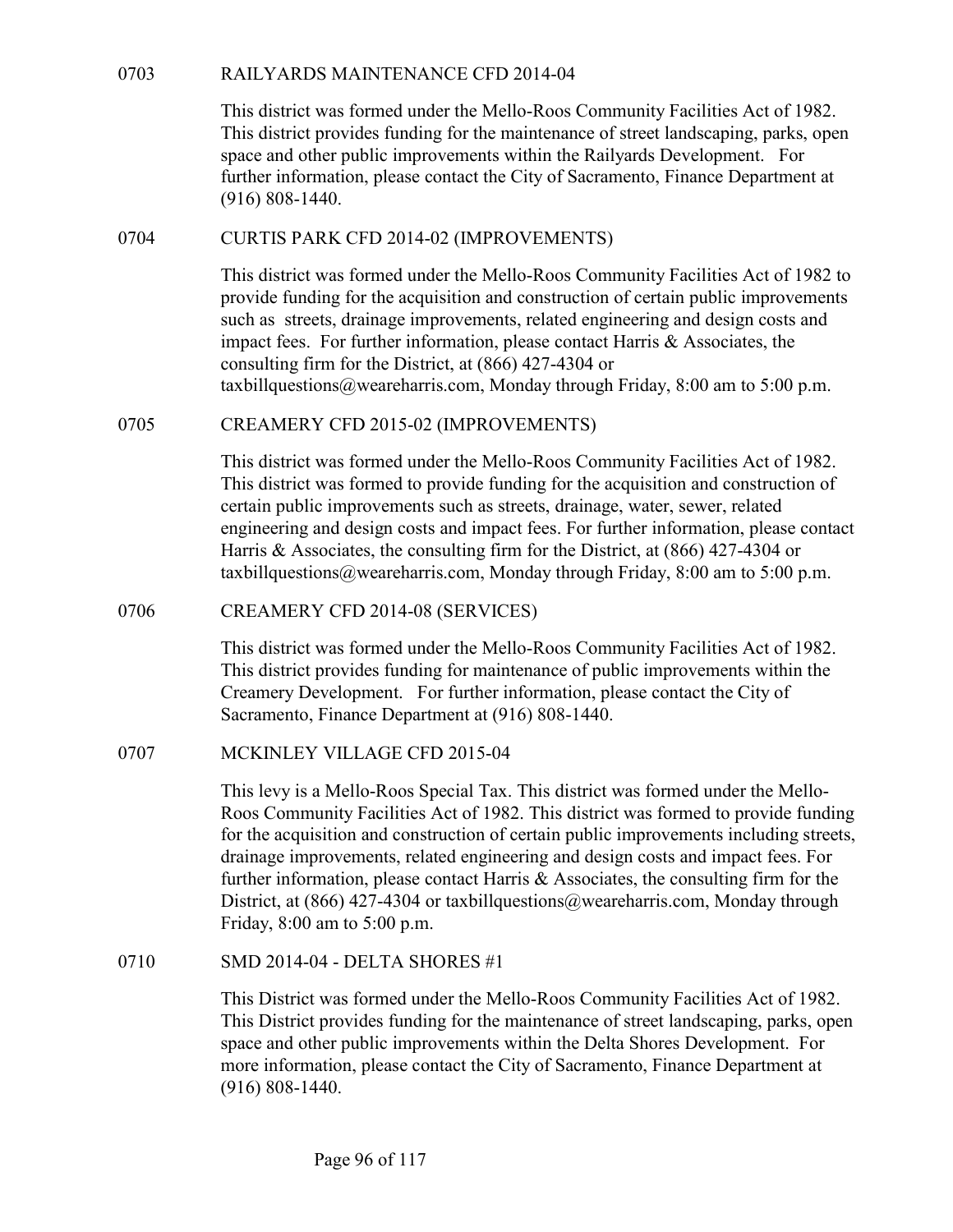## 0703 RAILYARDS MAINTENANCE CFD 2014-04

This district was formed under the Mello-Roos Community Facilities Act of 1982. This district provides funding for the maintenance of street landscaping, parks, open space and other public improvements within the Railyards Development. For further information, please contact the City of Sacramento, Finance Department at (916) 808-1440.

## 0704 CURTIS PARK CFD 2014-02 (IMPROVEMENTS)

This district was formed under the Mello-Roos Community Facilities Act of 1982 to provide funding for the acquisition and construction of certain public improvements such as streets, drainage improvements, related engineering and design costs and impact fees. For further information, please contact Harris & Associates, the consulting firm for the District, at (866) 427-4304 or taxbillquestions@weareharris.com, Monday through Friday, 8:00 am to 5:00 p.m.

## 0705 CREAMERY CFD 2015-02 (IMPROVEMENTS)

This district was formed under the Mello-Roos Community Facilities Act of 1982. This district was formed to provide funding for the acquisition and construction of certain public improvements such as streets, drainage, water, sewer, related engineering and design costs and impact fees. For further information, please contact Harris & Associates, the consulting firm for the District, at (866) 427-4304 or taxbillquestions@weareharris.com, Monday through Friday, 8:00 am to 5:00 p.m.

## 0706 CREAMERY CFD 2014-08 (SERVICES)

This district was formed under the Mello-Roos Community Facilities Act of 1982. This district provides funding for maintenance of public improvements within the Creamery Development. For further information, please contact the City of Sacramento, Finance Department at (916) 808-1440.

## 0707 MCKINLEY VILLAGE CFD 2015-04

This levy is a Mello-Roos Special Tax. This district was formed under the Mello-Roos Community Facilities Act of 1982. This district was formed to provide funding for the acquisition and construction of certain public improvements including streets, drainage improvements, related engineering and design costs and impact fees. For further information, please contact Harris & Associates, the consulting firm for the District, at (866) 427-4304 or taxbillquestions@weareharris.com, Monday through Friday, 8:00 am to 5:00 p.m.

## 0710 SMD 2014-04 - DELTA SHORES #1

This District was formed under the Mello-Roos Community Facilities Act of 1982. This District provides funding for the maintenance of street landscaping, parks, open space and other public improvements within the Delta Shores Development. For more information, please contact the City of Sacramento, Finance Department at (916) 808-1440.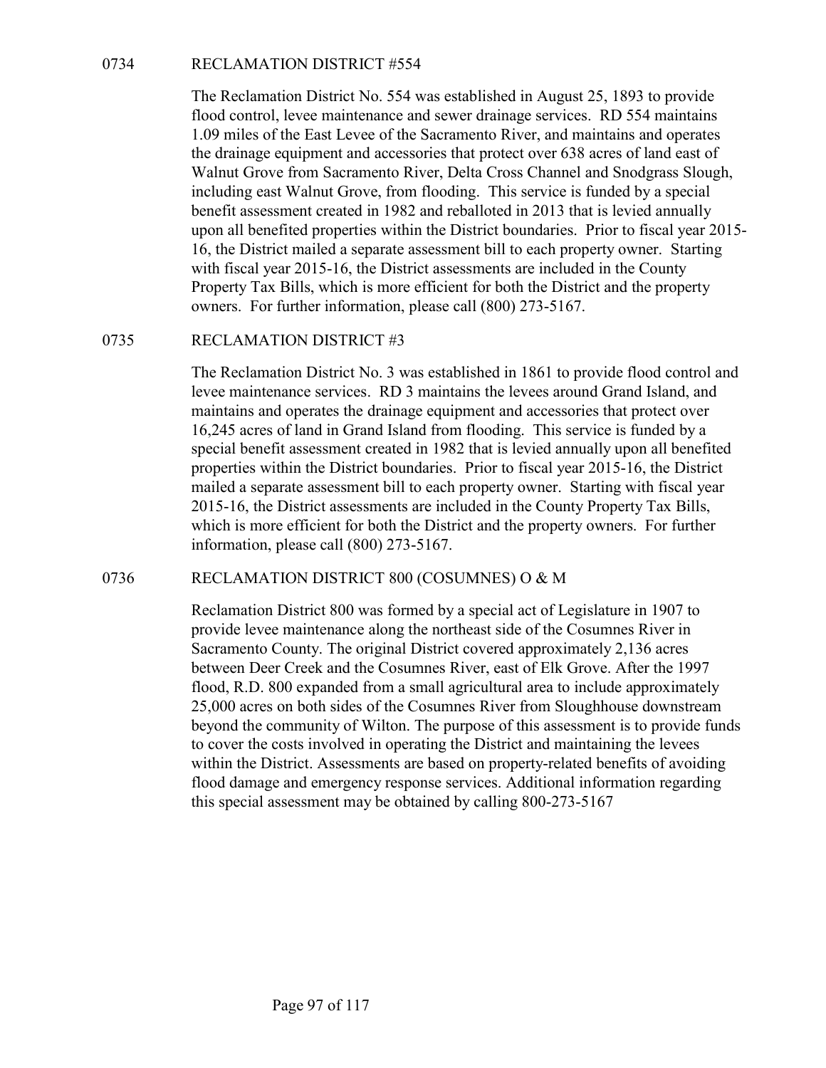## 0734 RECLAMATION DISTRICT #554

The Reclamation District No. 554 was established in August 25, 1893 to provide flood control, levee maintenance and sewer drainage services. RD 554 maintains 1.09 miles of the East Levee of the Sacramento River, and maintains and operates the drainage equipment and accessories that protect over 638 acres of land east of Walnut Grove from Sacramento River, Delta Cross Channel and Snodgrass Slough, including east Walnut Grove, from flooding. This service is funded by a special benefit assessment created in 1982 and reballoted in 2013 that is levied annually upon all benefited properties within the District boundaries. Prior to fiscal year 2015-16, the District mailed a separate assessment bill to each property owner. Starting with fiscal year 2015-16, the District assessments are included in the County Property Tax Bills, which is more efficient for both the District and the property owners. For further information, please call (800) 273-5167.

## 0735 RECLAMATION DISTRICT #3

The Reclamation District No. 3 was established in 1861 to provide flood control and levee maintenance services. RD 3 maintains the levees around Grand Island, and maintains and operates the drainage equipment and accessories that protect over 16,245 acres of land in Grand Island from flooding. This service is funded by a special benefit assessment created in 1982 that is levied annually upon all benefited properties within the District boundaries. Prior to fiscal year 2015-16, the District mailed a separate assessment bill to each property owner. Starting with fiscal year 2015-16, the District assessments are included in the County Property Tax Bills, which is more efficient for both the District and the property owners. For further information, please call (800) 273-5167.

## 0736 RECLAMATION DISTRICT 800 (COSUMNES) O & M

Reclamation District 800 was formed by a special act of Legislature in 1907 to provide levee maintenance along the northeast side of the Cosumnes River in Sacramento County. The original District covered approximately 2,136 acres between Deer Creek and the Cosumnes River, east of Elk Grove. After the 1997 flood, R.D. 800 expanded from a small agricultural area to include approximately 25,000 acres on both sides of the Cosumnes River from Sloughhouse downstream beyond the community of Wilton. The purpose of this assessment is to provide funds to cover the costs involved in operating the District and maintaining the levees within the District. Assessments are based on property-related benefits of avoiding flood damage and emergency response services. Additional information regarding this special assessment may be obtained by calling 800-273-5167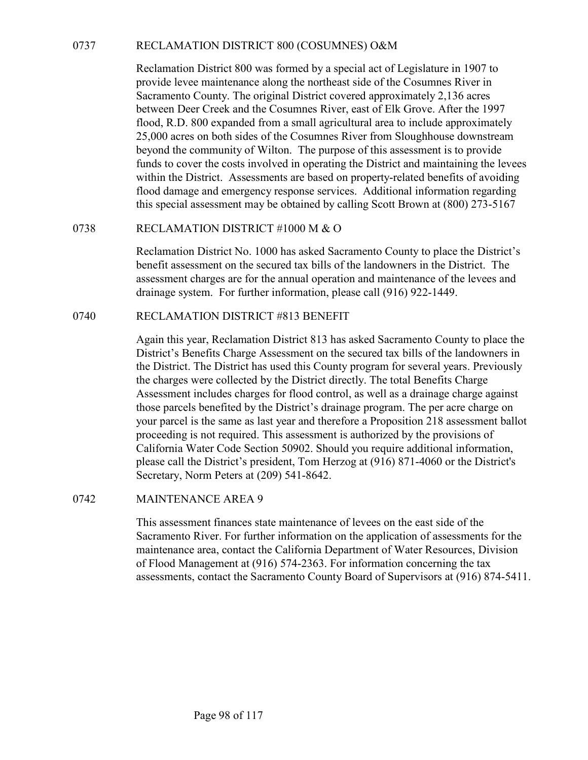## 0737 RECLAMATION DISTRICT 800 (COSUMNES) O&M

Reclamation District 800 was formed by a special act of Legislature in 1907 to provide levee maintenance along the northeast side of the Cosumnes River in Sacramento County. The original District covered approximately 2,136 acres between Deer Creek and the Cosumnes River, east of Elk Grove. After the 1997 flood, R.D. 800 expanded from a small agricultural area to include approximately 25,000 acres on both sides of the Cosumnes River from Sloughhouse downstream beyond the community of Wilton. The purpose of this assessment is to provide funds to cover the costs involved in operating the District and maintaining the levees within the District. Assessments are based on property-related benefits of avoiding flood damage and emergency response services. Additional information regarding this special assessment may be obtained by calling Scott Brown at (800) 273-5167

## 0738 RECLAMATION DISTRICT #1000 M & O

Reclamation District No. 1000 has asked Sacramento County to place the District's benefit assessment on the secured tax bills of the landowners in the District. The assessment charges are for the annual operation and maintenance of the levees and drainage system. For further information, please call (916) 922-1449.

## 0740 RECLAMATION DISTRICT #813 BENEFIT

Again this year, Reclamation District 813 has asked Sacramento County to place the District's Benefits Charge Assessment on the secured tax bills of the landowners in the District. The District has used this County program for several years. Previously the charges were collected by the District directly. The total Benefits Charge Assessment includes charges for flood control, as well as a drainage charge against those parcels benefited by the District's drainage program. The per acre charge on your parcel is the same as last year and therefore a Proposition 218 assessment ballot proceeding is not required. This assessment is authorized by the provisions of California Water Code Section 50902. Should you require additional information, please call the District's president, Tom Herzog at (916) 871-4060 or the District's Secretary, Norm Peters at (209) 541-8642.

## 0742 MAINTENANCE AREA 9

This assessment finances state maintenance of levees on the east side of the Sacramento River. For further information on the application of assessments for the maintenance area, contact the California Department of Water Resources, Division of Flood Management at (916) 574-2363. For information concerning the tax assessments, contact the Sacramento County Board of Supervisors at (916) 874-5411.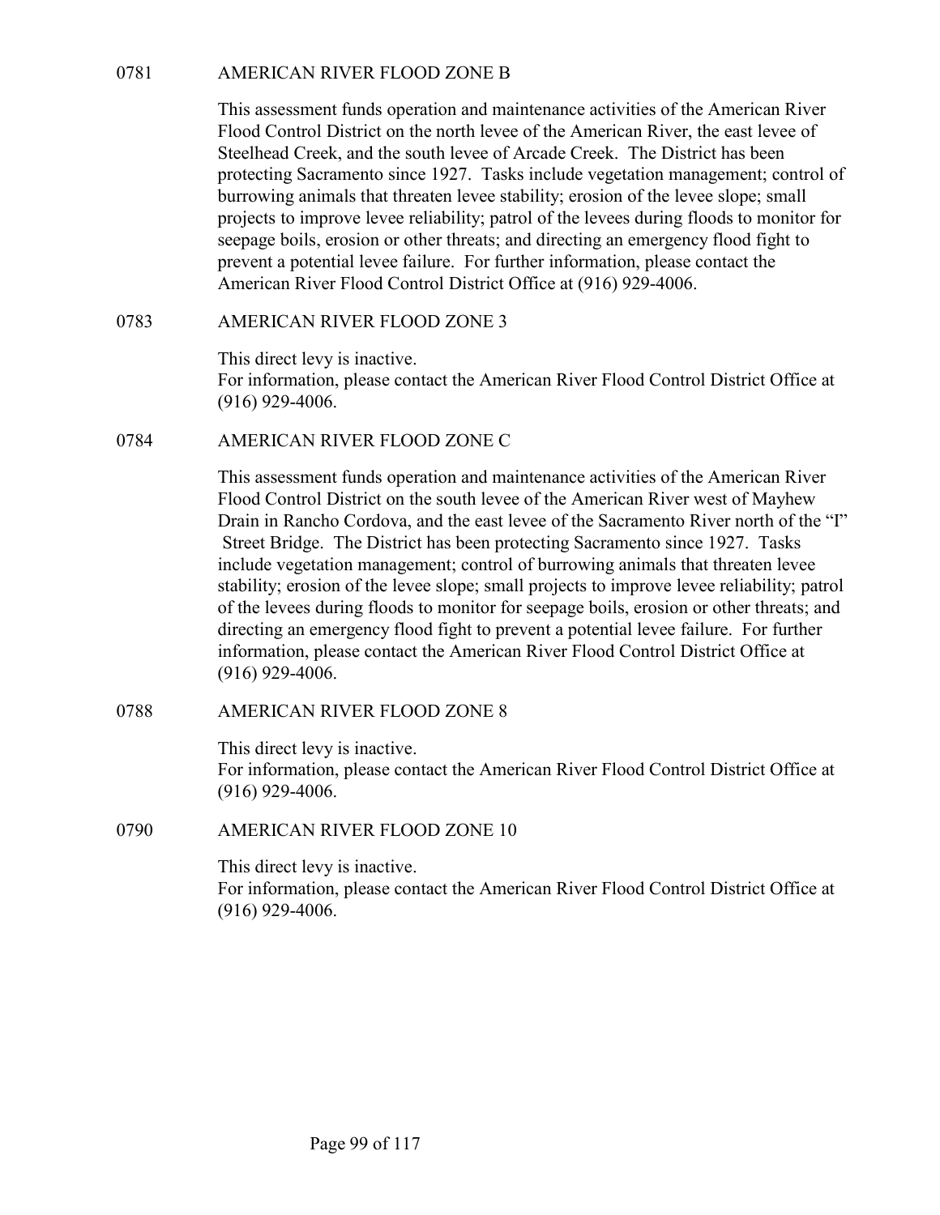## 0781 AMERICAN RIVER FLOOD ZONE B

This assessment funds operation and maintenance activities of the American River Flood Control District on the north levee of the American River, the east levee of Steelhead Creek, and the south levee of Arcade Creek. The District has been protecting Sacramento since 1927. Tasks include vegetation management; control of burrowing animals that threaten levee stability; erosion of the levee slope; small projects to improve levee reliability; patrol of the levees during floods to monitor for seepage boils, erosion or other threats; and directing an emergency flood fight to prevent a potential levee failure. For further information, please contact the American River Flood Control District Office at (916) 929-4006.

## 0783 AMERICAN RIVER FLOOD ZONE 3

This direct levy is inactive.
For information, please contact the American River Flood Control District Office at (916) 929-4006.

## 0784 AMERICAN RIVER FLOOD ZONE C

This assessment funds operation and maintenance activities of the American River Flood Control District on the south levee of the American River west of Mayhew Drain in Rancho Cordova, and the east levee of the Sacramento River north of the "I" Street Bridge. The District has been protecting Sacramento since 1927. Tasks include vegetation management; control of burrowing animals that threaten levee stability; erosion of the levee slope; small projects to improve levee reliability; patrol of the levees during floods to monitor for seepage boils, erosion or other threats; and directing an emergency flood fight to prevent a potential levee failure. For further information, please contact the American River Flood Control District Office at (916) 929-4006.

## 0788 AMERICAN RIVER FLOOD ZONE 8

This direct levy is inactive.
For information, please contact the American River Flood Control District Office at (916) 929-4006.

## 0790 AMERICAN RIVER FLOOD ZONE 10

This direct levy is inactive.
For information, please contact the American River Flood Control District Office at (916) 929-4006.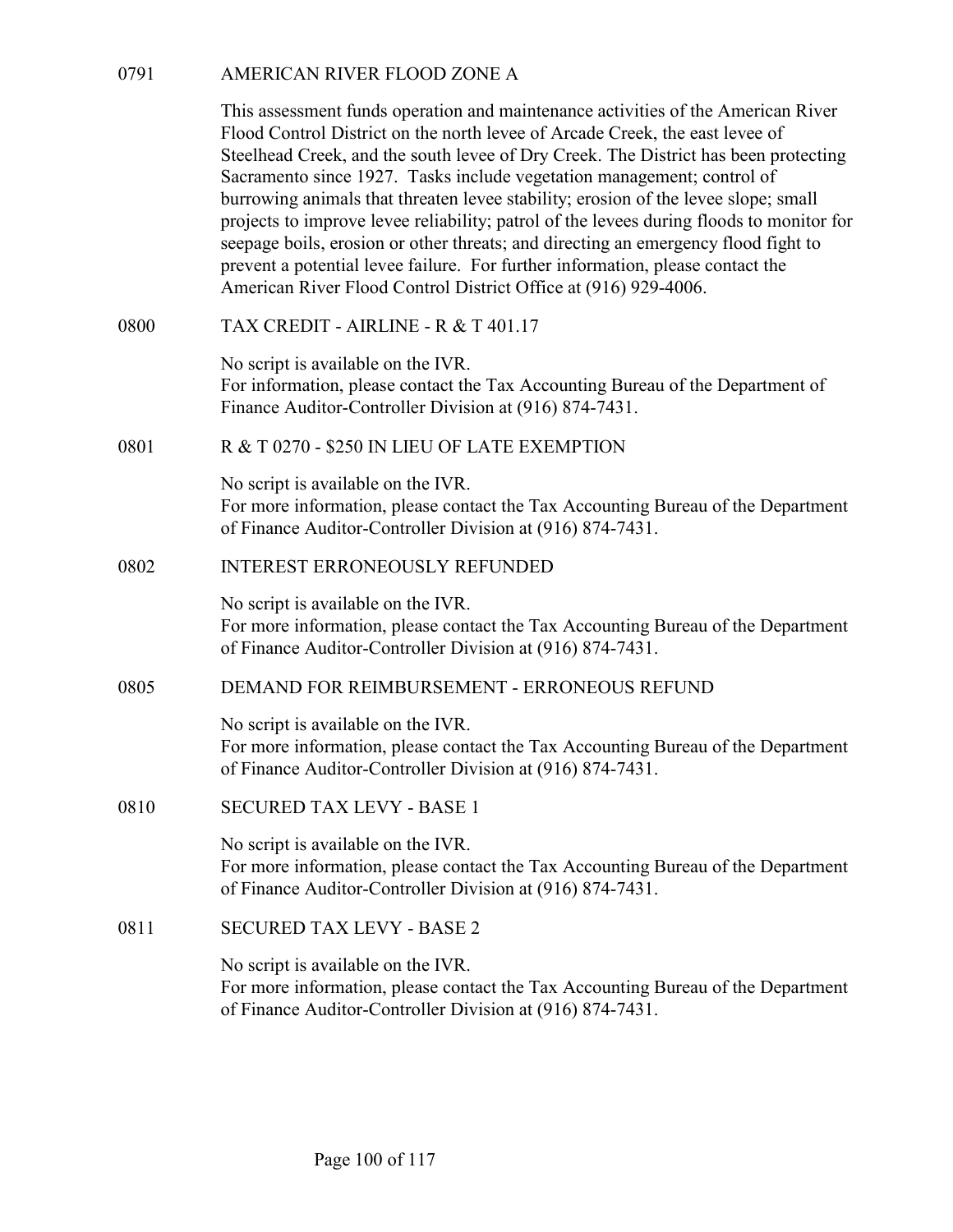## 0791 AMERICAN RIVER FLOOD ZONE A

This assessment funds operation and maintenance activities of the American River Flood Control District on the north levee of Arcade Creek, the east levee of Steelhead Creek, and the south levee of Dry Creek. The District has been protecting Sacramento since 1927. Tasks include vegetation management; control of burrowing animals that threaten levee stability; erosion of the levee slope; small projects to improve levee reliability; patrol of the levees during floods to monitor for seepage boils, erosion or other threats; and directing an emergency flood fight to prevent a potential levee failure. For further information, please contact the American River Flood Control District Office at (916) 929-4006.

## 0800 TAX CREDIT - AIRLINE - R & T 401.17

No script is available on the IVR.
For information, please contact the Tax Accounting Bureau of the Department of Finance Auditor-Controller Division at (916) 874-7431.

## 0801 R & T 0270 - $250 IN LIEU OF LATE EXEMPTION

No script is available on the IVR.
For more information, please contact the Tax Accounting Bureau of the Department of Finance Auditor-Controller Division at (916) 874-7431.

## 0802 INTEREST ERRONEOUSLY REFUNDED

No script is available on the IVR.
For more information, please contact the Tax Accounting Bureau of the Department of Finance Auditor-Controller Division at (916) 874-7431.

## 0805 DEMAND FOR REIMBURSEMENT - ERRONEOUS REFUND

No script is available on the IVR.
For more information, please contact the Tax Accounting Bureau of the Department of Finance Auditor-Controller Division at (916) 874-7431.

## 0810 SECURED TAX LEVY - BASE 1

No script is available on the IVR.
For more information, please contact the Tax Accounting Bureau of the Department of Finance Auditor-Controller Division at (916) 874-7431.

## 0811 SECURED TAX LEVY - BASE 2

No script is available on the IVR.
For more information, please contact the Tax Accounting Bureau of the Department of Finance Auditor-Controller Division at (916) 874-7431.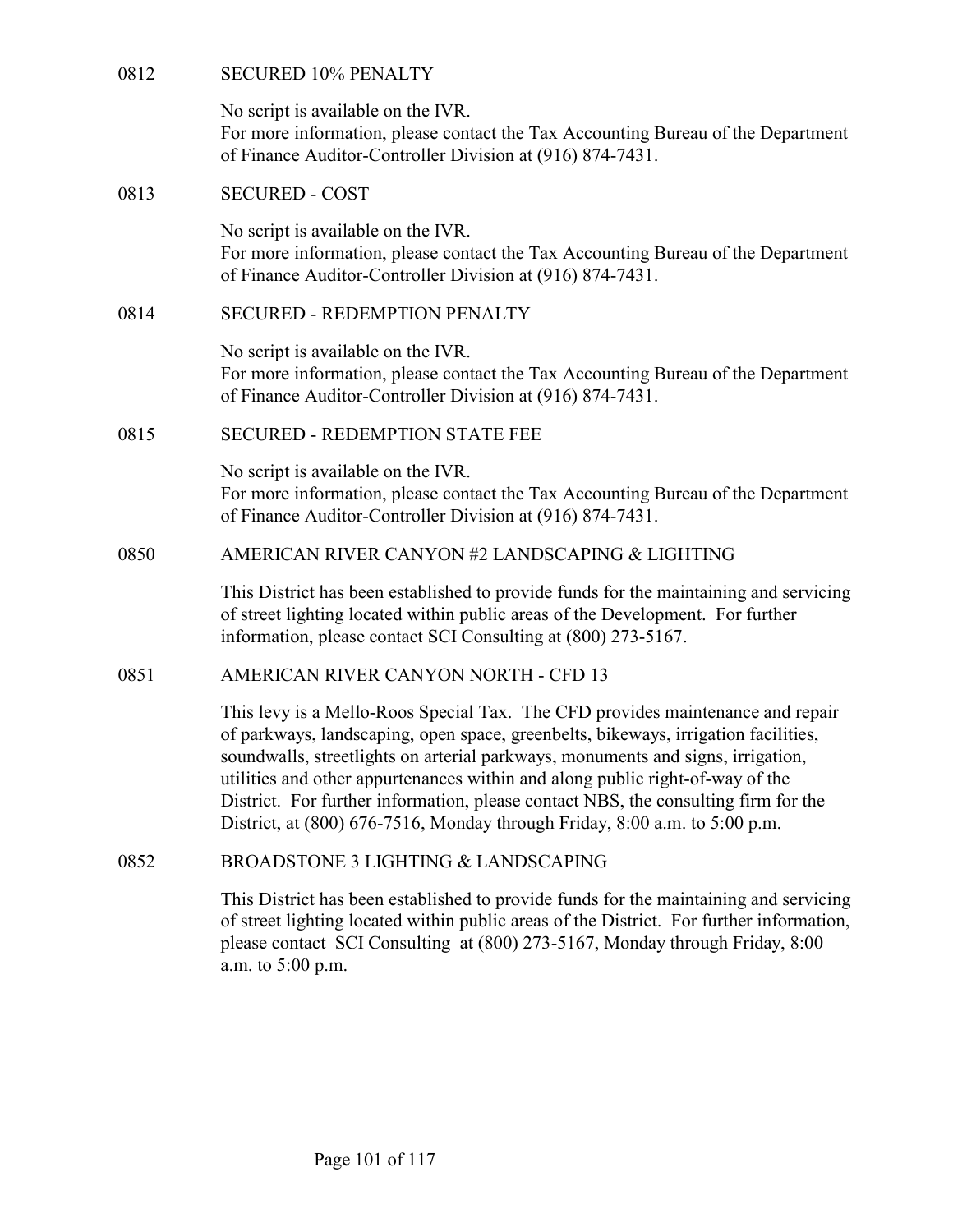**0812 SECURED 10% PENALTY**

No script is available on the IVR.
For more information, please contact the Tax Accounting Bureau of the Department of Finance Auditor-Controller Division at (916) 874-7431.

**0813 SECURED - COST**

No script is available on the IVR.
For more information, please contact the Tax Accounting Bureau of the Department of Finance Auditor-Controller Division at (916) 874-7431.

**0814 SECURED - REDEMPTION PENALTY**

No script is available on the IVR.
For more information, please contact the Tax Accounting Bureau of the Department of Finance Auditor-Controller Division at (916) 874-7431.

**0815 SECURED - REDEMPTION STATE FEE**

No script is available on the IVR.
For more information, please contact the Tax Accounting Bureau of the Department of Finance Auditor-Controller Division at (916) 874-7431.

**0850 AMERICAN RIVER CANYON #2 LANDSCAPING & LIGHTING**

This District has been established to provide funds for the maintaining and servicing of street lighting located within public areas of the Development. For further information, please contact SCI Consulting at (800) 273-5167.

**0851 AMERICAN RIVER CANYON NORTH - CFD 13**

This levy is a Mello-Roos Special Tax. The CFD provides maintenance and repair of parkways, landscaping, open space, greenbelts, bikeways, irrigation facilities, soundwalls, streetlights on arterial parkways, monuments and signs, irrigation, utilities and other appurtenances within and along public right-of-way of the District. For further information, please contact NBS, the consulting firm for the District, at (800) 676-7516, Monday through Friday, 8:00 a.m. to 5:00 p.m.

**0852 BROADSTONE 3 LIGHTING & LANDSCAPING**

This District has been established to provide funds for the maintaining and servicing of street lighting located within public areas of the District. For further information, please contact SCI Consulting at (800) 273-5167, Monday through Friday, 8:00 a.m. to 5:00 p.m.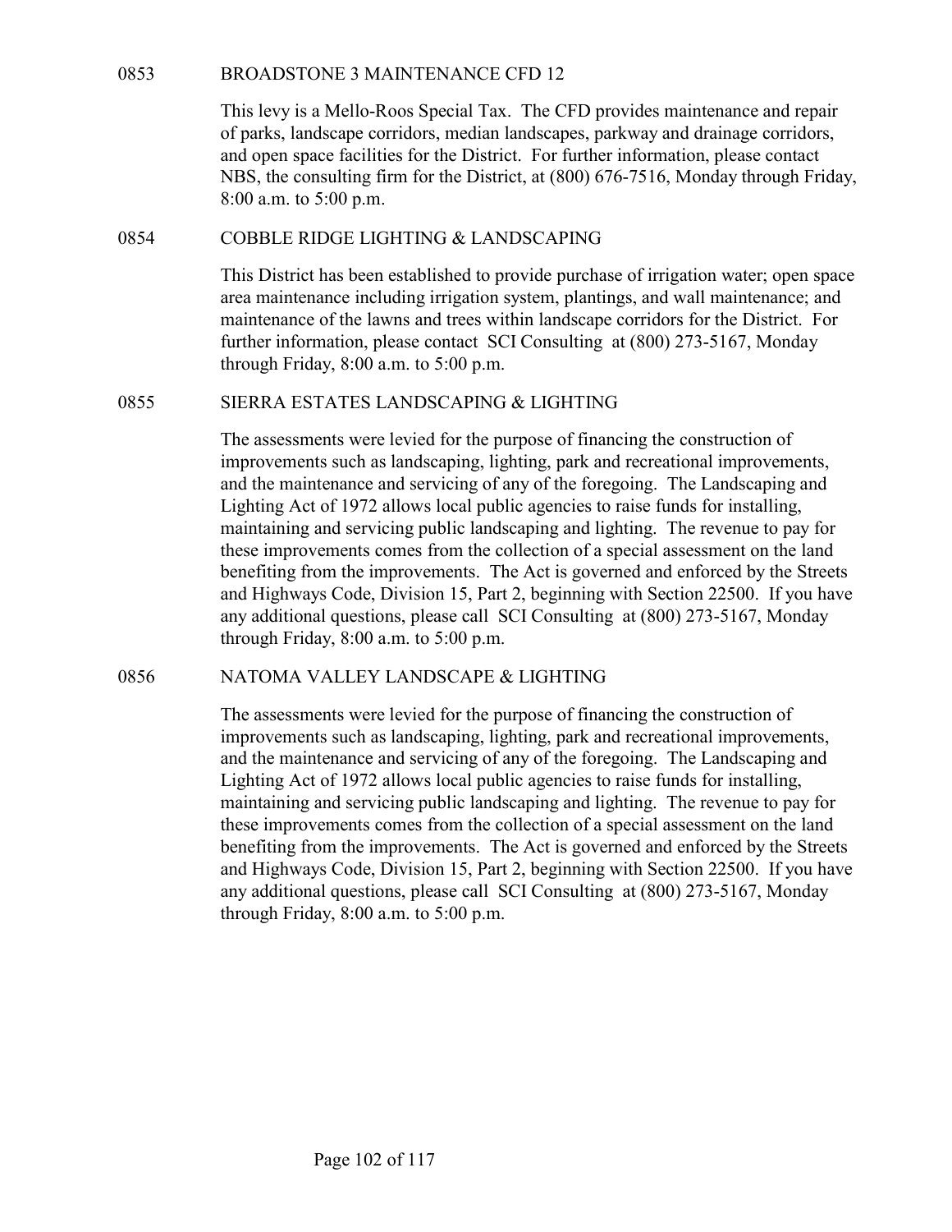## 0853 BROADSTONE 3 MAINTENANCE CFD 12

This levy is a Mello-Roos Special Tax. The CFD provides maintenance and repair of parks, landscape corridors, median landscapes, parkway and drainage corridors, and open space facilities for the District. For further information, please contact NBS, the consulting firm for the District, at (800) 676-7516, Monday through Friday, 8:00 a.m. to 5:00 p.m.

## 0854 COBBLE RIDGE LIGHTING & LANDSCAPING

This District has been established to provide purchase of irrigation water; open space area maintenance including irrigation system, plantings, and wall maintenance; and maintenance of the lawns and trees within landscape corridors for the District. For further information, please contact SCI Consulting at (800) 273-5167, Monday through Friday, 8:00 a.m. to 5:00 p.m.

## 0855 SIERRA ESTATES LANDSCAPING & LIGHTING

The assessments were levied for the purpose of financing the construction of improvements such as landscaping, lighting, park and recreational improvements, and the maintenance and servicing of any of the foregoing. The Landscaping and Lighting Act of 1972 allows local public agencies to raise funds for installing, maintaining and servicing public landscaping and lighting. The revenue to pay for these improvements comes from the collection of a special assessment on the land benefiting from the improvements. The Act is governed and enforced by the Streets and Highways Code, Division 15, Part 2, beginning with Section 22500. If you have any additional questions, please call SCI Consulting at (800) 273-5167, Monday through Friday, 8:00 a.m. to 5:00 p.m.

## 0856 NATOMA VALLEY LANDSCAPE & LIGHTING

The assessments were levied for the purpose of financing the construction of improvements such as landscaping, lighting, park and recreational improvements, and the maintenance and servicing of any of the foregoing. The Landscaping and Lighting Act of 1972 allows local public agencies to raise funds for installing, maintaining and servicing public landscaping and lighting. The revenue to pay for these improvements comes from the collection of a special assessment on the land benefiting from the improvements. The Act is governed and enforced by the Streets and Highways Code, Division 15, Part 2, beginning with Section 22500. If you have any additional questions, please call SCI Consulting at (800) 273-5167, Monday through Friday, 8:00 a.m. to 5:00 p.m.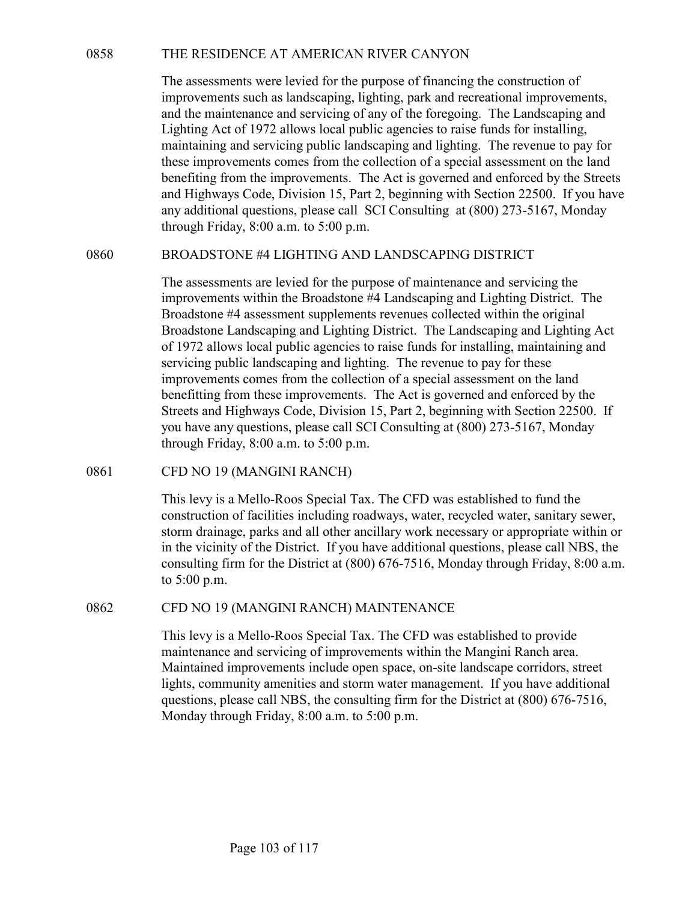**0858 THE RESIDENCE AT AMERICAN RIVER CANYON**

The assessments were levied for the purpose of financing the construction of improvements such as landscaping, lighting, park and recreational improvements, and the maintenance and servicing of any of the foregoing. The Landscaping and Lighting Act of 1972 allows local public agencies to raise funds for installing, maintaining and servicing public landscaping and lighting. The revenue to pay for these improvements comes from the collection of a special assessment on the land benefiting from the improvements. The Act is governed and enforced by the Streets and Highways Code, Division 15, Part 2, beginning with Section 22500. If you have any additional questions, please call SCI Consulting at (800) 273-5167, Monday through Friday, 8:00 a.m. to 5:00 p.m.

**0860 BROADSTONE #4 LIGHTING AND LANDSCAPING DISTRICT**

The assessments are levied for the purpose of maintenance and servicing the improvements within the Broadstone #4 Landscaping and Lighting District. The Broadstone #4 assessment supplements revenues collected within the original Broadstone Landscaping and Lighting District. The Landscaping and Lighting Act of 1972 allows local public agencies to raise funds for installing, maintaining and servicing public landscaping and lighting. The revenue to pay for these improvements comes from the collection of a special assessment on the land benefitting from these improvements. The Act is governed and enforced by the Streets and Highways Code, Division 15, Part 2, beginning with Section 22500. If you have any questions, please call SCI Consulting at (800) 273-5167, Monday through Friday, 8:00 a.m. to 5:00 p.m.

**0861 CFD NO 19 (MANGINI RANCH)**

This levy is a Mello-Roos Special Tax. The CFD was established to fund the construction of facilities including roadways, water, recycled water, sanitary sewer, storm drainage, parks and all other ancillary work necessary or appropriate within or in the vicinity of the District. If you have additional questions, please call NBS, the consulting firm for the District at (800) 676-7516, Monday through Friday, 8:00 a.m. to 5:00 p.m.

**0862 CFD NO 19 (MANGINI RANCH) MAINTENANCE**

This levy is a Mello-Roos Special Tax. The CFD was established to provide maintenance and servicing of improvements within the Mangini Ranch area. Maintained improvements include open space, on-site landscape corridors, street lights, community amenities and storm water management. If you have additional questions, please call NBS, the consulting firm for the District at (800) 676-7516, Monday through Friday, 8:00 a.m. to 5:00 p.m.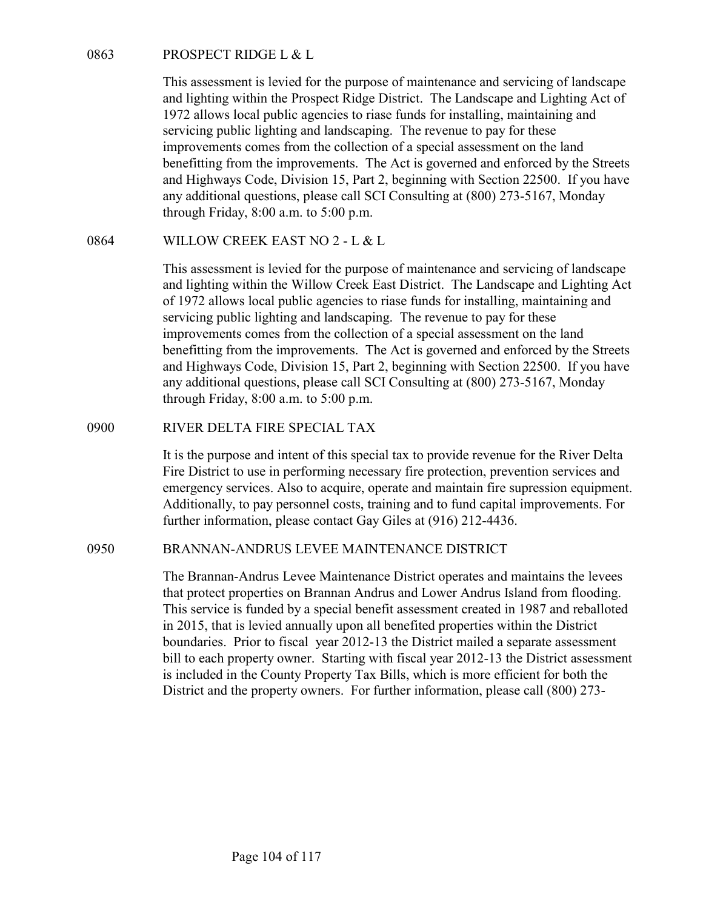**0863 PROSPECT RIDGE L & L**

This assessment is levied for the purpose of maintenance and servicing of landscape and lighting within the Prospect Ridge District. The Landscape and Lighting Act of 1972 allows local public agencies to riase funds for installing, maintaining and servicing public lighting and landscaping. The revenue to pay for these improvements comes from the collection of a special assessment on the land benefitting from the improvements. The Act is governed and enforced by the Streets and Highways Code, Division 15, Part 2, beginning with Section 22500. If you have any additional questions, please call SCI Consulting at (800) 273-5167, Monday through Friday, 8:00 a.m. to 5:00 p.m.

**0864 WILLOW CREEK EAST NO 2 - L & L**

This assessment is levied for the purpose of maintenance and servicing of landscape and lighting within the Willow Creek East District. The Landscape and Lighting Act of 1972 allows local public agencies to riase funds for installing, maintaining and servicing public lighting and landscaping. The revenue to pay for these improvements comes from the collection of a special assessment on the land benefitting from the improvements. The Act is governed and enforced by the Streets and Highways Code, Division 15, Part 2, beginning with Section 22500. If you have any additional questions, please call SCI Consulting at (800) 273-5167, Monday through Friday, 8:00 a.m. to 5:00 p.m.

**0900 RIVER DELTA FIRE SPECIAL TAX**

It is the purpose and intent of this special tax to provide revenue for the River Delta Fire District to use in performing necessary fire protection, prevention services and emergency services. Also to acquire, operate and maintain fire supression equipment. Additionally, to pay personnel costs, training and to fund capital improvements. For further information, please contact Gay Giles at (916) 212-4436.

**0950 BRANNAN-ANDRUS LEVEE MAINTENANCE DISTRICT**

The Brannan-Andrus Levee Maintenance District operates and maintains the levees that protect properties on Brannan Andrus and Lower Andrus Island from flooding. This service is funded by a special benefit assessment created in 1987 and reballoted in 2015, that is levied annually upon all benefited properties within the District boundaries. Prior to fiscal year 2012-13 the District mailed a separate assessment bill to each property owner. Starting with fiscal year 2012-13 the District assessment is included in the County Property Tax Bills, which is more efficient for both the District and the property owners. For further information, please call (800) 273-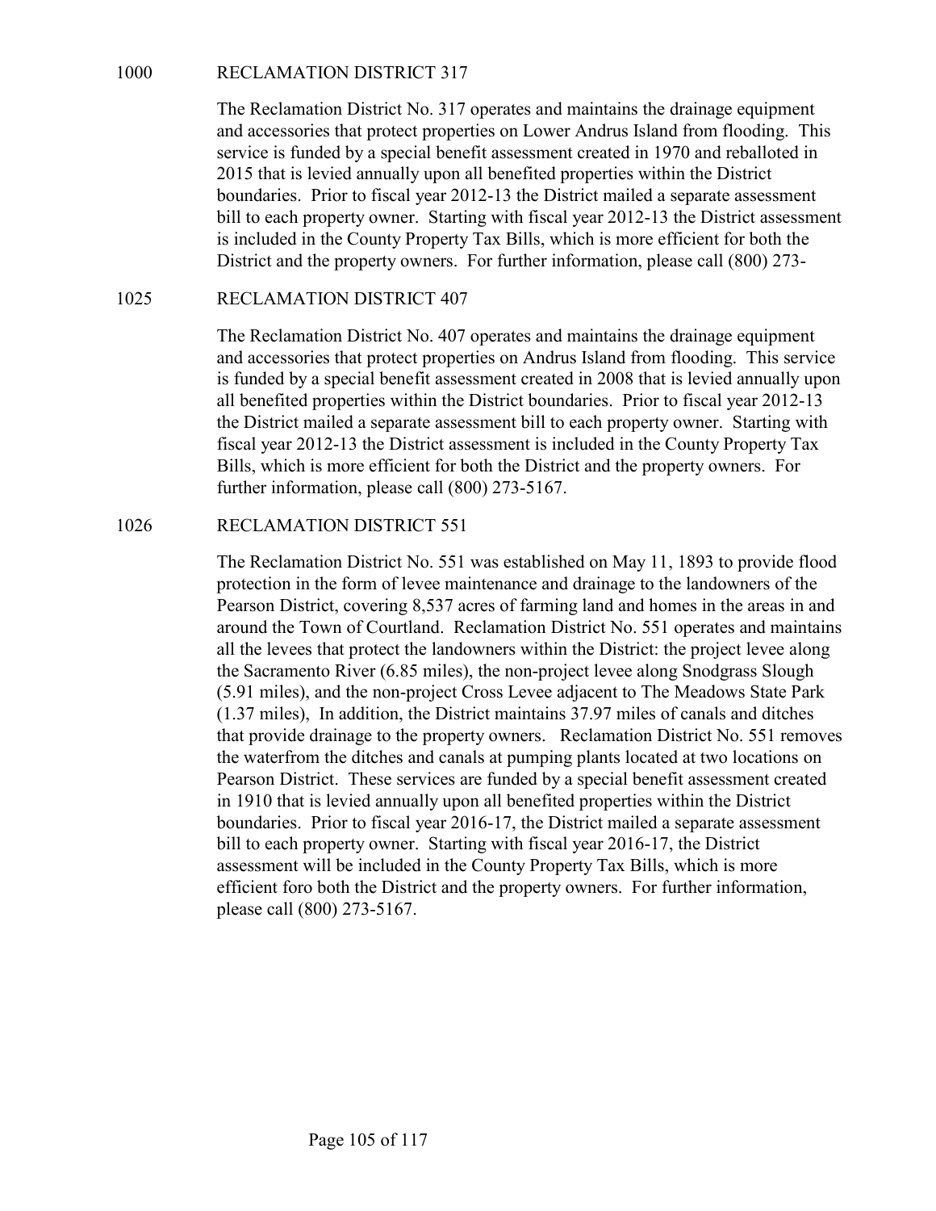## 1000 RECLAMATION DISTRICT 317

The Reclamation District No. 317 operates and maintains the drainage equipment and accessories that protect properties on Lower Andrus Island from flooding. This service is funded by a special benefit assessment created in 1970 and reballoted in 2015 that is levied annually upon all benefited properties within the District boundaries. Prior to fiscal year 2012-13 the District mailed a separate assessment bill to each property owner. Starting with fiscal year 2012-13 the District assessment is included in the County Property Tax Bills, which is more efficient for both the District and the property owners. For further information, please call (800) 273-

## 1025 RECLAMATION DISTRICT 407

The Reclamation District No. 407 operates and maintains the drainage equipment and accessories that protect properties on Andrus Island from flooding. This service is funded by a special benefit assessment created in 2008 that is levied annually upon all benefited properties within the District boundaries. Prior to fiscal year 2012-13 the District mailed a separate assessment bill to each property owner. Starting with fiscal year 2012-13 the District assessment is included in the County Property Tax Bills, which is more efficient for both the District and the property owners. For further information, please call (800) 273-5167.

## 1026 RECLAMATION DISTRICT 551

The Reclamation District No. 551 was established on May 11, 1893 to provide flood protection in the form of levee maintenance and drainage to the landowners of the Pearson District, covering 8,537 acres of farming land and homes in the areas in and around the Town of Courtland. Reclamation District No. 551 operates and maintains all the levees that protect the landowners within the District: the project levee along the Sacramento River (6.85 miles), the non-project levee along Snodgrass Slough (5.91 miles), and the non-project Cross Levee adjacent to The Meadows State Park (1.37 miles), In addition, the District maintains 37.97 miles of canals and ditches that provide drainage to the property owners. Reclamation District No. 551 removes the waterfrom the ditches and canals at pumping plants located at two locations on Pearson District. These services are funded by a special benefit assessment created in 1910 that is levied annually upon all benefited properties within the District boundaries. Prior to fiscal year 2016-17, the District mailed a separate assessment bill to each property owner. Starting with fiscal year 2016-17, the District assessment will be included in the County Property Tax Bills, which is more efficient foro both the District and the property owners. For further information, please call (800) 273-5167.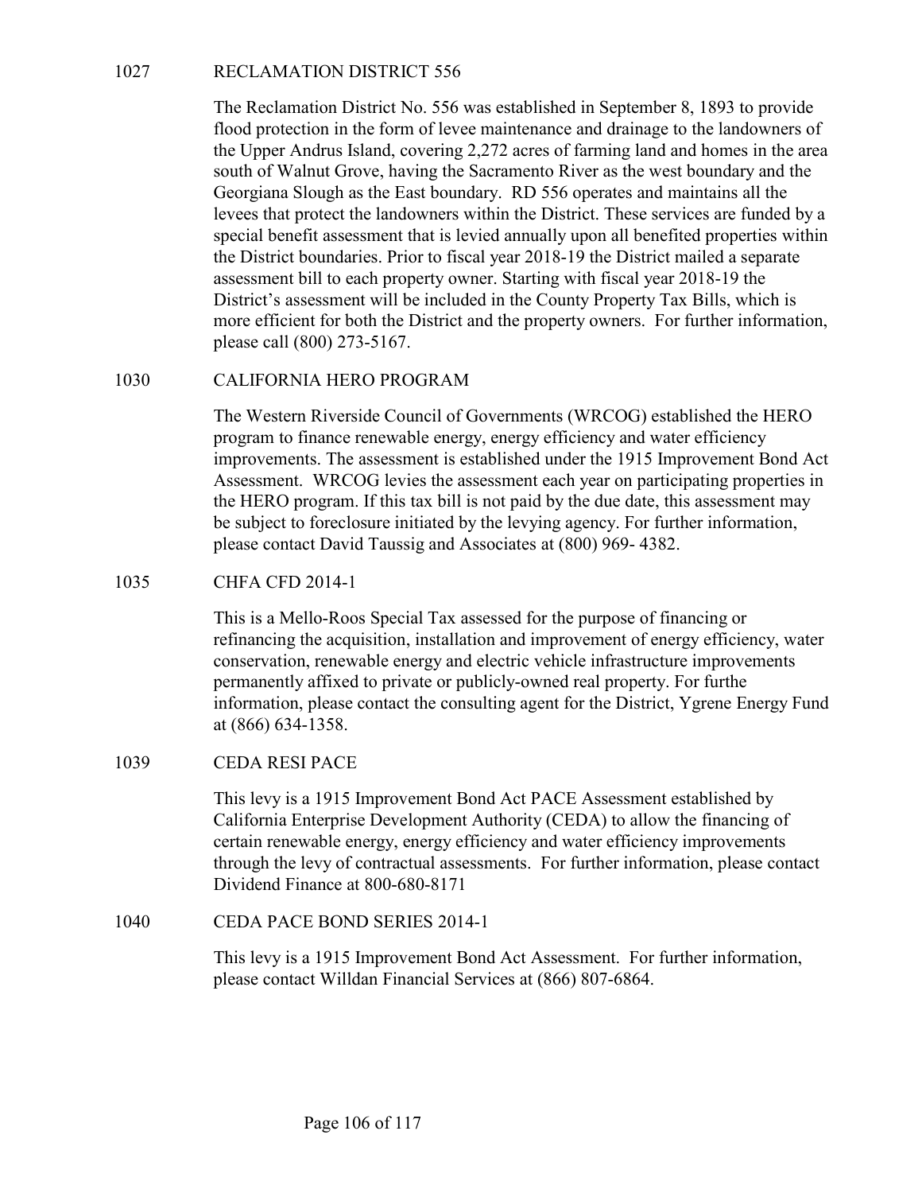## 1027 RECLAMATION DISTRICT 556

The Reclamation District No. 556 was established in September 8, 1893 to provide flood protection in the form of levee maintenance and drainage to the landowners of the Upper Andrus Island, covering 2,272 acres of farming land and homes in the area south of Walnut Grove, having the Sacramento River as the west boundary and the Georgiana Slough as the East boundary. RD 556 operates and maintains all the levees that protect the landowners within the District. These services are funded by a special benefit assessment that is levied annually upon all benefited properties within the District boundaries. Prior to fiscal year 2018-19 the District mailed a separate assessment bill to each property owner. Starting with fiscal year 2018-19 the District's assessment will be included in the County Property Tax Bills, which is more efficient for both the District and the property owners. For further information, please call (800) 273-5167.

## 1030 CALIFORNIA HERO PROGRAM

The Western Riverside Council of Governments (WRCOG) established the HERO program to finance renewable energy, energy efficiency and water efficiency improvements. The assessment is established under the 1915 Improvement Bond Act Assessment. WRCOG levies the assessment each year on participating properties in the HERO program. If this tax bill is not paid by the due date, this assessment may be subject to foreclosure initiated by the levying agency. For further information, please contact David Taussig and Associates at (800) 969- 4382.

## 1035 CHFA CFD 2014-1

This is a Mello-Roos Special Tax assessed for the purpose of financing or refinancing the acquisition, installation and improvement of energy efficiency, water conservation, renewable energy and electric vehicle infrastructure improvements permanently affixed to private or publicly-owned real property. For furthe information, please contact the consulting agent for the District, Ygrene Energy Fund at (866) 634-1358.

## 1039 CEDA RESI PACE

This levy is a 1915 Improvement Bond Act PACE Assessment established by California Enterprise Development Authority (CEDA) to allow the financing of certain renewable energy, energy efficiency and water efficiency improvements through the levy of contractual assessments. For further information, please contact Dividend Finance at 800-680-8171

## 1040 CEDA PACE BOND SERIES 2014-1

This levy is a 1915 Improvement Bond Act Assessment. For further information, please contact Willdan Financial Services at (866) 807-6864.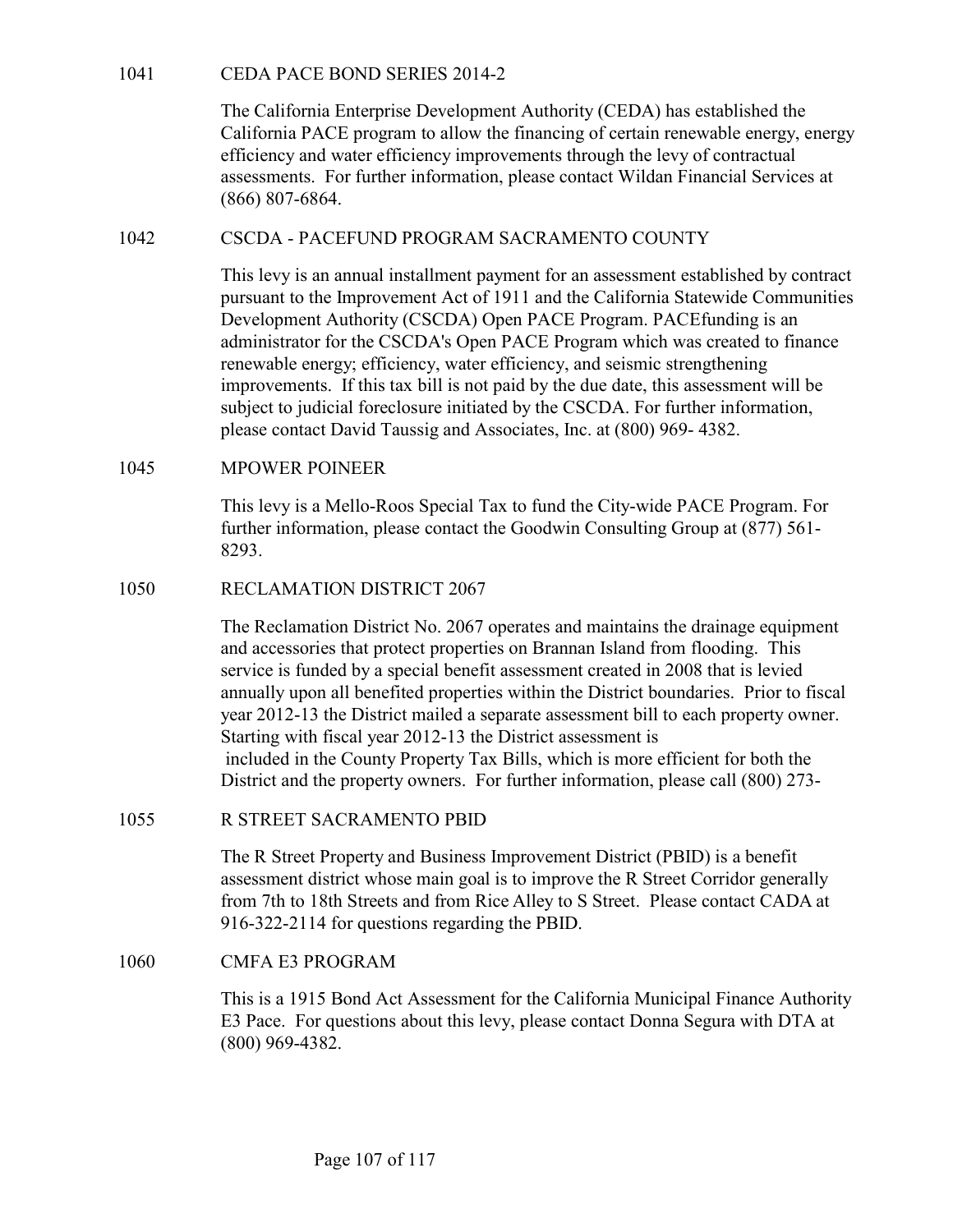1041 CEDA PACE BOND SERIES 2014-2

The California Enterprise Development Authority (CEDA) has established the California PACE program to allow the financing of certain renewable energy, energy efficiency and water efficiency improvements through the levy of contractual assessments. For further information, please contact Wildan Financial Services at (866) 807-6864.

1042 CSCDA - PACEFUND PROGRAM SACRAMENTO COUNTY

This levy is an annual installment payment for an assessment established by contract pursuant to the Improvement Act of 1911 and the California Statewide Communities Development Authority (CSCDA) Open PACE Program. PACEfunding is an administrator for the CSCDA's Open PACE Program which was created to finance renewable energy; efficiency, water efficiency, and seismic strengthening improvements. If this tax bill is not paid by the due date, this assessment will be subject to judicial foreclosure initiated by the CSCDA. For further information, please contact David Taussig and Associates, Inc. at (800) 969- 4382.

1045 MPOWER POINEER

This levy is a Mello-Roos Special Tax to fund the City-wide PACE Program. For further information, please contact the Goodwin Consulting Group at (877) 561-8293.

1050 RECLAMATION DISTRICT 2067

The Reclamation District No. 2067 operates and maintains the drainage equipment and accessories that protect properties on Brannan Island from flooding. This service is funded by a special benefit assessment created in 2008 that is levied annually upon all benefited properties within the District boundaries. Prior to fiscal year 2012-13 the District mailed a separate assessment bill to each property owner. Starting with fiscal year 2012-13 the District assessment is included in the County Property Tax Bills, which is more efficient for both the District and the property owners. For further information, please call (800) 273-

1055 R STREET SACRAMENTO PBID

The R Street Property and Business Improvement District (PBID) is a benefit assessment district whose main goal is to improve the R Street Corridor generally from 7th to 18th Streets and from Rice Alley to S Street. Please contact CADA at 916-322-2114 for questions regarding the PBID.

1060 CMFA E3 PROGRAM

This is a 1915 Bond Act Assessment for the California Municipal Finance Authority E3 Pace. For questions about this levy, please contact Donna Segura with DTA at (800) 969-4382.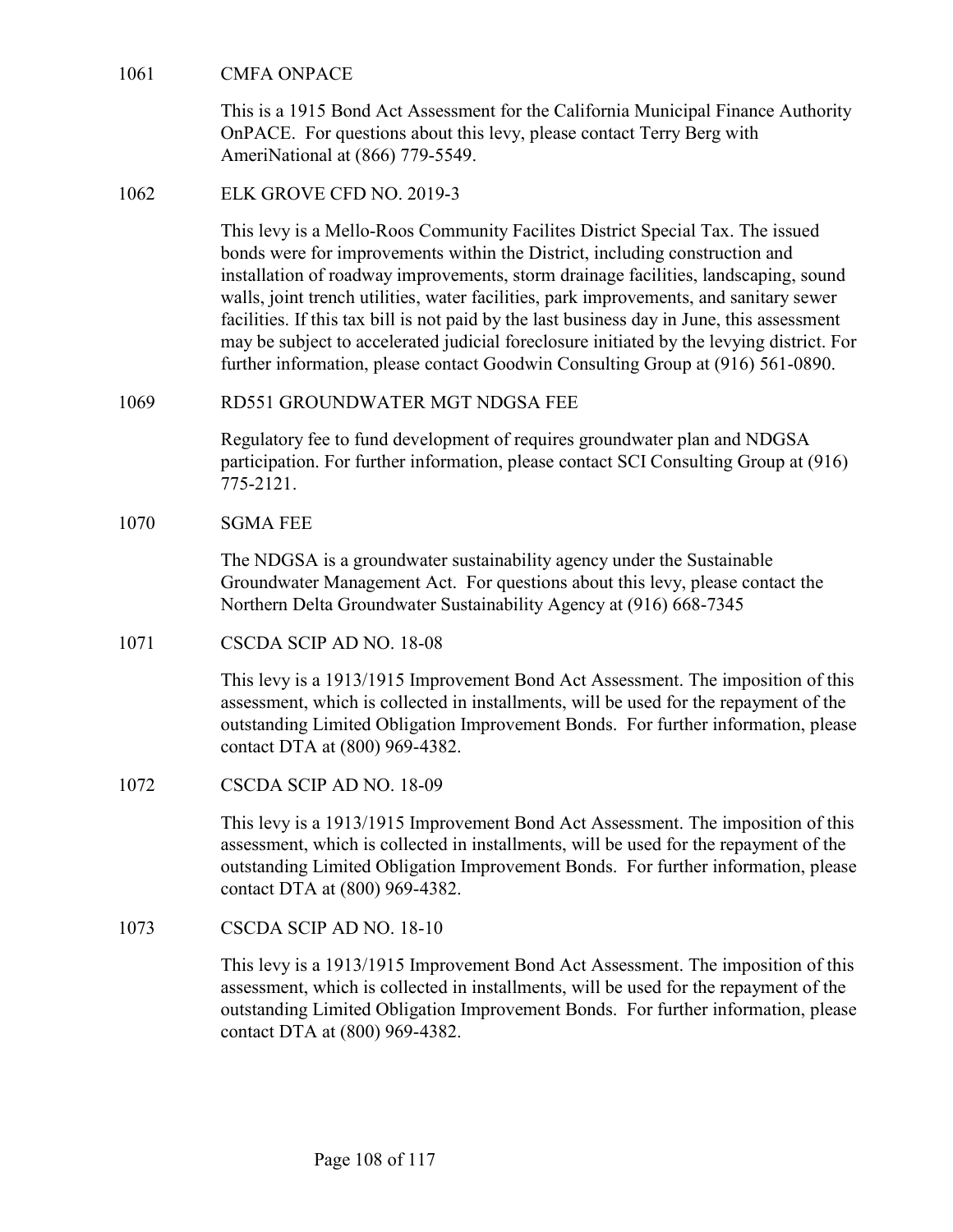1061 CMFA ONPACE

This is a 1915 Bond Act Assessment for the California Municipal Finance Authority OnPACE. For questions about this levy, please contact Terry Berg with AmeriNational at (866) 779-5549.

1062 ELK GROVE CFD NO. 2019-3

This levy is a Mello-Roos Community Facilites District Special Tax. The issued bonds were for improvements within the District, including construction and installation of roadway improvements, storm drainage facilities, landscaping, sound walls, joint trench utilities, water facilities, park improvements, and sanitary sewer facilities. If this tax bill is not paid by the last business day in June, this assessment may be subject to accelerated judicial foreclosure initiated by the levying district. For further information, please contact Goodwin Consulting Group at (916) 561-0890.

1069 RD551 GROUNDWATER MGT NDGSA FEE

Regulatory fee to fund development of requires groundwater plan and NDGSA participation. For further information, please contact SCI Consulting Group at (916) 775-2121.

1070 SGMA FEE

The NDGSA is a groundwater sustainability agency under the Sustainable Groundwater Management Act. For questions about this levy, please contact the Northern Delta Groundwater Sustainability Agency at (916) 668-7345

1071 CSCDA SCIP AD NO. 18-08

This levy is a 1913/1915 Improvement Bond Act Assessment. The imposition of this assessment, which is collected in installments, will be used for the repayment of the outstanding Limited Obligation Improvement Bonds. For further information, please contact DTA at (800) 969-4382.

1072 CSCDA SCIP AD NO. 18-09

This levy is a 1913/1915 Improvement Bond Act Assessment. The imposition of this assessment, which is collected in installments, will be used for the repayment of the outstanding Limited Obligation Improvement Bonds. For further information, please contact DTA at (800) 969-4382.

1073 CSCDA SCIP AD NO. 18-10

This levy is a 1913/1915 Improvement Bond Act Assessment. The imposition of this assessment, which is collected in installments, will be used for the repayment of the outstanding Limited Obligation Improvement Bonds. For further information, please contact DTA at (800) 969-4382.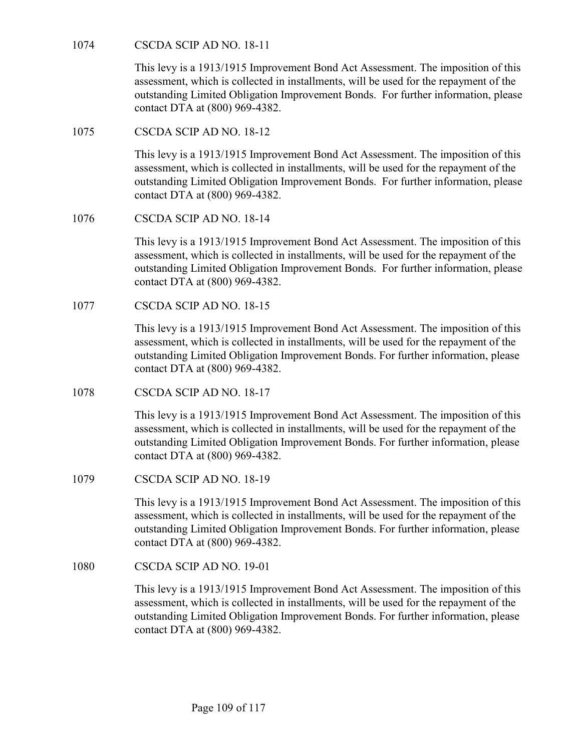1074 CSCDA SCIP AD NO. 18-11

This levy is a 1913/1915 Improvement Bond Act Assessment. The imposition of this assessment, which is collected in installments, will be used for the repayment of the outstanding Limited Obligation Improvement Bonds. For further information, please contact DTA at (800) 969-4382.

1075 CSCDA SCIP AD NO. 18-12

This levy is a 1913/1915 Improvement Bond Act Assessment. The imposition of this assessment, which is collected in installments, will be used for the repayment of the outstanding Limited Obligation Improvement Bonds. For further information, please contact DTA at (800) 969-4382.

1076 CSCDA SCIP AD NO. 18-14

This levy is a 1913/1915 Improvement Bond Act Assessment. The imposition of this assessment, which is collected in installments, will be used for the repayment of the outstanding Limited Obligation Improvement Bonds. For further information, please contact DTA at (800) 969-4382.

1077 CSCDA SCIP AD NO. 18-15

This levy is a 1913/1915 Improvement Bond Act Assessment. The imposition of this assessment, which is collected in installments, will be used for the repayment of the outstanding Limited Obligation Improvement Bonds. For further information, please contact DTA at (800) 969-4382.

1078 CSCDA SCIP AD NO. 18-17

This levy is a 1913/1915 Improvement Bond Act Assessment. The imposition of this assessment, which is collected in installments, will be used for the repayment of the outstanding Limited Obligation Improvement Bonds. For further information, please contact DTA at (800) 969-4382.

1079 CSCDA SCIP AD NO. 18-19

This levy is a 1913/1915 Improvement Bond Act Assessment. The imposition of this assessment, which is collected in installments, will be used for the repayment of the outstanding Limited Obligation Improvement Bonds. For further information, please contact DTA at (800) 969-4382.

1080 CSCDA SCIP AD NO. 19-01

This levy is a 1913/1915 Improvement Bond Act Assessment. The imposition of this assessment, which is collected in installments, will be used for the repayment of the outstanding Limited Obligation Improvement Bonds. For further information, please contact DTA at (800) 969-4382.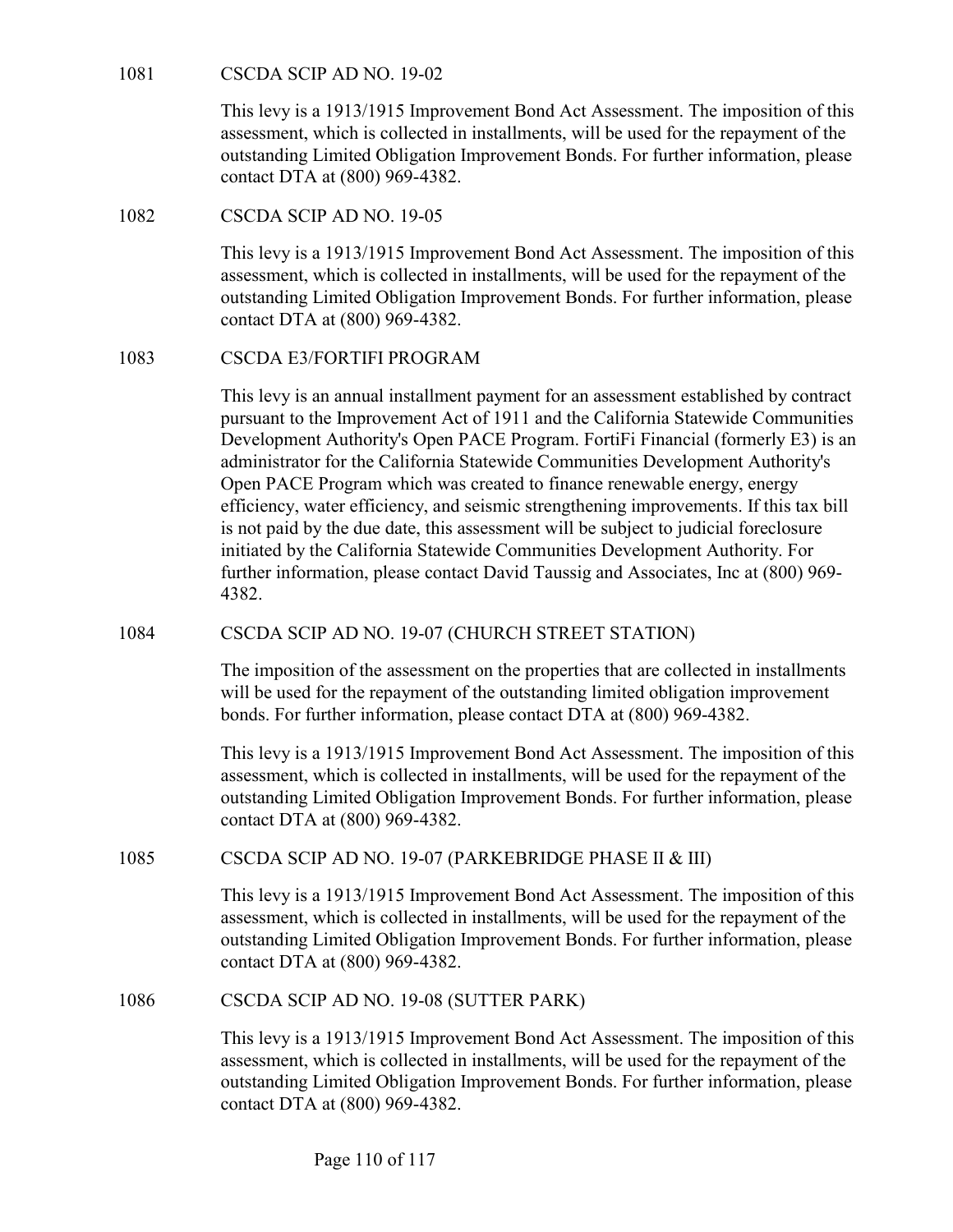1081 CSCDA SCIP AD NO. 19-02

This levy is a 1913/1915 Improvement Bond Act Assessment. The imposition of this assessment, which is collected in installments, will be used for the repayment of the outstanding Limited Obligation Improvement Bonds. For further information, please contact DTA at (800) 969-4382.

1082 CSCDA SCIP AD NO. 19-05

This levy is a 1913/1915 Improvement Bond Act Assessment. The imposition of this assessment, which is collected in installments, will be used for the repayment of the outstanding Limited Obligation Improvement Bonds. For further information, please contact DTA at (800) 969-4382.

1083 CSCDA E3/FORTIFI PROGRAM

This levy is an annual installment payment for an assessment established by contract pursuant to the Improvement Act of 1911 and the California Statewide Communities Development Authority's Open PACE Program. FortiFi Financial (formerly E3) is an administrator for the California Statewide Communities Development Authority's Open PACE Program which was created to finance renewable energy, energy efficiency, water efficiency, and seismic strengthening improvements. If this tax bill is not paid by the due date, this assessment will be subject to judicial foreclosure initiated by the California Statewide Communities Development Authority. For further information, please contact David Taussig and Associates, Inc at (800) 969-4382.

1084 CSCDA SCIP AD NO. 19-07 (CHURCH STREET STATION)

The imposition of the assessment on the properties that are collected in installments will be used for the repayment of the outstanding limited obligation improvement bonds. For further information, please contact DTA at (800) 969-4382.

This levy is a 1913/1915 Improvement Bond Act Assessment. The imposition of this assessment, which is collected in installments, will be used for the repayment of the outstanding Limited Obligation Improvement Bonds. For further information, please contact DTA at (800) 969-4382.

1085 CSCDA SCIP AD NO. 19-07 (PARKEBRIDGE PHASE II & III)

This levy is a 1913/1915 Improvement Bond Act Assessment. The imposition of this assessment, which is collected in installments, will be used for the repayment of the outstanding Limited Obligation Improvement Bonds. For further information, please contact DTA at (800) 969-4382.

1086 CSCDA SCIP AD NO. 19-08 (SUTTER PARK)

This levy is a 1913/1915 Improvement Bond Act Assessment. The imposition of this assessment, which is collected in installments, will be used for the repayment of the outstanding Limited Obligation Improvement Bonds. For further information, please contact DTA at (800) 969-4382.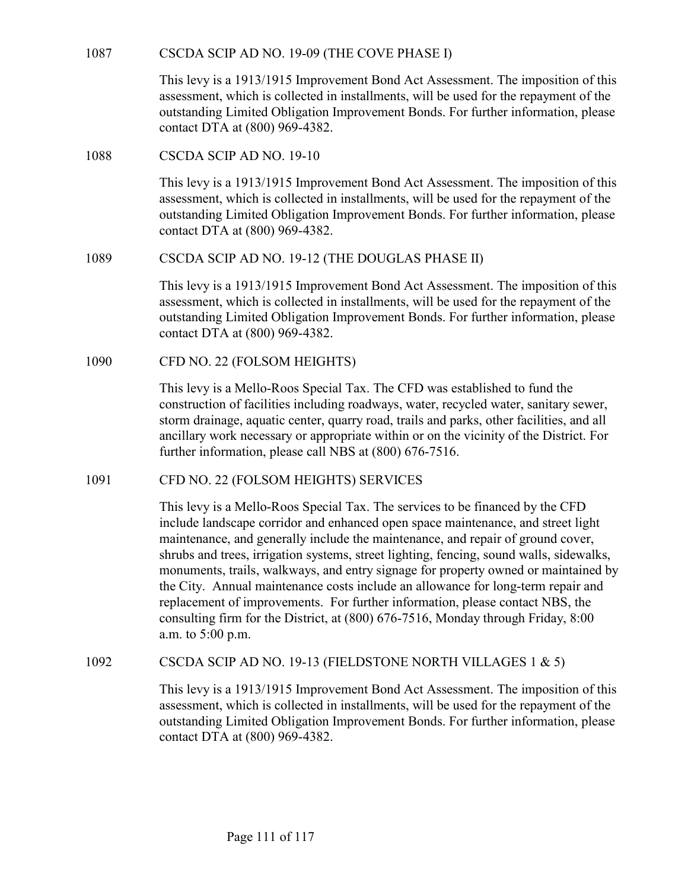1087 CSCDA SCIP AD NO. 19-09 (THE COVE PHASE I)

This levy is a 1913/1915 Improvement Bond Act Assessment. The imposition of this assessment, which is collected in installments, will be used for the repayment of the outstanding Limited Obligation Improvement Bonds. For further information, please contact DTA at (800) 969-4382.

1088 CSCDA SCIP AD NO. 19-10

This levy is a 1913/1915 Improvement Bond Act Assessment. The imposition of this assessment, which is collected in installments, will be used for the repayment of the outstanding Limited Obligation Improvement Bonds. For further information, please contact DTA at (800) 969-4382.

1089 CSCDA SCIP AD NO. 19-12 (THE DOUGLAS PHASE II)

This levy is a 1913/1915 Improvement Bond Act Assessment. The imposition of this assessment, which is collected in installments, will be used for the repayment of the outstanding Limited Obligation Improvement Bonds. For further information, please contact DTA at (800) 969-4382.

1090 CFD NO. 22 (FOLSOM HEIGHTS)

This levy is a Mello-Roos Special Tax. The CFD was established to fund the construction of facilities including roadways, water, recycled water, sanitary sewer, storm drainage, aquatic center, quarry road, trails and parks, other facilities, and all ancillary work necessary or appropriate within or on the vicinity of the District. For further information, please call NBS at (800) 676-7516.

1091 CFD NO. 22 (FOLSOM HEIGHTS) SERVICES

This levy is a Mello-Roos Special Tax. The services to be financed by the CFD include landscape corridor and enhanced open space maintenance, and street light maintenance, and generally include the maintenance, and repair of ground cover, shrubs and trees, irrigation systems, street lighting, fencing, sound walls, sidewalks, monuments, trails, walkways, and entry signage for property owned or maintained by the City. Annual maintenance costs include an allowance for long-term repair and replacement of improvements. For further information, please contact NBS, the consulting firm for the District, at (800) 676-7516, Monday through Friday, 8:00 a.m. to 5:00 p.m.

1092 CSCDA SCIP AD NO. 19-13 (FIELDSTONE NORTH VILLAGES 1 & 5)

This levy is a 1913/1915 Improvement Bond Act Assessment. The imposition of this assessment, which is collected in installments, will be used for the repayment of the outstanding Limited Obligation Improvement Bonds. For further information, please contact DTA at (800) 969-4382.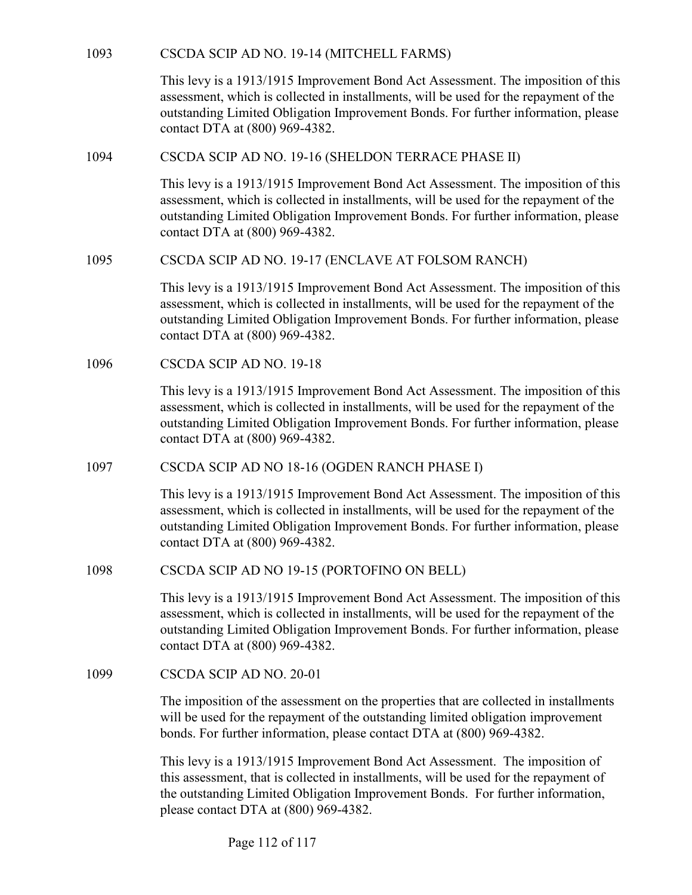1093 CSCDA SCIP AD NO. 19-14 (MITCHELL FARMS)

This levy is a 1913/1915 Improvement Bond Act Assessment. The imposition of this assessment, which is collected in installments, will be used for the repayment of the outstanding Limited Obligation Improvement Bonds. For further information, please contact DTA at (800) 969-4382.

1094 CSCDA SCIP AD NO. 19-16 (SHELDON TERRACE PHASE II)

This levy is a 1913/1915 Improvement Bond Act Assessment. The imposition of this assessment, which is collected in installments, will be used for the repayment of the outstanding Limited Obligation Improvement Bonds. For further information, please contact DTA at (800) 969-4382.

1095 CSCDA SCIP AD NO. 19-17 (ENCLAVE AT FOLSOM RANCH)

This levy is a 1913/1915 Improvement Bond Act Assessment. The imposition of this assessment, which is collected in installments, will be used for the repayment of the outstanding Limited Obligation Improvement Bonds. For further information, please contact DTA at (800) 969-4382.

1096 CSCDA SCIP AD NO. 19-18

This levy is a 1913/1915 Improvement Bond Act Assessment. The imposition of this assessment, which is collected in installments, will be used for the repayment of the outstanding Limited Obligation Improvement Bonds. For further information, please contact DTA at (800) 969-4382.

1097 CSCDA SCIP AD NO 18-16 (OGDEN RANCH PHASE I)

This levy is a 1913/1915 Improvement Bond Act Assessment. The imposition of this assessment, which is collected in installments, will be used for the repayment of the outstanding Limited Obligation Improvement Bonds. For further information, please contact DTA at (800) 969-4382.

1098 CSCDA SCIP AD NO 19-15 (PORTOFINO ON BELL)

This levy is a 1913/1915 Improvement Bond Act Assessment. The imposition of this assessment, which is collected in installments, will be used for the repayment of the outstanding Limited Obligation Improvement Bonds. For further information, please contact DTA at (800) 969-4382.

1099 CSCDA SCIP AD NO. 20-01

The imposition of the assessment on the properties that are collected in installments will be used for the repayment of the outstanding limited obligation improvement bonds. For further information, please contact DTA at (800) 969-4382.

This levy is a 1913/1915 Improvement Bond Act Assessment. The imposition of this assessment, that is collected in installments, will be used for the repayment of the outstanding Limited Obligation Improvement Bonds. For further information, please contact DTA at (800) 969-4382.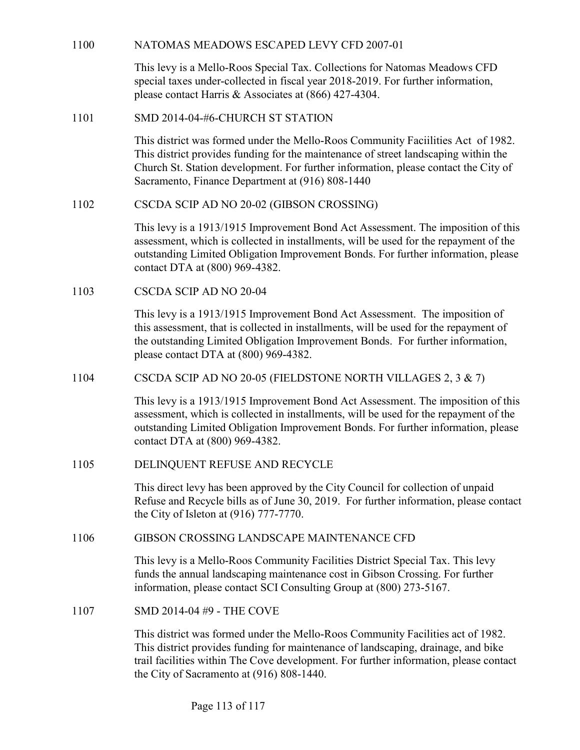1100 NATOMAS MEADOWS ESCAPED LEVY CFD 2007-01

This levy is a Mello-Roos Special Tax. Collections for Natomas Meadows CFD special taxes under-collected in fiscal year 2018-2019. For further information, please contact Harris & Associates at (866) 427-4304.

1101 SMD 2014-04-#6-CHURCH ST STATION

This district was formed under the Mello-Roos Community Faciilities Act of 1982. This district provides funding for the maintenance of street landscaping within the Church St. Station development. For further information, please contact the City of Sacramento, Finance Department at (916) 808-1440

1102 CSCDA SCIP AD NO 20-02 (GIBSON CROSSING)

This levy is a 1913/1915 Improvement Bond Act Assessment. The imposition of this assessment, which is collected in installments, will be used for the repayment of the outstanding Limited Obligation Improvement Bonds. For further information, please contact DTA at (800) 969-4382.

1103 CSCDA SCIP AD NO 20-04

This levy is a 1913/1915 Improvement Bond Act Assessment. The imposition of this assessment, that is collected in installments, will be used for the repayment of the outstanding Limited Obligation Improvement Bonds. For further information, please contact DTA at (800) 969-4382.

1104 CSCDA SCIP AD NO 20-05 (FIELDSTONE NORTH VILLAGES 2, 3 & 7)

This levy is a 1913/1915 Improvement Bond Act Assessment. The imposition of this assessment, which is collected in installments, will be used for the repayment of the outstanding Limited Obligation Improvement Bonds. For further information, please contact DTA at (800) 969-4382.

1105 DELINQUENT REFUSE AND RECYCLE

This direct levy has been approved by the City Council for collection of unpaid Refuse and Recycle bills as of June 30, 2019. For further information, please contact the City of Isleton at (916) 777-7770.

1106 GIBSON CROSSING LANDSCAPE MAINTENANCE CFD

This levy is a Mello-Roos Community Facilities District Special Tax. This levy funds the annual landscaping maintenance cost in Gibson Crossing. For further information, please contact SCI Consulting Group at (800) 273-5167.

1107 SMD 2014-04 #9 - THE COVE

This district was formed under the Mello-Roos Community Facilities act of 1982. This district provides funding for maintenance of landscaping, drainage, and bike trail facilities within The Cove development. For further information, please contact the City of Sacramento at (916) 808-1440.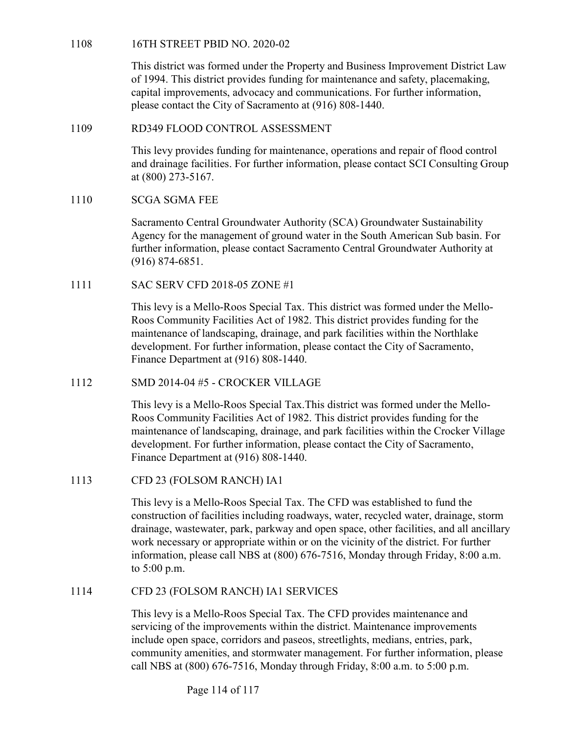1108 16TH STREET PBID NO. 2020-02

This district was formed under the Property and Business Improvement District Law of 1994. This district provides funding for maintenance and safety, placemaking, capital improvements, advocacy and communications. For further information, please contact the City of Sacramento at (916) 808-1440.

1109 RD349 FLOOD CONTROL ASSESSMENT

This levy provides funding for maintenance, operations and repair of flood control and drainage facilities. For further information, please contact SCI Consulting Group at (800) 273-5167.

1110 SCGA SGMA FEE

Sacramento Central Groundwater Authority (SCA) Groundwater Sustainability Agency for the management of ground water in the South American Sub basin. For further information, please contact Sacramento Central Groundwater Authority at (916) 874-6851.

1111 SAC SERV CFD 2018-05 ZONE #1

This levy is a Mello-Roos Special Tax. This district was formed under the Mello-Roos Community Facilities Act of 1982. This district provides funding for the maintenance of landscaping, drainage, and park facilities within the Northlake development. For further information, please contact the City of Sacramento, Finance Department at (916) 808-1440.

1112 SMD 2014-04 #5 - CROCKER VILLAGE

This levy is a Mello-Roos Special Tax.This district was formed under the Mello-Roos Community Facilities Act of 1982. This district provides funding for the maintenance of landscaping, drainage, and park facilities within the Crocker Village development. For further information, please contact the City of Sacramento, Finance Department at (916) 808-1440.

1113 CFD 23 (FOLSOM RANCH) IA1

This levy is a Mello-Roos Special Tax. The CFD was established to fund the construction of facilities including roadways, water, recycled water, drainage, storm drainage, wastewater, park, parkway and open space, other facilities, and all ancillary work necessary or appropriate within or on the vicinity of the district. For further information, please call NBS at (800) 676-7516, Monday through Friday, 8:00 a.m. to 5:00 p.m.

1114 CFD 23 (FOLSOM RANCH) IA1 SERVICES

This levy is a Mello-Roos Special Tax. The CFD provides maintenance and servicing of the improvements within the district. Maintenance improvements include open space, corridors and paseos, streetlights, medians, entries, park, community amenities, and stormwater management. For further information, please call NBS at (800) 676-7516, Monday through Friday, 8:00 a.m. to 5:00 p.m.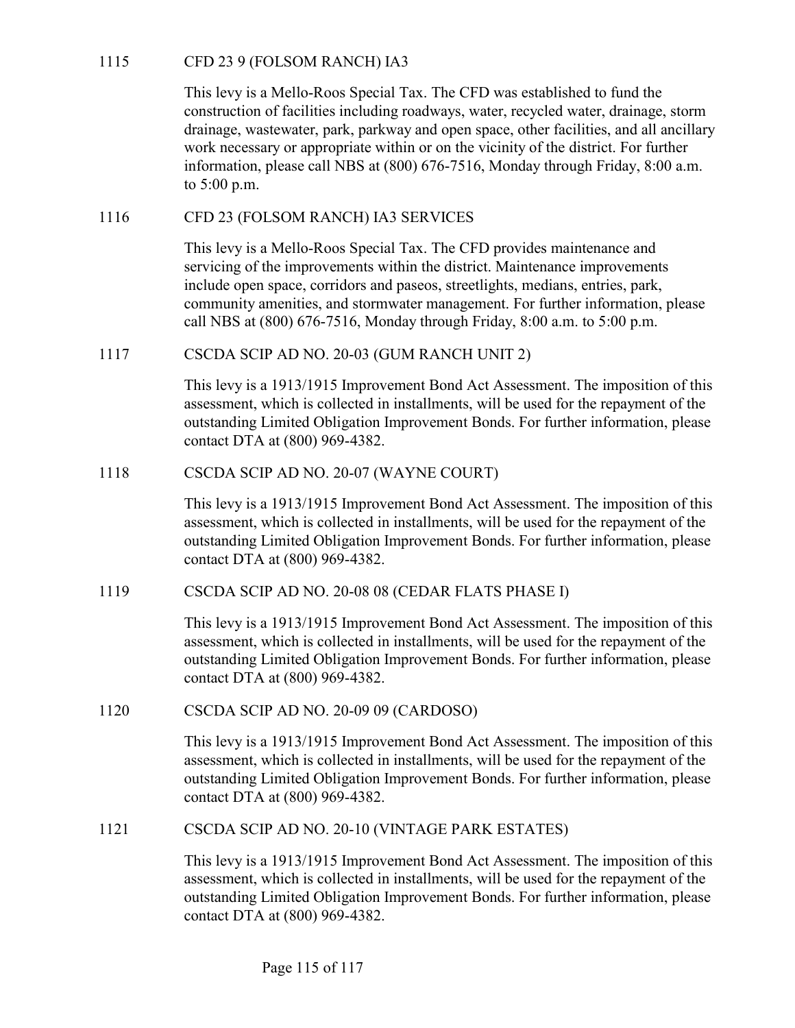1115 CFD 23 9 (FOLSOM RANCH) IA3

This levy is a Mello-Roos Special Tax. The CFD was established to fund the construction of facilities including roadways, water, recycled water, drainage, storm drainage, wastewater, park, parkway and open space, other facilities, and all ancillary work necessary or appropriate within or on the vicinity of the district. For further information, please call NBS at (800) 676-7516, Monday through Friday, 8:00 a.m. to 5:00 p.m.

1116 CFD 23 (FOLSOM RANCH) IA3 SERVICES

This levy is a Mello-Roos Special Tax. The CFD provides maintenance and servicing of the improvements within the district. Maintenance improvements include open space, corridors and paseos, streetlights, medians, entries, park, community amenities, and stormwater management. For further information, please call NBS at (800) 676-7516, Monday through Friday, 8:00 a.m. to 5:00 p.m.

1117 CSCDA SCIP AD NO. 20-03 (GUM RANCH UNIT 2)

This levy is a 1913/1915 Improvement Bond Act Assessment. The imposition of this assessment, which is collected in installments, will be used for the repayment of the outstanding Limited Obligation Improvement Bonds. For further information, please contact DTA at (800) 969-4382.

1118 CSCDA SCIP AD NO. 20-07 (WAYNE COURT)

This levy is a 1913/1915 Improvement Bond Act Assessment. The imposition of this assessment, which is collected in installments, will be used for the repayment of the outstanding Limited Obligation Improvement Bonds. For further information, please contact DTA at (800) 969-4382.

1119 CSCDA SCIP AD NO. 20-08 08 (CEDAR FLATS PHASE I)

This levy is a 1913/1915 Improvement Bond Act Assessment. The imposition of this assessment, which is collected in installments, will be used for the repayment of the outstanding Limited Obligation Improvement Bonds. For further information, please contact DTA at (800) 969-4382.

1120 CSCDA SCIP AD NO. 20-09 09 (CARDOSO)

This levy is a 1913/1915 Improvement Bond Act Assessment. The imposition of this assessment, which is collected in installments, will be used for the repayment of the outstanding Limited Obligation Improvement Bonds. For further information, please contact DTA at (800) 969-4382.

1121 CSCDA SCIP AD NO. 20-10 (VINTAGE PARK ESTATES)

This levy is a 1913/1915 Improvement Bond Act Assessment. The imposition of this assessment, which is collected in installments, will be used for the repayment of the outstanding Limited Obligation Improvement Bonds. For further information, please contact DTA at (800) 969-4382.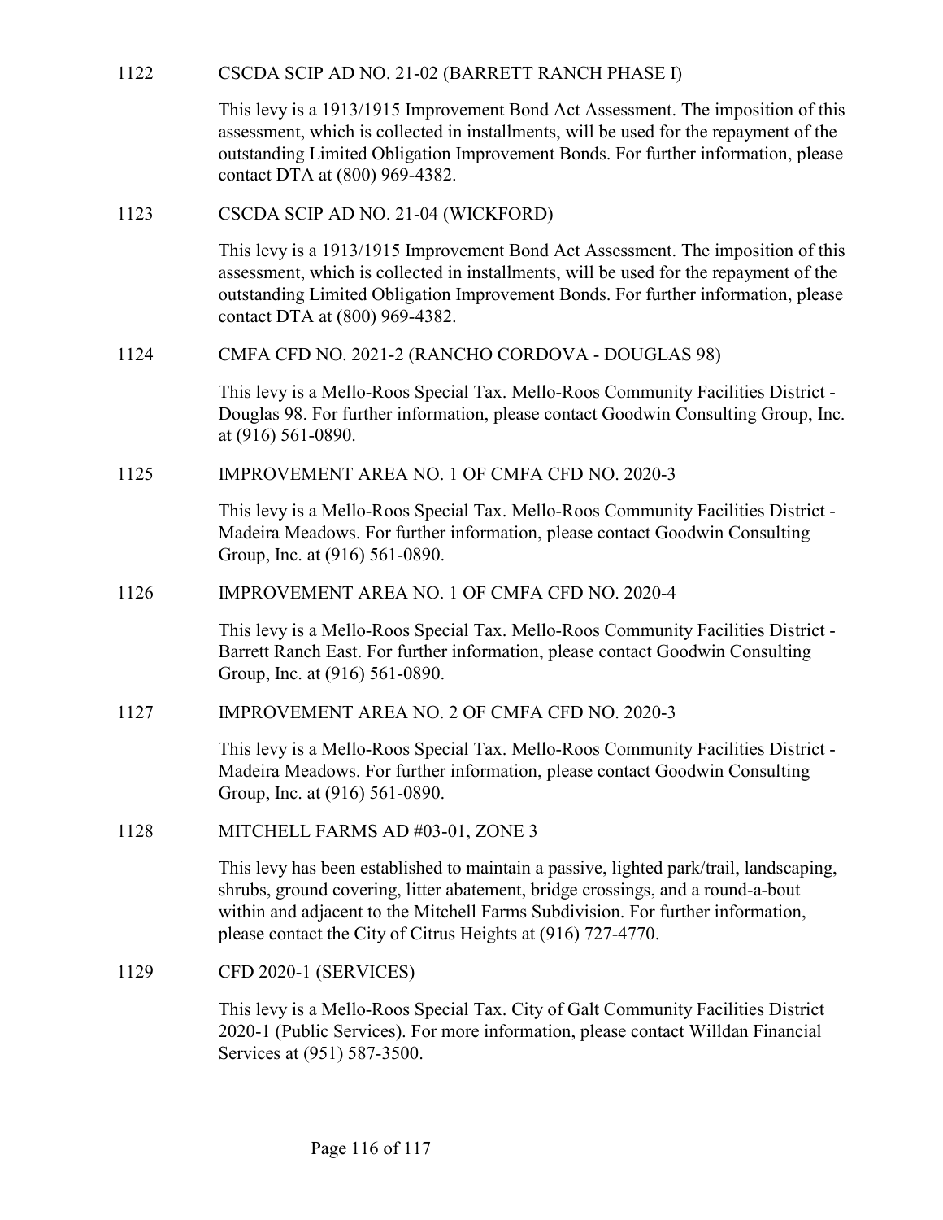1122 CSCDA SCIP AD NO. 21-02 (BARRETT RANCH PHASE I)

This levy is a 1913/1915 Improvement Bond Act Assessment. The imposition of this assessment, which is collected in installments, will be used for the repayment of the outstanding Limited Obligation Improvement Bonds. For further information, please contact DTA at (800) 969-4382.

1123 CSCDA SCIP AD NO. 21-04 (WICKFORD)

This levy is a 1913/1915 Improvement Bond Act Assessment. The imposition of this assessment, which is collected in installments, will be used for the repayment of the outstanding Limited Obligation Improvement Bonds. For further information, please contact DTA at (800) 969-4382.

1124 CMFA CFD NO. 2021-2 (RANCHO CORDOVA - DOUGLAS 98)

This levy is a Mello-Roos Special Tax. Mello-Roos Community Facilities District - Douglas 98. For further information, please contact Goodwin Consulting Group, Inc. at (916) 561-0890.

1125 IMPROVEMENT AREA NO. 1 OF CMFA CFD NO. 2020-3

This levy is a Mello-Roos Special Tax. Mello-Roos Community Facilities District - Madeira Meadows. For further information, please contact Goodwin Consulting Group, Inc. at (916) 561-0890.

1126 IMPROVEMENT AREA NO. 1 OF CMFA CFD NO. 2020-4

This levy is a Mello-Roos Special Tax. Mello-Roos Community Facilities District - Barrett Ranch East. For further information, please contact Goodwin Consulting Group, Inc. at (916) 561-0890.

1127 IMPROVEMENT AREA NO. 2 OF CMFA CFD NO. 2020-3

This levy is a Mello-Roos Special Tax. Mello-Roos Community Facilities District - Madeira Meadows. For further information, please contact Goodwin Consulting Group, Inc. at (916) 561-0890.

1128 MITCHELL FARMS AD #03-01, ZONE 3

This levy has been established to maintain a passive, lighted park/trail, landscaping, shrubs, ground covering, litter abatement, bridge crossings, and a round-a-bout within and adjacent to the Mitchell Farms Subdivision. For further information, please contact the City of Citrus Heights at (916) 727-4770.

1129 CFD 2020-1 (SERVICES)

This levy is a Mello-Roos Special Tax. City of Galt Community Facilities District 2020-1 (Public Services). For more information, please contact Willdan Financial Services at (951) 587-3500.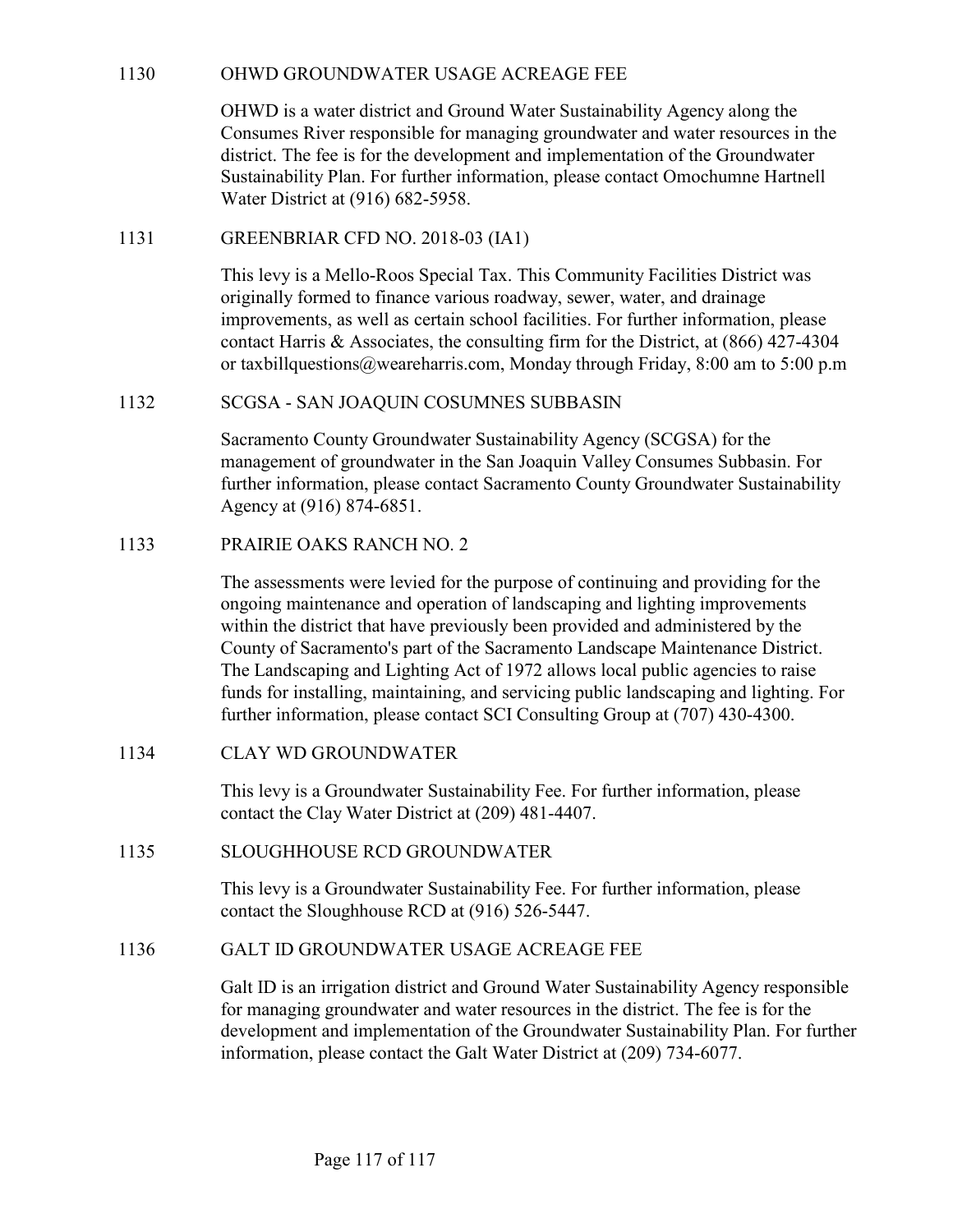1130 OHWD GROUNDWATER USAGE ACREAGE FEE

OHWD is a water district and Ground Water Sustainability Agency along the Consumes River responsible for managing groundwater and water resources in the district. The fee is for the development and implementation of the Groundwater Sustainability Plan. For further information, please contact Omochumne Hartnell Water District at (916) 682-5958.

1131 GREENBRIAR CFD NO. 2018-03 (IA1)

This levy is a Mello-Roos Special Tax. This Community Facilities District was originally formed to finance various roadway, sewer, water, and drainage improvements, as well as certain school facilities. For further information, please contact Harris & Associates, the consulting firm for the District, at (866) 427-4304 or taxbillquestions@weareharris.com, Monday through Friday, 8:00 am to 5:00 p.m

1132 SCGSA - SAN JOAQUIN COSUMNES SUBBASIN

Sacramento County Groundwater Sustainability Agency (SCGSA) for the management of groundwater in the San Joaquin Valley Consumes Subbasin. For further information, please contact Sacramento County Groundwater Sustainability Agency at (916) 874-6851.

1133 PRAIRIE OAKS RANCH NO. 2

The assessments were levied for the purpose of continuing and providing for the ongoing maintenance and operation of landscaping and lighting improvements within the district that have previously been provided and administered by the County of Sacramento's part of the Sacramento Landscape Maintenance District. The Landscaping and Lighting Act of 1972 allows local public agencies to raise funds for installing, maintaining, and servicing public landscaping and lighting. For further information, please contact SCI Consulting Group at (707) 430-4300.

1134 CLAY WD GROUNDWATER

This levy is a Groundwater Sustainability Fee. For further information, please contact the Clay Water District at (209) 481-4407.

1135 SLOUGHHOUSE RCD GROUNDWATER

This levy is a Groundwater Sustainability Fee. For further information, please contact the Sloughhouse RCD at (916) 526-5447.

1136 GALT ID GROUNDWATER USAGE ACREAGE FEE

Galt ID is an irrigation district and Ground Water Sustainability Agency responsible for managing groundwater and water resources in the district. The fee is for the development and implementation of the Groundwater Sustainability Plan. For further information, please contact the Galt Water District at (209) 734-6077.